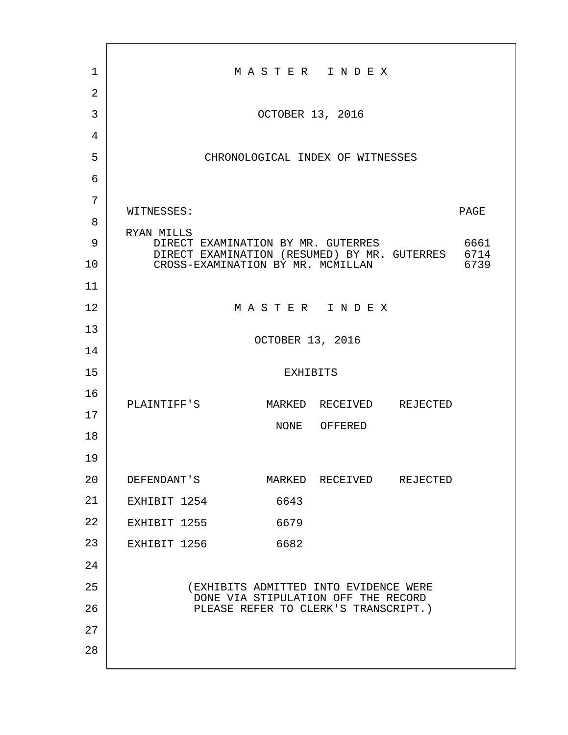# M A S T E R   I N D E X

OCTOBER 13, 2016

## CHRONOLOGICAL INDEX OF WITNESSES

| WITNESSES: | PAGE |
|---|---|
| RYAN MILLS | |
| DIRECT EXAMINATION BY MR. GUTERRES | 6661 |
| DIRECT EXAMINATION (RESUMED) BY MR. GUTERRES | 6714 |
| CROSS-EXAMINATION BY MR. MCMILLAN | 6739 |

# M A S T E R   I N D E X

OCTOBER 13, 2016

## EXHIBITS

| PLAINTIFF'S | MARKED | RECEIVED | REJECTED |
|---|---|---|---|
| | NONE | OFFERED | |

| DEFENDANT'S | MARKED | RECEIVED | REJECTED |
|---|---|---|---|
| EXHIBIT 1254 | 6643 | | |
| EXHIBIT 1255 | 6679 | | |
| EXHIBIT 1256 | 6682 | | |

(EXHIBITS ADMITTED INTO EVIDENCE WERE DONE VIA STIPULATION OFF THE RECORD PLEASE REFER TO CLERK'S TRANSCRIPT.)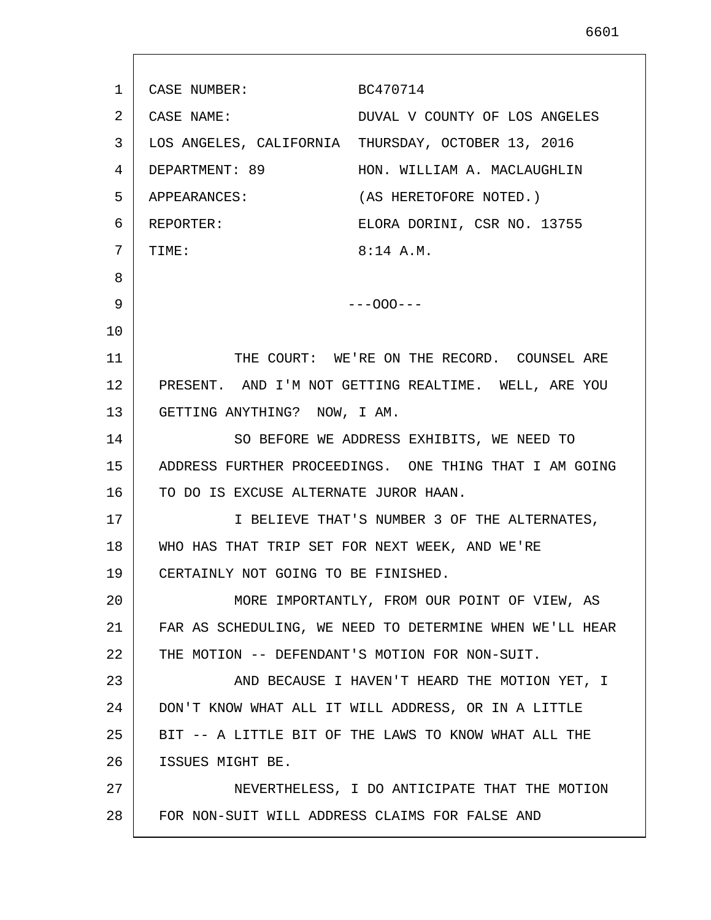CASE NUMBER: BC470714

CASE NAME: DUVAL V COUNTY OF LOS ANGELES

LOS ANGELES, CALIFORNIA THURSDAY, OCTOBER 13, 2016

DEPARTMENT: 89 HON. WILLIAM A. MACLAUGHLIN

APPEARANCES: (AS HERETOFORE NOTED.)

REPORTER: ELORA DORINI, CSR NO. 13755

TIME: 8:14 A.M.

---OOO---

THE COURT: WE'RE ON THE RECORD. COUNSEL ARE PRESENT. AND I'M NOT GETTING REALTIME. WELL, ARE YOU GETTING ANYTHING? NOW, I AM.

SO BEFORE WE ADDRESS EXHIBITS, WE NEED TO ADDRESS FURTHER PROCEEDINGS. ONE THING THAT I AM GOING TO DO IS EXCUSE ALTERNATE JUROR HAAN.

I BELIEVE THAT'S NUMBER 3 OF THE ALTERNATES, WHO HAS THAT TRIP SET FOR NEXT WEEK, AND WE'RE CERTAINLY NOT GOING TO BE FINISHED.

MORE IMPORTANTLY, FROM OUR POINT OF VIEW, AS FAR AS SCHEDULING, WE NEED TO DETERMINE WHEN WE'LL HEAR THE MOTION -- DEFENDANT'S MOTION FOR NON-SUIT.

AND BECAUSE I HAVEN'T HEARD THE MOTION YET, I DON'T KNOW WHAT ALL IT WILL ADDRESS, OR IN A LITTLE BIT -- A LITTLE BIT OF THE LAWS TO KNOW WHAT ALL THE ISSUES MIGHT BE.

NEVERTHELESS, I DO ANTICIPATE THAT THE MOTION FOR NON-SUIT WILL ADDRESS CLAIMS FOR FALSE AND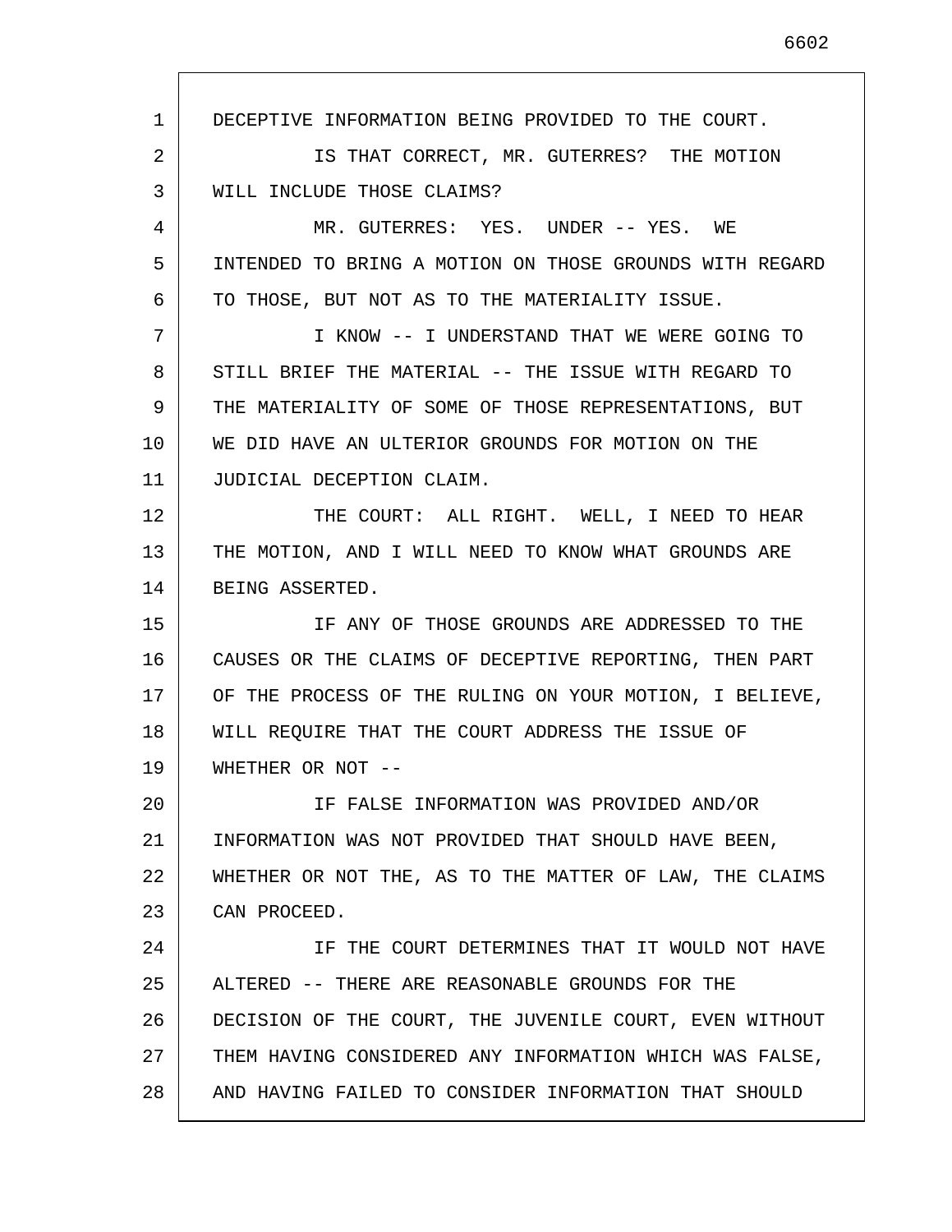DECEPTIVE INFORMATION BEING PROVIDED TO THE COURT.

IS THAT CORRECT, MR. GUTERRES? THE MOTION WILL INCLUDE THOSE CLAIMS?

MR. GUTERRES: YES. UNDER -- YES. WE INTENDED TO BRING A MOTION ON THOSE GROUNDS WITH REGARD TO THOSE, BUT NOT AS TO THE MATERIALITY ISSUE.

I KNOW -- I UNDERSTAND THAT WE WERE GOING TO STILL BRIEF THE MATERIAL -- THE ISSUE WITH REGARD TO THE MATERIALITY OF SOME OF THOSE REPRESENTATIONS, BUT WE DID HAVE AN ULTERIOR GROUNDS FOR MOTION ON THE JUDICIAL DECEPTION CLAIM.

THE COURT: ALL RIGHT. WELL, I NEED TO HEAR THE MOTION, AND I WILL NEED TO KNOW WHAT GROUNDS ARE BEING ASSERTED.

IF ANY OF THOSE GROUNDS ARE ADDRESSED TO THE CAUSES OR THE CLAIMS OF DECEPTIVE REPORTING, THEN PART OF THE PROCESS OF THE RULING ON YOUR MOTION, I BELIEVE, WILL REQUIRE THAT THE COURT ADDRESS THE ISSUE OF WHETHER OR NOT --

IF FALSE INFORMATION WAS PROVIDED AND/OR INFORMATION WAS NOT PROVIDED THAT SHOULD HAVE BEEN, WHETHER OR NOT THE, AS TO THE MATTER OF LAW, THE CLAIMS CAN PROCEED.

IF THE COURT DETERMINES THAT IT WOULD NOT HAVE ALTERED -- THERE ARE REASONABLE GROUNDS FOR THE DECISION OF THE COURT, THE JUVENILE COURT, EVEN WITHOUT THEM HAVING CONSIDERED ANY INFORMATION WHICH WAS FALSE, AND HAVING FAILED TO CONSIDER INFORMATION THAT SHOULD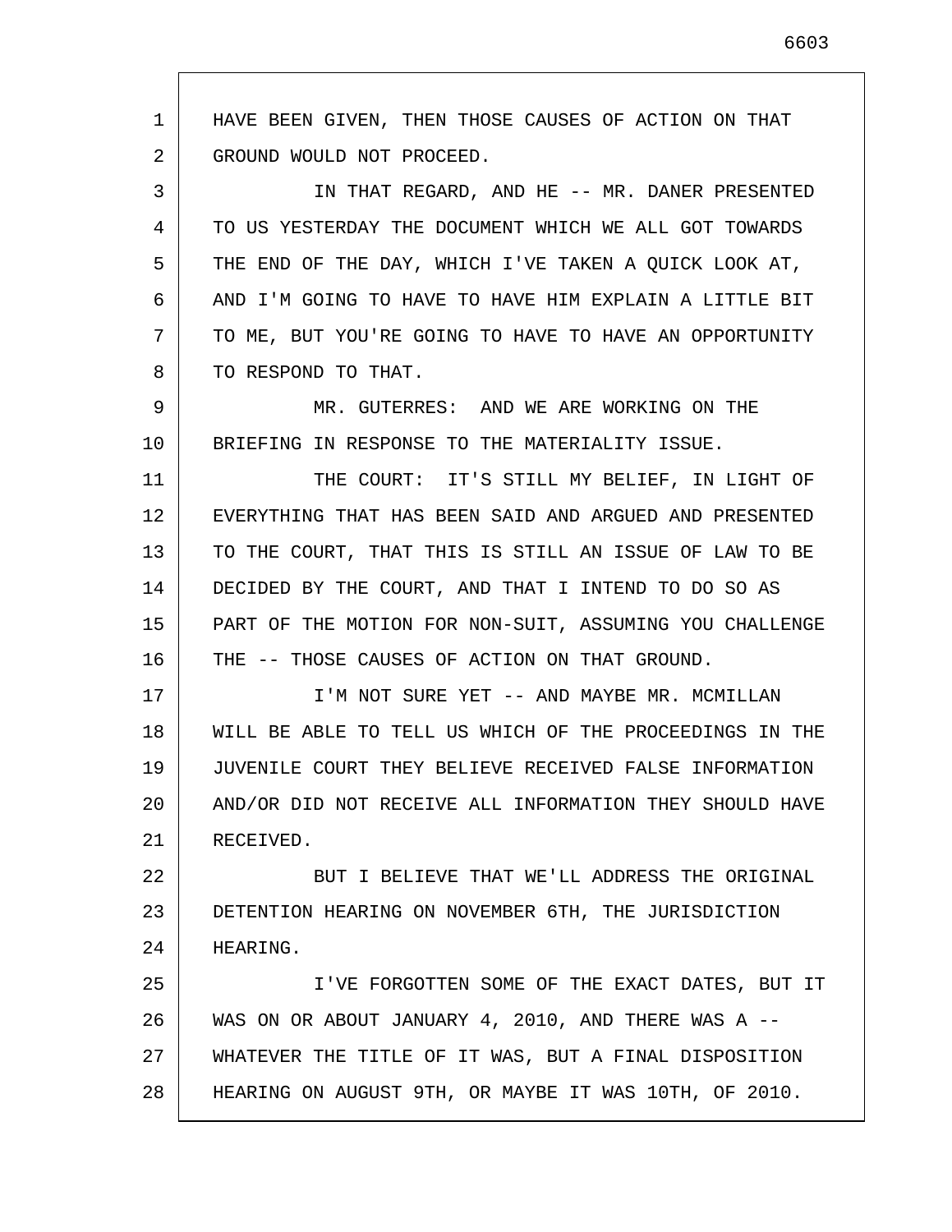HAVE BEEN GIVEN, THEN THOSE CAUSES OF ACTION ON THAT GROUND WOULD NOT PROCEED.

IN THAT REGARD, AND HE -- MR. DANER PRESENTED TO US YESTERDAY THE DOCUMENT WHICH WE ALL GOT TOWARDS THE END OF THE DAY, WHICH I'VE TAKEN A QUICK LOOK AT, AND I'M GOING TO HAVE TO HAVE HIM EXPLAIN A LITTLE BIT TO ME, BUT YOU'RE GOING TO HAVE TO HAVE AN OPPORTUNITY TO RESPOND TO THAT.

MR. GUTERRES: AND WE ARE WORKING ON THE BRIEFING IN RESPONSE TO THE MATERIALITY ISSUE.

THE COURT: IT'S STILL MY BELIEF, IN LIGHT OF EVERYTHING THAT HAS BEEN SAID AND ARGUED AND PRESENTED TO THE COURT, THAT THIS IS STILL AN ISSUE OF LAW TO BE DECIDED BY THE COURT, AND THAT I INTEND TO DO SO AS PART OF THE MOTION FOR NON-SUIT, ASSUMING YOU CHALLENGE THE -- THOSE CAUSES OF ACTION ON THAT GROUND.

I'M NOT SURE YET -- AND MAYBE MR. MCMILLAN WILL BE ABLE TO TELL US WHICH OF THE PROCEEDINGS IN THE JUVENILE COURT THEY BELIEVE RECEIVED FALSE INFORMATION AND/OR DID NOT RECEIVE ALL INFORMATION THEY SHOULD HAVE RECEIVED.

BUT I BELIEVE THAT WE'LL ADDRESS THE ORIGINAL DETENTION HEARING ON NOVEMBER 6TH, THE JURISDICTION HEARING.

I'VE FORGOTTEN SOME OF THE EXACT DATES, BUT IT WAS ON OR ABOUT JANUARY 4, 2010, AND THERE WAS A -- WHATEVER THE TITLE OF IT WAS, BUT A FINAL DISPOSITION HEARING ON AUGUST 9TH, OR MAYBE IT WAS 10TH, OF 2010.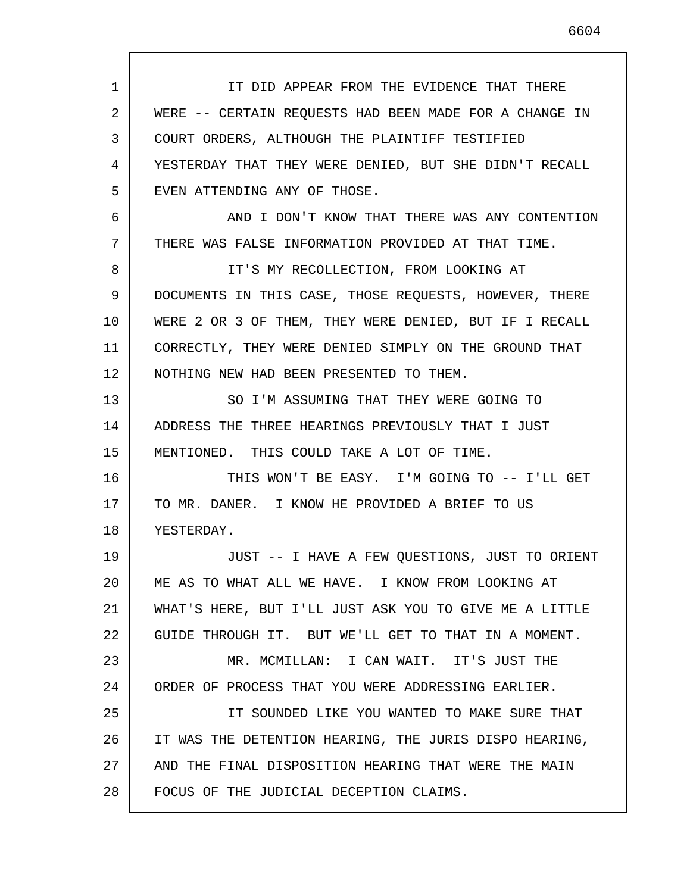IT DID APPEAR FROM THE EVIDENCE THAT THERE WERE -- CERTAIN REQUESTS HAD BEEN MADE FOR A CHANGE IN COURT ORDERS, ALTHOUGH THE PLAINTIFF TESTIFIED YESTERDAY THAT THEY WERE DENIED, BUT SHE DIDN'T RECALL EVEN ATTENDING ANY OF THOSE.

AND I DON'T KNOW THAT THERE WAS ANY CONTENTION THERE WAS FALSE INFORMATION PROVIDED AT THAT TIME.

IT'S MY RECOLLECTION, FROM LOOKING AT DOCUMENTS IN THIS CASE, THOSE REQUESTS, HOWEVER, THERE WERE 2 OR 3 OF THEM, THEY WERE DENIED, BUT IF I RECALL CORRECTLY, THEY WERE DENIED SIMPLY ON THE GROUND THAT NOTHING NEW HAD BEEN PRESENTED TO THEM.

SO I'M ASSUMING THAT THEY WERE GOING TO ADDRESS THE THREE HEARINGS PREVIOUSLY THAT I JUST MENTIONED. THIS COULD TAKE A LOT OF TIME.

THIS WON'T BE EASY. I'M GOING TO -- I'LL GET TO MR. DANER. I KNOW HE PROVIDED A BRIEF TO US YESTERDAY.

JUST -- I HAVE A FEW QUESTIONS, JUST TO ORIENT ME AS TO WHAT ALL WE HAVE. I KNOW FROM LOOKING AT WHAT'S HERE, BUT I'LL JUST ASK YOU TO GIVE ME A LITTLE GUIDE THROUGH IT. BUT WE'LL GET TO THAT IN A MOMENT.

MR. MCMILLAN: I CAN WAIT. IT'S JUST THE ORDER OF PROCESS THAT YOU WERE ADDRESSING EARLIER.

IT SOUNDED LIKE YOU WANTED TO MAKE SURE THAT IT WAS THE DETENTION HEARING, THE JURIS DISPO HEARING, AND THE FINAL DISPOSITION HEARING THAT WERE THE MAIN FOCUS OF THE JUDICIAL DECEPTION CLAIMS.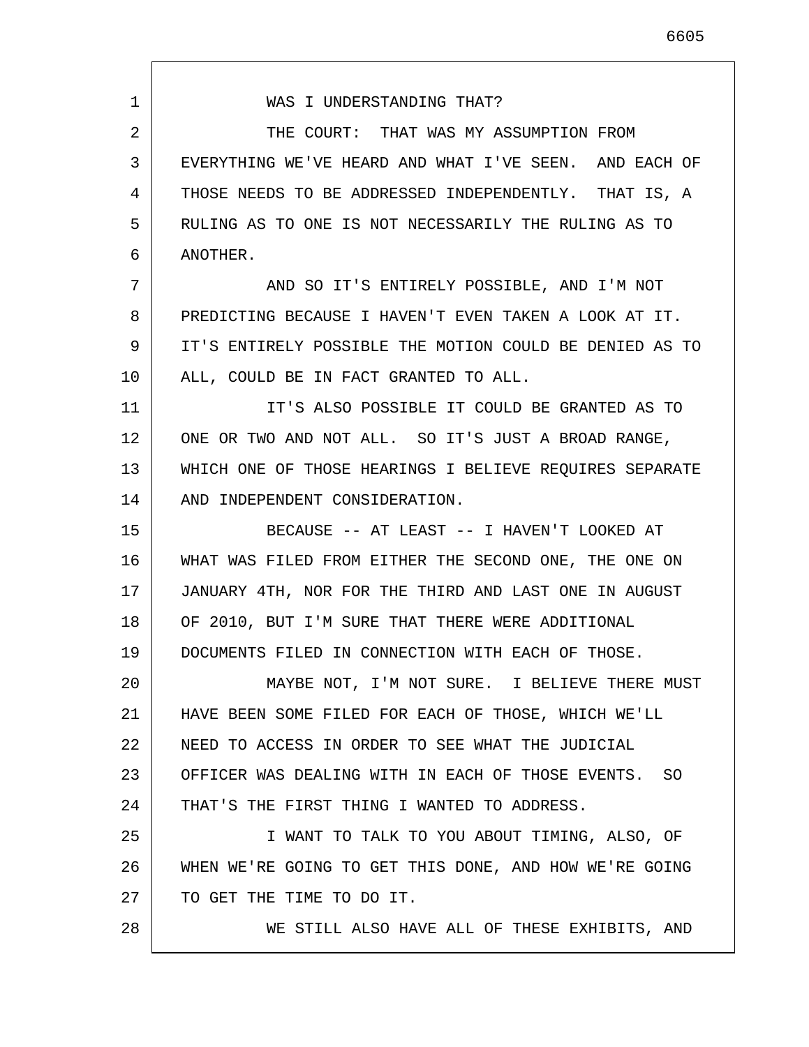WAS I UNDERSTANDING THAT?

THE COURT: THAT WAS MY ASSUMPTION FROM EVERYTHING WE'VE HEARD AND WHAT I'VE SEEN. AND EACH OF THOSE NEEDS TO BE ADDRESSED INDEPENDENTLY. THAT IS, A RULING AS TO ONE IS NOT NECESSARILY THE RULING AS TO ANOTHER.

AND SO IT'S ENTIRELY POSSIBLE, AND I'M NOT PREDICTING BECAUSE I HAVEN'T EVEN TAKEN A LOOK AT IT. IT'S ENTIRELY POSSIBLE THE MOTION COULD BE DENIED AS TO ALL, COULD BE IN FACT GRANTED TO ALL.

IT'S ALSO POSSIBLE IT COULD BE GRANTED AS TO ONE OR TWO AND NOT ALL. SO IT'S JUST A BROAD RANGE, WHICH ONE OF THOSE HEARINGS I BELIEVE REQUIRES SEPARATE AND INDEPENDENT CONSIDERATION.

BECAUSE -- AT LEAST -- I HAVEN'T LOOKED AT WHAT WAS FILED FROM EITHER THE SECOND ONE, THE ONE ON JANUARY 4TH, NOR FOR THE THIRD AND LAST ONE IN AUGUST OF 2010, BUT I'M SURE THAT THERE WERE ADDITIONAL DOCUMENTS FILED IN CONNECTION WITH EACH OF THOSE.

MAYBE NOT, I'M NOT SURE. I BELIEVE THERE MUST HAVE BEEN SOME FILED FOR EACH OF THOSE, WHICH WE'LL NEED TO ACCESS IN ORDER TO SEE WHAT THE JUDICIAL OFFICER WAS DEALING WITH IN EACH OF THOSE EVENTS. SO THAT'S THE FIRST THING I WANTED TO ADDRESS.

I WANT TO TALK TO YOU ABOUT TIMING, ALSO, OF WHEN WE'RE GOING TO GET THIS DONE, AND HOW WE'RE GOING TO GET THE TIME TO DO IT.

WE STILL ALSO HAVE ALL OF THESE EXHIBITS, AND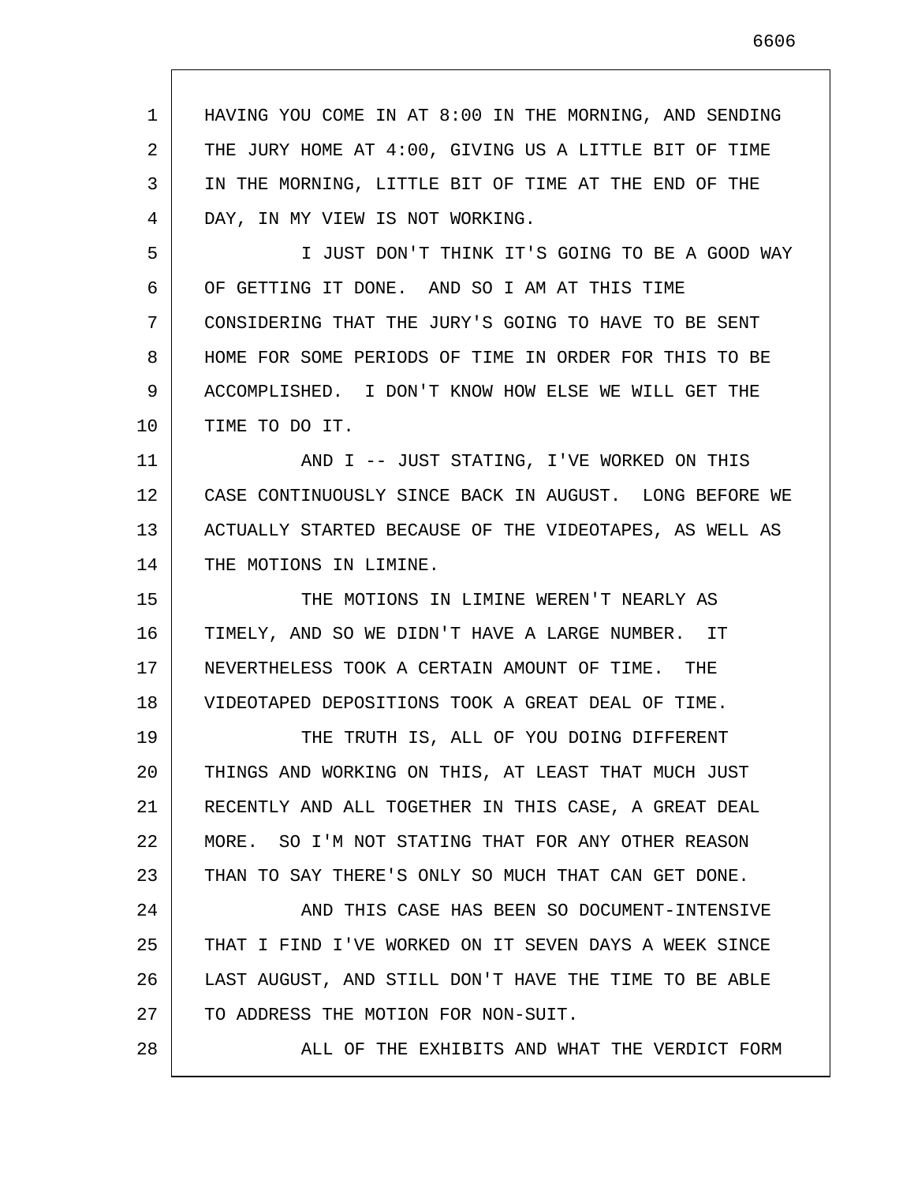HAVING YOU COME IN AT 8:00 IN THE MORNING, AND SENDING THE JURY HOME AT 4:00, GIVING US A LITTLE BIT OF TIME IN THE MORNING, LITTLE BIT OF TIME AT THE END OF THE DAY, IN MY VIEW IS NOT WORKING.

I JUST DON'T THINK IT'S GOING TO BE A GOOD WAY OF GETTING IT DONE. AND SO I AM AT THIS TIME CONSIDERING THAT THE JURY'S GOING TO HAVE TO BE SENT HOME FOR SOME PERIODS OF TIME IN ORDER FOR THIS TO BE ACCOMPLISHED. I DON'T KNOW HOW ELSE WE WILL GET THE TIME TO DO IT.

AND I -- JUST STATING, I'VE WORKED ON THIS CASE CONTINUOUSLY SINCE BACK IN AUGUST. LONG BEFORE WE ACTUALLY STARTED BECAUSE OF THE VIDEOTAPES, AS WELL AS THE MOTIONS IN LIMINE.

THE MOTIONS IN LIMINE WEREN'T NEARLY AS TIMELY, AND SO WE DIDN'T HAVE A LARGE NUMBER. IT NEVERTHELESS TOOK A CERTAIN AMOUNT OF TIME. THE VIDEOTAPED DEPOSITIONS TOOK A GREAT DEAL OF TIME.

THE TRUTH IS, ALL OF YOU DOING DIFFERENT THINGS AND WORKING ON THIS, AT LEAST THAT MUCH JUST RECENTLY AND ALL TOGETHER IN THIS CASE, A GREAT DEAL MORE. SO I'M NOT STATING THAT FOR ANY OTHER REASON THAN TO SAY THERE'S ONLY SO MUCH THAT CAN GET DONE.

AND THIS CASE HAS BEEN SO DOCUMENT-INTENSIVE THAT I FIND I'VE WORKED ON IT SEVEN DAYS A WEEK SINCE LAST AUGUST, AND STILL DON'T HAVE THE TIME TO BE ABLE TO ADDRESS THE MOTION FOR NON-SUIT.

ALL OF THE EXHIBITS AND WHAT THE VERDICT FORM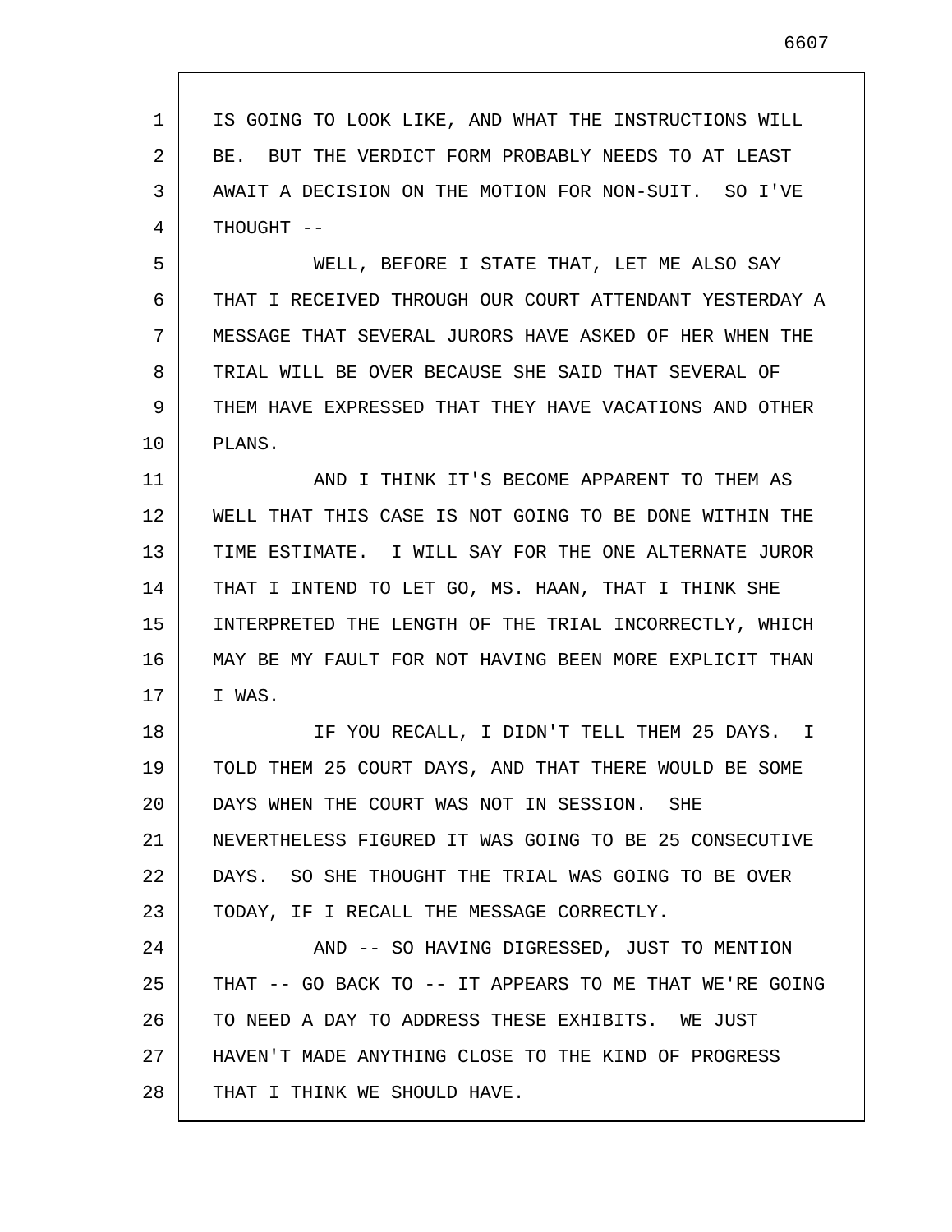IS GOING TO LOOK LIKE, AND WHAT THE INSTRUCTIONS WILL BE. BUT THE VERDICT FORM PROBABLY NEEDS TO AT LEAST AWAIT A DECISION ON THE MOTION FOR NON-SUIT. SO I'VE THOUGHT --

WELL, BEFORE I STATE THAT, LET ME ALSO SAY THAT I RECEIVED THROUGH OUR COURT ATTENDANT YESTERDAY A MESSAGE THAT SEVERAL JURORS HAVE ASKED OF HER WHEN THE TRIAL WILL BE OVER BECAUSE SHE SAID THAT SEVERAL OF THEM HAVE EXPRESSED THAT THEY HAVE VACATIONS AND OTHER PLANS.

AND I THINK IT'S BECOME APPARENT TO THEM AS WELL THAT THIS CASE IS NOT GOING TO BE DONE WITHIN THE TIME ESTIMATE. I WILL SAY FOR THE ONE ALTERNATE JUROR THAT I INTEND TO LET GO, MS. HAAN, THAT I THINK SHE INTERPRETED THE LENGTH OF THE TRIAL INCORRECTLY, WHICH MAY BE MY FAULT FOR NOT HAVING BEEN MORE EXPLICIT THAN I WAS.

IF YOU RECALL, I DIDN'T TELL THEM 25 DAYS. I TOLD THEM 25 COURT DAYS, AND THAT THERE WOULD BE SOME DAYS WHEN THE COURT WAS NOT IN SESSION. SHE NEVERTHELESS FIGURED IT WAS GOING TO BE 25 CONSECUTIVE DAYS. SO SHE THOUGHT THE TRIAL WAS GOING TO BE OVER TODAY, IF I RECALL THE MESSAGE CORRECTLY.

AND -- SO HAVING DIGRESSED, JUST TO MENTION THAT -- GO BACK TO -- IT APPEARS TO ME THAT WE'RE GOING TO NEED A DAY TO ADDRESS THESE EXHIBITS. WE JUST HAVEN'T MADE ANYTHING CLOSE TO THE KIND OF PROGRESS THAT I THINK WE SHOULD HAVE.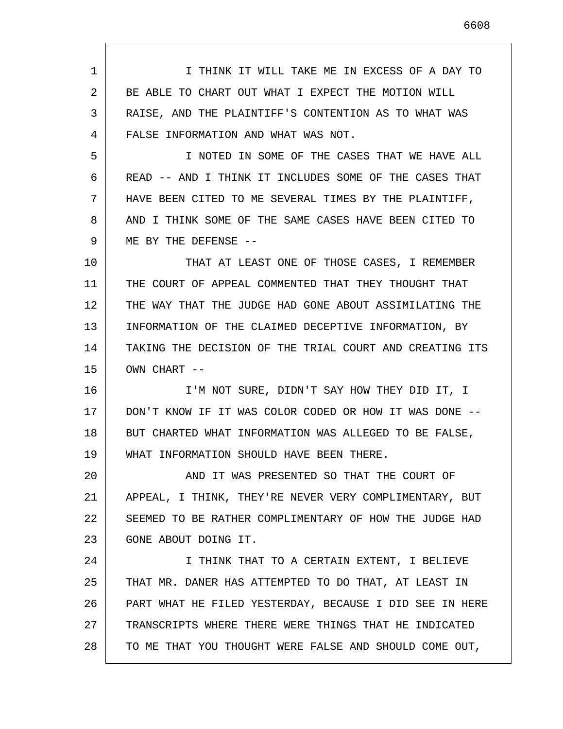I THINK IT WILL TAKE ME IN EXCESS OF A DAY TO BE ABLE TO CHART OUT WHAT I EXPECT THE MOTION WILL RAISE, AND THE PLAINTIFF'S CONTENTION AS TO WHAT WAS FALSE INFORMATION AND WHAT WAS NOT.

I NOTED IN SOME OF THE CASES THAT WE HAVE ALL READ -- AND I THINK IT INCLUDES SOME OF THE CASES THAT HAVE BEEN CITED TO ME SEVERAL TIMES BY THE PLAINTIFF, AND I THINK SOME OF THE SAME CASES HAVE BEEN CITED TO ME BY THE DEFENSE --

THAT AT LEAST ONE OF THOSE CASES, I REMEMBER THE COURT OF APPEAL COMMENTED THAT THEY THOUGHT THAT THE WAY THAT THE JUDGE HAD GONE ABOUT ASSIMILATING THE INFORMATION OF THE CLAIMED DECEPTIVE INFORMATION, BY TAKING THE DECISION OF THE TRIAL COURT AND CREATING ITS OWN CHART --

I'M NOT SURE, DIDN'T SAY HOW THEY DID IT, I DON'T KNOW IF IT WAS COLOR CODED OR HOW IT WAS DONE -- BUT CHARTED WHAT INFORMATION WAS ALLEGED TO BE FALSE, WHAT INFORMATION SHOULD HAVE BEEN THERE.

AND IT WAS PRESENTED SO THAT THE COURT OF APPEAL, I THINK, THEY'RE NEVER VERY COMPLIMENTARY, BUT SEEMED TO BE RATHER COMPLIMENTARY OF HOW THE JUDGE HAD GONE ABOUT DOING IT.

I THINK THAT TO A CERTAIN EXTENT, I BELIEVE THAT MR. DANER HAS ATTEMPTED TO DO THAT, AT LEAST IN PART WHAT HE FILED YESTERDAY, BECAUSE I DID SEE IN HERE TRANSCRIPTS WHERE THERE WERE THINGS THAT HE INDICATED TO ME THAT YOU THOUGHT WERE FALSE AND SHOULD COME OUT,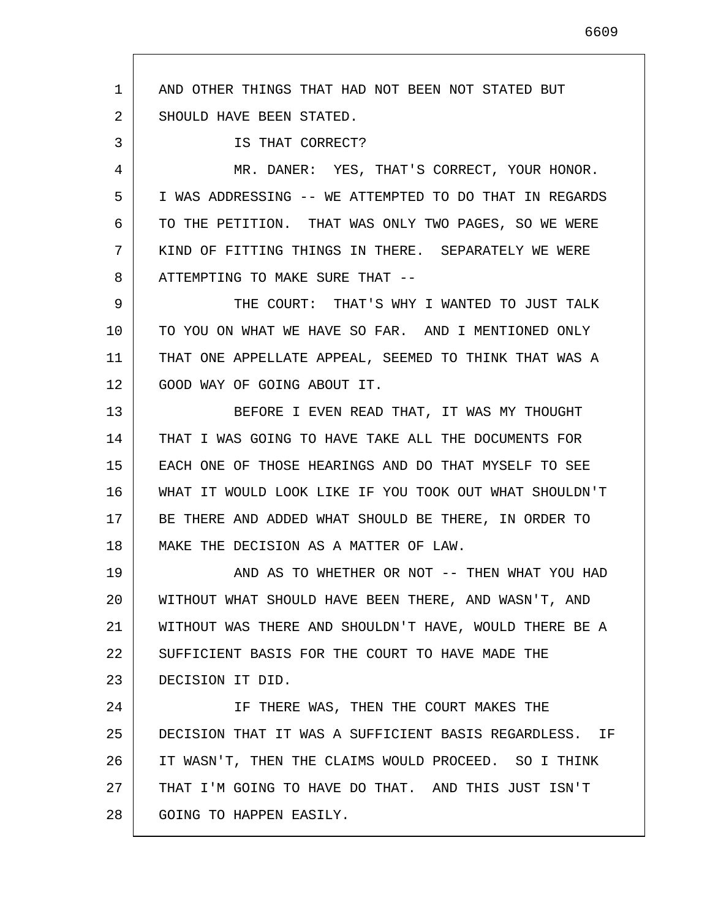AND OTHER THINGS THAT HAD NOT BEEN NOT STATED BUT SHOULD HAVE BEEN STATED.

IS THAT CORRECT?

MR. DANER: YES, THAT'S CORRECT, YOUR HONOR. I WAS ADDRESSING -- WE ATTEMPTED TO DO THAT IN REGARDS TO THE PETITION. THAT WAS ONLY TWO PAGES, SO WE WERE KIND OF FITTING THINGS IN THERE. SEPARATELY WE WERE ATTEMPTING TO MAKE SURE THAT --

THE COURT: THAT'S WHY I WANTED TO JUST TALK TO YOU ON WHAT WE HAVE SO FAR. AND I MENTIONED ONLY THAT ONE APPELLATE APPEAL, SEEMED TO THINK THAT WAS A GOOD WAY OF GOING ABOUT IT.

BEFORE I EVEN READ THAT, IT WAS MY THOUGHT THAT I WAS GOING TO HAVE TAKE ALL THE DOCUMENTS FOR EACH ONE OF THOSE HEARINGS AND DO THAT MYSELF TO SEE WHAT IT WOULD LOOK LIKE IF YOU TOOK OUT WHAT SHOULDN'T BE THERE AND ADDED WHAT SHOULD BE THERE, IN ORDER TO MAKE THE DECISION AS A MATTER OF LAW.

AND AS TO WHETHER OR NOT -- THEN WHAT YOU HAD WITHOUT WHAT SHOULD HAVE BEEN THERE, AND WASN'T, AND WITHOUT WAS THERE AND SHOULDN'T HAVE, WOULD THERE BE A SUFFICIENT BASIS FOR THE COURT TO HAVE MADE THE DECISION IT DID.

IF THERE WAS, THEN THE COURT MAKES THE DECISION THAT IT WAS A SUFFICIENT BASIS REGARDLESS. IF IT WASN'T, THEN THE CLAIMS WOULD PROCEED. SO I THINK THAT I'M GOING TO HAVE DO THAT. AND THIS JUST ISN'T GOING TO HAPPEN EASILY.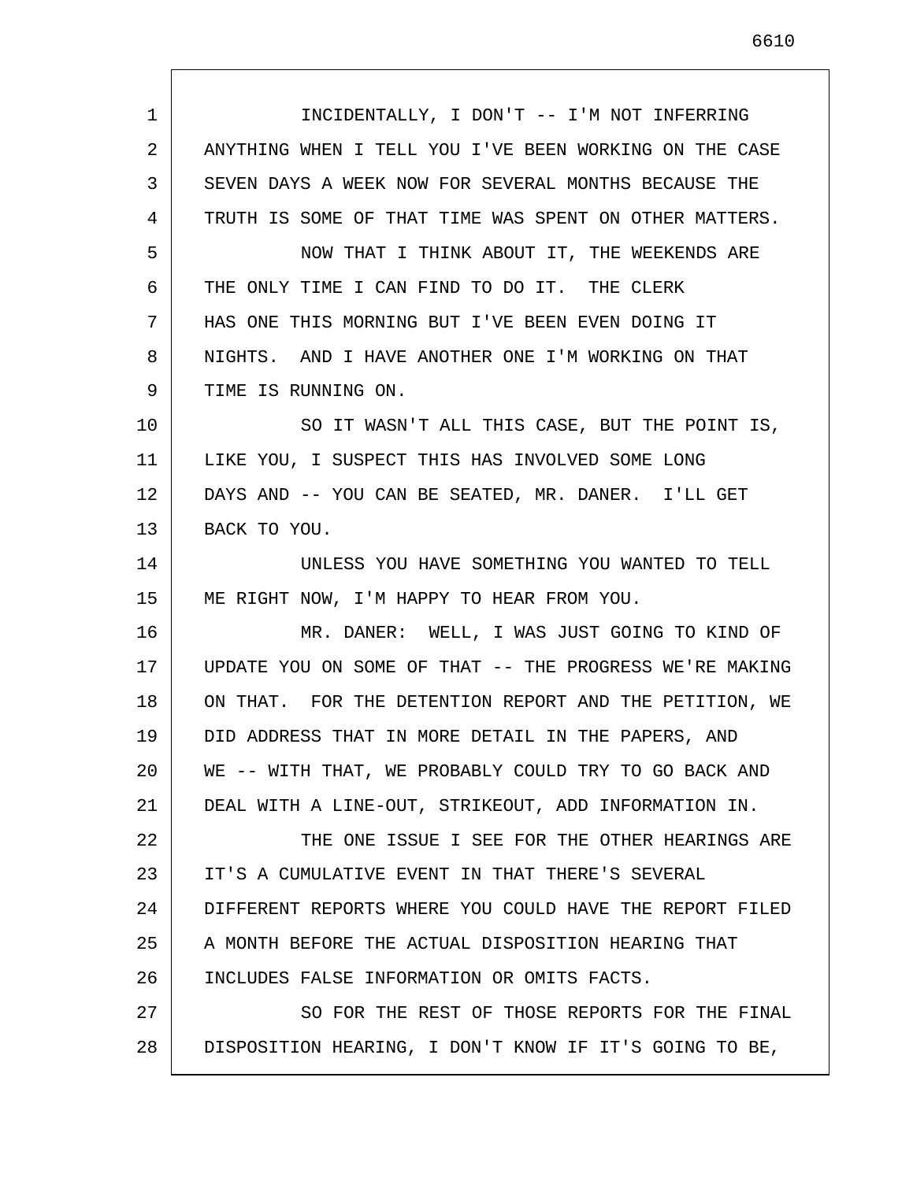INCIDENTALLY, I DON'T -- I'M NOT INFERRING ANYTHING WHEN I TELL YOU I'VE BEEN WORKING ON THE CASE SEVEN DAYS A WEEK NOW FOR SEVERAL MONTHS BECAUSE THE TRUTH IS SOME OF THAT TIME WAS SPENT ON OTHER MATTERS.

NOW THAT I THINK ABOUT IT, THE WEEKENDS ARE THE ONLY TIME I CAN FIND TO DO IT. THE CLERK HAS ONE THIS MORNING BUT I'VE BEEN EVEN DOING IT NIGHTS. AND I HAVE ANOTHER ONE I'M WORKING ON THAT TIME IS RUNNING ON.

SO IT WASN'T ALL THIS CASE, BUT THE POINT IS, LIKE YOU, I SUSPECT THIS HAS INVOLVED SOME LONG DAYS AND -- YOU CAN BE SEATED, MR. DANER. I'LL GET BACK TO YOU.

UNLESS YOU HAVE SOMETHING YOU WANTED TO TELL ME RIGHT NOW, I'M HAPPY TO HEAR FROM YOU.

MR. DANER: WELL, I WAS JUST GOING TO KIND OF UPDATE YOU ON SOME OF THAT -- THE PROGRESS WE'RE MAKING ON THAT. FOR THE DETENTION REPORT AND THE PETITION, WE DID ADDRESS THAT IN MORE DETAIL IN THE PAPERS, AND WE -- WITH THAT, WE PROBABLY COULD TRY TO GO BACK AND DEAL WITH A LINE-OUT, STRIKEOUT, ADD INFORMATION IN.

THE ONE ISSUE I SEE FOR THE OTHER HEARINGS ARE IT'S A CUMULATIVE EVENT IN THAT THERE'S SEVERAL DIFFERENT REPORTS WHERE YOU COULD HAVE THE REPORT FILED A MONTH BEFORE THE ACTUAL DISPOSITION HEARING THAT INCLUDES FALSE INFORMATION OR OMITS FACTS.

SO FOR THE REST OF THOSE REPORTS FOR THE FINAL DISPOSITION HEARING, I DON'T KNOW IF IT'S GOING TO BE,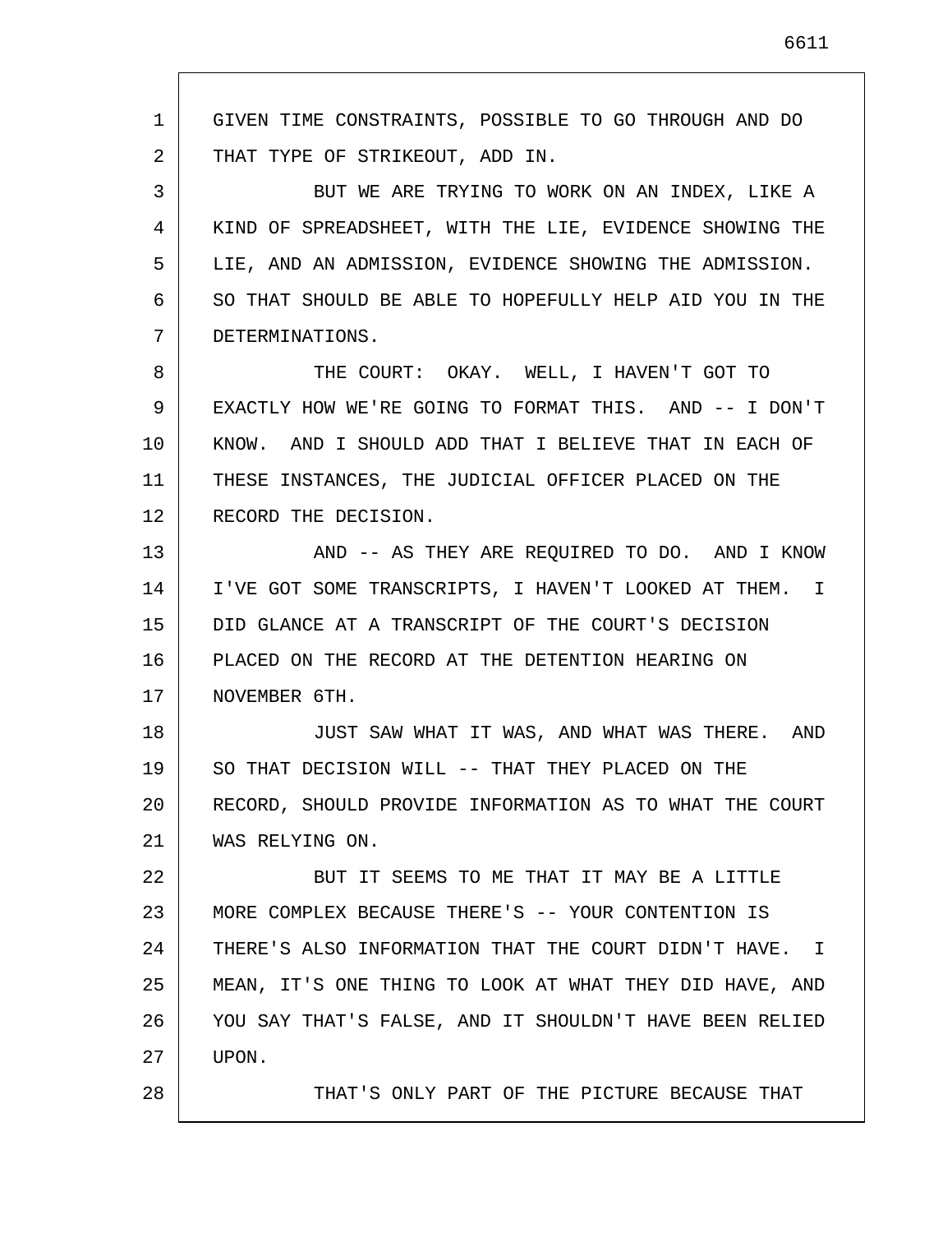GIVEN TIME CONSTRAINTS, POSSIBLE TO GO THROUGH AND DO THAT TYPE OF STRIKEOUT, ADD IN.

BUT WE ARE TRYING TO WORK ON AN INDEX, LIKE A KIND OF SPREADSHEET, WITH THE LIE, EVIDENCE SHOWING THE LIE, AND AN ADMISSION, EVIDENCE SHOWING THE ADMISSION. SO THAT SHOULD BE ABLE TO HOPEFULLY HELP AID YOU IN THE DETERMINATIONS.

THE COURT: OKAY. WELL, I HAVEN'T GOT TO EXACTLY HOW WE'RE GOING TO FORMAT THIS. AND -- I DON'T KNOW. AND I SHOULD ADD THAT I BELIEVE THAT IN EACH OF THESE INSTANCES, THE JUDICIAL OFFICER PLACED ON THE RECORD THE DECISION.

AND -- AS THEY ARE REQUIRED TO DO. AND I KNOW I'VE GOT SOME TRANSCRIPTS, I HAVEN'T LOOKED AT THEM. I DID GLANCE AT A TRANSCRIPT OF THE COURT'S DECISION PLACED ON THE RECORD AT THE DETENTION HEARING ON NOVEMBER 6TH.

JUST SAW WHAT IT WAS, AND WHAT WAS THERE. AND SO THAT DECISION WILL -- THAT THEY PLACED ON THE RECORD, SHOULD PROVIDE INFORMATION AS TO WHAT THE COURT WAS RELYING ON.

BUT IT SEEMS TO ME THAT IT MAY BE A LITTLE MORE COMPLEX BECAUSE THERE'S -- YOUR CONTENTION IS THERE'S ALSO INFORMATION THAT THE COURT DIDN'T HAVE. I MEAN, IT'S ONE THING TO LOOK AT WHAT THEY DID HAVE, AND YOU SAY THAT'S FALSE, AND IT SHOULDN'T HAVE BEEN RELIED UPON.

THAT'S ONLY PART OF THE PICTURE BECAUSE THAT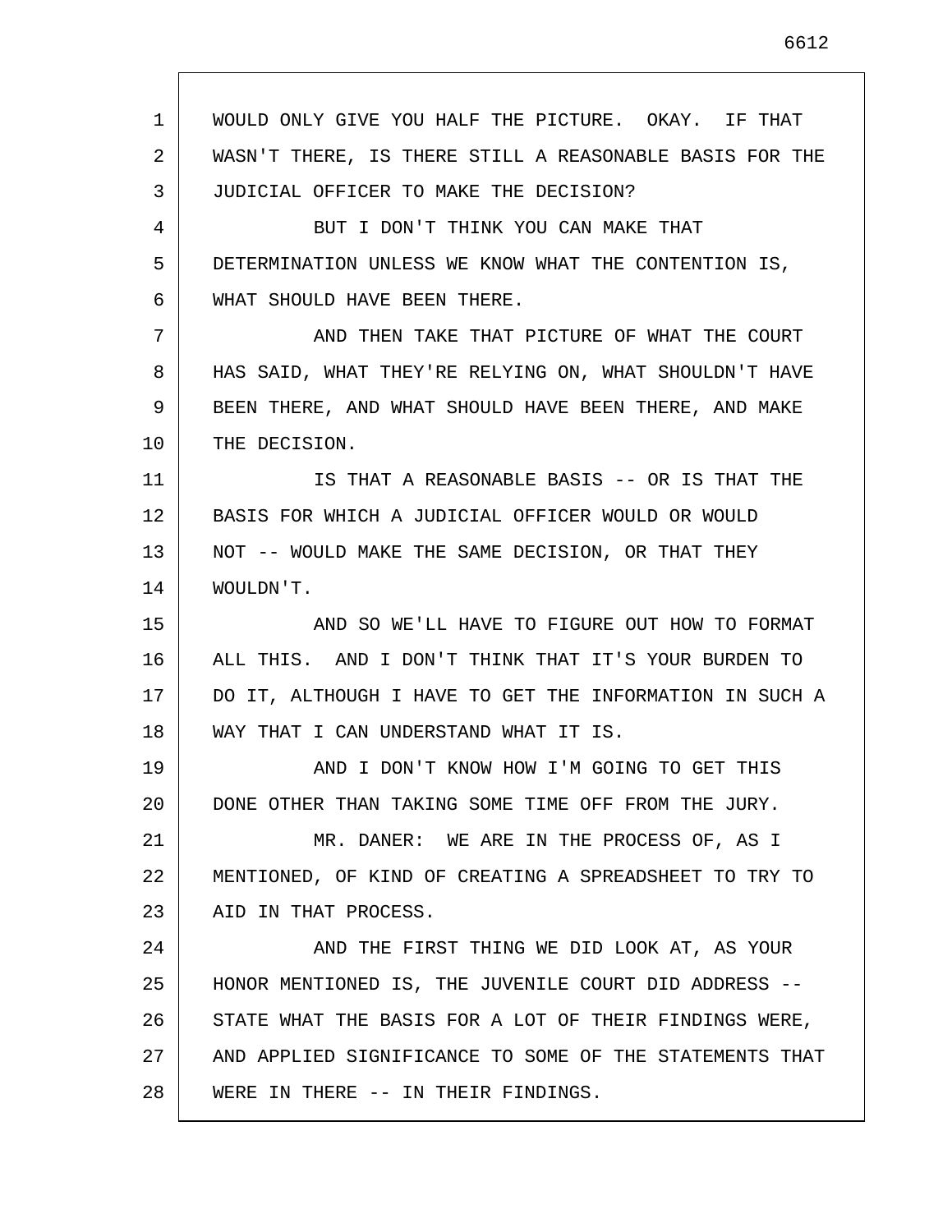WOULD ONLY GIVE YOU HALF THE PICTURE. OKAY. IF THAT WASN'T THERE, IS THERE STILL A REASONABLE BASIS FOR THE JUDICIAL OFFICER TO MAKE THE DECISION?

BUT I DON'T THINK YOU CAN MAKE THAT DETERMINATION UNLESS WE KNOW WHAT THE CONTENTION IS, WHAT SHOULD HAVE BEEN THERE.

AND THEN TAKE THAT PICTURE OF WHAT THE COURT HAS SAID, WHAT THEY'RE RELYING ON, WHAT SHOULDN'T HAVE BEEN THERE, AND WHAT SHOULD HAVE BEEN THERE, AND MAKE THE DECISION.

IS THAT A REASONABLE BASIS -- OR IS THAT THE BASIS FOR WHICH A JUDICIAL OFFICER WOULD OR WOULD NOT -- WOULD MAKE THE SAME DECISION, OR THAT THEY WOULDN'T.

AND SO WE'LL HAVE TO FIGURE OUT HOW TO FORMAT ALL THIS. AND I DON'T THINK THAT IT'S YOUR BURDEN TO DO IT, ALTHOUGH I HAVE TO GET THE INFORMATION IN SUCH A WAY THAT I CAN UNDERSTAND WHAT IT IS.

AND I DON'T KNOW HOW I'M GOING TO GET THIS DONE OTHER THAN TAKING SOME TIME OFF FROM THE JURY.

MR. DANER: WE ARE IN THE PROCESS OF, AS I MENTIONED, OF KIND OF CREATING A SPREADSHEET TO TRY TO AID IN THAT PROCESS.

AND THE FIRST THING WE DID LOOK AT, AS YOUR HONOR MENTIONED IS, THE JUVENILE COURT DID ADDRESS -- STATE WHAT THE BASIS FOR A LOT OF THEIR FINDINGS WERE, AND APPLIED SIGNIFICANCE TO SOME OF THE STATEMENTS THAT WERE IN THERE -- IN THEIR FINDINGS.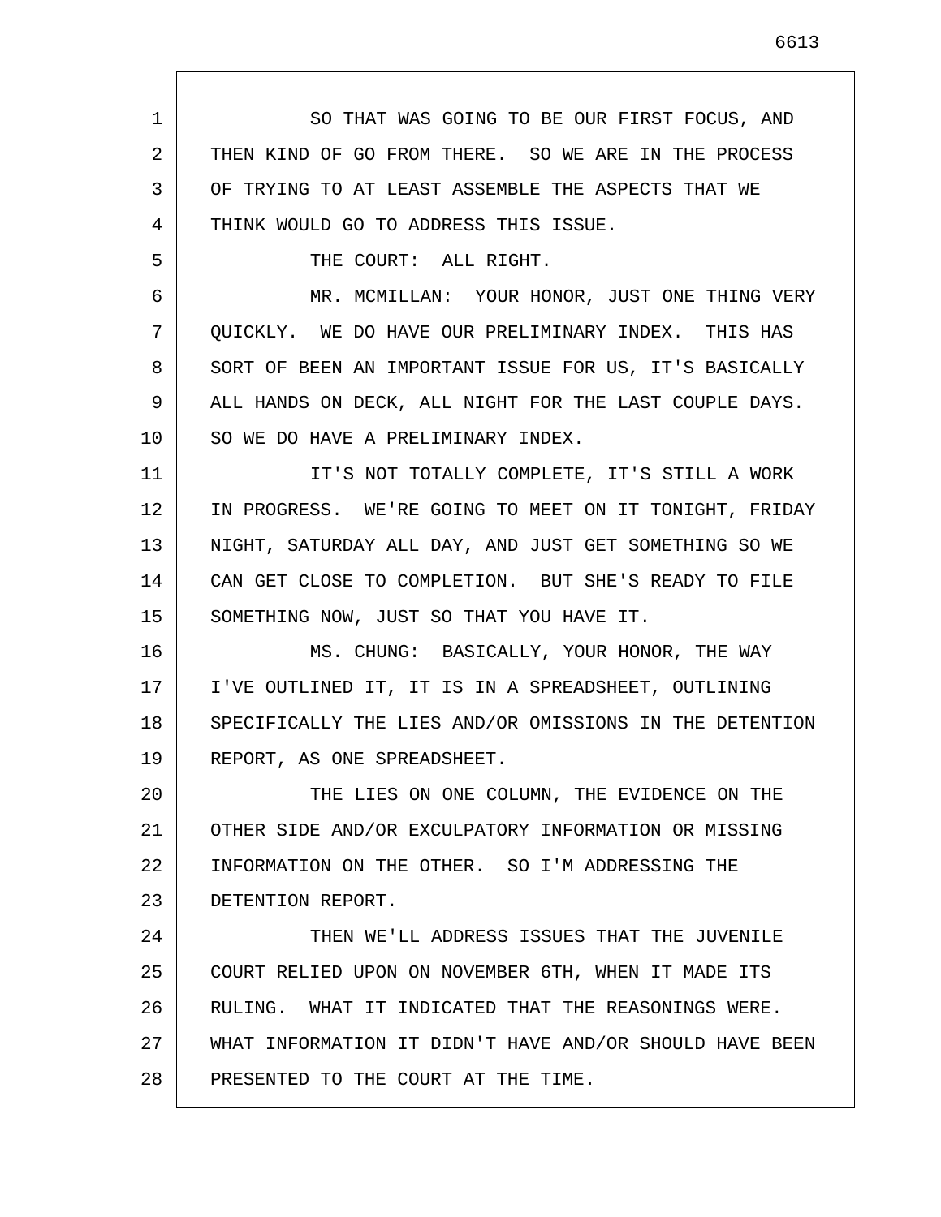SO THAT WAS GOING TO BE OUR FIRST FOCUS, AND THEN KIND OF GO FROM THERE. SO WE ARE IN THE PROCESS OF TRYING TO AT LEAST ASSEMBLE THE ASPECTS THAT WE THINK WOULD GO TO ADDRESS THIS ISSUE.

THE COURT: ALL RIGHT.

MR. MCMILLAN: YOUR HONOR, JUST ONE THING VERY QUICKLY. WE DO HAVE OUR PRELIMINARY INDEX. THIS HAS SORT OF BEEN AN IMPORTANT ISSUE FOR US, IT'S BASICALLY ALL HANDS ON DECK, ALL NIGHT FOR THE LAST COUPLE DAYS. SO WE DO HAVE A PRELIMINARY INDEX.

IT'S NOT TOTALLY COMPLETE, IT'S STILL A WORK IN PROGRESS. WE'RE GOING TO MEET ON IT TONIGHT, FRIDAY NIGHT, SATURDAY ALL DAY, AND JUST GET SOMETHING SO WE CAN GET CLOSE TO COMPLETION. BUT SHE'S READY TO FILE SOMETHING NOW, JUST SO THAT YOU HAVE IT.

MS. CHUNG: BASICALLY, YOUR HONOR, THE WAY I'VE OUTLINED IT, IT IS IN A SPREADSHEET, OUTLINING SPECIFICALLY THE LIES AND/OR OMISSIONS IN THE DETENTION REPORT, AS ONE SPREADSHEET.

THE LIES ON ONE COLUMN, THE EVIDENCE ON THE OTHER SIDE AND/OR EXCULPATORY INFORMATION OR MISSING INFORMATION ON THE OTHER. SO I'M ADDRESSING THE DETENTION REPORT.

THEN WE'LL ADDRESS ISSUES THAT THE JUVENILE COURT RELIED UPON ON NOVEMBER 6TH, WHEN IT MADE ITS RULING. WHAT IT INDICATED THAT THE REASONINGS WERE. WHAT INFORMATION IT DIDN'T HAVE AND/OR SHOULD HAVE BEEN PRESENTED TO THE COURT AT THE TIME.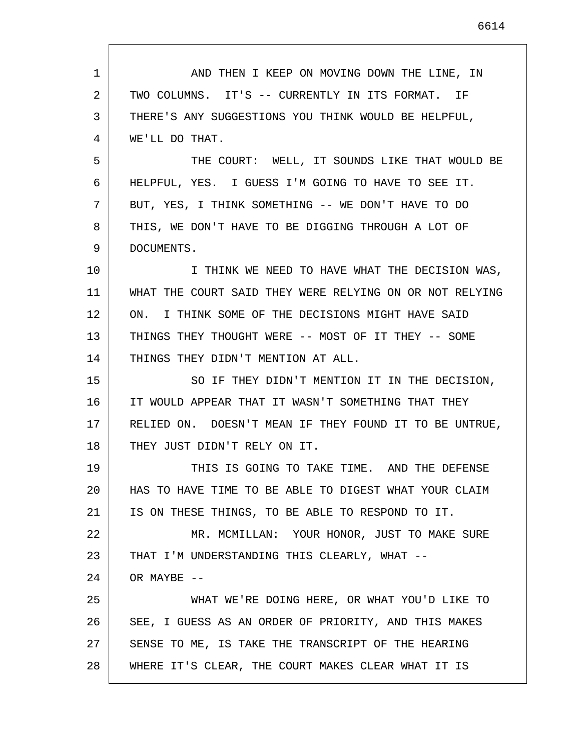AND THEN I KEEP ON MOVING DOWN THE LINE, IN TWO COLUMNS. IT'S -- CURRENTLY IN ITS FORMAT. IF THERE'S ANY SUGGESTIONS YOU THINK WOULD BE HELPFUL, WE'LL DO THAT.

THE COURT: WELL, IT SOUNDS LIKE THAT WOULD BE HELPFUL, YES. I GUESS I'M GOING TO HAVE TO SEE IT. BUT, YES, I THINK SOMETHING -- WE DON'T HAVE TO DO THIS, WE DON'T HAVE TO BE DIGGING THROUGH A LOT OF DOCUMENTS.

I THINK WE NEED TO HAVE WHAT THE DECISION WAS, WHAT THE COURT SAID THEY WERE RELYING ON OR NOT RELYING ON. I THINK SOME OF THE DECISIONS MIGHT HAVE SAID THINGS THEY THOUGHT WERE -- MOST OF IT THEY -- SOME THINGS THEY DIDN'T MENTION AT ALL.

SO IF THEY DIDN'T MENTION IT IN THE DECISION, IT WOULD APPEAR THAT IT WASN'T SOMETHING THAT THEY RELIED ON. DOESN'T MEAN IF THEY FOUND IT TO BE UNTRUE, THEY JUST DIDN'T RELY ON IT.

THIS IS GOING TO TAKE TIME. AND THE DEFENSE HAS TO HAVE TIME TO BE ABLE TO DIGEST WHAT YOUR CLAIM IS ON THESE THINGS, TO BE ABLE TO RESPOND TO IT.

MR. MCMILLAN: YOUR HONOR, JUST TO MAKE SURE THAT I'M UNDERSTANDING THIS CLEARLY, WHAT -- OR MAYBE --

WHAT WE'RE DOING HERE, OR WHAT YOU'D LIKE TO SEE, I GUESS AS AN ORDER OF PRIORITY, AND THIS MAKES SENSE TO ME, IS TAKE THE TRANSCRIPT OF THE HEARING WHERE IT'S CLEAR, THE COURT MAKES CLEAR WHAT IT IS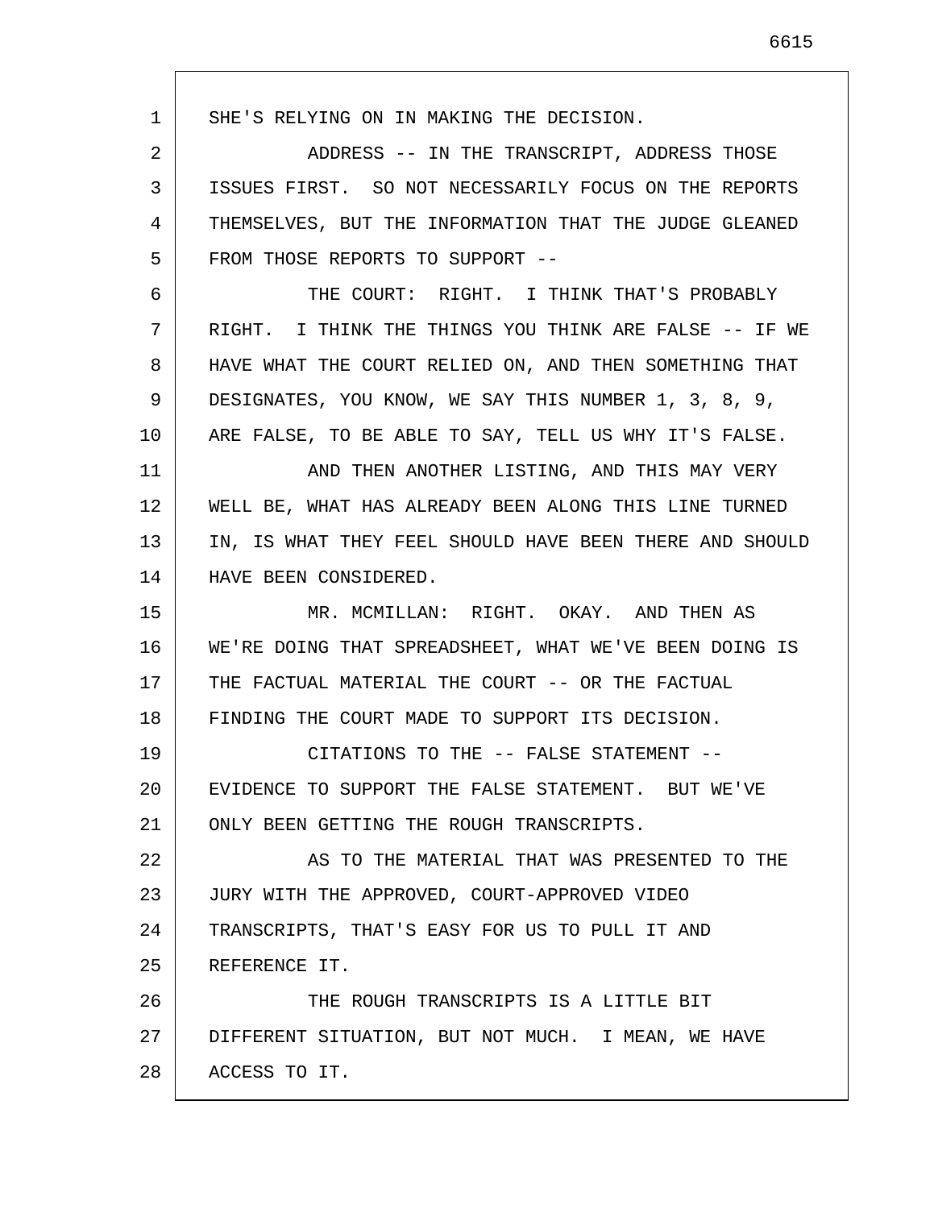SHE'S RELYING ON IN MAKING THE DECISION.

ADDRESS -- IN THE TRANSCRIPT, ADDRESS THOSE ISSUES FIRST. SO NOT NECESSARILY FOCUS ON THE REPORTS THEMSELVES, BUT THE INFORMATION THAT THE JUDGE GLEANED FROM THOSE REPORTS TO SUPPORT --

THE COURT: RIGHT. I THINK THAT'S PROBABLY RIGHT. I THINK THE THINGS YOU THINK ARE FALSE -- IF WE HAVE WHAT THE COURT RELIED ON, AND THEN SOMETHING THAT DESIGNATES, YOU KNOW, WE SAY THIS NUMBER 1, 3, 8, 9, ARE FALSE, TO BE ABLE TO SAY, TELL US WHY IT'S FALSE.

AND THEN ANOTHER LISTING, AND THIS MAY VERY WELL BE, WHAT HAS ALREADY BEEN ALONG THIS LINE TURNED IN, IS WHAT THEY FEEL SHOULD HAVE BEEN THERE AND SHOULD HAVE BEEN CONSIDERED.

MR. MCMILLAN: RIGHT. OKAY. AND THEN AS WE'RE DOING THAT SPREADSHEET, WHAT WE'VE BEEN DOING IS THE FACTUAL MATERIAL THE COURT -- OR THE FACTUAL FINDING THE COURT MADE TO SUPPORT ITS DECISION.

CITATIONS TO THE -- FALSE STATEMENT -- EVIDENCE TO SUPPORT THE FALSE STATEMENT. BUT WE'VE ONLY BEEN GETTING THE ROUGH TRANSCRIPTS.

AS TO THE MATERIAL THAT WAS PRESENTED TO THE JURY WITH THE APPROVED, COURT-APPROVED VIDEO TRANSCRIPTS, THAT'S EASY FOR US TO PULL IT AND REFERENCE IT.

THE ROUGH TRANSCRIPTS IS A LITTLE BIT DIFFERENT SITUATION, BUT NOT MUCH. I MEAN, WE HAVE ACCESS TO IT.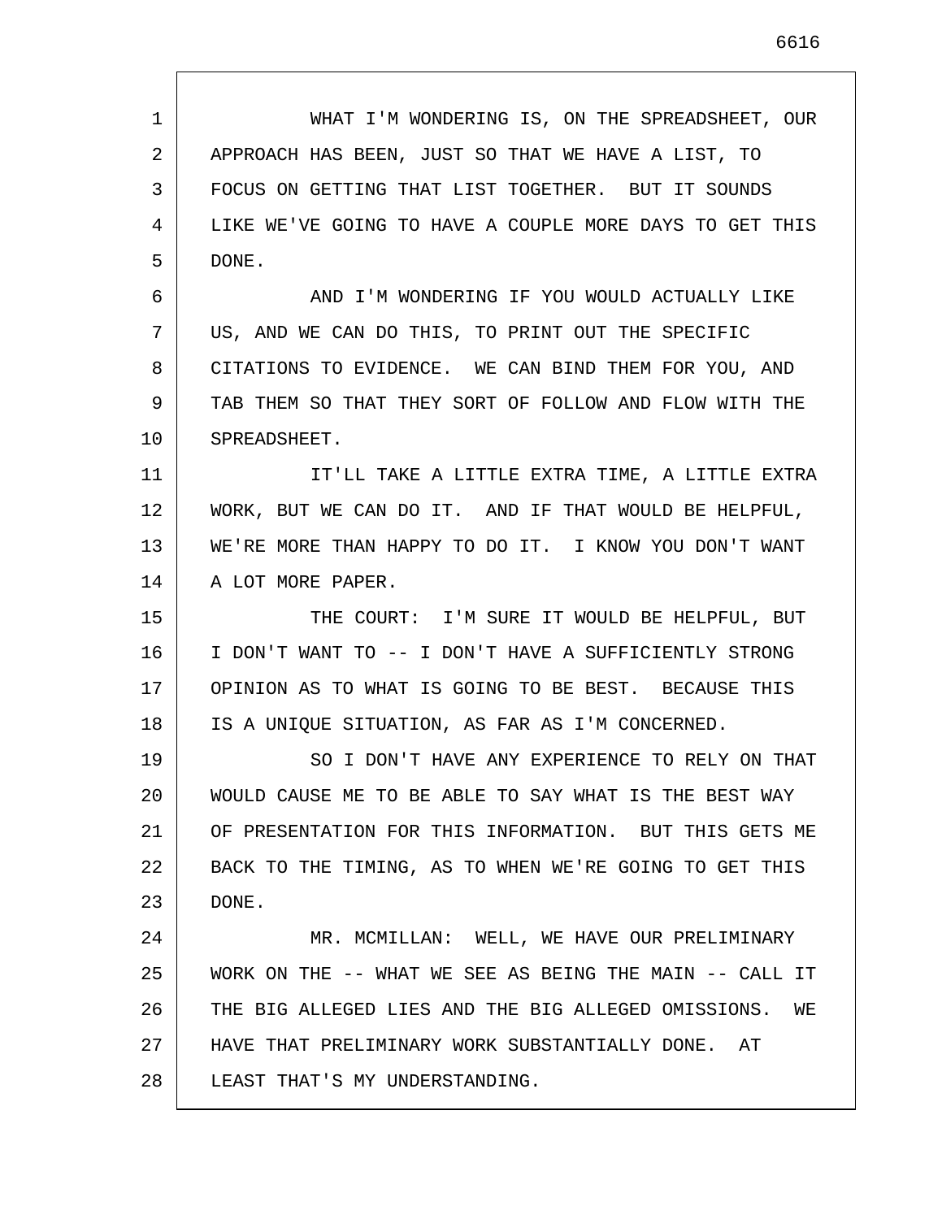WHAT I'M WONDERING IS, ON THE SPREADSHEET, OUR APPROACH HAS BEEN, JUST SO THAT WE HAVE A LIST, TO FOCUS ON GETTING THAT LIST TOGETHER. BUT IT SOUNDS LIKE WE'VE GOING TO HAVE A COUPLE MORE DAYS TO GET THIS DONE.

AND I'M WONDERING IF YOU WOULD ACTUALLY LIKE US, AND WE CAN DO THIS, TO PRINT OUT THE SPECIFIC CITATIONS TO EVIDENCE. WE CAN BIND THEM FOR YOU, AND TAB THEM SO THAT THEY SORT OF FOLLOW AND FLOW WITH THE SPREADSHEET.

IT'LL TAKE A LITTLE EXTRA TIME, A LITTLE EXTRA WORK, BUT WE CAN DO IT. AND IF THAT WOULD BE HELPFUL, WE'RE MORE THAN HAPPY TO DO IT. I KNOW YOU DON'T WANT A LOT MORE PAPER.

THE COURT: I'M SURE IT WOULD BE HELPFUL, BUT I DON'T WANT TO -- I DON'T HAVE A SUFFICIENTLY STRONG OPINION AS TO WHAT IS GOING TO BE BEST. BECAUSE THIS IS A UNIQUE SITUATION, AS FAR AS I'M CONCERNED.

SO I DON'T HAVE ANY EXPERIENCE TO RELY ON THAT WOULD CAUSE ME TO BE ABLE TO SAY WHAT IS THE BEST WAY OF PRESENTATION FOR THIS INFORMATION. BUT THIS GETS ME BACK TO THE TIMING, AS TO WHEN WE'RE GOING TO GET THIS DONE.

MR. MCMILLAN: WELL, WE HAVE OUR PRELIMINARY WORK ON THE -- WHAT WE SEE AS BEING THE MAIN -- CALL IT THE BIG ALLEGED LIES AND THE BIG ALLEGED OMISSIONS. WE HAVE THAT PRELIMINARY WORK SUBSTANTIALLY DONE. AT LEAST THAT'S MY UNDERSTANDING.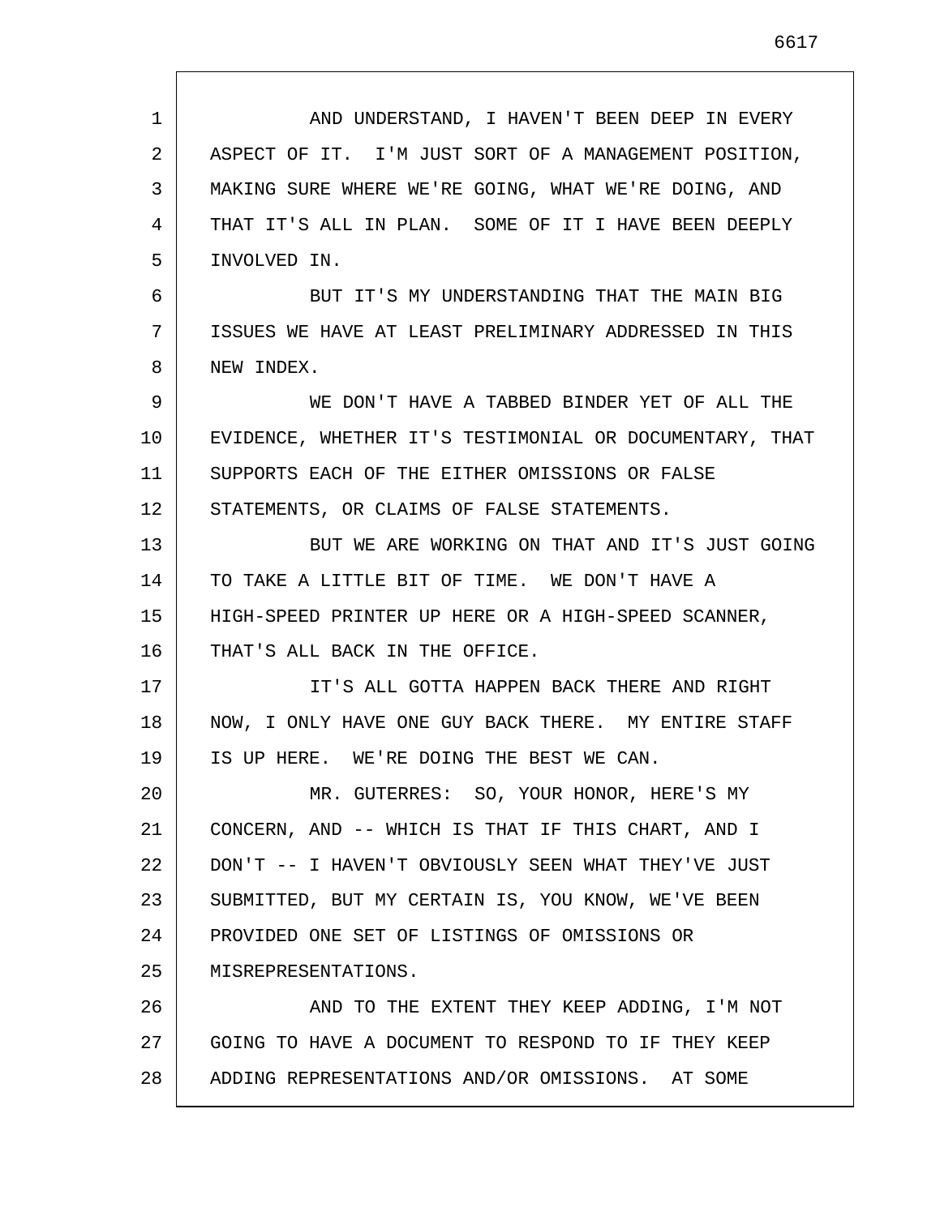AND UNDERSTAND, I HAVEN'T BEEN DEEP IN EVERY ASPECT OF IT. I'M JUST SORT OF A MANAGEMENT POSITION, MAKING SURE WHERE WE'RE GOING, WHAT WE'RE DOING, AND THAT IT'S ALL IN PLAN. SOME OF IT I HAVE BEEN DEEPLY INVOLVED IN.

BUT IT'S MY UNDERSTANDING THAT THE MAIN BIG ISSUES WE HAVE AT LEAST PRELIMINARY ADDRESSED IN THIS NEW INDEX.

WE DON'T HAVE A TABBED BINDER YET OF ALL THE EVIDENCE, WHETHER IT'S TESTIMONIAL OR DOCUMENTARY, THAT SUPPORTS EACH OF THE EITHER OMISSIONS OR FALSE STATEMENTS, OR CLAIMS OF FALSE STATEMENTS.

BUT WE ARE WORKING ON THAT AND IT'S JUST GOING TO TAKE A LITTLE BIT OF TIME. WE DON'T HAVE A HIGH-SPEED PRINTER UP HERE OR A HIGH-SPEED SCANNER, THAT'S ALL BACK IN THE OFFICE.

IT'S ALL GOTTA HAPPEN BACK THERE AND RIGHT NOW, I ONLY HAVE ONE GUY BACK THERE. MY ENTIRE STAFF IS UP HERE. WE'RE DOING THE BEST WE CAN.

MR. GUTERRES: SO, YOUR HONOR, HERE'S MY CONCERN, AND -- WHICH IS THAT IF THIS CHART, AND I DON'T -- I HAVEN'T OBVIOUSLY SEEN WHAT THEY'VE JUST SUBMITTED, BUT MY CERTAIN IS, YOU KNOW, WE'VE BEEN PROVIDED ONE SET OF LISTINGS OF OMISSIONS OR MISREPRESENTATIONS.

AND TO THE EXTENT THEY KEEP ADDING, I'M NOT GOING TO HAVE A DOCUMENT TO RESPOND TO IF THEY KEEP ADDING REPRESENTATIONS AND/OR OMISSIONS. AT SOME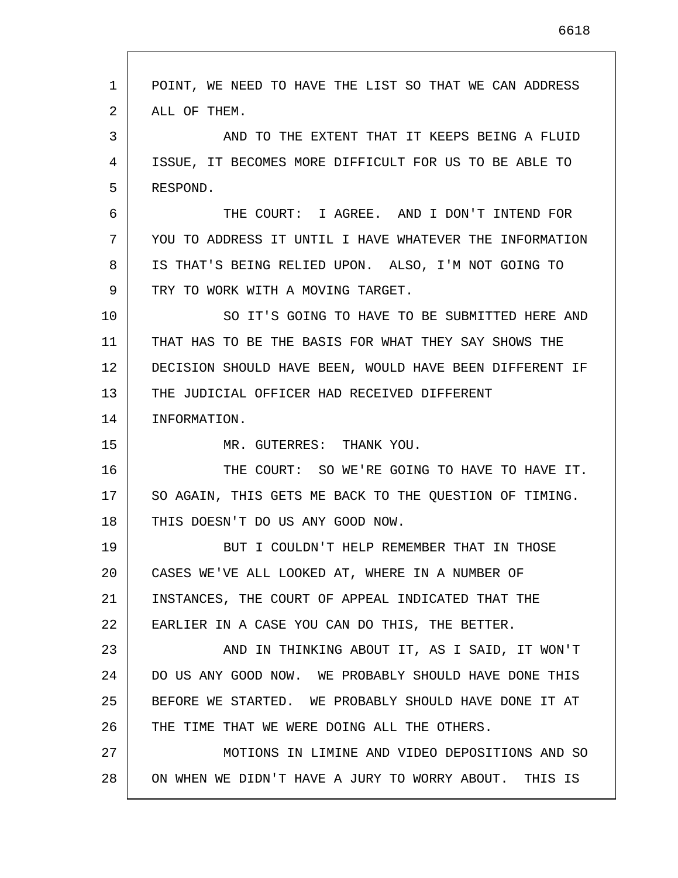POINT, WE NEED TO HAVE THE LIST SO THAT WE CAN ADDRESS ALL OF THEM.

AND TO THE EXTENT THAT IT KEEPS BEING A FLUID ISSUE, IT BECOMES MORE DIFFICULT FOR US TO BE ABLE TO RESPOND.

THE COURT: I AGREE. AND I DON'T INTEND FOR YOU TO ADDRESS IT UNTIL I HAVE WHATEVER THE INFORMATION IS THAT'S BEING RELIED UPON. ALSO, I'M NOT GOING TO TRY TO WORK WITH A MOVING TARGET.

SO IT'S GOING TO HAVE TO BE SUBMITTED HERE AND THAT HAS TO BE THE BASIS FOR WHAT THEY SAY SHOWS THE DECISION SHOULD HAVE BEEN, WOULD HAVE BEEN DIFFERENT IF THE JUDICIAL OFFICER HAD RECEIVED DIFFERENT INFORMATION.

MR. GUTERRES: THANK YOU.

THE COURT: SO WE'RE GOING TO HAVE TO HAVE IT. SO AGAIN, THIS GETS ME BACK TO THE QUESTION OF TIMING. THIS DOESN'T DO US ANY GOOD NOW.

BUT I COULDN'T HELP REMEMBER THAT IN THOSE CASES WE'VE ALL LOOKED AT, WHERE IN A NUMBER OF INSTANCES, THE COURT OF APPEAL INDICATED THAT THE EARLIER IN A CASE YOU CAN DO THIS, THE BETTER.

AND IN THINKING ABOUT IT, AS I SAID, IT WON'T DO US ANY GOOD NOW. WE PROBABLY SHOULD HAVE DONE THIS BEFORE WE STARTED. WE PROBABLY SHOULD HAVE DONE IT AT THE TIME THAT WE WERE DOING ALL THE OTHERS.

MOTIONS IN LIMINE AND VIDEO DEPOSITIONS AND SO ON WHEN WE DIDN'T HAVE A JURY TO WORRY ABOUT. THIS IS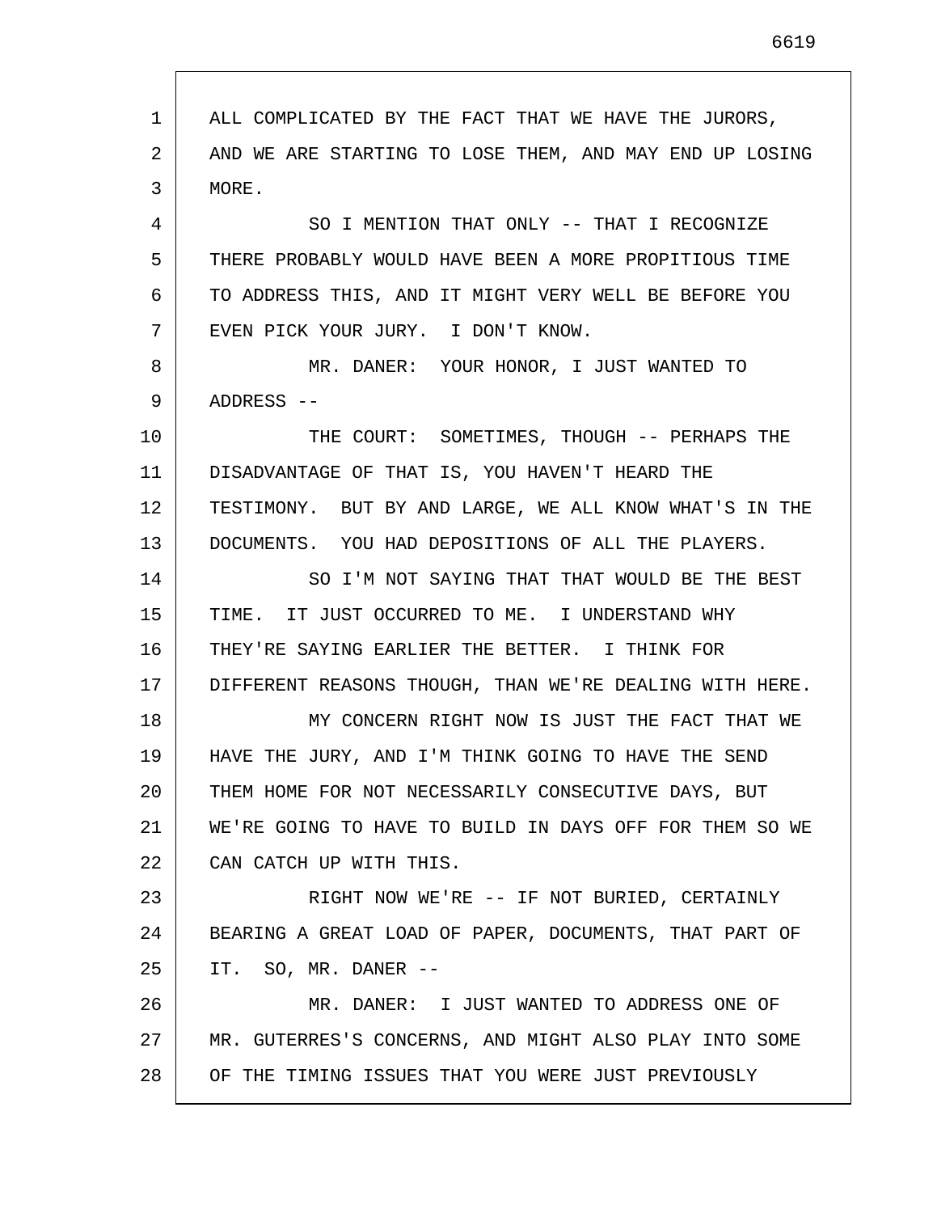ALL COMPLICATED BY THE FACT THAT WE HAVE THE JURORS, AND WE ARE STARTING TO LOSE THEM, AND MAY END UP LOSING MORE.

SO I MENTION THAT ONLY -- THAT I RECOGNIZE THERE PROBABLY WOULD HAVE BEEN A MORE PROPITIOUS TIME TO ADDRESS THIS, AND IT MIGHT VERY WELL BE BEFORE YOU EVEN PICK YOUR JURY. I DON'T KNOW.

MR. DANER: YOUR HONOR, I JUST WANTED TO ADDRESS --

THE COURT: SOMETIMES, THOUGH -- PERHAPS THE DISADVANTAGE OF THAT IS, YOU HAVEN'T HEARD THE TESTIMONY. BUT BY AND LARGE, WE ALL KNOW WHAT'S IN THE DOCUMENTS. YOU HAD DEPOSITIONS OF ALL THE PLAYERS.

SO I'M NOT SAYING THAT THAT WOULD BE THE BEST TIME. IT JUST OCCURRED TO ME. I UNDERSTAND WHY THEY'RE SAYING EARLIER THE BETTER. I THINK FOR DIFFERENT REASONS THOUGH, THAN WE'RE DEALING WITH HERE.

MY CONCERN RIGHT NOW IS JUST THE FACT THAT WE HAVE THE JURY, AND I'M THINK GOING TO HAVE THE SEND THEM HOME FOR NOT NECESSARILY CONSECUTIVE DAYS, BUT WE'RE GOING TO HAVE TO BUILD IN DAYS OFF FOR THEM SO WE CAN CATCH UP WITH THIS.

RIGHT NOW WE'RE -- IF NOT BURIED, CERTAINLY BEARING A GREAT LOAD OF PAPER, DOCUMENTS, THAT PART OF IT. SO, MR. DANER --

MR. DANER: I JUST WANTED TO ADDRESS ONE OF MR. GUTERRES'S CONCERNS, AND MIGHT ALSO PLAY INTO SOME OF THE TIMING ISSUES THAT YOU WERE JUST PREVIOUSLY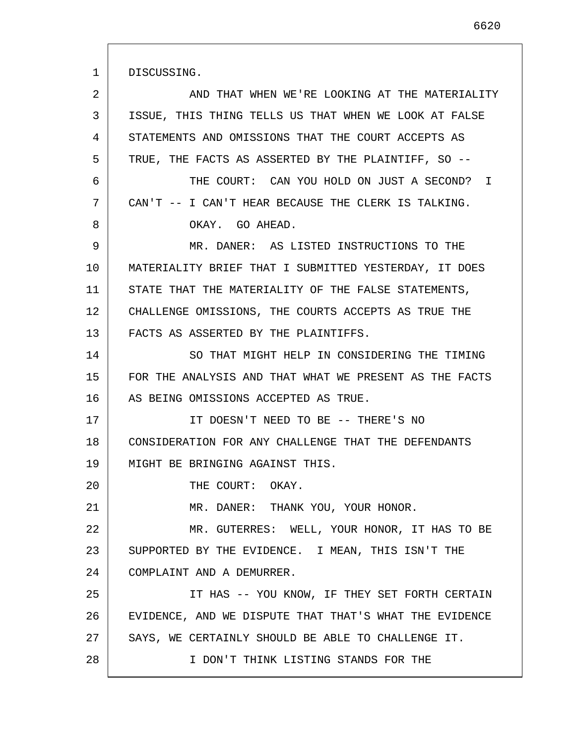DISCUSSING.

AND THAT WHEN WE'RE LOOKING AT THE MATERIALITY ISSUE, THIS THING TELLS US THAT WHEN WE LOOK AT FALSE STATEMENTS AND OMISSIONS THAT THE COURT ACCEPTS AS TRUE, THE FACTS AS ASSERTED BY THE PLAINTIFF, SO --

THE COURT: CAN YOU HOLD ON JUST A SECOND? I CAN'T -- I CAN'T HEAR BECAUSE THE CLERK IS TALKING.

OKAY. GO AHEAD.

MR. DANER: AS LISTED INSTRUCTIONS TO THE MATERIALITY BRIEF THAT I SUBMITTED YESTERDAY, IT DOES STATE THAT THE MATERIALITY OF THE FALSE STATEMENTS, CHALLENGE OMISSIONS, THE COURTS ACCEPTS AS TRUE THE FACTS AS ASSERTED BY THE PLAINTIFFS.

SO THAT MIGHT HELP IN CONSIDERING THE TIMING FOR THE ANALYSIS AND THAT WHAT WE PRESENT AS THE FACTS AS BEING OMISSIONS ACCEPTED AS TRUE.

IT DOESN'T NEED TO BE -- THERE'S NO CONSIDERATION FOR ANY CHALLENGE THAT THE DEFENDANTS MIGHT BE BRINGING AGAINST THIS.

THE COURT: OKAY.

MR. DANER: THANK YOU, YOUR HONOR.

MR. GUTERRES: WELL, YOUR HONOR, IT HAS TO BE SUPPORTED BY THE EVIDENCE. I MEAN, THIS ISN'T THE COMPLAINT AND A DEMURRER.

IT HAS -- YOU KNOW, IF THEY SET FORTH CERTAIN EVIDENCE, AND WE DISPUTE THAT THAT'S WHAT THE EVIDENCE SAYS, WE CERTAINLY SHOULD BE ABLE TO CHALLENGE IT.

I DON'T THINK LISTING STANDS FOR THE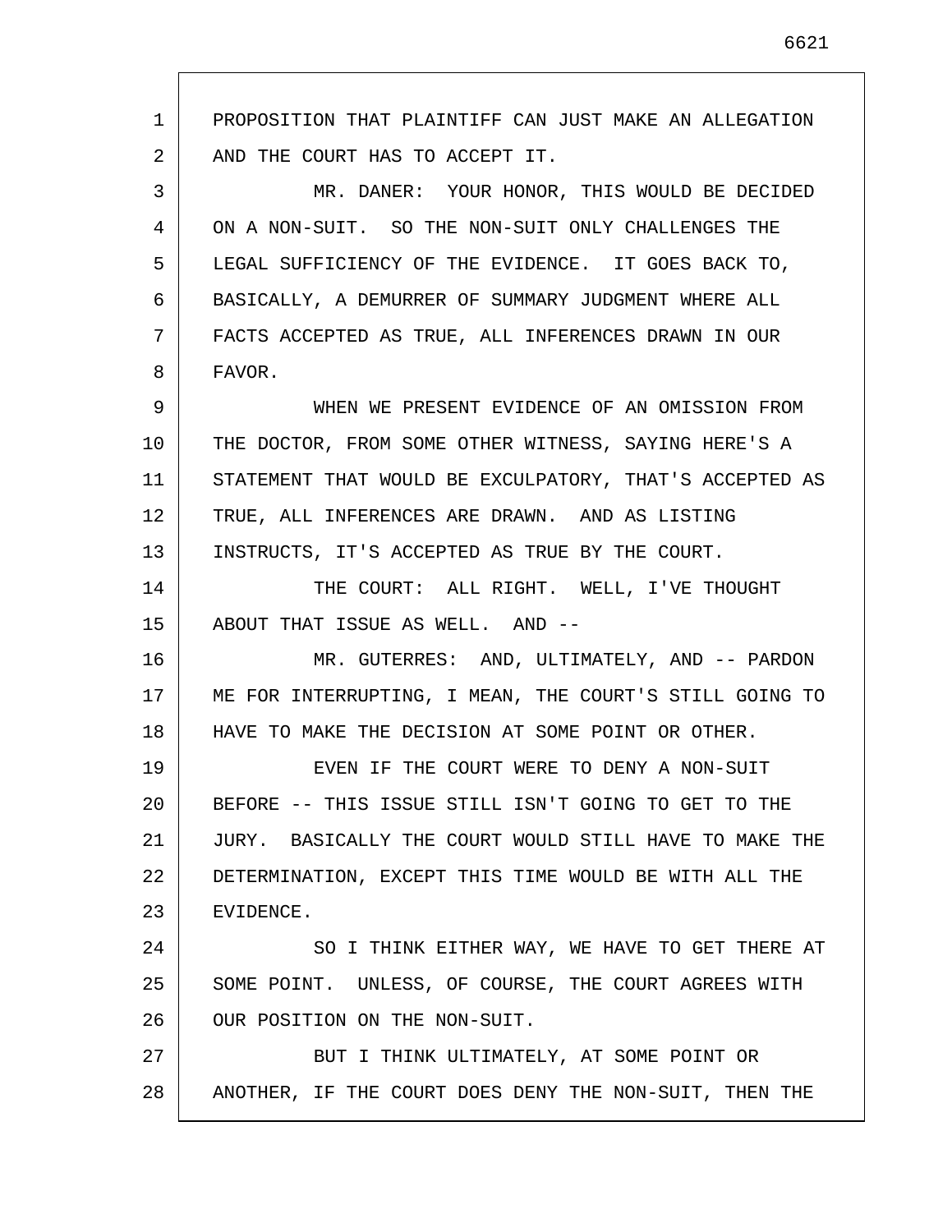PROPOSITION THAT PLAINTIFF CAN JUST MAKE AN ALLEGATION AND THE COURT HAS TO ACCEPT IT.

MR. DANER: YOUR HONOR, THIS WOULD BE DECIDED ON A NON-SUIT. SO THE NON-SUIT ONLY CHALLENGES THE LEGAL SUFFICIENCY OF THE EVIDENCE. IT GOES BACK TO, BASICALLY, A DEMURRER OF SUMMARY JUDGMENT WHERE ALL FACTS ACCEPTED AS TRUE, ALL INFERENCES DRAWN IN OUR FAVOR.

WHEN WE PRESENT EVIDENCE OF AN OMISSION FROM THE DOCTOR, FROM SOME OTHER WITNESS, SAYING HERE'S A STATEMENT THAT WOULD BE EXCULPATORY, THAT'S ACCEPTED AS TRUE, ALL INFERENCES ARE DRAWN. AND AS LISTING INSTRUCTS, IT'S ACCEPTED AS TRUE BY THE COURT.

THE COURT: ALL RIGHT. WELL, I'VE THOUGHT ABOUT THAT ISSUE AS WELL. AND --

MR. GUTERRES: AND, ULTIMATELY, AND -- PARDON ME FOR INTERRUPTING, I MEAN, THE COURT'S STILL GOING TO HAVE TO MAKE THE DECISION AT SOME POINT OR OTHER.

EVEN IF THE COURT WERE TO DENY A NON-SUIT BEFORE -- THIS ISSUE STILL ISN'T GOING TO GET TO THE JURY. BASICALLY THE COURT WOULD STILL HAVE TO MAKE THE DETERMINATION, EXCEPT THIS TIME WOULD BE WITH ALL THE EVIDENCE.

SO I THINK EITHER WAY, WE HAVE TO GET THERE AT SOME POINT. UNLESS, OF COURSE, THE COURT AGREES WITH OUR POSITION ON THE NON-SUIT.

BUT I THINK ULTIMATELY, AT SOME POINT OR ANOTHER, IF THE COURT DOES DENY THE NON-SUIT, THEN THE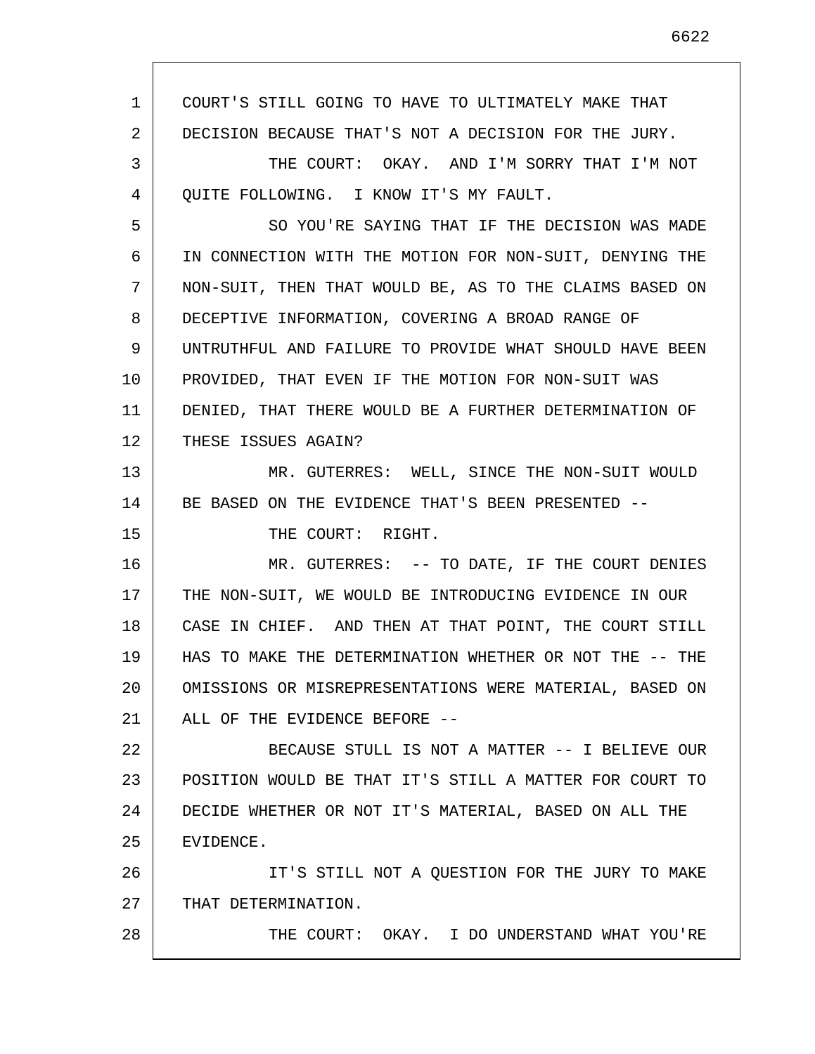COURT'S STILL GOING TO HAVE TO ULTIMATELY MAKE THAT DECISION BECAUSE THAT'S NOT A DECISION FOR THE JURY.

THE COURT: OKAY. AND I'M SORRY THAT I'M NOT QUITE FOLLOWING. I KNOW IT'S MY FAULT.

SO YOU'RE SAYING THAT IF THE DECISION WAS MADE IN CONNECTION WITH THE MOTION FOR NON-SUIT, DENYING THE NON-SUIT, THEN THAT WOULD BE, AS TO THE CLAIMS BASED ON DECEPTIVE INFORMATION, COVERING A BROAD RANGE OF UNTRUTHFUL AND FAILURE TO PROVIDE WHAT SHOULD HAVE BEEN PROVIDED, THAT EVEN IF THE MOTION FOR NON-SUIT WAS DENIED, THAT THERE WOULD BE A FURTHER DETERMINATION OF THESE ISSUES AGAIN?

MR. GUTERRES: WELL, SINCE THE NON-SUIT WOULD BE BASED ON THE EVIDENCE THAT'S BEEN PRESENTED --

THE COURT: RIGHT.

MR. GUTERRES: -- TO DATE, IF THE COURT DENIES THE NON-SUIT, WE WOULD BE INTRODUCING EVIDENCE IN OUR CASE IN CHIEF. AND THEN AT THAT POINT, THE COURT STILL HAS TO MAKE THE DETERMINATION WHETHER OR NOT THE -- THE OMISSIONS OR MISREPRESENTATIONS WERE MATERIAL, BASED ON ALL OF THE EVIDENCE BEFORE --

BECAUSE STULL IS NOT A MATTER -- I BELIEVE OUR POSITION WOULD BE THAT IT'S STILL A MATTER FOR COURT TO DECIDE WHETHER OR NOT IT'S MATERIAL, BASED ON ALL THE EVIDENCE.

IT'S STILL NOT A QUESTION FOR THE JURY TO MAKE THAT DETERMINATION.

THE COURT: OKAY. I DO UNDERSTAND WHAT YOU'RE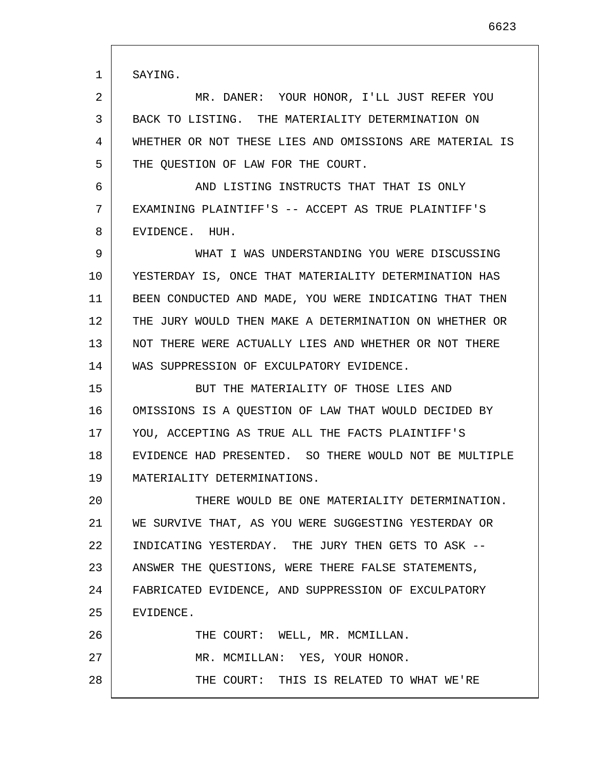SAYING.

MR. DANER: YOUR HONOR, I'LL JUST REFER YOU BACK TO LISTING. THE MATERIALITY DETERMINATION ON WHETHER OR NOT THESE LIES AND OMISSIONS ARE MATERIAL IS THE QUESTION OF LAW FOR THE COURT.

AND LISTING INSTRUCTS THAT THAT IS ONLY EXAMINING PLAINTIFF'S -- ACCEPT AS TRUE PLAINTIFF'S EVIDENCE. HUH.

WHAT I WAS UNDERSTANDING YOU WERE DISCUSSING YESTERDAY IS, ONCE THAT MATERIALITY DETERMINATION HAS BEEN CONDUCTED AND MADE, YOU WERE INDICATING THAT THEN THE JURY WOULD THEN MAKE A DETERMINATION ON WHETHER OR NOT THERE WERE ACTUALLY LIES AND WHETHER OR NOT THERE WAS SUPPRESSION OF EXCULPATORY EVIDENCE.

BUT THE MATERIALITY OF THOSE LIES AND OMISSIONS IS A QUESTION OF LAW THAT WOULD DECIDED BY YOU, ACCEPTING AS TRUE ALL THE FACTS PLAINTIFF'S EVIDENCE HAD PRESENTED. SO THERE WOULD NOT BE MULTIPLE MATERIALITY DETERMINATIONS.

THERE WOULD BE ONE MATERIALITY DETERMINATION. WE SURVIVE THAT, AS YOU WERE SUGGESTING YESTERDAY OR INDICATING YESTERDAY. THE JURY THEN GETS TO ASK -- ANSWER THE QUESTIONS, WERE THERE FALSE STATEMENTS, FABRICATED EVIDENCE, AND SUPPRESSION OF EXCULPATORY EVIDENCE.

THE COURT: WELL, MR. MCMILLAN.

MR. MCMILLAN: YES, YOUR HONOR.

THE COURT: THIS IS RELATED TO WHAT WE'RE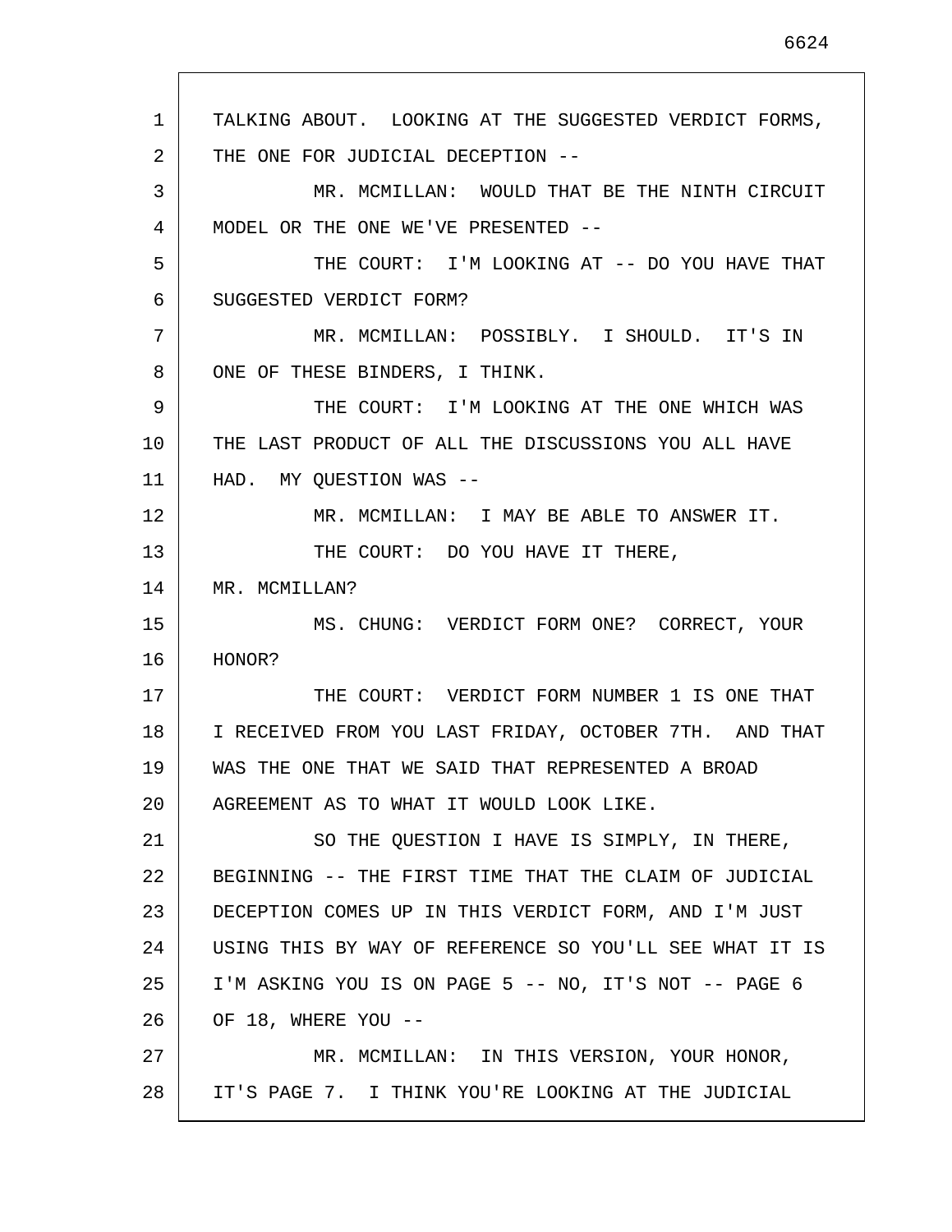TALKING ABOUT. LOOKING AT THE SUGGESTED VERDICT FORMS, THE ONE FOR JUDICIAL DECEPTION --

MR. MCMILLAN: WOULD THAT BE THE NINTH CIRCUIT MODEL OR THE ONE WE'VE PRESENTED --

THE COURT: I'M LOOKING AT -- DO YOU HAVE THAT SUGGESTED VERDICT FORM?

MR. MCMILLAN: POSSIBLY. I SHOULD. IT'S IN ONE OF THESE BINDERS, I THINK.

THE COURT: I'M LOOKING AT THE ONE WHICH WAS THE LAST PRODUCT OF ALL THE DISCUSSIONS YOU ALL HAVE HAD. MY QUESTION WAS --

MR. MCMILLAN: I MAY BE ABLE TO ANSWER IT.

THE COURT: DO YOU HAVE IT THERE, MR. MCMILLAN?

MS. CHUNG: VERDICT FORM ONE? CORRECT, YOUR HONOR?

THE COURT: VERDICT FORM NUMBER 1 IS ONE THAT I RECEIVED FROM YOU LAST FRIDAY, OCTOBER 7TH. AND THAT WAS THE ONE THAT WE SAID THAT REPRESENTED A BROAD AGREEMENT AS TO WHAT IT WOULD LOOK LIKE.

SO THE QUESTION I HAVE IS SIMPLY, IN THERE, BEGINNING -- THE FIRST TIME THAT THE CLAIM OF JUDICIAL DECEPTION COMES UP IN THIS VERDICT FORM, AND I'M JUST USING THIS BY WAY OF REFERENCE SO YOU'LL SEE WHAT IT IS I'M ASKING YOU IS ON PAGE 5 -- NO, IT'S NOT -- PAGE 6 OF 18, WHERE YOU --

MR. MCMILLAN: IN THIS VERSION, YOUR HONOR, IT'S PAGE 7. I THINK YOU'RE LOOKING AT THE JUDICIAL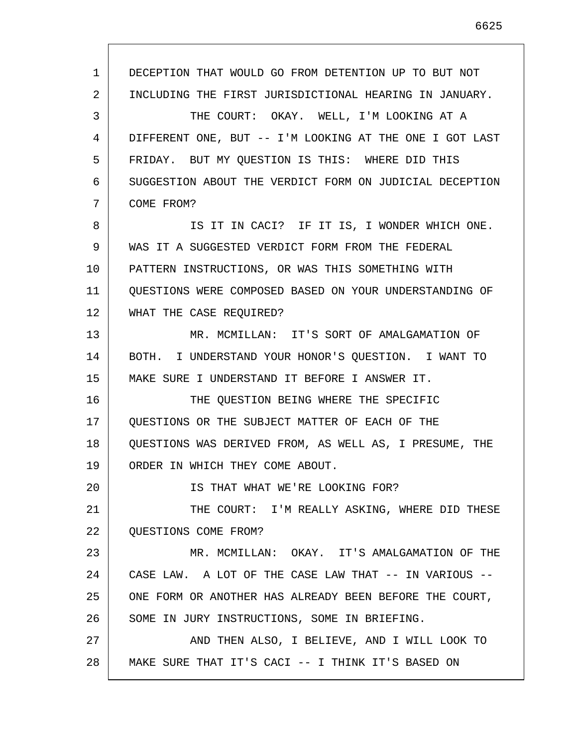DECEPTION THAT WOULD GO FROM DETENTION UP TO BUT NOT INCLUDING THE FIRST JURISDICTIONAL HEARING IN JANUARY.

THE COURT: OKAY. WELL, I'M LOOKING AT A DIFFERENT ONE, BUT -- I'M LOOKING AT THE ONE I GOT LAST FRIDAY. BUT MY QUESTION IS THIS: WHERE DID THIS SUGGESTION ABOUT THE VERDICT FORM ON JUDICIAL DECEPTION COME FROM?

IS IT IN CACI? IF IT IS, I WONDER WHICH ONE. WAS IT A SUGGESTED VERDICT FORM FROM THE FEDERAL PATTERN INSTRUCTIONS, OR WAS THIS SOMETHING WITH QUESTIONS WERE COMPOSED BASED ON YOUR UNDERSTANDING OF WHAT THE CASE REQUIRED?

MR. MCMILLAN: IT'S SORT OF AMALGAMATION OF BOTH. I UNDERSTAND YOUR HONOR'S QUESTION. I WANT TO MAKE SURE I UNDERSTAND IT BEFORE I ANSWER IT.

THE QUESTION BEING WHERE THE SPECIFIC QUESTIONS OR THE SUBJECT MATTER OF EACH OF THE QUESTIONS WAS DERIVED FROM, AS WELL AS, I PRESUME, THE ORDER IN WHICH THEY COME ABOUT.

IS THAT WHAT WE'RE LOOKING FOR?

THE COURT: I'M REALLY ASKING, WHERE DID THESE QUESTIONS COME FROM?

MR. MCMILLAN: OKAY. IT'S AMALGAMATION OF THE CASE LAW. A LOT OF THE CASE LAW THAT -- IN VARIOUS -- ONE FORM OR ANOTHER HAS ALREADY BEEN BEFORE THE COURT, SOME IN JURY INSTRUCTIONS, SOME IN BRIEFING.

AND THEN ALSO, I BELIEVE, AND I WILL LOOK TO MAKE SURE THAT IT'S CACI -- I THINK IT'S BASED ON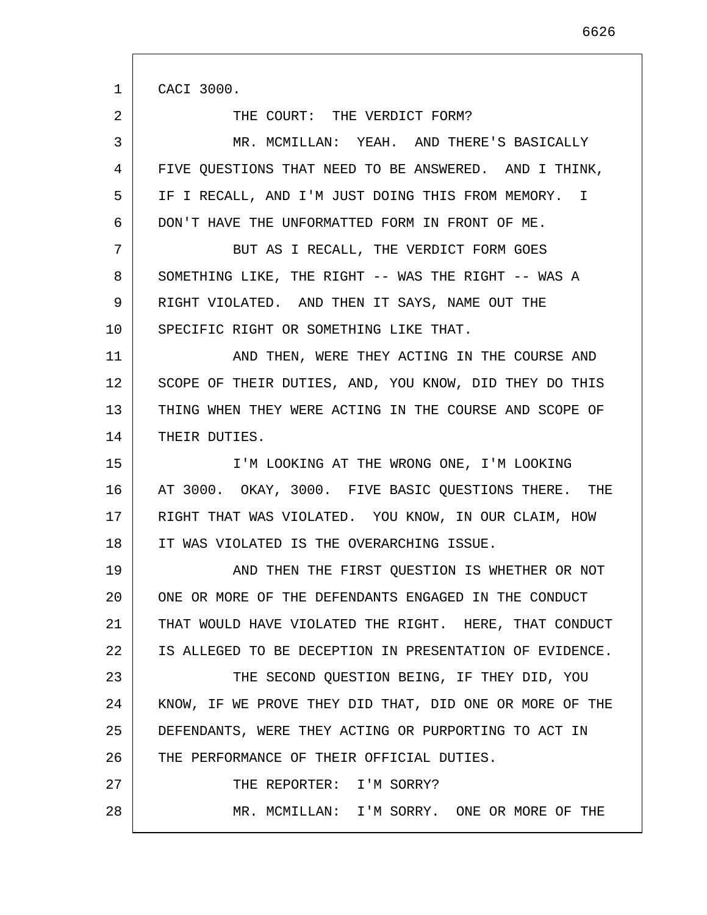CACI 3000.

THE COURT: THE VERDICT FORM?

MR. MCMILLAN: YEAH. AND THERE'S BASICALLY FIVE QUESTIONS THAT NEED TO BE ANSWERED. AND I THINK, IF I RECALL, AND I'M JUST DOING THIS FROM MEMORY. I DON'T HAVE THE UNFORMATTED FORM IN FRONT OF ME.

BUT AS I RECALL, THE VERDICT FORM GOES SOMETHING LIKE, THE RIGHT -- WAS THE RIGHT -- WAS A RIGHT VIOLATED. AND THEN IT SAYS, NAME OUT THE SPECIFIC RIGHT OR SOMETHING LIKE THAT.

AND THEN, WERE THEY ACTING IN THE COURSE AND SCOPE OF THEIR DUTIES, AND, YOU KNOW, DID THEY DO THIS THING WHEN THEY WERE ACTING IN THE COURSE AND SCOPE OF THEIR DUTIES.

I'M LOOKING AT THE WRONG ONE, I'M LOOKING AT 3000. OKAY, 3000. FIVE BASIC QUESTIONS THERE. THE RIGHT THAT WAS VIOLATED. YOU KNOW, IN OUR CLAIM, HOW IT WAS VIOLATED IS THE OVERARCHING ISSUE.

AND THEN THE FIRST QUESTION IS WHETHER OR NOT ONE OR MORE OF THE DEFENDANTS ENGAGED IN THE CONDUCT THAT WOULD HAVE VIOLATED THE RIGHT. HERE, THAT CONDUCT IS ALLEGED TO BE DECEPTION IN PRESENTATION OF EVIDENCE.

THE SECOND QUESTION BEING, IF THEY DID, YOU KNOW, IF WE PROVE THEY DID THAT, DID ONE OR MORE OF THE DEFENDANTS, WERE THEY ACTING OR PURPORTING TO ACT IN THE PERFORMANCE OF THEIR OFFICIAL DUTIES.

THE REPORTER: I'M SORRY?

MR. MCMILLAN: I'M SORRY. ONE OR MORE OF THE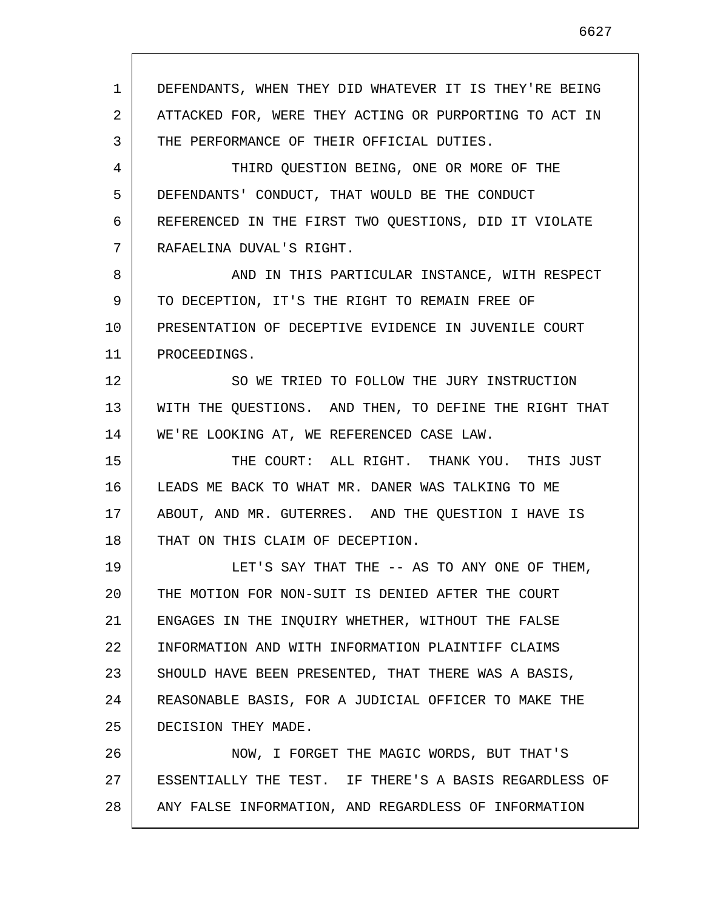DEFENDANTS, WHEN THEY DID WHATEVER IT IS THEY'RE BEING ATTACKED FOR, WERE THEY ACTING OR PURPORTING TO ACT IN THE PERFORMANCE OF THEIR OFFICIAL DUTIES.

THIRD QUESTION BEING, ONE OR MORE OF THE DEFENDANTS' CONDUCT, THAT WOULD BE THE CONDUCT REFERENCED IN THE FIRST TWO QUESTIONS, DID IT VIOLATE RAFAELINA DUVAL'S RIGHT.

AND IN THIS PARTICULAR INSTANCE, WITH RESPECT TO DECEPTION, IT'S THE RIGHT TO REMAIN FREE OF PRESENTATION OF DECEPTIVE EVIDENCE IN JUVENILE COURT PROCEEDINGS.

SO WE TRIED TO FOLLOW THE JURY INSTRUCTION WITH THE QUESTIONS. AND THEN, TO DEFINE THE RIGHT THAT WE'RE LOOKING AT, WE REFERENCED CASE LAW.

THE COURT: ALL RIGHT. THANK YOU. THIS JUST LEADS ME BACK TO WHAT MR. DANER WAS TALKING TO ME ABOUT, AND MR. GUTERRES. AND THE QUESTION I HAVE IS THAT ON THIS CLAIM OF DECEPTION.

LET'S SAY THAT THE -- AS TO ANY ONE OF THEM, THE MOTION FOR NON-SUIT IS DENIED AFTER THE COURT ENGAGES IN THE INQUIRY WHETHER, WITHOUT THE FALSE INFORMATION AND WITH INFORMATION PLAINTIFF CLAIMS SHOULD HAVE BEEN PRESENTED, THAT THERE WAS A BASIS, REASONABLE BASIS, FOR A JUDICIAL OFFICER TO MAKE THE DECISION THEY MADE.

NOW, I FORGET THE MAGIC WORDS, BUT THAT'S ESSENTIALLY THE TEST. IF THERE'S A BASIS REGARDLESS OF ANY FALSE INFORMATION, AND REGARDLESS OF INFORMATION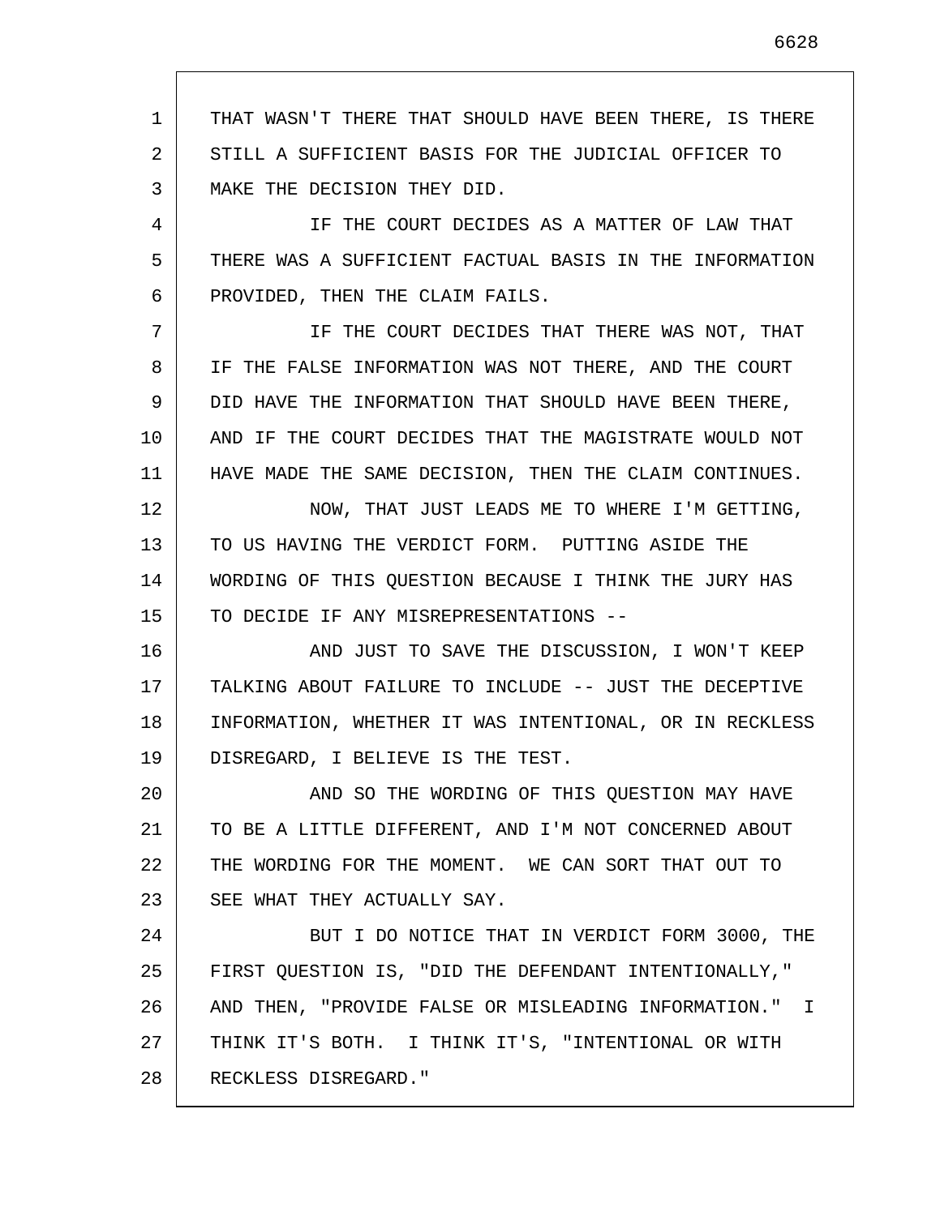THAT WASN'T THERE THAT SHOULD HAVE BEEN THERE, IS THERE STILL A SUFFICIENT BASIS FOR THE JUDICIAL OFFICER TO MAKE THE DECISION THEY DID.

IF THE COURT DECIDES AS A MATTER OF LAW THAT THERE WAS A SUFFICIENT FACTUAL BASIS IN THE INFORMATION PROVIDED, THEN THE CLAIM FAILS.

IF THE COURT DECIDES THAT THERE WAS NOT, THAT IF THE FALSE INFORMATION WAS NOT THERE, AND THE COURT DID HAVE THE INFORMATION THAT SHOULD HAVE BEEN THERE, AND IF THE COURT DECIDES THAT THE MAGISTRATE WOULD NOT HAVE MADE THE SAME DECISION, THEN THE CLAIM CONTINUES.

NOW, THAT JUST LEADS ME TO WHERE I'M GETTING, TO US HAVING THE VERDICT FORM. PUTTING ASIDE THE WORDING OF THIS QUESTION BECAUSE I THINK THE JURY HAS TO DECIDE IF ANY MISREPRESENTATIONS --

AND JUST TO SAVE THE DISCUSSION, I WON'T KEEP TALKING ABOUT FAILURE TO INCLUDE -- JUST THE DECEPTIVE INFORMATION, WHETHER IT WAS INTENTIONAL, OR IN RECKLESS DISREGARD, I BELIEVE IS THE TEST.

AND SO THE WORDING OF THIS QUESTION MAY HAVE TO BE A LITTLE DIFFERENT, AND I'M NOT CONCERNED ABOUT THE WORDING FOR THE MOMENT. WE CAN SORT THAT OUT TO SEE WHAT THEY ACTUALLY SAY.

BUT I DO NOTICE THAT IN VERDICT FORM 3000, THE FIRST QUESTION IS, "DID THE DEFENDANT INTENTIONALLY," AND THEN, "PROVIDE FALSE OR MISLEADING INFORMATION." I THINK IT'S BOTH. I THINK IT'S, "INTENTIONAL OR WITH RECKLESS DISREGARD."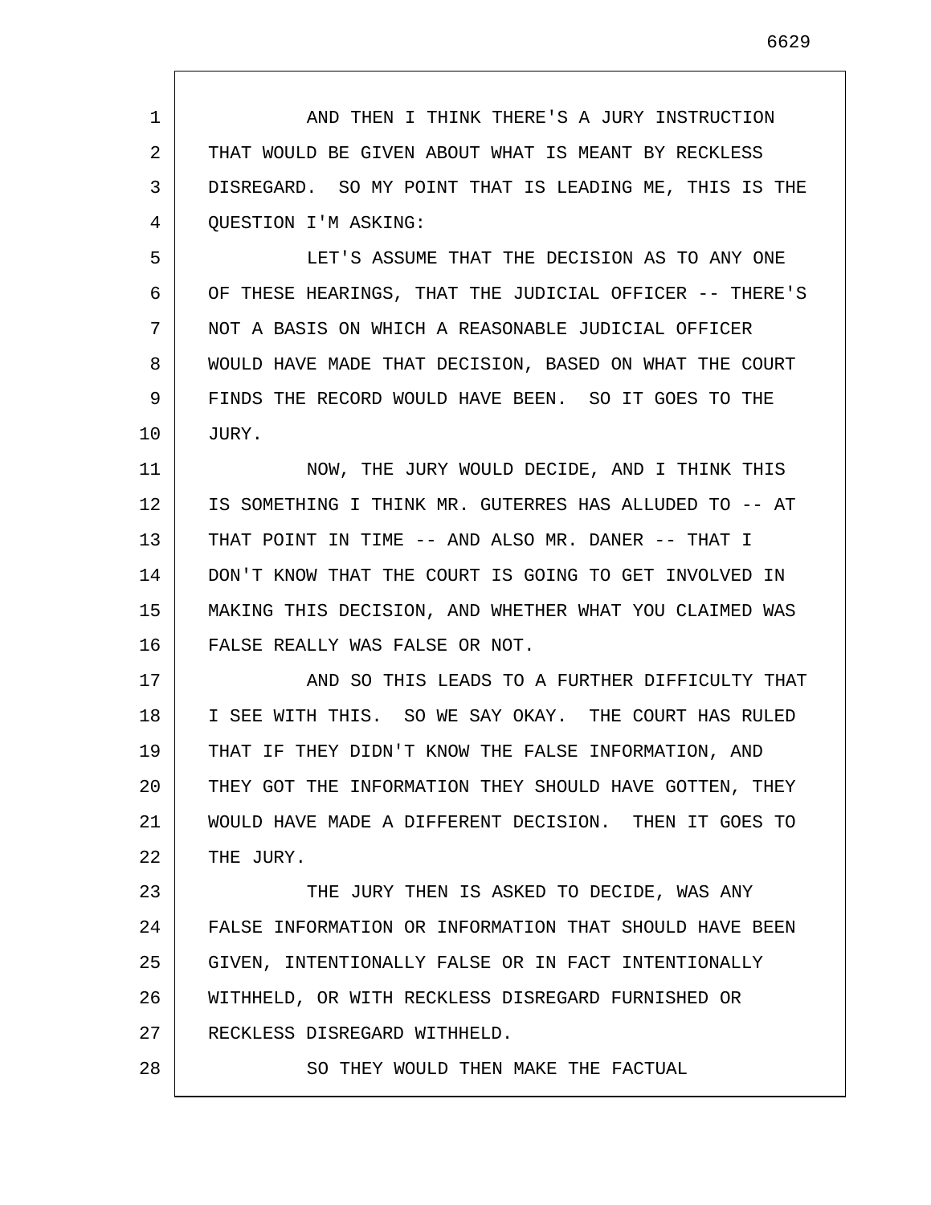AND THEN I THINK THERE'S A JURY INSTRUCTION THAT WOULD BE GIVEN ABOUT WHAT IS MEANT BY RECKLESS DISREGARD. SO MY POINT THAT IS LEADING ME, THIS IS THE QUESTION I'M ASKING:

LET'S ASSUME THAT THE DECISION AS TO ANY ONE OF THESE HEARINGS, THAT THE JUDICIAL OFFICER -- THERE'S NOT A BASIS ON WHICH A REASONABLE JUDICIAL OFFICER WOULD HAVE MADE THAT DECISION, BASED ON WHAT THE COURT FINDS THE RECORD WOULD HAVE BEEN. SO IT GOES TO THE JURY.

NOW, THE JURY WOULD DECIDE, AND I THINK THIS IS SOMETHING I THINK MR. GUTERRES HAS ALLUDED TO -- AT THAT POINT IN TIME -- AND ALSO MR. DANER -- THAT I DON'T KNOW THAT THE COURT IS GOING TO GET INVOLVED IN MAKING THIS DECISION, AND WHETHER WHAT YOU CLAIMED WAS FALSE REALLY WAS FALSE OR NOT.

AND SO THIS LEADS TO A FURTHER DIFFICULTY THAT I SEE WITH THIS. SO WE SAY OKAY. THE COURT HAS RULED THAT IF THEY DIDN'T KNOW THE FALSE INFORMATION, AND THEY GOT THE INFORMATION THEY SHOULD HAVE GOTTEN, THEY WOULD HAVE MADE A DIFFERENT DECISION. THEN IT GOES TO THE JURY.

THE JURY THEN IS ASKED TO DECIDE, WAS ANY FALSE INFORMATION OR INFORMATION THAT SHOULD HAVE BEEN GIVEN, INTENTIONALLY FALSE OR IN FACT INTENTIONALLY WITHHELD, OR WITH RECKLESS DISREGARD FURNISHED OR RECKLESS DISREGARD WITHHELD.

SO THEY WOULD THEN MAKE THE FACTUAL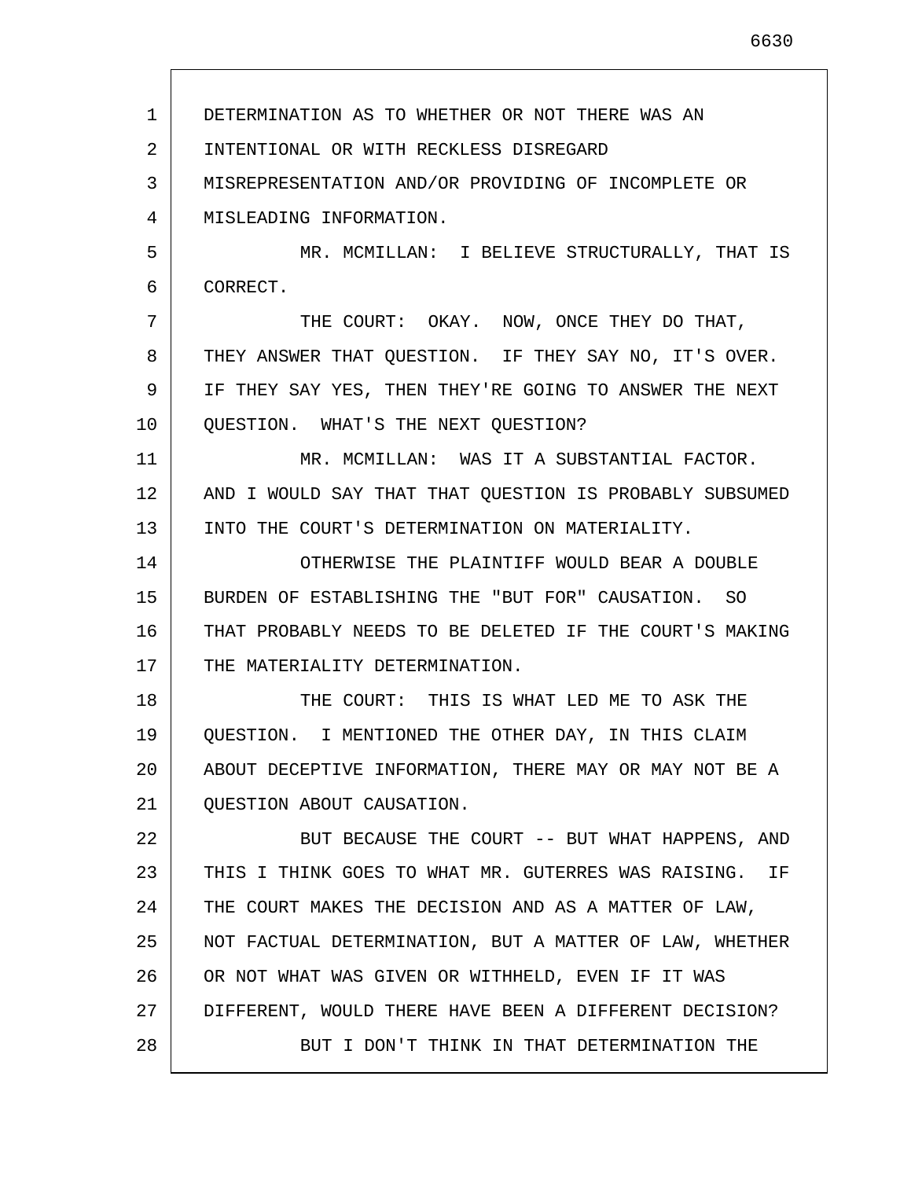DETERMINATION AS TO WHETHER OR NOT THERE WAS AN INTENTIONAL OR WITH RECKLESS DISREGARD MISREPRESENTATION AND/OR PROVIDING OF INCOMPLETE OR MISLEADING INFORMATION.

MR. MCMILLAN: I BELIEVE STRUCTURALLY, THAT IS CORRECT.

THE COURT: OKAY. NOW, ONCE THEY DO THAT, THEY ANSWER THAT QUESTION. IF THEY SAY NO, IT'S OVER. IF THEY SAY YES, THEN THEY'RE GOING TO ANSWER THE NEXT QUESTION. WHAT'S THE NEXT QUESTION?

MR. MCMILLAN: WAS IT A SUBSTANTIAL FACTOR. AND I WOULD SAY THAT THAT QUESTION IS PROBABLY SUBSUMED INTO THE COURT'S DETERMINATION ON MATERIALITY.

OTHERWISE THE PLAINTIFF WOULD BEAR A DOUBLE BURDEN OF ESTABLISHING THE "BUT FOR" CAUSATION. SO THAT PROBABLY NEEDS TO BE DELETED IF THE COURT'S MAKING THE MATERIALITY DETERMINATION.

THE COURT: THIS IS WHAT LED ME TO ASK THE QUESTION. I MENTIONED THE OTHER DAY, IN THIS CLAIM ABOUT DECEPTIVE INFORMATION, THERE MAY OR MAY NOT BE A QUESTION ABOUT CAUSATION.

BUT BECAUSE THE COURT -- BUT WHAT HAPPENS, AND THIS I THINK GOES TO WHAT MR. GUTERRES WAS RAISING. IF THE COURT MAKES THE DECISION AND AS A MATTER OF LAW, NOT FACTUAL DETERMINATION, BUT A MATTER OF LAW, WHETHER OR NOT WHAT WAS GIVEN OR WITHHELD, EVEN IF IT WAS DIFFERENT, WOULD THERE HAVE BEEN A DIFFERENT DECISION?

BUT I DON'T THINK IN THAT DETERMINATION THE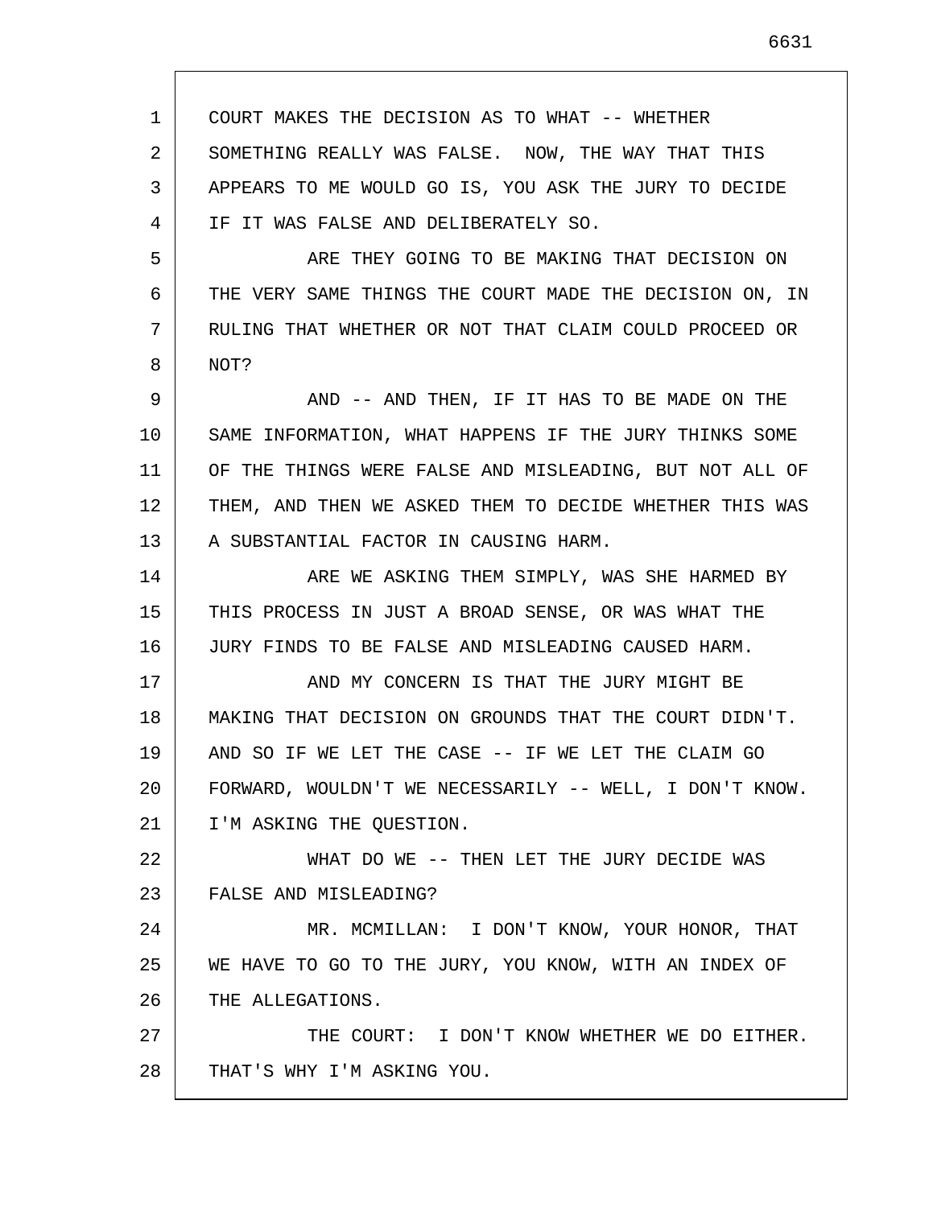COURT MAKES THE DECISION AS TO WHAT -- WHETHER SOMETHING REALLY WAS FALSE. NOW, THE WAY THAT THIS APPEARS TO ME WOULD GO IS, YOU ASK THE JURY TO DECIDE IF IT WAS FALSE AND DELIBERATELY SO.

ARE THEY GOING TO BE MAKING THAT DECISION ON THE VERY SAME THINGS THE COURT MADE THE DECISION ON, IN RULING THAT WHETHER OR NOT THAT CLAIM COULD PROCEED OR NOT?

AND -- AND THEN, IF IT HAS TO BE MADE ON THE SAME INFORMATION, WHAT HAPPENS IF THE JURY THINKS SOME OF THE THINGS WERE FALSE AND MISLEADING, BUT NOT ALL OF THEM, AND THEN WE ASKED THEM TO DECIDE WHETHER THIS WAS A SUBSTANTIAL FACTOR IN CAUSING HARM.

ARE WE ASKING THEM SIMPLY, WAS SHE HARMED BY THIS PROCESS IN JUST A BROAD SENSE, OR WAS WHAT THE JURY FINDS TO BE FALSE AND MISLEADING CAUSED HARM.

AND MY CONCERN IS THAT THE JURY MIGHT BE MAKING THAT DECISION ON GROUNDS THAT THE COURT DIDN'T. AND SO IF WE LET THE CASE -- IF WE LET THE CLAIM GO FORWARD, WOULDN'T WE NECESSARILY -- WELL, I DON'T KNOW. I'M ASKING THE QUESTION.

WHAT DO WE -- THEN LET THE JURY DECIDE WAS FALSE AND MISLEADING?

MR. MCMILLAN: I DON'T KNOW, YOUR HONOR, THAT WE HAVE TO GO TO THE JURY, YOU KNOW, WITH AN INDEX OF THE ALLEGATIONS.

THE COURT: I DON'T KNOW WHETHER WE DO EITHER. THAT'S WHY I'M ASKING YOU.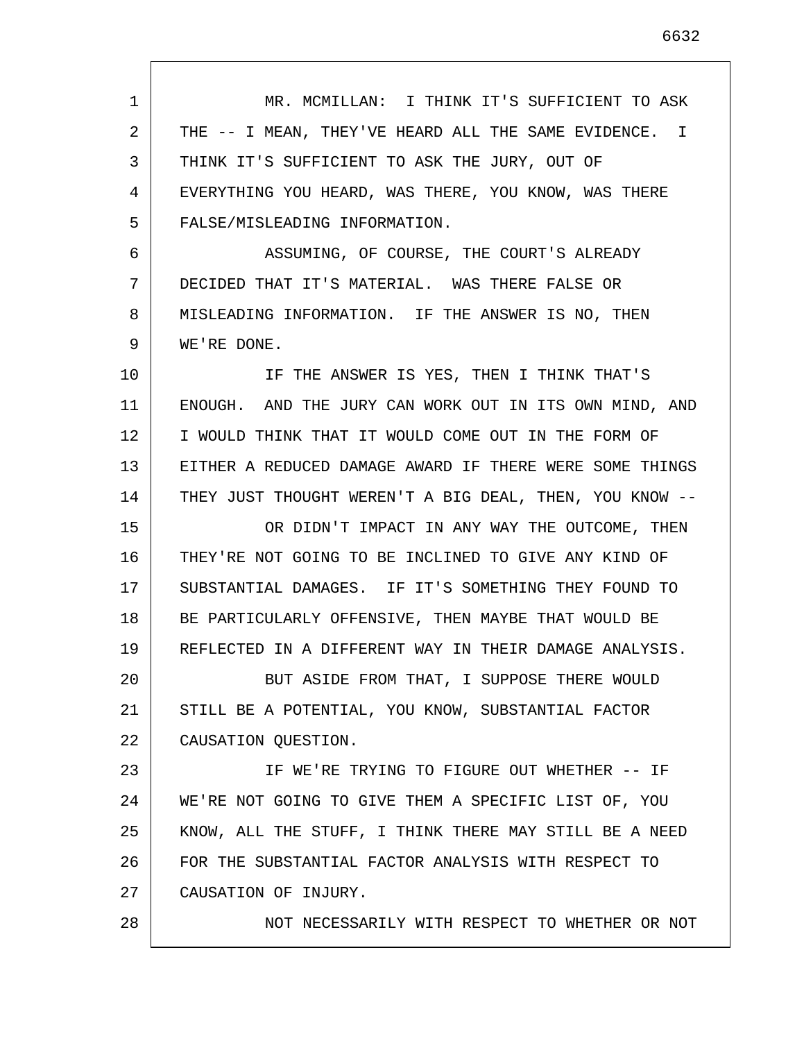MR. MCMILLAN: I THINK IT'S SUFFICIENT TO ASK THE -- I MEAN, THEY'VE HEARD ALL THE SAME EVIDENCE. I THINK IT'S SUFFICIENT TO ASK THE JURY, OUT OF EVERYTHING YOU HEARD, WAS THERE, YOU KNOW, WAS THERE FALSE/MISLEADING INFORMATION.

ASSUMING, OF COURSE, THE COURT'S ALREADY DECIDED THAT IT'S MATERIAL. WAS THERE FALSE OR MISLEADING INFORMATION. IF THE ANSWER IS NO, THEN WE'RE DONE.

IF THE ANSWER IS YES, THEN I THINK THAT'S ENOUGH. AND THE JURY CAN WORK OUT IN ITS OWN MIND, AND I WOULD THINK THAT IT WOULD COME OUT IN THE FORM OF EITHER A REDUCED DAMAGE AWARD IF THERE WERE SOME THINGS THEY JUST THOUGHT WEREN'T A BIG DEAL, THEN, YOU KNOW --

OR DIDN'T IMPACT IN ANY WAY THE OUTCOME, THEN THEY'RE NOT GOING TO BE INCLINED TO GIVE ANY KIND OF SUBSTANTIAL DAMAGES. IF IT'S SOMETHING THEY FOUND TO BE PARTICULARLY OFFENSIVE, THEN MAYBE THAT WOULD BE REFLECTED IN A DIFFERENT WAY IN THEIR DAMAGE ANALYSIS.

BUT ASIDE FROM THAT, I SUPPOSE THERE WOULD STILL BE A POTENTIAL, YOU KNOW, SUBSTANTIAL FACTOR CAUSATION QUESTION.

IF WE'RE TRYING TO FIGURE OUT WHETHER -- IF WE'RE NOT GOING TO GIVE THEM A SPECIFIC LIST OF, YOU KNOW, ALL THE STUFF, I THINK THERE MAY STILL BE A NEED FOR THE SUBSTANTIAL FACTOR ANALYSIS WITH RESPECT TO CAUSATION OF INJURY.

NOT NECESSARILY WITH RESPECT TO WHETHER OR NOT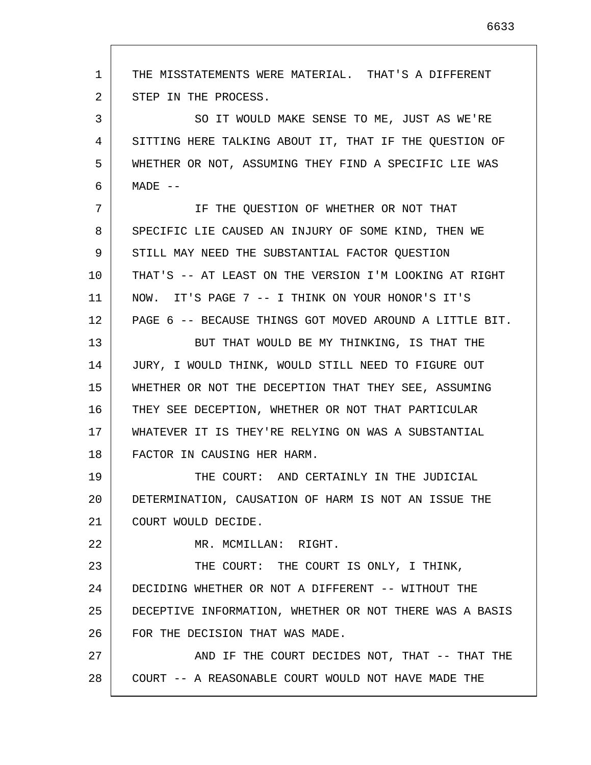THE MISSTATEMENTS WERE MATERIAL. THAT'S A DIFFERENT STEP IN THE PROCESS.

SO IT WOULD MAKE SENSE TO ME, JUST AS WE'RE SITTING HERE TALKING ABOUT IT, THAT IF THE QUESTION OF WHETHER OR NOT, ASSUMING THEY FIND A SPECIFIC LIE WAS MADE --

IF THE QUESTION OF WHETHER OR NOT THAT SPECIFIC LIE CAUSED AN INJURY OF SOME KIND, THEN WE STILL MAY NEED THE SUBSTANTIAL FACTOR QUESTION THAT'S -- AT LEAST ON THE VERSION I'M LOOKING AT RIGHT NOW. IT'S PAGE 7 -- I THINK ON YOUR HONOR'S IT'S PAGE 6 -- BECAUSE THINGS GOT MOVED AROUND A LITTLE BIT.

BUT THAT WOULD BE MY THINKING, IS THAT THE JURY, I WOULD THINK, WOULD STILL NEED TO FIGURE OUT WHETHER OR NOT THE DECEPTION THAT THEY SEE, ASSUMING THEY SEE DECEPTION, WHETHER OR NOT THAT PARTICULAR WHATEVER IT IS THEY'RE RELYING ON WAS A SUBSTANTIAL FACTOR IN CAUSING HER HARM.

THE COURT: AND CERTAINLY IN THE JUDICIAL DETERMINATION, CAUSATION OF HARM IS NOT AN ISSUE THE COURT WOULD DECIDE.

MR. MCMILLAN: RIGHT.

THE COURT: THE COURT IS ONLY, I THINK, DECIDING WHETHER OR NOT A DIFFERENT -- WITHOUT THE DECEPTIVE INFORMATION, WHETHER OR NOT THERE WAS A BASIS FOR THE DECISION THAT WAS MADE.

AND IF THE COURT DECIDES NOT, THAT -- THAT THE COURT -- A REASONABLE COURT WOULD NOT HAVE MADE THE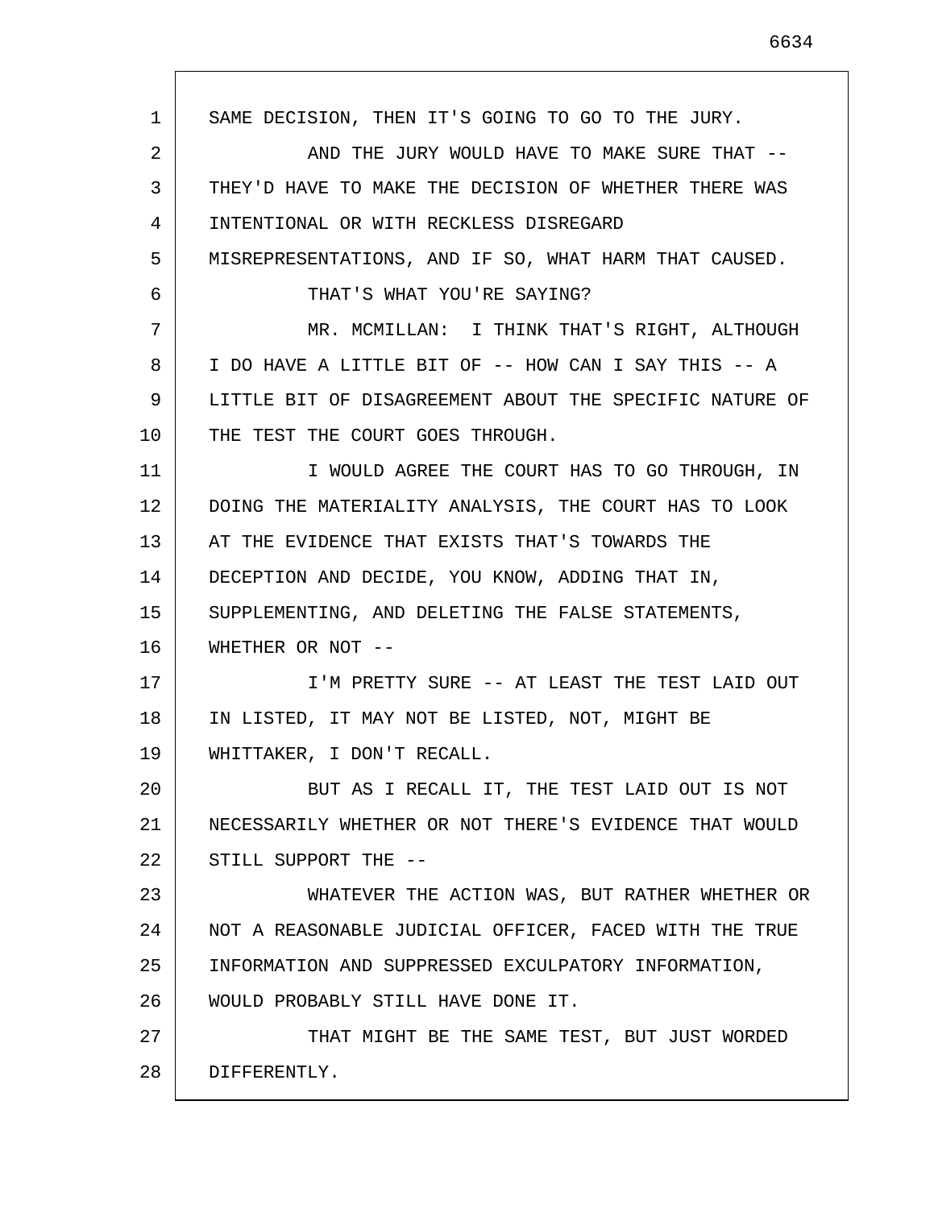SAME DECISION, THEN IT'S GOING TO GO TO THE JURY.

AND THE JURY WOULD HAVE TO MAKE SURE THAT -- THEY'D HAVE TO MAKE THE DECISION OF WHETHER THERE WAS INTENTIONAL OR WITH RECKLESS DISREGARD MISREPRESENTATIONS, AND IF SO, WHAT HARM THAT CAUSED.

THAT'S WHAT YOU'RE SAYING?

MR. MCMILLAN: I THINK THAT'S RIGHT, ALTHOUGH I DO HAVE A LITTLE BIT OF -- HOW CAN I SAY THIS -- A LITTLE BIT OF DISAGREEMENT ABOUT THE SPECIFIC NATURE OF THE TEST THE COURT GOES THROUGH.

I WOULD AGREE THE COURT HAS TO GO THROUGH, IN DOING THE MATERIALITY ANALYSIS, THE COURT HAS TO LOOK AT THE EVIDENCE THAT EXISTS THAT'S TOWARDS THE DECEPTION AND DECIDE, YOU KNOW, ADDING THAT IN, SUPPLEMENTING, AND DELETING THE FALSE STATEMENTS, WHETHER OR NOT --

I'M PRETTY SURE -- AT LEAST THE TEST LAID OUT IN LISTED, IT MAY NOT BE LISTED, NOT, MIGHT BE WHITTAKER, I DON'T RECALL.

BUT AS I RECALL IT, THE TEST LAID OUT IS NOT NECESSARILY WHETHER OR NOT THERE'S EVIDENCE THAT WOULD STILL SUPPORT THE --

WHATEVER THE ACTION WAS, BUT RATHER WHETHER OR NOT A REASONABLE JUDICIAL OFFICER, FACED WITH THE TRUE INFORMATION AND SUPPRESSED EXCULPATORY INFORMATION, WOULD PROBABLY STILL HAVE DONE IT.

THAT MIGHT BE THE SAME TEST, BUT JUST WORDED DIFFERENTLY.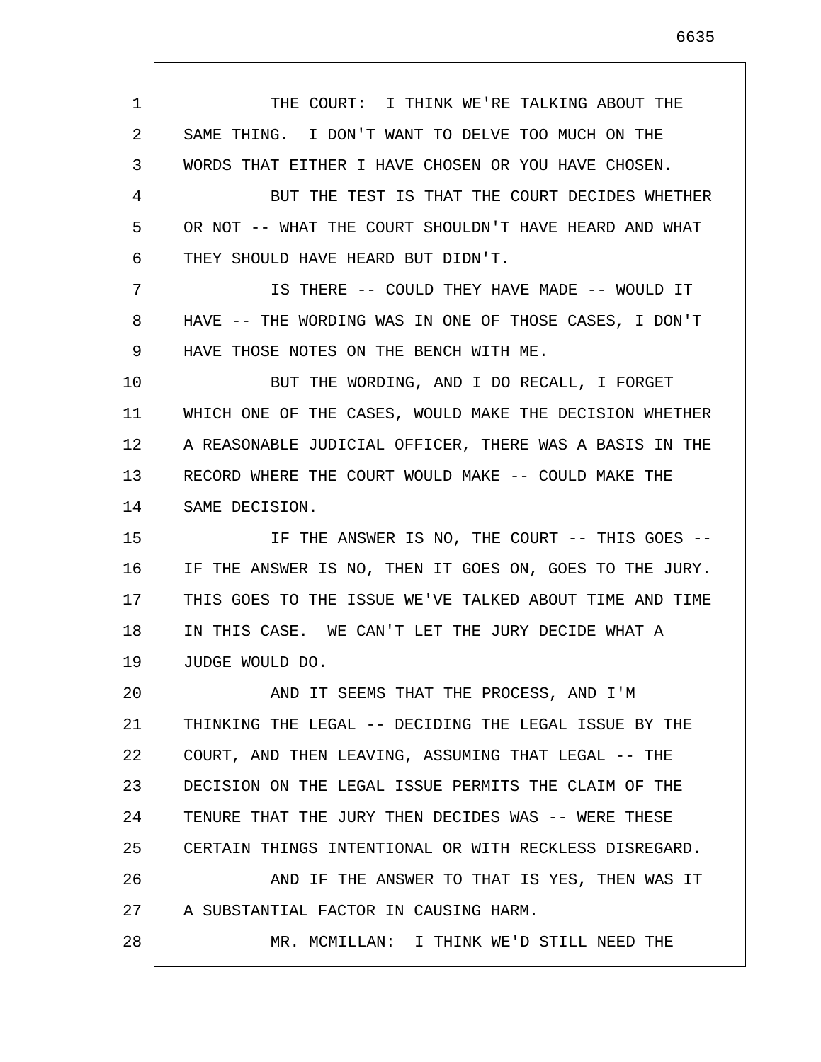THE COURT: I THINK WE'RE TALKING ABOUT THE SAME THING. I DON'T WANT TO DELVE TOO MUCH ON THE WORDS THAT EITHER I HAVE CHOSEN OR YOU HAVE CHOSEN.

BUT THE TEST IS THAT THE COURT DECIDES WHETHER OR NOT -- WHAT THE COURT SHOULDN'T HAVE HEARD AND WHAT THEY SHOULD HAVE HEARD BUT DIDN'T.

IS THERE -- COULD THEY HAVE MADE -- WOULD IT HAVE -- THE WORDING WAS IN ONE OF THOSE CASES, I DON'T HAVE THOSE NOTES ON THE BENCH WITH ME.

BUT THE WORDING, AND I DO RECALL, I FORGET WHICH ONE OF THE CASES, WOULD MAKE THE DECISION WHETHER A REASONABLE JUDICIAL OFFICER, THERE WAS A BASIS IN THE RECORD WHERE THE COURT WOULD MAKE -- COULD MAKE THE SAME DECISION.

IF THE ANSWER IS NO, THE COURT -- THIS GOES -- IF THE ANSWER IS NO, THEN IT GOES ON, GOES TO THE JURY. THIS GOES TO THE ISSUE WE'VE TALKED ABOUT TIME AND TIME IN THIS CASE. WE CAN'T LET THE JURY DECIDE WHAT A JUDGE WOULD DO.

AND IT SEEMS THAT THE PROCESS, AND I'M THINKING THE LEGAL -- DECIDING THE LEGAL ISSUE BY THE COURT, AND THEN LEAVING, ASSUMING THAT LEGAL -- THE DECISION ON THE LEGAL ISSUE PERMITS THE CLAIM OF THE TENURE THAT THE JURY THEN DECIDES WAS -- WERE THESE CERTAIN THINGS INTENTIONAL OR WITH RECKLESS DISREGARD.

AND IF THE ANSWER TO THAT IS YES, THEN WAS IT A SUBSTANTIAL FACTOR IN CAUSING HARM.

MR. MCMILLAN: I THINK WE'D STILL NEED THE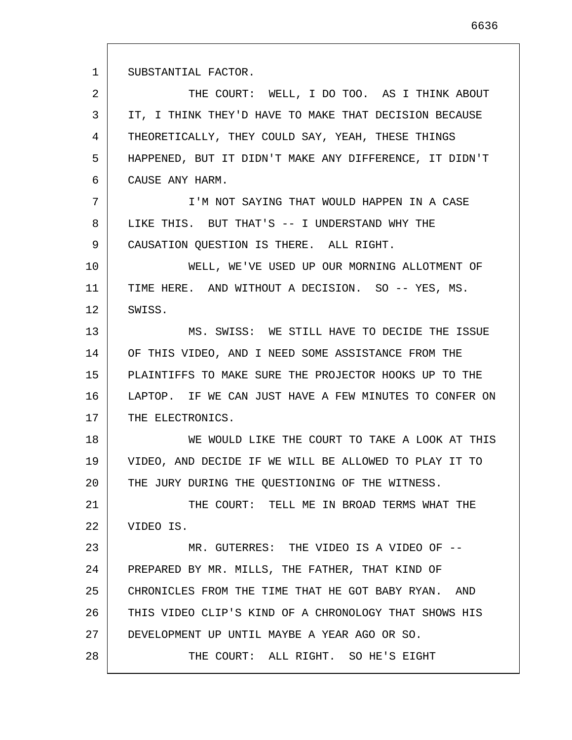SUBSTANTIAL FACTOR.

THE COURT: WELL, I DO TOO. AS I THINK ABOUT IT, I THINK THEY'D HAVE TO MAKE THAT DECISION BECAUSE THEORETICALLY, THEY COULD SAY, YEAH, THESE THINGS HAPPENED, BUT IT DIDN'T MAKE ANY DIFFERENCE, IT DIDN'T CAUSE ANY HARM.

I'M NOT SAYING THAT WOULD HAPPEN IN A CASE LIKE THIS. BUT THAT'S -- I UNDERSTAND WHY THE CAUSATION QUESTION IS THERE. ALL RIGHT.

WELL, WE'VE USED UP OUR MORNING ALLOTMENT OF TIME HERE. AND WITHOUT A DECISION. SO -- YES, MS. SWISS.

MS. SWISS: WE STILL HAVE TO DECIDE THE ISSUE OF THIS VIDEO, AND I NEED SOME ASSISTANCE FROM THE PLAINTIFFS TO MAKE SURE THE PROJECTOR HOOKS UP TO THE LAPTOP. IF WE CAN JUST HAVE A FEW MINUTES TO CONFER ON THE ELECTRONICS.

WE WOULD LIKE THE COURT TO TAKE A LOOK AT THIS VIDEO, AND DECIDE IF WE WILL BE ALLOWED TO PLAY IT TO THE JURY DURING THE QUESTIONING OF THE WITNESS.

THE COURT: TELL ME IN BROAD TERMS WHAT THE VIDEO IS.

MR. GUTERRES: THE VIDEO IS A VIDEO OF -- PREPARED BY MR. MILLS, THE FATHER, THAT KIND OF CHRONICLES FROM THE TIME THAT HE GOT BABY RYAN. AND THIS VIDEO CLIP'S KIND OF A CHRONOLOGY THAT SHOWS HIS DEVELOPMENT UP UNTIL MAYBE A YEAR AGO OR SO.

THE COURT: ALL RIGHT. SO HE'S EIGHT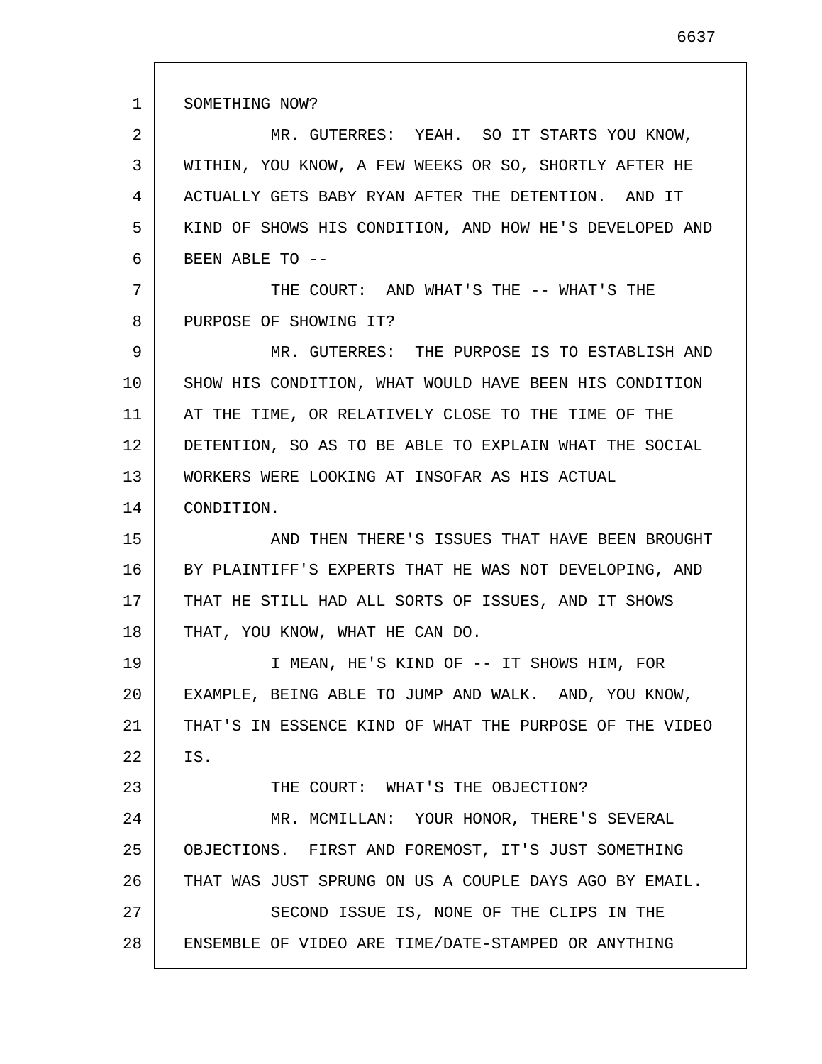SOMETHING NOW?

MR. GUTERRES: YEAH. SO IT STARTS YOU KNOW, WITHIN, YOU KNOW, A FEW WEEKS OR SO, SHORTLY AFTER HE ACTUALLY GETS BABY RYAN AFTER THE DETENTION. AND IT KIND OF SHOWS HIS CONDITION, AND HOW HE'S DEVELOPED AND BEEN ABLE TO --

THE COURT: AND WHAT'S THE -- WHAT'S THE PURPOSE OF SHOWING IT?

MR. GUTERRES: THE PURPOSE IS TO ESTABLISH AND SHOW HIS CONDITION, WHAT WOULD HAVE BEEN HIS CONDITION AT THE TIME, OR RELATIVELY CLOSE TO THE TIME OF THE DETENTION, SO AS TO BE ABLE TO EXPLAIN WHAT THE SOCIAL WORKERS WERE LOOKING AT INSOFAR AS HIS ACTUAL CONDITION.

AND THEN THERE'S ISSUES THAT HAVE BEEN BROUGHT BY PLAINTIFF'S EXPERTS THAT HE WAS NOT DEVELOPING, AND THAT HE STILL HAD ALL SORTS OF ISSUES, AND IT SHOWS THAT, YOU KNOW, WHAT HE CAN DO.

I MEAN, HE'S KIND OF -- IT SHOWS HIM, FOR EXAMPLE, BEING ABLE TO JUMP AND WALK. AND, YOU KNOW, THAT'S IN ESSENCE KIND OF WHAT THE PURPOSE OF THE VIDEO IS.

THE COURT: WHAT'S THE OBJECTION?

MR. MCMILLAN: YOUR HONOR, THERE'S SEVERAL OBJECTIONS. FIRST AND FOREMOST, IT'S JUST SOMETHING THAT WAS JUST SPRUNG ON US A COUPLE DAYS AGO BY EMAIL.

SECOND ISSUE IS, NONE OF THE CLIPS IN THE ENSEMBLE OF VIDEO ARE TIME/DATE-STAMPED OR ANYTHING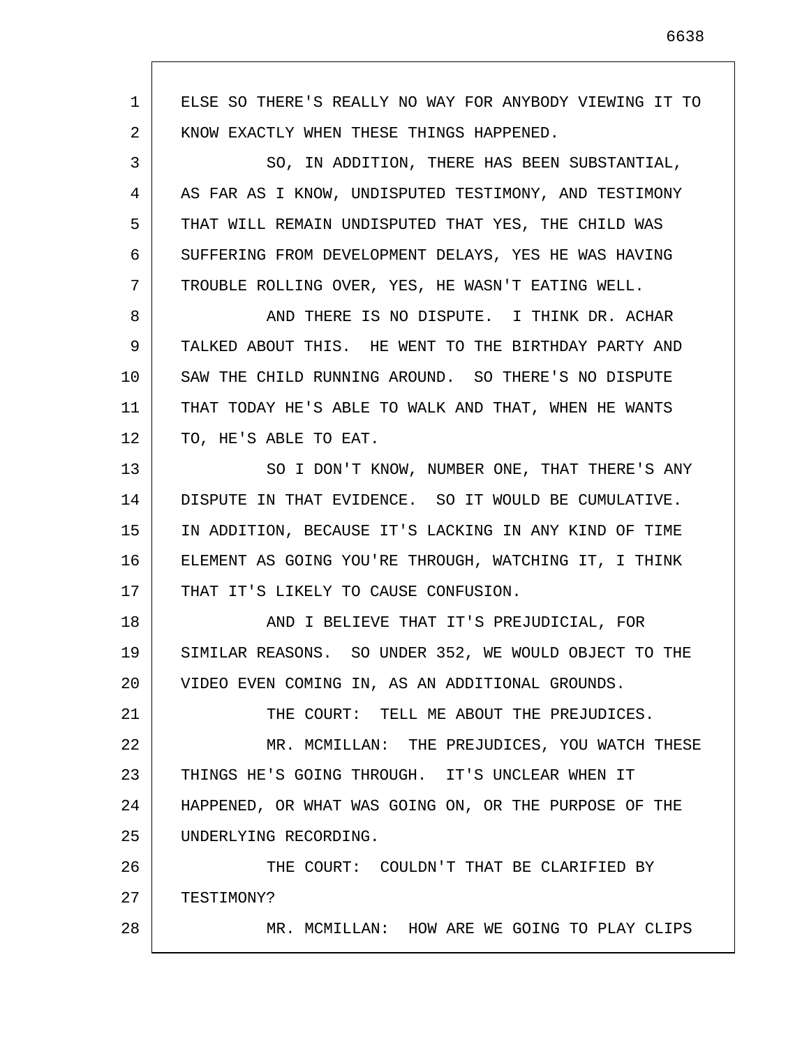ELSE SO THERE'S REALLY NO WAY FOR ANYBODY VIEWING IT TO KNOW EXACTLY WHEN THESE THINGS HAPPENED.

SO, IN ADDITION, THERE HAS BEEN SUBSTANTIAL, AS FAR AS I KNOW, UNDISPUTED TESTIMONY, AND TESTIMONY THAT WILL REMAIN UNDISPUTED THAT YES, THE CHILD WAS SUFFERING FROM DEVELOPMENT DELAYS, YES HE WAS HAVING TROUBLE ROLLING OVER, YES, HE WASN'T EATING WELL.

AND THERE IS NO DISPUTE. I THINK DR. ACHAR TALKED ABOUT THIS. HE WENT TO THE BIRTHDAY PARTY AND SAW THE CHILD RUNNING AROUND. SO THERE'S NO DISPUTE THAT TODAY HE'S ABLE TO WALK AND THAT, WHEN HE WANTS TO, HE'S ABLE TO EAT.

SO I DON'T KNOW, NUMBER ONE, THAT THERE'S ANY DISPUTE IN THAT EVIDENCE. SO IT WOULD BE CUMULATIVE. IN ADDITION, BECAUSE IT'S LACKING IN ANY KIND OF TIME ELEMENT AS GOING YOU'RE THROUGH, WATCHING IT, I THINK THAT IT'S LIKELY TO CAUSE CONFUSION.

AND I BELIEVE THAT IT'S PREJUDICIAL, FOR SIMILAR REASONS. SO UNDER 352, WE WOULD OBJECT TO THE VIDEO EVEN COMING IN, AS AN ADDITIONAL GROUNDS.

THE COURT: TELL ME ABOUT THE PREJUDICES.

MR. MCMILLAN: THE PREJUDICES, YOU WATCH THESE THINGS HE'S GOING THROUGH. IT'S UNCLEAR WHEN IT HAPPENED, OR WHAT WAS GOING ON, OR THE PURPOSE OF THE UNDERLYING RECORDING.

THE COURT: COULDN'T THAT BE CLARIFIED BY TESTIMONY?

MR. MCMILLAN: HOW ARE WE GOING TO PLAY CLIPS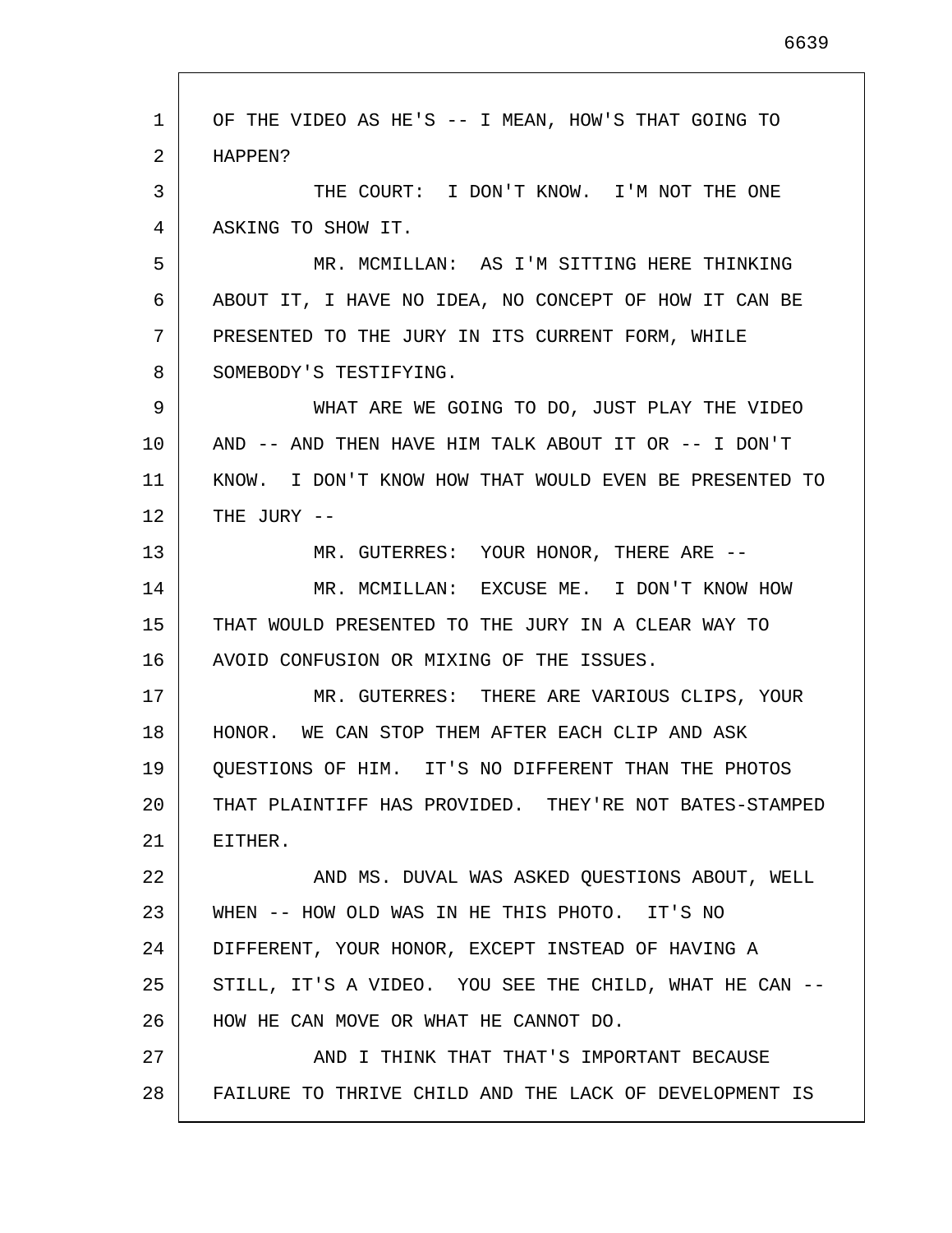OF THE VIDEO AS HE'S -- I MEAN, HOW'S THAT GOING TO HAPPEN?

THE COURT: I DON'T KNOW. I'M NOT THE ONE ASKING TO SHOW IT.

MR. MCMILLAN: AS I'M SITTING HERE THINKING ABOUT IT, I HAVE NO IDEA, NO CONCEPT OF HOW IT CAN BE PRESENTED TO THE JURY IN ITS CURRENT FORM, WHILE SOMEBODY'S TESTIFYING.

WHAT ARE WE GOING TO DO, JUST PLAY THE VIDEO AND -- AND THEN HAVE HIM TALK ABOUT IT OR -- I DON'T KNOW. I DON'T KNOW HOW THAT WOULD EVEN BE PRESENTED TO THE JURY --

MR. GUTERRES: YOUR HONOR, THERE ARE --

MR. MCMILLAN: EXCUSE ME. I DON'T KNOW HOW THAT WOULD PRESENTED TO THE JURY IN A CLEAR WAY TO AVOID CONFUSION OR MIXING OF THE ISSUES.

MR. GUTERRES: THERE ARE VARIOUS CLIPS, YOUR HONOR. WE CAN STOP THEM AFTER EACH CLIP AND ASK QUESTIONS OF HIM. IT'S NO DIFFERENT THAN THE PHOTOS THAT PLAINTIFF HAS PROVIDED. THEY'RE NOT BATES-STAMPED EITHER.

AND MS. DUVAL WAS ASKED QUESTIONS ABOUT, WELL WHEN -- HOW OLD WAS IN HE THIS PHOTO. IT'S NO DIFFERENT, YOUR HONOR, EXCEPT INSTEAD OF HAVING A STILL, IT'S A VIDEO. YOU SEE THE CHILD, WHAT HE CAN -- HOW HE CAN MOVE OR WHAT HE CANNOT DO.

AND I THINK THAT THAT'S IMPORTANT BECAUSE FAILURE TO THRIVE CHILD AND THE LACK OF DEVELOPMENT IS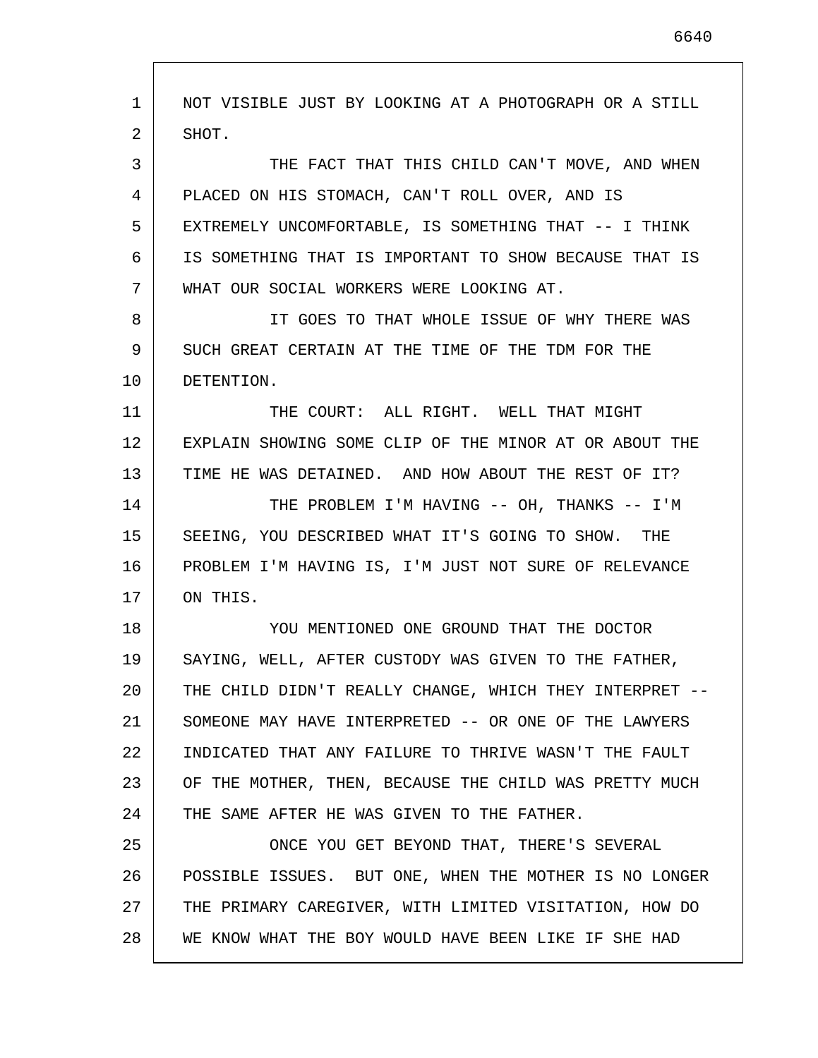NOT VISIBLE JUST BY LOOKING AT A PHOTOGRAPH OR A STILL SHOT.

THE FACT THAT THIS CHILD CAN'T MOVE, AND WHEN PLACED ON HIS STOMACH, CAN'T ROLL OVER, AND IS EXTREMELY UNCOMFORTABLE, IS SOMETHING THAT -- I THINK IS SOMETHING THAT IS IMPORTANT TO SHOW BECAUSE THAT IS WHAT OUR SOCIAL WORKERS WERE LOOKING AT.

IT GOES TO THAT WHOLE ISSUE OF WHY THERE WAS SUCH GREAT CERTAIN AT THE TIME OF THE TDM FOR THE DETENTION.

THE COURT: ALL RIGHT. WELL THAT MIGHT EXPLAIN SHOWING SOME CLIP OF THE MINOR AT OR ABOUT THE TIME HE WAS DETAINED. AND HOW ABOUT THE REST OF IT?

THE PROBLEM I'M HAVING -- OH, THANKS -- I'M SEEING, YOU DESCRIBED WHAT IT'S GOING TO SHOW. THE PROBLEM I'M HAVING IS, I'M JUST NOT SURE OF RELEVANCE ON THIS.

YOU MENTIONED ONE GROUND THAT THE DOCTOR SAYING, WELL, AFTER CUSTODY WAS GIVEN TO THE FATHER, THE CHILD DIDN'T REALLY CHANGE, WHICH THEY INTERPRET -- SOMEONE MAY HAVE INTERPRETED -- OR ONE OF THE LAWYERS INDICATED THAT ANY FAILURE TO THRIVE WASN'T THE FAULT OF THE MOTHER, THEN, BECAUSE THE CHILD WAS PRETTY MUCH THE SAME AFTER HE WAS GIVEN TO THE FATHER.

ONCE YOU GET BEYOND THAT, THERE'S SEVERAL POSSIBLE ISSUES. BUT ONE, WHEN THE MOTHER IS NO LONGER THE PRIMARY CAREGIVER, WITH LIMITED VISITATION, HOW DO WE KNOW WHAT THE BOY WOULD HAVE BEEN LIKE IF SHE HAD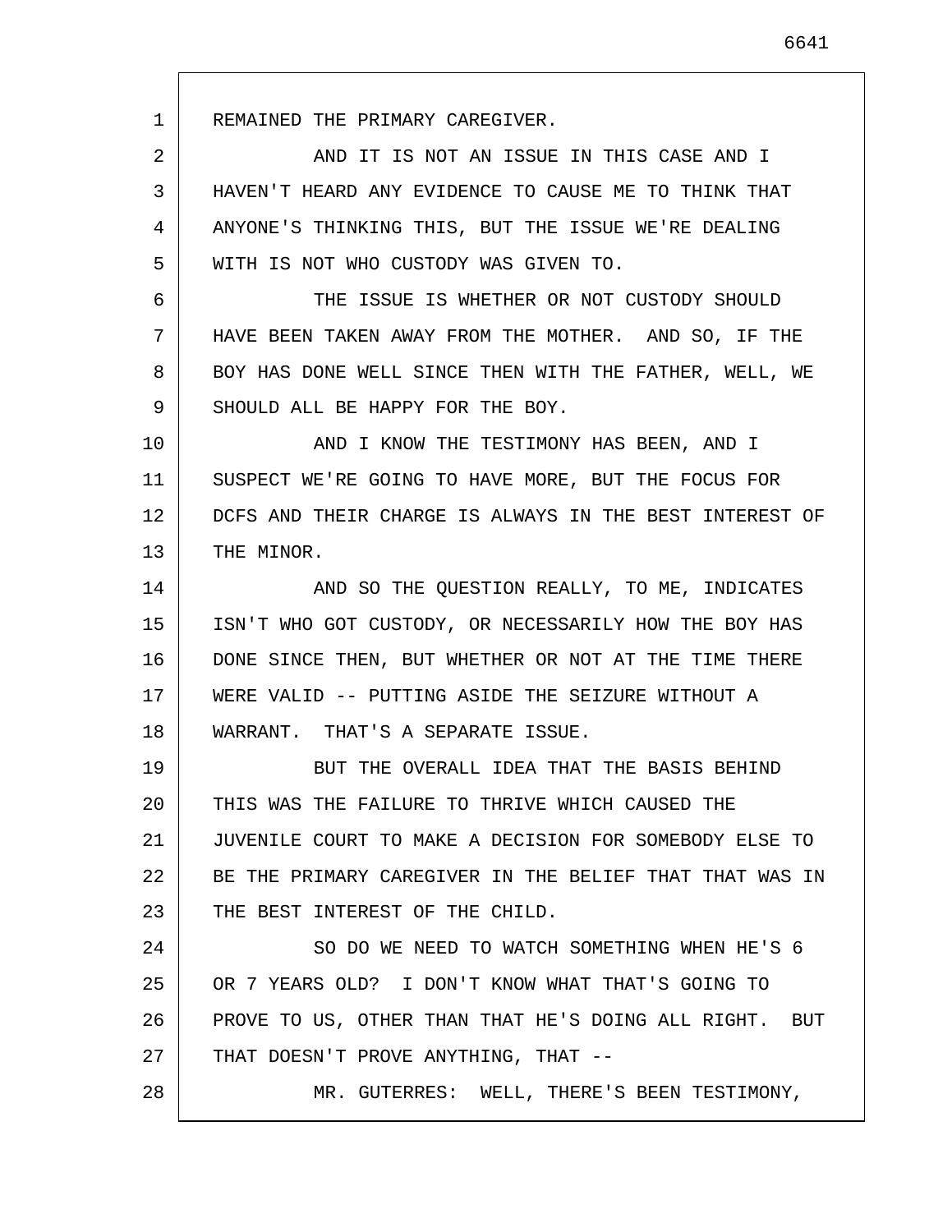REMAINED THE PRIMARY CAREGIVER.

AND IT IS NOT AN ISSUE IN THIS CASE AND I HAVEN'T HEARD ANY EVIDENCE TO CAUSE ME TO THINK THAT ANYONE'S THINKING THIS, BUT THE ISSUE WE'RE DEALING WITH IS NOT WHO CUSTODY WAS GIVEN TO.

THE ISSUE IS WHETHER OR NOT CUSTODY SHOULD HAVE BEEN TAKEN AWAY FROM THE MOTHER. AND SO, IF THE BOY HAS DONE WELL SINCE THEN WITH THE FATHER, WELL, WE SHOULD ALL BE HAPPY FOR THE BOY.

AND I KNOW THE TESTIMONY HAS BEEN, AND I SUSPECT WE'RE GOING TO HAVE MORE, BUT THE FOCUS FOR DCFS AND THEIR CHARGE IS ALWAYS IN THE BEST INTEREST OF THE MINOR.

AND SO THE QUESTION REALLY, TO ME, INDICATES ISN'T WHO GOT CUSTODY, OR NECESSARILY HOW THE BOY HAS DONE SINCE THEN, BUT WHETHER OR NOT AT THE TIME THERE WERE VALID -- PUTTING ASIDE THE SEIZURE WITHOUT A WARRANT. THAT'S A SEPARATE ISSUE.

BUT THE OVERALL IDEA THAT THE BASIS BEHIND THIS WAS THE FAILURE TO THRIVE WHICH CAUSED THE JUVENILE COURT TO MAKE A DECISION FOR SOMEBODY ELSE TO BE THE PRIMARY CAREGIVER IN THE BELIEF THAT THAT WAS IN THE BEST INTEREST OF THE CHILD.

SO DO WE NEED TO WATCH SOMETHING WHEN HE'S 6 OR 7 YEARS OLD? I DON'T KNOW WHAT THAT'S GOING TO PROVE TO US, OTHER THAN THAT HE'S DOING ALL RIGHT. BUT THAT DOESN'T PROVE ANYTHING, THAT --

MR. GUTERRES: WELL, THERE'S BEEN TESTIMONY,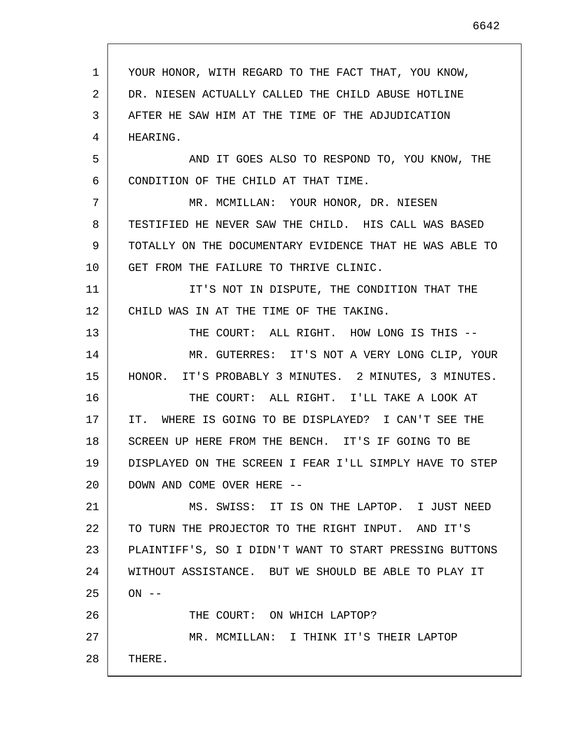YOUR HONOR, WITH REGARD TO THE FACT THAT, YOU KNOW, DR. NIESEN ACTUALLY CALLED THE CHILD ABUSE HOTLINE AFTER HE SAW HIM AT THE TIME OF THE ADJUDICATION HEARING.

AND IT GOES ALSO TO RESPOND TO, YOU KNOW, THE CONDITION OF THE CHILD AT THAT TIME.

MR. MCMILLAN: YOUR HONOR, DR. NIESEN TESTIFIED HE NEVER SAW THE CHILD. HIS CALL WAS BASED TOTALLY ON THE DOCUMENTARY EVIDENCE THAT HE WAS ABLE TO GET FROM THE FAILURE TO THRIVE CLINIC.

IT'S NOT IN DISPUTE, THE CONDITION THAT THE CHILD WAS IN AT THE TIME OF THE TAKING.

THE COURT: ALL RIGHT. HOW LONG IS THIS --

MR. GUTERRES: IT'S NOT A VERY LONG CLIP, YOUR HONOR. IT'S PROBABLY 3 MINUTES. 2 MINUTES, 3 MINUTES.

THE COURT: ALL RIGHT. I'LL TAKE A LOOK AT IT. WHERE IS GOING TO BE DISPLAYED? I CAN'T SEE THE SCREEN UP HERE FROM THE BENCH. IT'S IF GOING TO BE DISPLAYED ON THE SCREEN I FEAR I'LL SIMPLY HAVE TO STEP DOWN AND COME OVER HERE --

MS. SWISS: IT IS ON THE LAPTOP. I JUST NEED TO TURN THE PROJECTOR TO THE RIGHT INPUT. AND IT'S PLAINTIFF'S, SO I DIDN'T WANT TO START PRESSING BUTTONS WITHOUT ASSISTANCE. BUT WE SHOULD BE ABLE TO PLAY IT ON --

THE COURT: ON WHICH LAPTOP?

MR. MCMILLAN: I THINK IT'S THEIR LAPTOP THERE.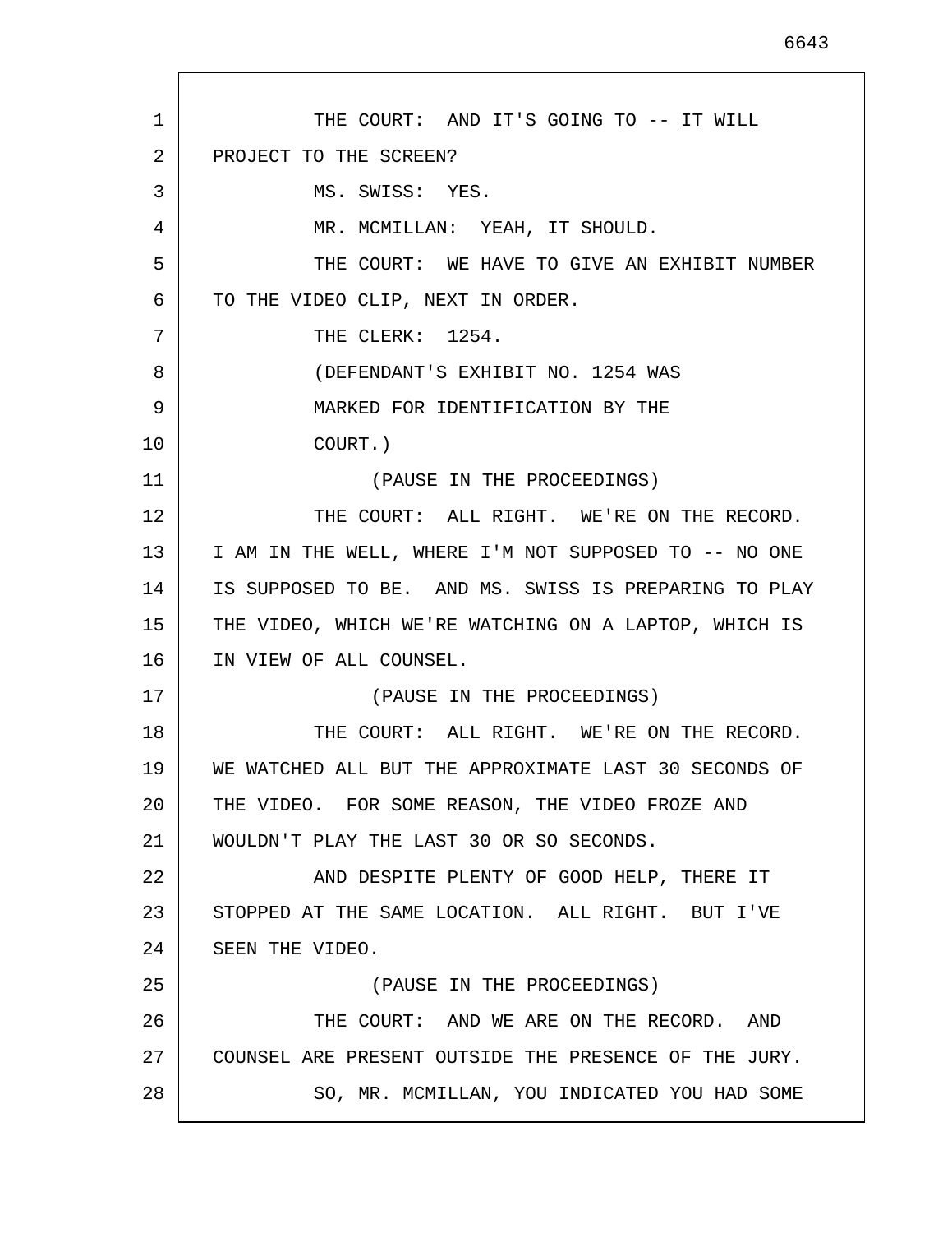THE COURT: AND IT'S GOING TO -- IT WILL PROJECT TO THE SCREEN?

MS. SWISS: YES.

MR. MCMILLAN: YEAH, IT SHOULD.

THE COURT: WE HAVE TO GIVE AN EXHIBIT NUMBER TO THE VIDEO CLIP, NEXT IN ORDER.

THE CLERK: 1254.

(DEFENDANT'S EXHIBIT NO. 1254 WAS MARKED FOR IDENTIFICATION BY THE COURT.)

(PAUSE IN THE PROCEEDINGS)

THE COURT: ALL RIGHT. WE'RE ON THE RECORD. I AM IN THE WELL, WHERE I'M NOT SUPPOSED TO -- NO ONE IS SUPPOSED TO BE. AND MS. SWISS IS PREPARING TO PLAY THE VIDEO, WHICH WE'RE WATCHING ON A LAPTOP, WHICH IS IN VIEW OF ALL COUNSEL.

(PAUSE IN THE PROCEEDINGS)

THE COURT: ALL RIGHT. WE'RE ON THE RECORD. WE WATCHED ALL BUT THE APPROXIMATE LAST 30 SECONDS OF THE VIDEO. FOR SOME REASON, THE VIDEO FROZE AND WOULDN'T PLAY THE LAST 30 OR SO SECONDS.

AND DESPITE PLENTY OF GOOD HELP, THERE IT STOPPED AT THE SAME LOCATION. ALL RIGHT. BUT I'VE SEEN THE VIDEO.

(PAUSE IN THE PROCEEDINGS)

THE COURT: AND WE ARE ON THE RECORD. AND COUNSEL ARE PRESENT OUTSIDE THE PRESENCE OF THE JURY.

SO, MR. MCMILLAN, YOU INDICATED YOU HAD SOME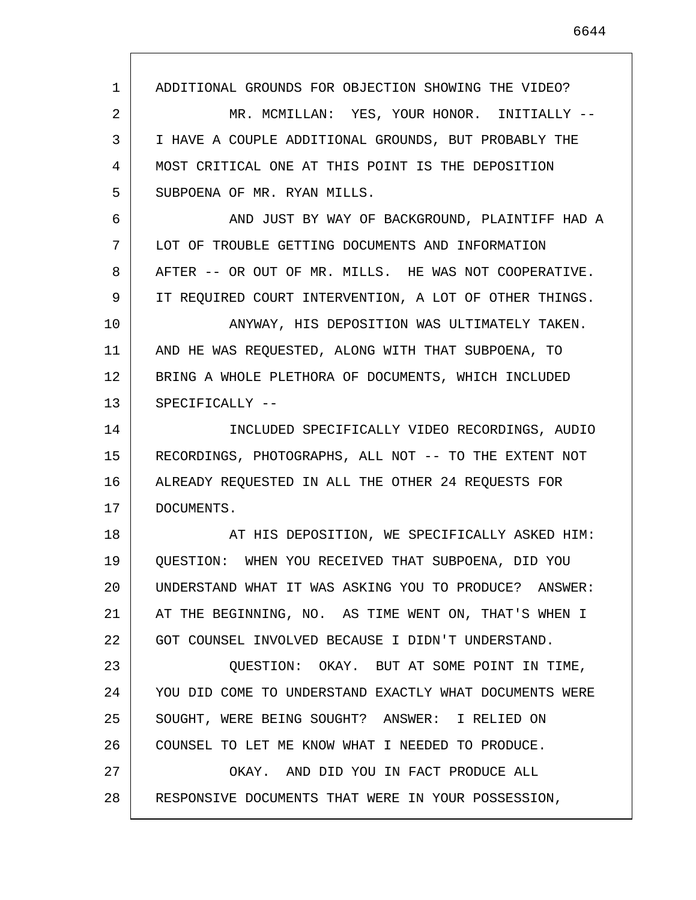ADDITIONAL GROUNDS FOR OBJECTION SHOWING THE VIDEO?

MR. MCMILLAN: YES, YOUR HONOR. INITIALLY -- I HAVE A COUPLE ADDITIONAL GROUNDS, BUT PROBABLY THE MOST CRITICAL ONE AT THIS POINT IS THE DEPOSITION SUBPOENA OF MR. RYAN MILLS.

AND JUST BY WAY OF BACKGROUND, PLAINTIFF HAD A LOT OF TROUBLE GETTING DOCUMENTS AND INFORMATION AFTER -- OR OUT OF MR. MILLS. HE WAS NOT COOPERATIVE. IT REQUIRED COURT INTERVENTION, A LOT OF OTHER THINGS.

ANYWAY, HIS DEPOSITION WAS ULTIMATELY TAKEN. AND HE WAS REQUESTED, ALONG WITH THAT SUBPOENA, TO BRING A WHOLE PLETHORA OF DOCUMENTS, WHICH INCLUDED SPECIFICALLY --

INCLUDED SPECIFICALLY VIDEO RECORDINGS, AUDIO RECORDINGS, PHOTOGRAPHS, ALL NOT -- TO THE EXTENT NOT ALREADY REQUESTED IN ALL THE OTHER 24 REQUESTS FOR DOCUMENTS.

AT HIS DEPOSITION, WE SPECIFICALLY ASKED HIM: QUESTION: WHEN YOU RECEIVED THAT SUBPOENA, DID YOU UNDERSTAND WHAT IT WAS ASKING YOU TO PRODUCE? ANSWER: AT THE BEGINNING, NO. AS TIME WENT ON, THAT'S WHEN I GOT COUNSEL INVOLVED BECAUSE I DIDN'T UNDERSTAND.

QUESTION: OKAY. BUT AT SOME POINT IN TIME, YOU DID COME TO UNDERSTAND EXACTLY WHAT DOCUMENTS WERE SOUGHT, WERE BEING SOUGHT? ANSWER: I RELIED ON COUNSEL TO LET ME KNOW WHAT I NEEDED TO PRODUCE.

OKAY. AND DID YOU IN FACT PRODUCE ALL RESPONSIVE DOCUMENTS THAT WERE IN YOUR POSSESSION,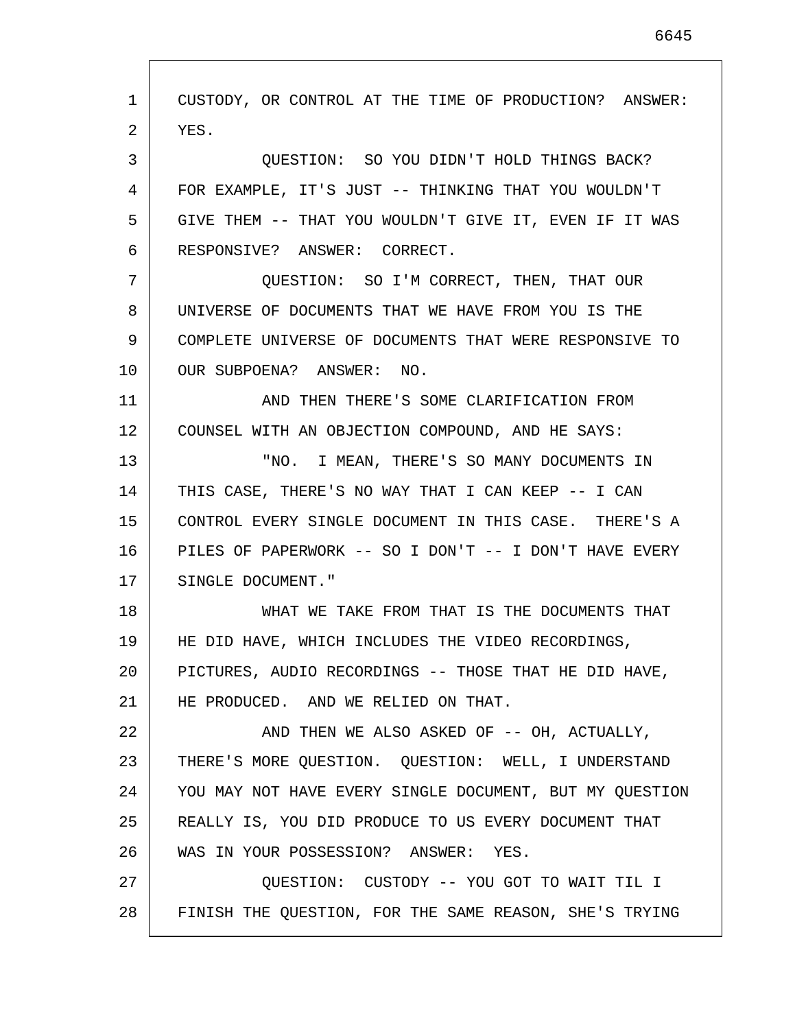CUSTODY, OR CONTROL AT THE TIME OF PRODUCTION? ANSWER: YES.

QUESTION: SO YOU DIDN'T HOLD THINGS BACK? FOR EXAMPLE, IT'S JUST -- THINKING THAT YOU WOULDN'T GIVE THEM -- THAT YOU WOULDN'T GIVE IT, EVEN IF IT WAS RESPONSIVE? ANSWER: CORRECT.

QUESTION: SO I'M CORRECT, THEN, THAT OUR UNIVERSE OF DOCUMENTS THAT WE HAVE FROM YOU IS THE COMPLETE UNIVERSE OF DOCUMENTS THAT WERE RESPONSIVE TO OUR SUBPOENA? ANSWER: NO.

AND THEN THERE'S SOME CLARIFICATION FROM COUNSEL WITH AN OBJECTION COMPOUND, AND HE SAYS:

"NO. I MEAN, THERE'S SO MANY DOCUMENTS IN THIS CASE, THERE'S NO WAY THAT I CAN KEEP -- I CAN CONTROL EVERY SINGLE DOCUMENT IN THIS CASE. THERE'S A PILES OF PAPERWORK -- SO I DON'T -- I DON'T HAVE EVERY SINGLE DOCUMENT."

WHAT WE TAKE FROM THAT IS THE DOCUMENTS THAT HE DID HAVE, WHICH INCLUDES THE VIDEO RECORDINGS, PICTURES, AUDIO RECORDINGS -- THOSE THAT HE DID HAVE, HE PRODUCED. AND WE RELIED ON THAT.

AND THEN WE ALSO ASKED OF -- OH, ACTUALLY, THERE'S MORE QUESTION. QUESTION: WELL, I UNDERSTAND YOU MAY NOT HAVE EVERY SINGLE DOCUMENT, BUT MY QUESTION REALLY IS, YOU DID PRODUCE TO US EVERY DOCUMENT THAT WAS IN YOUR POSSESSION? ANSWER: YES.

QUESTION: CUSTODY -- YOU GOT TO WAIT TIL I FINISH THE QUESTION, FOR THE SAME REASON, SHE'S TRYING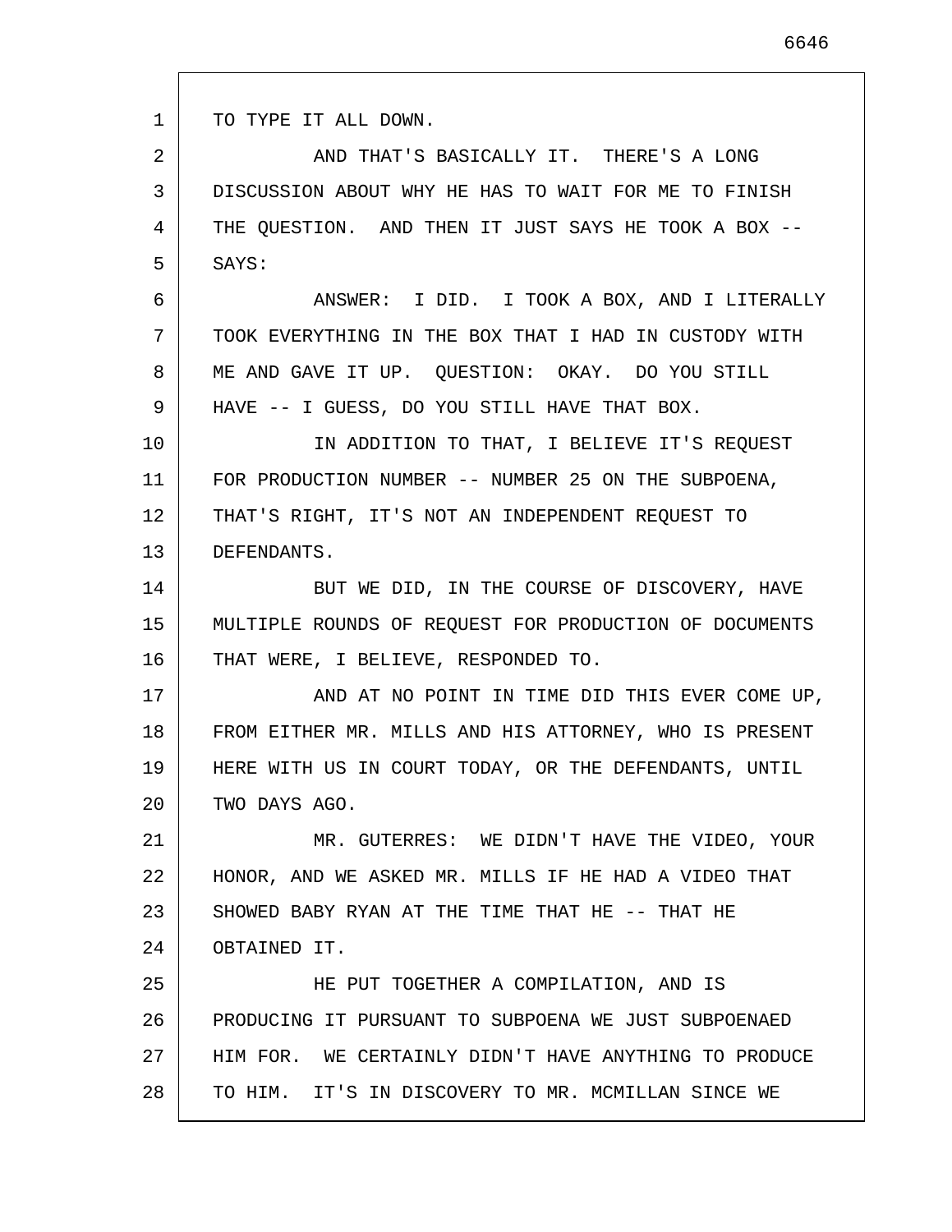TO TYPE IT ALL DOWN.

AND THAT'S BASICALLY IT. THERE'S A LONG DISCUSSION ABOUT WHY HE HAS TO WAIT FOR ME TO FINISH THE QUESTION. AND THEN IT JUST SAYS HE TOOK A BOX -- SAYS:

ANSWER: I DID. I TOOK A BOX, AND I LITERALLY TOOK EVERYTHING IN THE BOX THAT I HAD IN CUSTODY WITH ME AND GAVE IT UP. QUESTION: OKAY. DO YOU STILL HAVE -- I GUESS, DO YOU STILL HAVE THAT BOX.

IN ADDITION TO THAT, I BELIEVE IT'S REQUEST FOR PRODUCTION NUMBER -- NUMBER 25 ON THE SUBPOENA, THAT'S RIGHT, IT'S NOT AN INDEPENDENT REQUEST TO DEFENDANTS.

BUT WE DID, IN THE COURSE OF DISCOVERY, HAVE MULTIPLE ROUNDS OF REQUEST FOR PRODUCTION OF DOCUMENTS THAT WERE, I BELIEVE, RESPONDED TO.

AND AT NO POINT IN TIME DID THIS EVER COME UP, FROM EITHER MR. MILLS AND HIS ATTORNEY, WHO IS PRESENT HERE WITH US IN COURT TODAY, OR THE DEFENDANTS, UNTIL TWO DAYS AGO.

MR. GUTERRES: WE DIDN'T HAVE THE VIDEO, YOUR HONOR, AND WE ASKED MR. MILLS IF HE HAD A VIDEO THAT SHOWED BABY RYAN AT THE TIME THAT HE -- THAT HE OBTAINED IT.

HE PUT TOGETHER A COMPILATION, AND IS PRODUCING IT PURSUANT TO SUBPOENA WE JUST SUBPOENAED HIM FOR. WE CERTAINLY DIDN'T HAVE ANYTHING TO PRODUCE TO HIM. IT'S IN DISCOVERY TO MR. MCMILLAN SINCE WE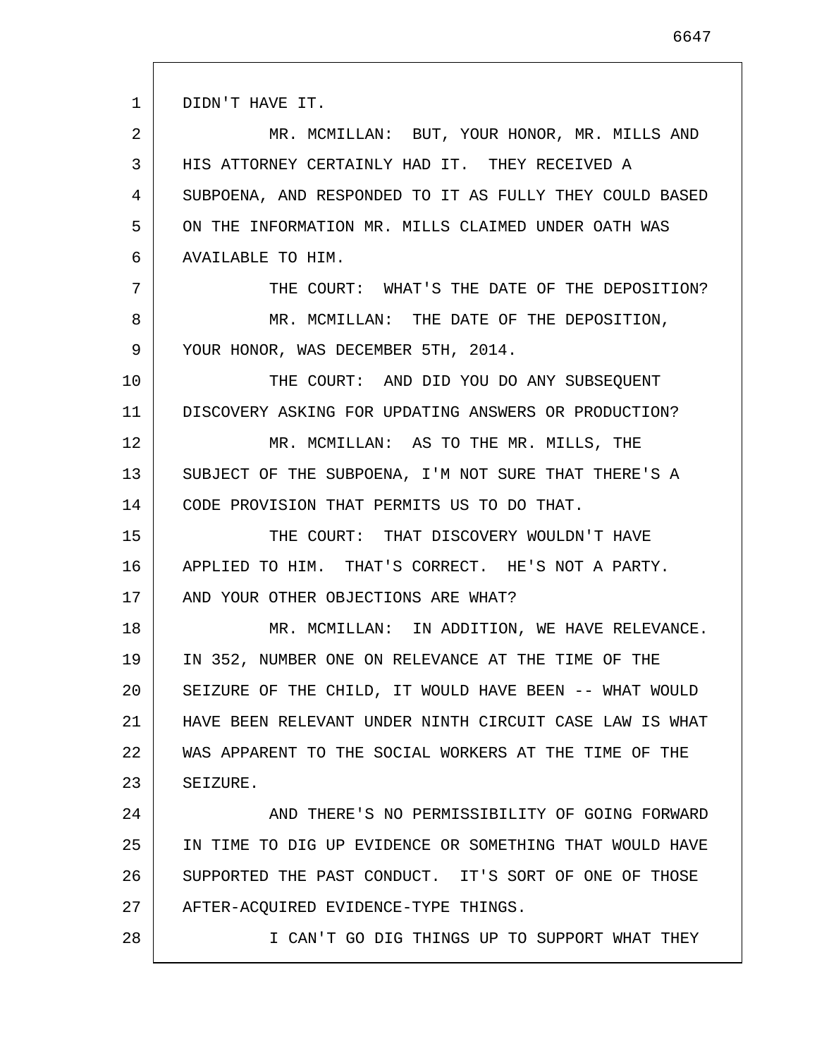DIDN'T HAVE IT.

MR. MCMILLAN: BUT, YOUR HONOR, MR. MILLS AND HIS ATTORNEY CERTAINLY HAD IT. THEY RECEIVED A SUBPOENA, AND RESPONDED TO IT AS FULLY THEY COULD BASED ON THE INFORMATION MR. MILLS CLAIMED UNDER OATH WAS AVAILABLE TO HIM.

THE COURT: WHAT'S THE DATE OF THE DEPOSITION?

MR. MCMILLAN: THE DATE OF THE DEPOSITION, YOUR HONOR, WAS DECEMBER 5TH, 2014.

THE COURT: AND DID YOU DO ANY SUBSEQUENT DISCOVERY ASKING FOR UPDATING ANSWERS OR PRODUCTION?

MR. MCMILLAN: AS TO THE MR. MILLS, THE SUBJECT OF THE SUBPOENA, I'M NOT SURE THAT THERE'S A CODE PROVISION THAT PERMITS US TO DO THAT.

THE COURT: THAT DISCOVERY WOULDN'T HAVE APPLIED TO HIM. THAT'S CORRECT. HE'S NOT A PARTY. AND YOUR OTHER OBJECTIONS ARE WHAT?

MR. MCMILLAN: IN ADDITION, WE HAVE RELEVANCE. IN 352, NUMBER ONE ON RELEVANCE AT THE TIME OF THE SEIZURE OF THE CHILD, IT WOULD HAVE BEEN -- WHAT WOULD HAVE BEEN RELEVANT UNDER NINTH CIRCUIT CASE LAW IS WHAT WAS APPARENT TO THE SOCIAL WORKERS AT THE TIME OF THE SEIZURE.

AND THERE'S NO PERMISSIBILITY OF GOING FORWARD IN TIME TO DIG UP EVIDENCE OR SOMETHING THAT WOULD HAVE SUPPORTED THE PAST CONDUCT. IT'S SORT OF ONE OF THOSE AFTER-ACQUIRED EVIDENCE-TYPE THINGS.

I CAN'T GO DIG THINGS UP TO SUPPORT WHAT THEY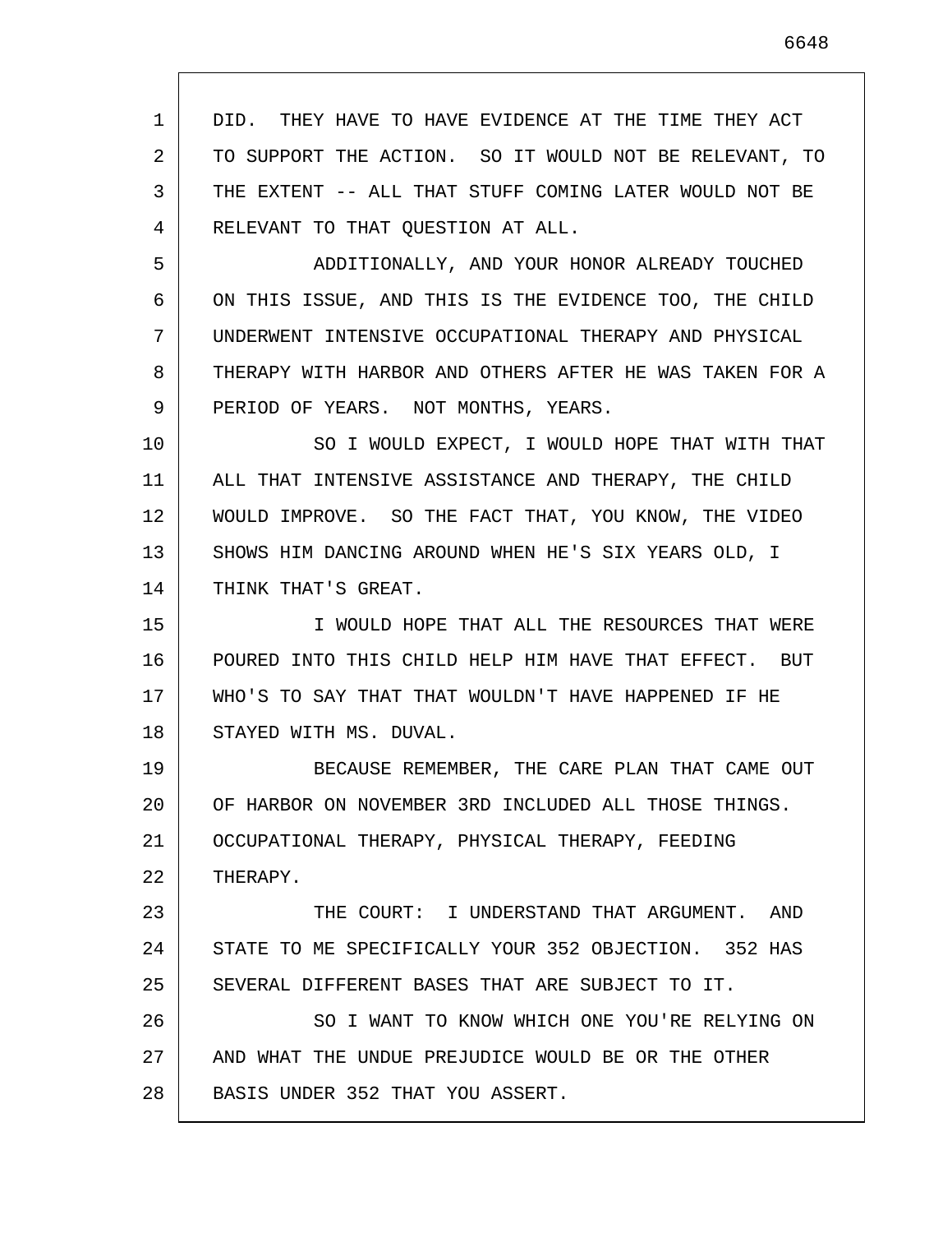DID. THEY HAVE TO HAVE EVIDENCE AT THE TIME THEY ACT TO SUPPORT THE ACTION. SO IT WOULD NOT BE RELEVANT, TO THE EXTENT -- ALL THAT STUFF COMING LATER WOULD NOT BE RELEVANT TO THAT QUESTION AT ALL.

ADDITIONALLY, AND YOUR HONOR ALREADY TOUCHED ON THIS ISSUE, AND THIS IS THE EVIDENCE TOO, THE CHILD UNDERWENT INTENSIVE OCCUPATIONAL THERAPY AND PHYSICAL THERAPY WITH HARBOR AND OTHERS AFTER HE WAS TAKEN FOR A PERIOD OF YEARS. NOT MONTHS, YEARS.

SO I WOULD EXPECT, I WOULD HOPE THAT WITH THAT ALL THAT INTENSIVE ASSISTANCE AND THERAPY, THE CHILD WOULD IMPROVE. SO THE FACT THAT, YOU KNOW, THE VIDEO SHOWS HIM DANCING AROUND WHEN HE'S SIX YEARS OLD, I THINK THAT'S GREAT.

I WOULD HOPE THAT ALL THE RESOURCES THAT WERE POURED INTO THIS CHILD HELP HIM HAVE THAT EFFECT. BUT WHO'S TO SAY THAT THAT WOULDN'T HAVE HAPPENED IF HE STAYED WITH MS. DUVAL.

BECAUSE REMEMBER, THE CARE PLAN THAT CAME OUT OF HARBOR ON NOVEMBER 3RD INCLUDED ALL THOSE THINGS. OCCUPATIONAL THERAPY, PHYSICAL THERAPY, FEEDING THERAPY.

THE COURT: I UNDERSTAND THAT ARGUMENT. AND STATE TO ME SPECIFICALLY YOUR 352 OBJECTION. 352 HAS SEVERAL DIFFERENT BASES THAT ARE SUBJECT TO IT.

SO I WANT TO KNOW WHICH ONE YOU'RE RELYING ON AND WHAT THE UNDUE PREJUDICE WOULD BE OR THE OTHER BASIS UNDER 352 THAT YOU ASSERT.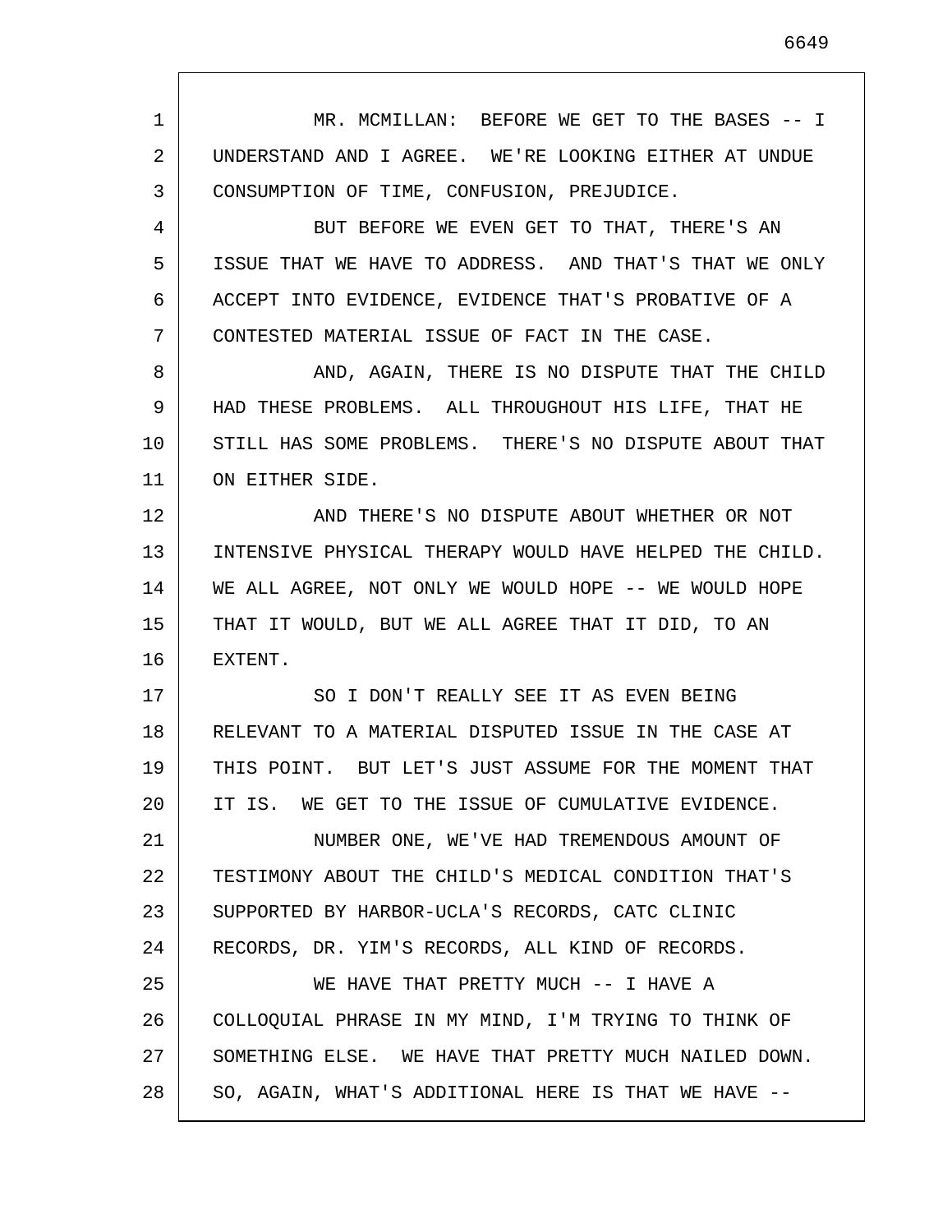MR. MCMILLAN: BEFORE WE GET TO THE BASES -- I UNDERSTAND AND I AGREE. WE'RE LOOKING EITHER AT UNDUE CONSUMPTION OF TIME, CONFUSION, PREJUDICE.

BUT BEFORE WE EVEN GET TO THAT, THERE'S AN ISSUE THAT WE HAVE TO ADDRESS. AND THAT'S THAT WE ONLY ACCEPT INTO EVIDENCE, EVIDENCE THAT'S PROBATIVE OF A CONTESTED MATERIAL ISSUE OF FACT IN THE CASE.

AND, AGAIN, THERE IS NO DISPUTE THAT THE CHILD HAD THESE PROBLEMS. ALL THROUGHOUT HIS LIFE, THAT HE STILL HAS SOME PROBLEMS. THERE'S NO DISPUTE ABOUT THAT ON EITHER SIDE.

AND THERE'S NO DISPUTE ABOUT WHETHER OR NOT INTENSIVE PHYSICAL THERAPY WOULD HAVE HELPED THE CHILD. WE ALL AGREE, NOT ONLY WE WOULD HOPE -- WE WOULD HOPE THAT IT WOULD, BUT WE ALL AGREE THAT IT DID, TO AN EXTENT.

SO I DON'T REALLY SEE IT AS EVEN BEING RELEVANT TO A MATERIAL DISPUTED ISSUE IN THE CASE AT THIS POINT. BUT LET'S JUST ASSUME FOR THE MOMENT THAT IT IS. WE GET TO THE ISSUE OF CUMULATIVE EVIDENCE.

NUMBER ONE, WE'VE HAD TREMENDOUS AMOUNT OF TESTIMONY ABOUT THE CHILD'S MEDICAL CONDITION THAT'S SUPPORTED BY HARBOR-UCLA'S RECORDS, CATC CLINIC RECORDS, DR. YIM'S RECORDS, ALL KIND OF RECORDS.

WE HAVE THAT PRETTY MUCH -- I HAVE A COLLOQUIAL PHRASE IN MY MIND, I'M TRYING TO THINK OF SOMETHING ELSE. WE HAVE THAT PRETTY MUCH NAILED DOWN. SO, AGAIN, WHAT'S ADDITIONAL HERE IS THAT WE HAVE --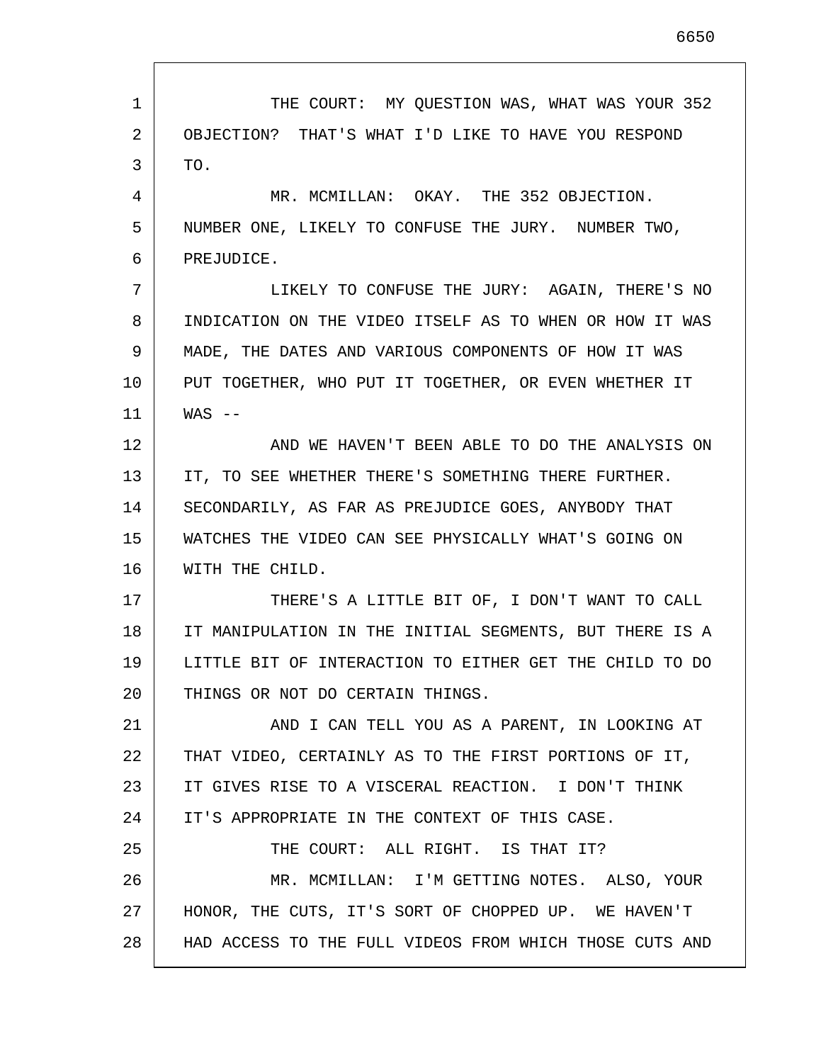THE COURT: MY QUESTION WAS, WHAT WAS YOUR 352 OBJECTION? THAT'S WHAT I'D LIKE TO HAVE YOU RESPOND TO.

MR. MCMILLAN: OKAY. THE 352 OBJECTION. NUMBER ONE, LIKELY TO CONFUSE THE JURY. NUMBER TWO, PREJUDICE.

LIKELY TO CONFUSE THE JURY: AGAIN, THERE'S NO INDICATION ON THE VIDEO ITSELF AS TO WHEN OR HOW IT WAS MADE, THE DATES AND VARIOUS COMPONENTS OF HOW IT WAS PUT TOGETHER, WHO PUT IT TOGETHER, OR EVEN WHETHER IT WAS --

AND WE HAVEN'T BEEN ABLE TO DO THE ANALYSIS ON IT, TO SEE WHETHER THERE'S SOMETHING THERE FURTHER. SECONDARILY, AS FAR AS PREJUDICE GOES, ANYBODY THAT WATCHES THE VIDEO CAN SEE PHYSICALLY WHAT'S GOING ON WITH THE CHILD.

THERE'S A LITTLE BIT OF, I DON'T WANT TO CALL IT MANIPULATION IN THE INITIAL SEGMENTS, BUT THERE IS A LITTLE BIT OF INTERACTION TO EITHER GET THE CHILD TO DO THINGS OR NOT DO CERTAIN THINGS.

AND I CAN TELL YOU AS A PARENT, IN LOOKING AT THAT VIDEO, CERTAINLY AS TO THE FIRST PORTIONS OF IT, IT GIVES RISE TO A VISCERAL REACTION. I DON'T THINK IT'S APPROPRIATE IN THE CONTEXT OF THIS CASE.

THE COURT: ALL RIGHT. IS THAT IT?

MR. MCMILLAN: I'M GETTING NOTES. ALSO, YOUR HONOR, THE CUTS, IT'S SORT OF CHOPPED UP. WE HAVEN'T HAD ACCESS TO THE FULL VIDEOS FROM WHICH THOSE CUTS AND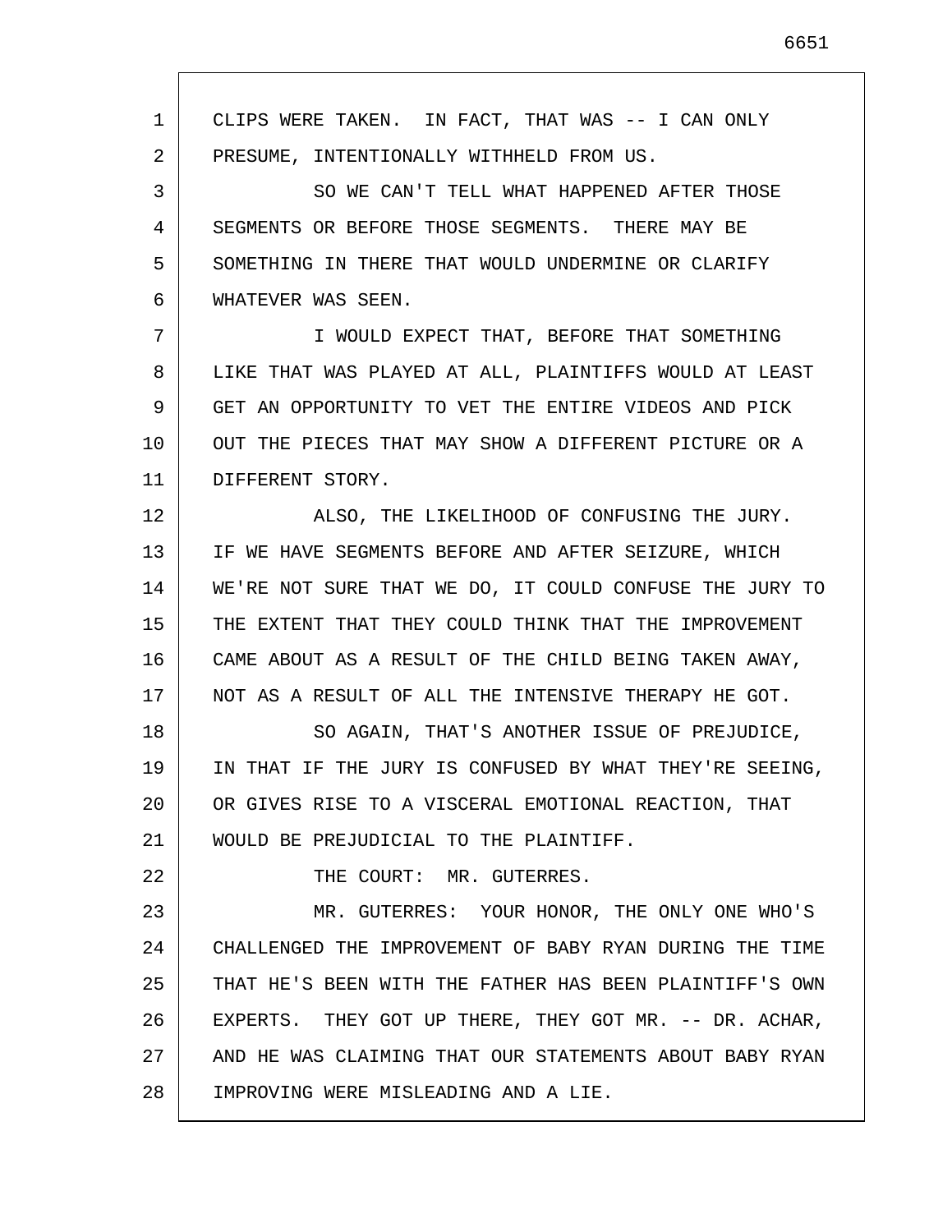CLIPS WERE TAKEN. IN FACT, THAT WAS -- I CAN ONLY PRESUME, INTENTIONALLY WITHHELD FROM US.

SO WE CAN'T TELL WHAT HAPPENED AFTER THOSE SEGMENTS OR BEFORE THOSE SEGMENTS. THERE MAY BE SOMETHING IN THERE THAT WOULD UNDERMINE OR CLARIFY WHATEVER WAS SEEN.

I WOULD EXPECT THAT, BEFORE THAT SOMETHING LIKE THAT WAS PLAYED AT ALL, PLAINTIFFS WOULD AT LEAST GET AN OPPORTUNITY TO VET THE ENTIRE VIDEOS AND PICK OUT THE PIECES THAT MAY SHOW A DIFFERENT PICTURE OR A DIFFERENT STORY.

ALSO, THE LIKELIHOOD OF CONFUSING THE JURY. IF WE HAVE SEGMENTS BEFORE AND AFTER SEIZURE, WHICH WE'RE NOT SURE THAT WE DO, IT COULD CONFUSE THE JURY TO THE EXTENT THAT THEY COULD THINK THAT THE IMPROVEMENT CAME ABOUT AS A RESULT OF THE CHILD BEING TAKEN AWAY, NOT AS A RESULT OF ALL THE INTENSIVE THERAPY HE GOT.

SO AGAIN, THAT'S ANOTHER ISSUE OF PREJUDICE, IN THAT IF THE JURY IS CONFUSED BY WHAT THEY'RE SEEING, OR GIVES RISE TO A VISCERAL EMOTIONAL REACTION, THAT WOULD BE PREJUDICIAL TO THE PLAINTIFF.

THE COURT: MR. GUTERRES.

MR. GUTERRES: YOUR HONOR, THE ONLY ONE WHO'S CHALLENGED THE IMPROVEMENT OF BABY RYAN DURING THE TIME THAT HE'S BEEN WITH THE FATHER HAS BEEN PLAINTIFF'S OWN EXPERTS. THEY GOT UP THERE, THEY GOT MR. -- DR. ACHAR, AND HE WAS CLAIMING THAT OUR STATEMENTS ABOUT BABY RYAN IMPROVING WERE MISLEADING AND A LIE.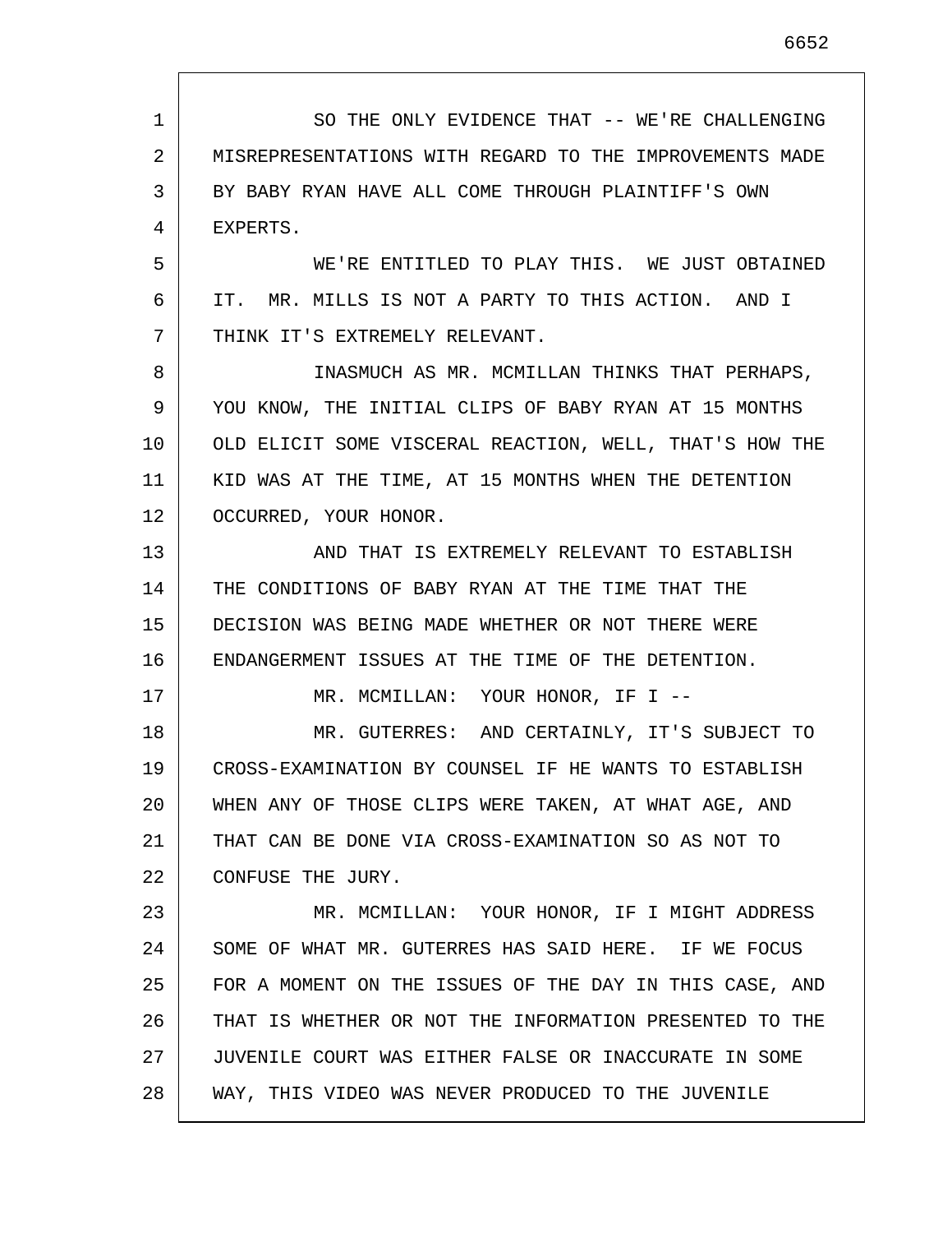SO THE ONLY EVIDENCE THAT -- WE'RE CHALLENGING MISREPRESENTATIONS WITH REGARD TO THE IMPROVEMENTS MADE BY BABY RYAN HAVE ALL COME THROUGH PLAINTIFF'S OWN EXPERTS.

WE'RE ENTITLED TO PLAY THIS. WE JUST OBTAINED IT. MR. MILLS IS NOT A PARTY TO THIS ACTION. AND I THINK IT'S EXTREMELY RELEVANT.

INASMUCH AS MR. MCMILLAN THINKS THAT PERHAPS, YOU KNOW, THE INITIAL CLIPS OF BABY RYAN AT 15 MONTHS OLD ELICIT SOME VISCERAL REACTION, WELL, THAT'S HOW THE KID WAS AT THE TIME, AT 15 MONTHS WHEN THE DETENTION OCCURRED, YOUR HONOR.

AND THAT IS EXTREMELY RELEVANT TO ESTABLISH THE CONDITIONS OF BABY RYAN AT THE TIME THAT THE DECISION WAS BEING MADE WHETHER OR NOT THERE WERE ENDANGERMENT ISSUES AT THE TIME OF THE DETENTION.

MR. MCMILLAN: YOUR HONOR, IF I --

MR. GUTERRES: AND CERTAINLY, IT'S SUBJECT TO CROSS-EXAMINATION BY COUNSEL IF HE WANTS TO ESTABLISH WHEN ANY OF THOSE CLIPS WERE TAKEN, AT WHAT AGE, AND THAT CAN BE DONE VIA CROSS-EXAMINATION SO AS NOT TO CONFUSE THE JURY.

MR. MCMILLAN: YOUR HONOR, IF I MIGHT ADDRESS SOME OF WHAT MR. GUTERRES HAS SAID HERE. IF WE FOCUS FOR A MOMENT ON THE ISSUES OF THE DAY IN THIS CASE, AND THAT IS WHETHER OR NOT THE INFORMATION PRESENTED TO THE JUVENILE COURT WAS EITHER FALSE OR INACCURATE IN SOME WAY, THIS VIDEO WAS NEVER PRODUCED TO THE JUVENILE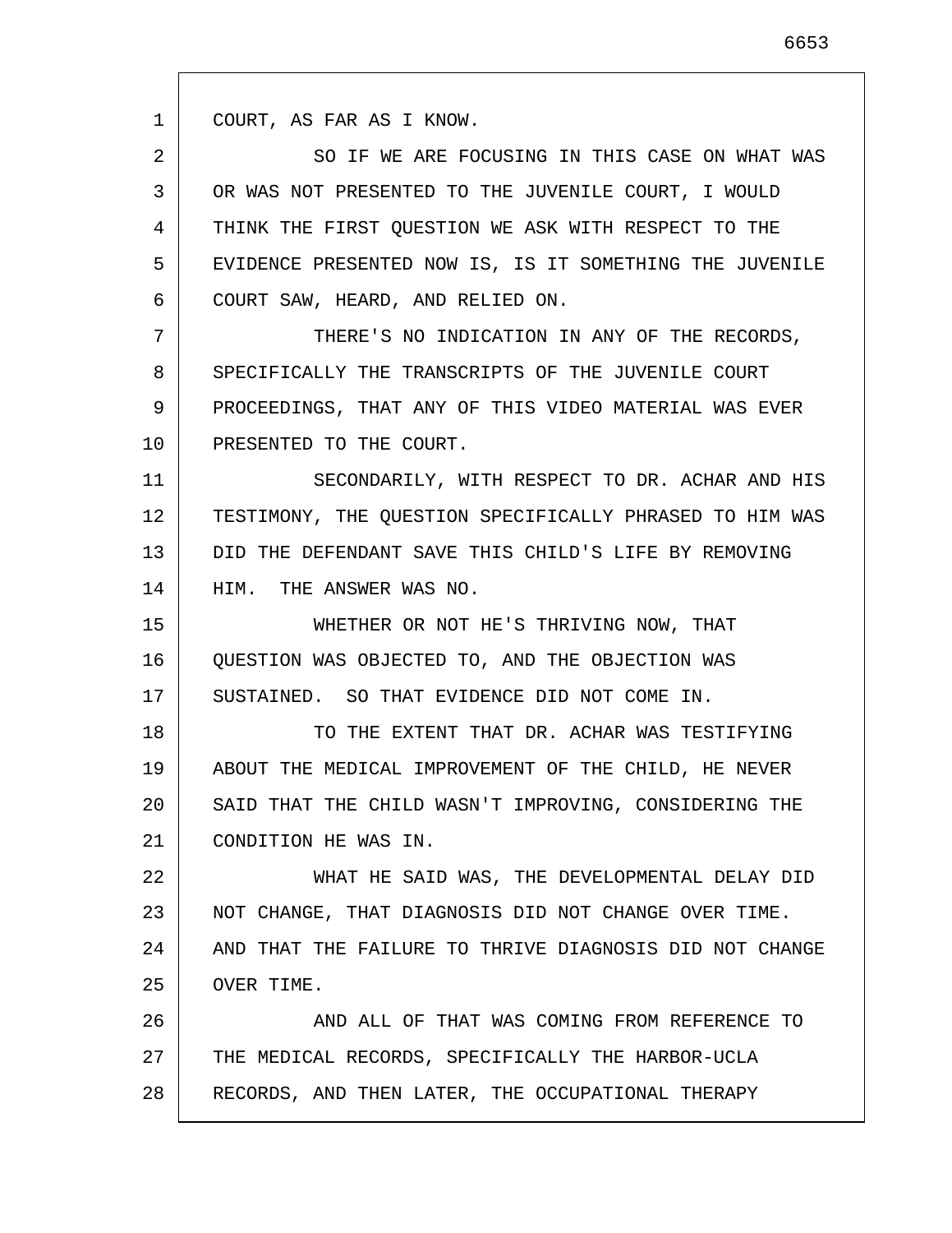COURT, AS FAR AS I KNOW.

SO IF WE ARE FOCUSING IN THIS CASE ON WHAT WAS OR WAS NOT PRESENTED TO THE JUVENILE COURT, I WOULD THINK THE FIRST QUESTION WE ASK WITH RESPECT TO THE EVIDENCE PRESENTED NOW IS, IS IT SOMETHING THE JUVENILE COURT SAW, HEARD, AND RELIED ON.

THERE'S NO INDICATION IN ANY OF THE RECORDS, SPECIFICALLY THE TRANSCRIPTS OF THE JUVENILE COURT PROCEEDINGS, THAT ANY OF THIS VIDEO MATERIAL WAS EVER PRESENTED TO THE COURT.

SECONDARILY, WITH RESPECT TO DR. ACHAR AND HIS TESTIMONY, THE QUESTION SPECIFICALLY PHRASED TO HIM WAS DID THE DEFENDANT SAVE THIS CHILD'S LIFE BY REMOVING HIM. THE ANSWER WAS NO.

WHETHER OR NOT HE'S THRIVING NOW, THAT QUESTION WAS OBJECTED TO, AND THE OBJECTION WAS SUSTAINED. SO THAT EVIDENCE DID NOT COME IN.

TO THE EXTENT THAT DR. ACHAR WAS TESTIFYING ABOUT THE MEDICAL IMPROVEMENT OF THE CHILD, HE NEVER SAID THAT THE CHILD WASN'T IMPROVING, CONSIDERING THE CONDITION HE WAS IN.

WHAT HE SAID WAS, THE DEVELOPMENTAL DELAY DID NOT CHANGE, THAT DIAGNOSIS DID NOT CHANGE OVER TIME. AND THAT THE FAILURE TO THRIVE DIAGNOSIS DID NOT CHANGE OVER TIME.

AND ALL OF THAT WAS COMING FROM REFERENCE TO THE MEDICAL RECORDS, SPECIFICALLY THE HARBOR-UCLA RECORDS, AND THEN LATER, THE OCCUPATIONAL THERAPY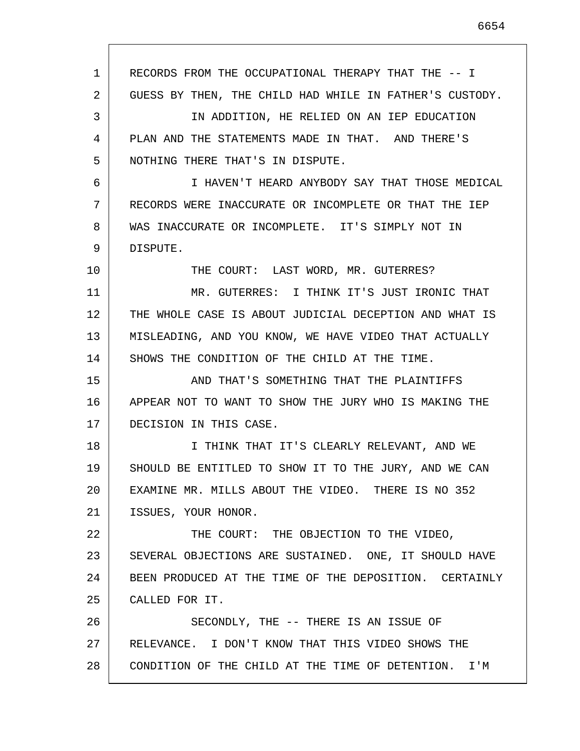RECORDS FROM THE OCCUPATIONAL THERAPY THAT THE -- I GUESS BY THEN, THE CHILD HAD WHILE IN FATHER'S CUSTODY.

IN ADDITION, HE RELIED ON AN IEP EDUCATION PLAN AND THE STATEMENTS MADE IN THAT. AND THERE'S NOTHING THERE THAT'S IN DISPUTE.

I HAVEN'T HEARD ANYBODY SAY THAT THOSE MEDICAL RECORDS WERE INACCURATE OR INCOMPLETE OR THAT THE IEP WAS INACCURATE OR INCOMPLETE. IT'S SIMPLY NOT IN DISPUTE.

THE COURT: LAST WORD, MR. GUTERRES?

MR. GUTERRES: I THINK IT'S JUST IRONIC THAT THE WHOLE CASE IS ABOUT JUDICIAL DECEPTION AND WHAT IS MISLEADING, AND YOU KNOW, WE HAVE VIDEO THAT ACTUALLY SHOWS THE CONDITION OF THE CHILD AT THE TIME.

AND THAT'S SOMETHING THAT THE PLAINTIFFS APPEAR NOT TO WANT TO SHOW THE JURY WHO IS MAKING THE DECISION IN THIS CASE.

I THINK THAT IT'S CLEARLY RELEVANT, AND WE SHOULD BE ENTITLED TO SHOW IT TO THE JURY, AND WE CAN EXAMINE MR. MILLS ABOUT THE VIDEO. THERE IS NO 352 ISSUES, YOUR HONOR.

THE COURT: THE OBJECTION TO THE VIDEO, SEVERAL OBJECTIONS ARE SUSTAINED. ONE, IT SHOULD HAVE BEEN PRODUCED AT THE TIME OF THE DEPOSITION. CERTAINLY CALLED FOR IT.

SECONDLY, THE -- THERE IS AN ISSUE OF RELEVANCE. I DON'T KNOW THAT THIS VIDEO SHOWS THE CONDITION OF THE CHILD AT THE TIME OF DETENTION. I'M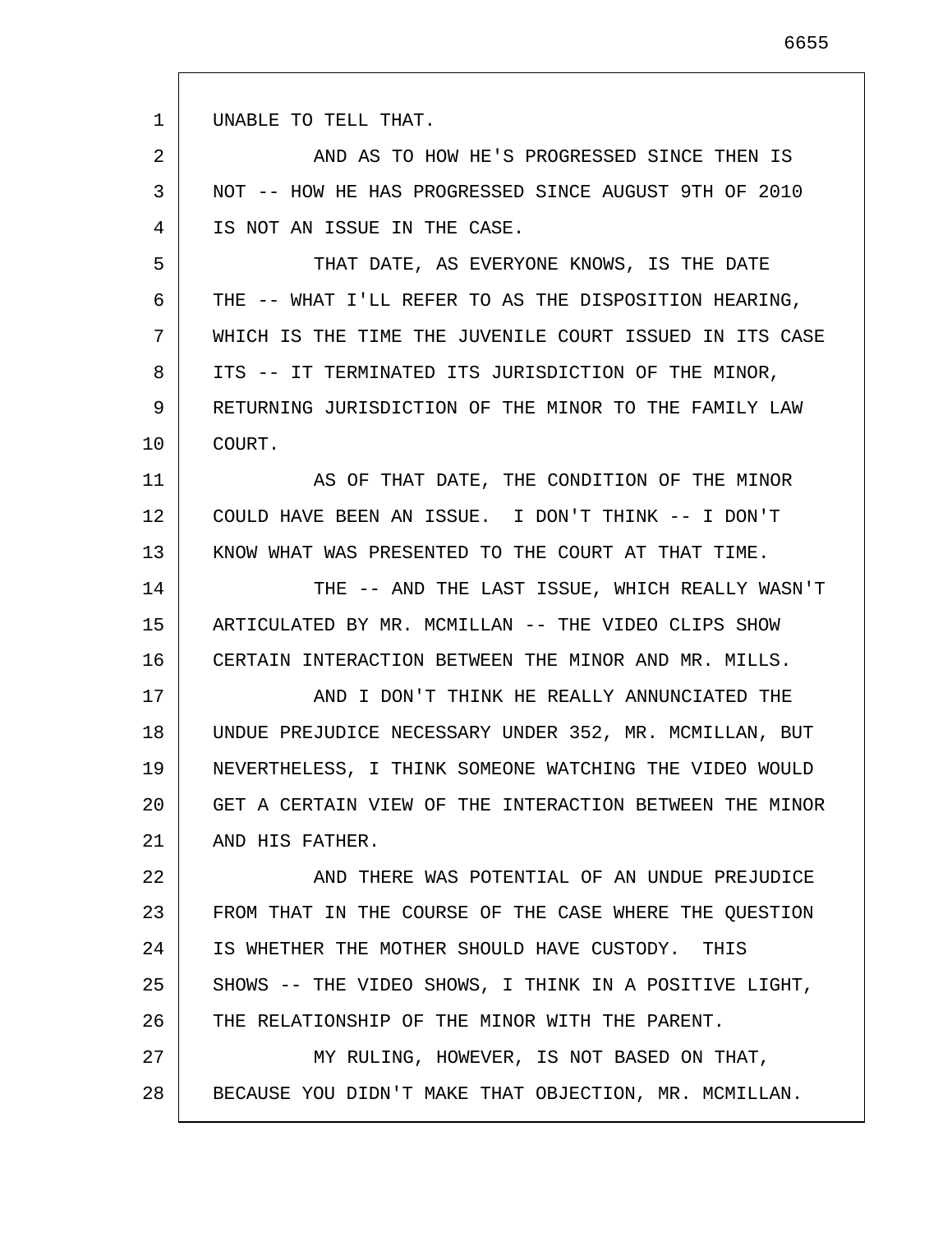UNABLE TO TELL THAT.

AND AS TO HOW HE'S PROGRESSED SINCE THEN IS NOT -- HOW HE HAS PROGRESSED SINCE AUGUST 9TH OF 2010 IS NOT AN ISSUE IN THE CASE.

THAT DATE, AS EVERYONE KNOWS, IS THE DATE THE -- WHAT I'LL REFER TO AS THE DISPOSITION HEARING, WHICH IS THE TIME THE JUVENILE COURT ISSUED IN ITS CASE ITS -- IT TERMINATED ITS JURISDICTION OF THE MINOR, RETURNING JURISDICTION OF THE MINOR TO THE FAMILY LAW COURT.

AS OF THAT DATE, THE CONDITION OF THE MINOR COULD HAVE BEEN AN ISSUE. I DON'T THINK -- I DON'T KNOW WHAT WAS PRESENTED TO THE COURT AT THAT TIME.

THE -- AND THE LAST ISSUE, WHICH REALLY WASN'T ARTICULATED BY MR. MCMILLAN -- THE VIDEO CLIPS SHOW CERTAIN INTERACTION BETWEEN THE MINOR AND MR. MILLS.

AND I DON'T THINK HE REALLY ANNUNCIATED THE UNDUE PREJUDICE NECESSARY UNDER 352, MR. MCMILLAN, BUT NEVERTHELESS, I THINK SOMEONE WATCHING THE VIDEO WOULD GET A CERTAIN VIEW OF THE INTERACTION BETWEEN THE MINOR AND HIS FATHER.

AND THERE WAS POTENTIAL OF AN UNDUE PREJUDICE FROM THAT IN THE COURSE OF THE CASE WHERE THE QUESTION IS WHETHER THE MOTHER SHOULD HAVE CUSTODY. THIS SHOWS -- THE VIDEO SHOWS, I THINK IN A POSITIVE LIGHT, THE RELATIONSHIP OF THE MINOR WITH THE PARENT.

MY RULING, HOWEVER, IS NOT BASED ON THAT, BECAUSE YOU DIDN'T MAKE THAT OBJECTION, MR. MCMILLAN.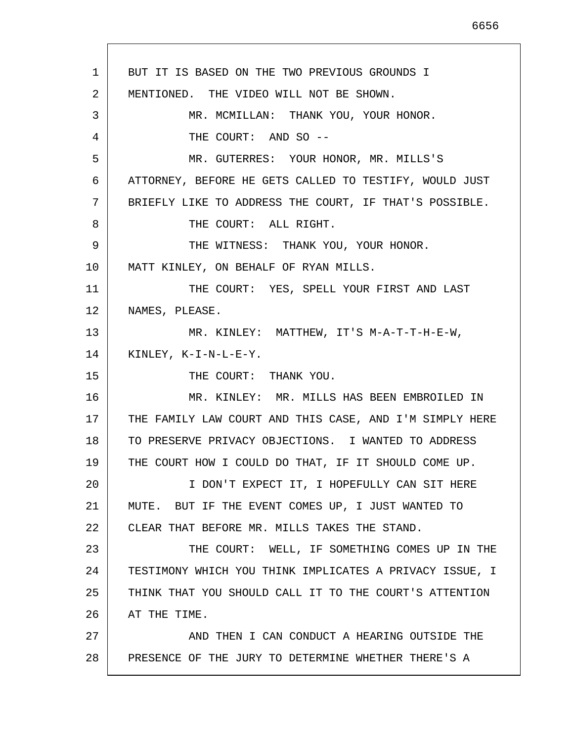BUT IT IS BASED ON THE TWO PREVIOUS GROUNDS I MENTIONED. THE VIDEO WILL NOT BE SHOWN.

MR. MCMILLAN: THANK YOU, YOUR HONOR.

THE COURT: AND SO --

MR. GUTERRES: YOUR HONOR, MR. MILLS'S ATTORNEY, BEFORE HE GETS CALLED TO TESTIFY, WOULD JUST BRIEFLY LIKE TO ADDRESS THE COURT, IF THAT'S POSSIBLE.

THE COURT: ALL RIGHT.

THE WITNESS: THANK YOU, YOUR HONOR. MATT KINLEY, ON BEHALF OF RYAN MILLS.

THE COURT: YES, SPELL YOUR FIRST AND LAST NAMES, PLEASE.

MR. KINLEY: MATTHEW, IT'S M-A-T-T-H-E-W, KINLEY, K-I-N-L-E-Y.

THE COURT: THANK YOU.

MR. KINLEY: MR. MILLS HAS BEEN EMBROILED IN THE FAMILY LAW COURT AND THIS CASE, AND I'M SIMPLY HERE TO PRESERVE PRIVACY OBJECTIONS. I WANTED TO ADDRESS THE COURT HOW I COULD DO THAT, IF IT SHOULD COME UP.

I DON'T EXPECT IT, I HOPEFULLY CAN SIT HERE MUTE. BUT IF THE EVENT COMES UP, I JUST WANTED TO CLEAR THAT BEFORE MR. MILLS TAKES THE STAND.

THE COURT: WELL, IF SOMETHING COMES UP IN THE TESTIMONY WHICH YOU THINK IMPLICATES A PRIVACY ISSUE, I THINK THAT YOU SHOULD CALL IT TO THE COURT'S ATTENTION AT THE TIME.

AND THEN I CAN CONDUCT A HEARING OUTSIDE THE PRESENCE OF THE JURY TO DETERMINE WHETHER THERE'S A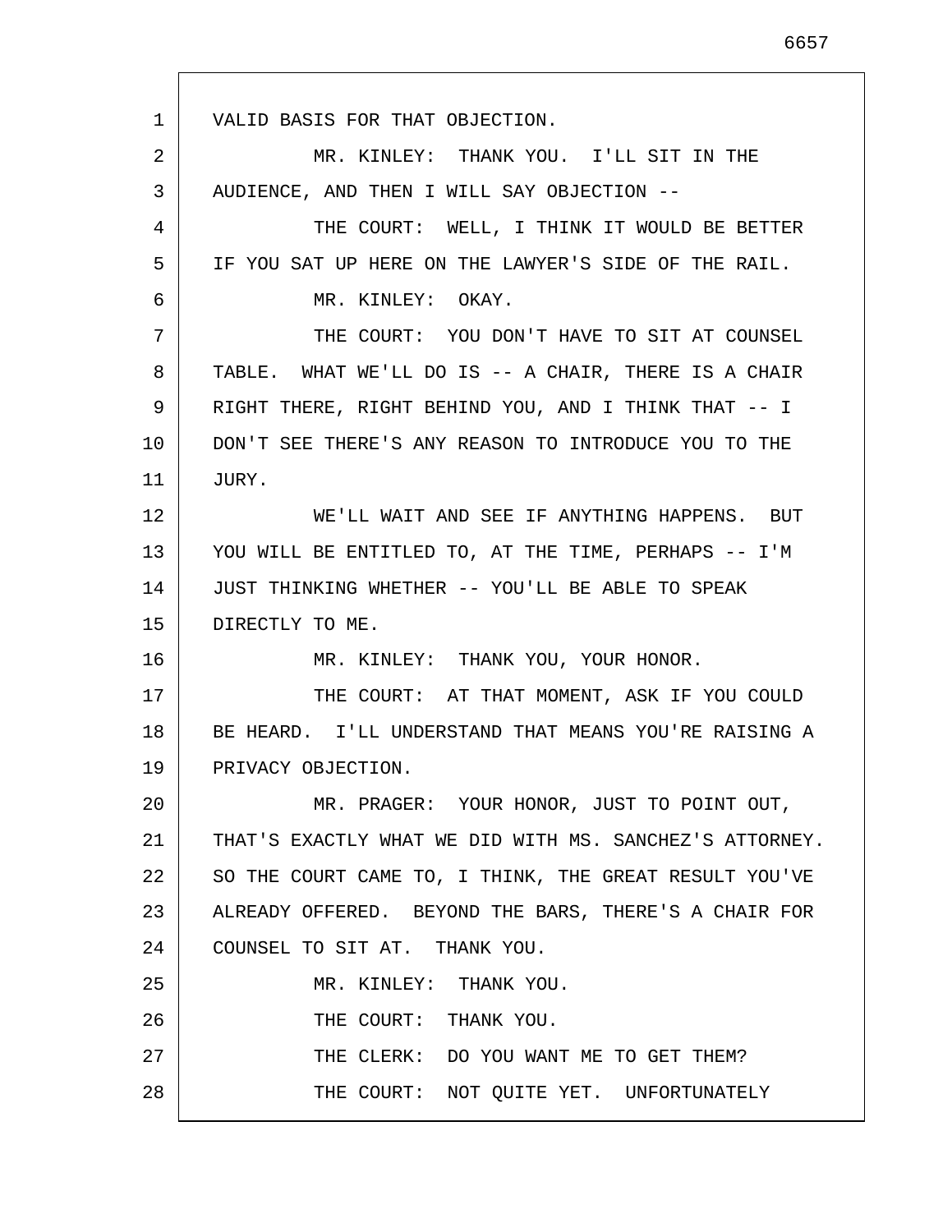VALID BASIS FOR THAT OBJECTION.

MR. KINLEY: THANK YOU. I'LL SIT IN THE AUDIENCE, AND THEN I WILL SAY OBJECTION --

THE COURT: WELL, I THINK IT WOULD BE BETTER IF YOU SAT UP HERE ON THE LAWYER'S SIDE OF THE RAIL.

MR. KINLEY: OKAY.

THE COURT: YOU DON'T HAVE TO SIT AT COUNSEL TABLE. WHAT WE'LL DO IS -- A CHAIR, THERE IS A CHAIR RIGHT THERE, RIGHT BEHIND YOU, AND I THINK THAT -- I DON'T SEE THERE'S ANY REASON TO INTRODUCE YOU TO THE JURY.

WE'LL WAIT AND SEE IF ANYTHING HAPPENS. BUT YOU WILL BE ENTITLED TO, AT THE TIME, PERHAPS -- I'M JUST THINKING WHETHER -- YOU'LL BE ABLE TO SPEAK DIRECTLY TO ME.

MR. KINLEY: THANK YOU, YOUR HONOR.

THE COURT: AT THAT MOMENT, ASK IF YOU COULD BE HEARD. I'LL UNDERSTAND THAT MEANS YOU'RE RAISING A PRIVACY OBJECTION.

MR. PRAGER: YOUR HONOR, JUST TO POINT OUT, THAT'S EXACTLY WHAT WE DID WITH MS. SANCHEZ'S ATTORNEY. SO THE COURT CAME TO, I THINK, THE GREAT RESULT YOU'VE ALREADY OFFERED. BEYOND THE BARS, THERE'S A CHAIR FOR COUNSEL TO SIT AT. THANK YOU.

MR. KINLEY: THANK YOU.

THE COURT: THANK YOU.

THE CLERK: DO YOU WANT ME TO GET THEM?

THE COURT: NOT QUITE YET. UNFORTUNATELY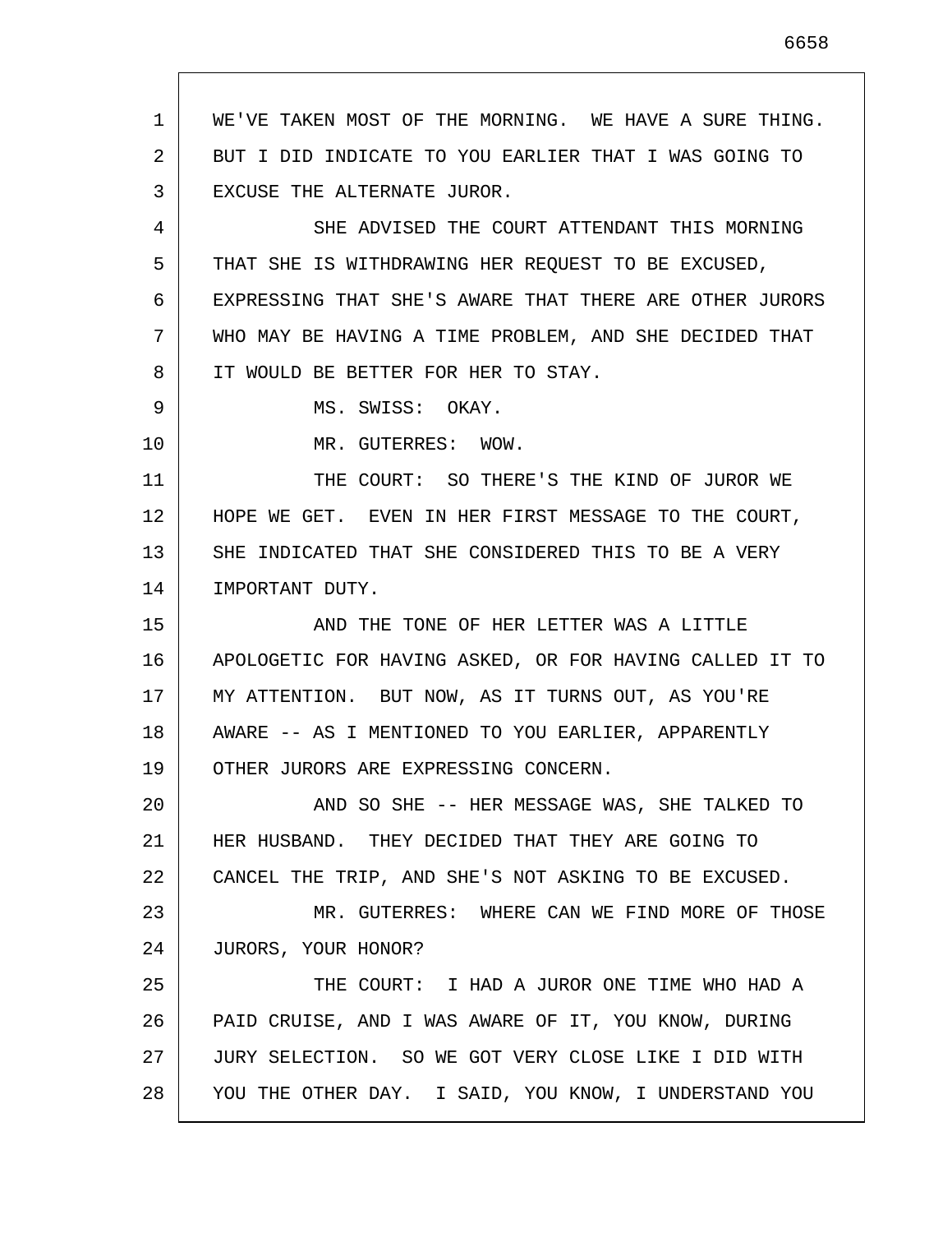WE'VE TAKEN MOST OF THE MORNING. WE HAVE A SURE THING. BUT I DID INDICATE TO YOU EARLIER THAT I WAS GOING TO EXCUSE THE ALTERNATE JUROR.

SHE ADVISED THE COURT ATTENDANT THIS MORNING THAT SHE IS WITHDRAWING HER REQUEST TO BE EXCUSED, EXPRESSING THAT SHE'S AWARE THAT THERE ARE OTHER JURORS WHO MAY BE HAVING A TIME PROBLEM, AND SHE DECIDED THAT IT WOULD BE BETTER FOR HER TO STAY.

MS. SWISS: OKAY.

MR. GUTERRES: WOW.

THE COURT: SO THERE'S THE KIND OF JUROR WE HOPE WE GET. EVEN IN HER FIRST MESSAGE TO THE COURT, SHE INDICATED THAT SHE CONSIDERED THIS TO BE A VERY IMPORTANT DUTY.

AND THE TONE OF HER LETTER WAS A LITTLE APOLOGETIC FOR HAVING ASKED, OR FOR HAVING CALLED IT TO MY ATTENTION. BUT NOW, AS IT TURNS OUT, AS YOU'RE AWARE -- AS I MENTIONED TO YOU EARLIER, APPARENTLY OTHER JURORS ARE EXPRESSING CONCERN.

AND SO SHE -- HER MESSAGE WAS, SHE TALKED TO HER HUSBAND. THEY DECIDED THAT THEY ARE GOING TO CANCEL THE TRIP, AND SHE'S NOT ASKING TO BE EXCUSED.

MR. GUTERRES: WHERE CAN WE FIND MORE OF THOSE JURORS, YOUR HONOR?

THE COURT: I HAD A JUROR ONE TIME WHO HAD A PAID CRUISE, AND I WAS AWARE OF IT, YOU KNOW, DURING JURY SELECTION. SO WE GOT VERY CLOSE LIKE I DID WITH YOU THE OTHER DAY. I SAID, YOU KNOW, I UNDERSTAND YOU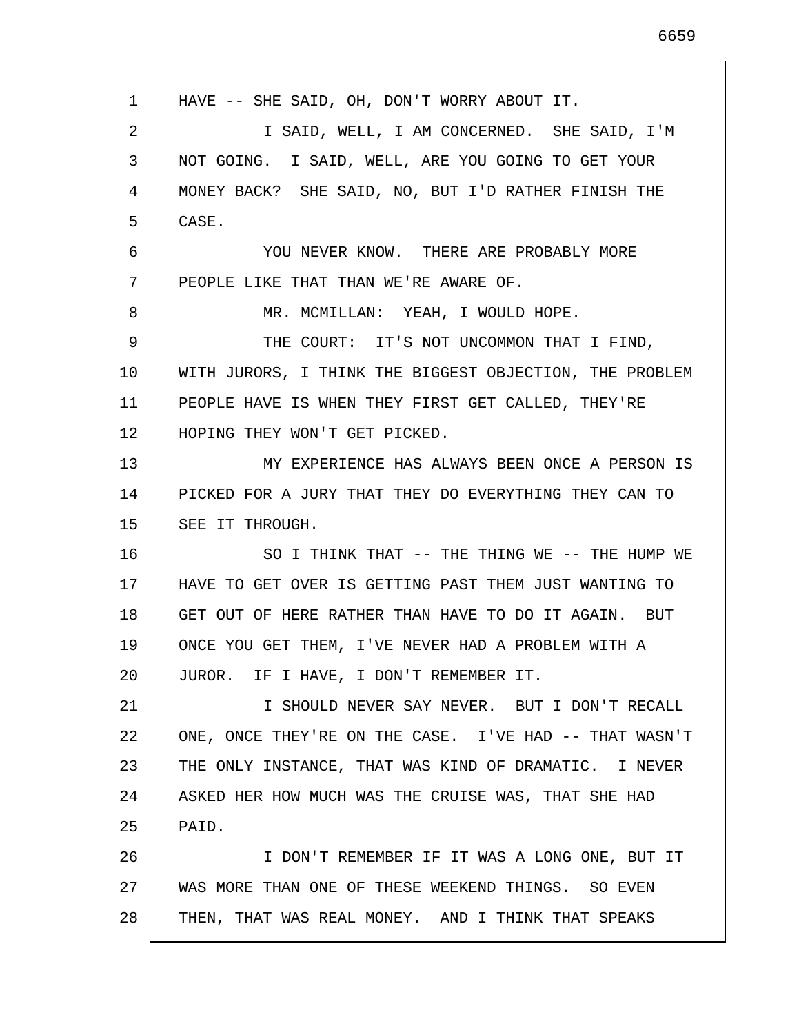HAVE -- SHE SAID, OH, DON'T WORRY ABOUT IT.

I SAID, WELL, I AM CONCERNED. SHE SAID, I'M NOT GOING. I SAID, WELL, ARE YOU GOING TO GET YOUR MONEY BACK? SHE SAID, NO, BUT I'D RATHER FINISH THE CASE.

YOU NEVER KNOW. THERE ARE PROBABLY MORE PEOPLE LIKE THAT THAN WE'RE AWARE OF.

MR. MCMILLAN: YEAH, I WOULD HOPE.

THE COURT: IT'S NOT UNCOMMON THAT I FIND, WITH JURORS, I THINK THE BIGGEST OBJECTION, THE PROBLEM PEOPLE HAVE IS WHEN THEY FIRST GET CALLED, THEY'RE HOPING THEY WON'T GET PICKED.

MY EXPERIENCE HAS ALWAYS BEEN ONCE A PERSON IS PICKED FOR A JURY THAT THEY DO EVERYTHING THEY CAN TO SEE IT THROUGH.

SO I THINK THAT -- THE THING WE -- THE HUMP WE HAVE TO GET OVER IS GETTING PAST THEM JUST WANTING TO GET OUT OF HERE RATHER THAN HAVE TO DO IT AGAIN. BUT ONCE YOU GET THEM, I'VE NEVER HAD A PROBLEM WITH A JUROR. IF I HAVE, I DON'T REMEMBER IT.

I SHOULD NEVER SAY NEVER. BUT I DON'T RECALL ONE, ONCE THEY'RE ON THE CASE. I'VE HAD -- THAT WASN'T THE ONLY INSTANCE, THAT WAS KIND OF DRAMATIC. I NEVER ASKED HER HOW MUCH WAS THE CRUISE WAS, THAT SHE HAD PAID.

I DON'T REMEMBER IF IT WAS A LONG ONE, BUT IT WAS MORE THAN ONE OF THESE WEEKEND THINGS. SO EVEN THEN, THAT WAS REAL MONEY. AND I THINK THAT SPEAKS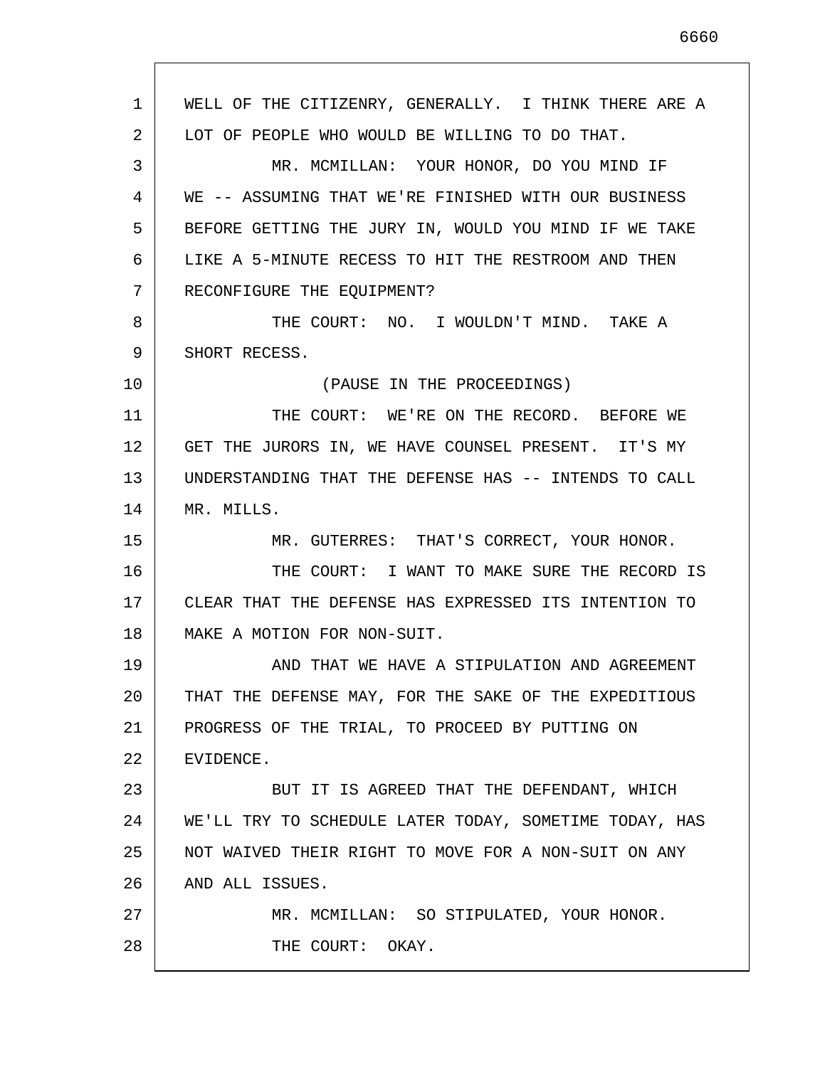WELL OF THE CITIZENRY, GENERALLY. I THINK THERE ARE A LOT OF PEOPLE WHO WOULD BE WILLING TO DO THAT.

MR. MCMILLAN: YOUR HONOR, DO YOU MIND IF WE -- ASSUMING THAT WE'RE FINISHED WITH OUR BUSINESS BEFORE GETTING THE JURY IN, WOULD YOU MIND IF WE TAKE LIKE A 5-MINUTE RECESS TO HIT THE RESTROOM AND THEN RECONFIGURE THE EQUIPMENT?

THE COURT: NO. I WOULDN'T MIND. TAKE A SHORT RECESS.

(PAUSE IN THE PROCEEDINGS)

THE COURT: WE'RE ON THE RECORD. BEFORE WE GET THE JURORS IN, WE HAVE COUNSEL PRESENT. IT'S MY UNDERSTANDING THAT THE DEFENSE HAS -- INTENDS TO CALL MR. MILLS.

MR. GUTERRES: THAT'S CORRECT, YOUR HONOR.

THE COURT: I WANT TO MAKE SURE THE RECORD IS CLEAR THAT THE DEFENSE HAS EXPRESSED ITS INTENTION TO MAKE A MOTION FOR NON-SUIT.

AND THAT WE HAVE A STIPULATION AND AGREEMENT THAT THE DEFENSE MAY, FOR THE SAKE OF THE EXPEDITIOUS PROGRESS OF THE TRIAL, TO PROCEED BY PUTTING ON EVIDENCE.

BUT IT IS AGREED THAT THE DEFENDANT, WHICH WE'LL TRY TO SCHEDULE LATER TODAY, SOMETIME TODAY, HAS NOT WAIVED THEIR RIGHT TO MOVE FOR A NON-SUIT ON ANY AND ALL ISSUES.

MR. MCMILLAN: SO STIPULATED, YOUR HONOR.

THE COURT: OKAY.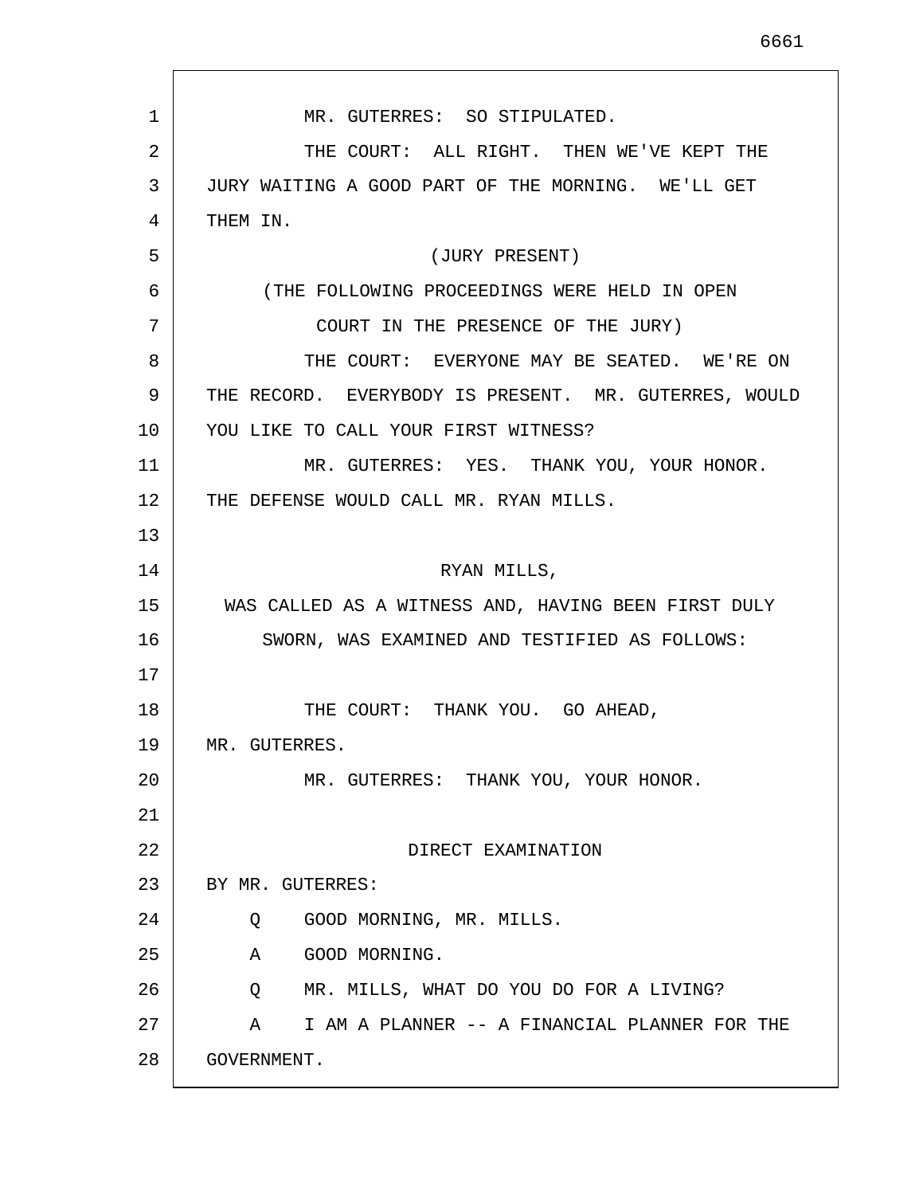MR. GUTERRES: SO STIPULATED.

THE COURT: ALL RIGHT. THEN WE'VE KEPT THE JURY WAITING A GOOD PART OF THE MORNING. WE'LL GET THEM IN.

(JURY PRESENT)

(THE FOLLOWING PROCEEDINGS WERE HELD IN OPEN COURT IN THE PRESENCE OF THE JURY)

THE COURT: EVERYONE MAY BE SEATED. WE'RE ON THE RECORD. EVERYBODY IS PRESENT. MR. GUTERRES, WOULD YOU LIKE TO CALL YOUR FIRST WITNESS?

MR. GUTERRES: YES. THANK YOU, YOUR HONOR. THE DEFENSE WOULD CALL MR. RYAN MILLS.

RYAN MILLS,

WAS CALLED AS A WITNESS AND, HAVING BEEN FIRST DULY SWORN, WAS EXAMINED AND TESTIFIED AS FOLLOWS:

THE COURT: THANK YOU. GO AHEAD, MR. GUTERRES.

MR. GUTERRES: THANK YOU, YOUR HONOR.

DIRECT EXAMINATION

BY MR. GUTERRES:

Q GOOD MORNING, MR. MILLS.

A GOOD MORNING.

Q MR. MILLS, WHAT DO YOU DO FOR A LIVING?

A I AM A PLANNER -- A FINANCIAL PLANNER FOR THE GOVERNMENT.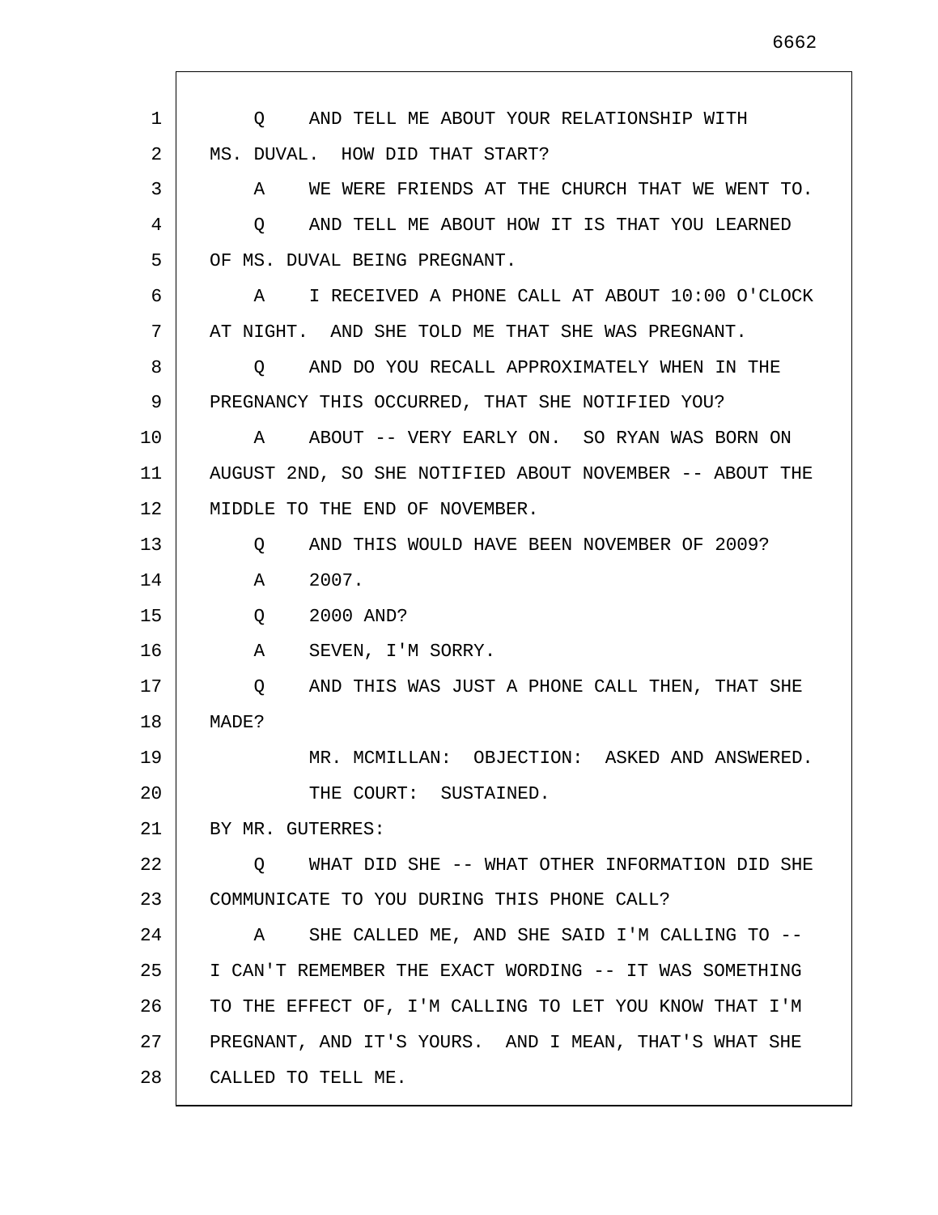Q AND TELL ME ABOUT YOUR RELATIONSHIP WITH MS. DUVAL. HOW DID THAT START?

A WE WERE FRIENDS AT THE CHURCH THAT WE WENT TO.

Q AND TELL ME ABOUT HOW IT IS THAT YOU LEARNED OF MS. DUVAL BEING PREGNANT.

A I RECEIVED A PHONE CALL AT ABOUT 10:00 O'CLOCK AT NIGHT. AND SHE TOLD ME THAT SHE WAS PREGNANT.

Q AND DO YOU RECALL APPROXIMATELY WHEN IN THE PREGNANCY THIS OCCURRED, THAT SHE NOTIFIED YOU?

A ABOUT -- VERY EARLY ON. SO RYAN WAS BORN ON AUGUST 2ND, SO SHE NOTIFIED ABOUT NOVEMBER -- ABOUT THE MIDDLE TO THE END OF NOVEMBER.

Q AND THIS WOULD HAVE BEEN NOVEMBER OF 2009?

A 2007.

Q 2000 AND?

A SEVEN, I'M SORRY.

Q AND THIS WAS JUST A PHONE CALL THEN, THAT SHE MADE?

MR. MCMILLAN: OBJECTION: ASKED AND ANSWERED.

THE COURT: SUSTAINED.

BY MR. GUTERRES:

Q WHAT DID SHE -- WHAT OTHER INFORMATION DID SHE COMMUNICATE TO YOU DURING THIS PHONE CALL?

A SHE CALLED ME, AND SHE SAID I'M CALLING TO -- I CAN'T REMEMBER THE EXACT WORDING -- IT WAS SOMETHING TO THE EFFECT OF, I'M CALLING TO LET YOU KNOW THAT I'M PREGNANT, AND IT'S YOURS. AND I MEAN, THAT'S WHAT SHE CALLED TO TELL ME.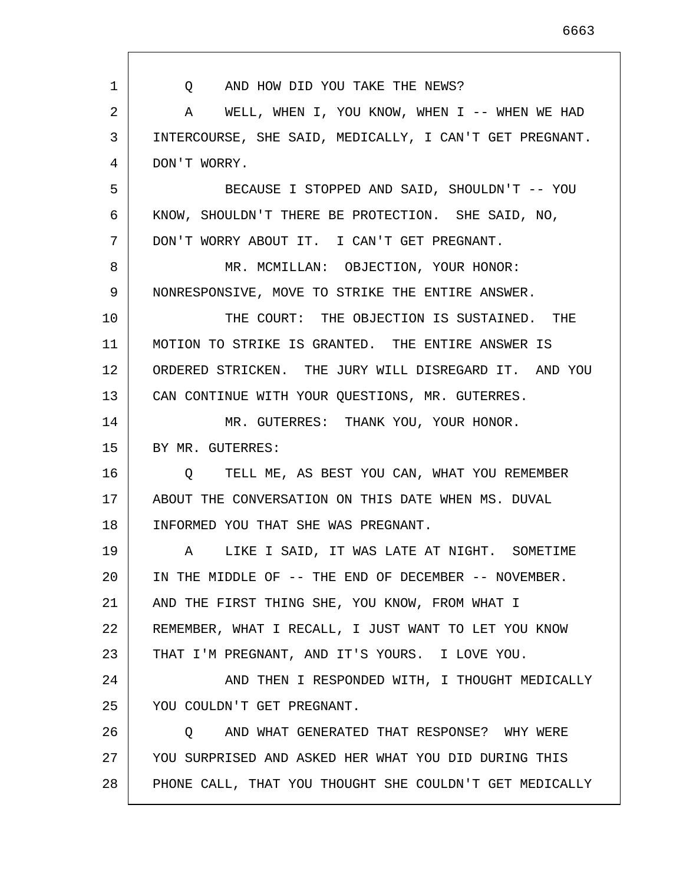Q AND HOW DID YOU TAKE THE NEWS?

A WELL, WHEN I, YOU KNOW, WHEN I -- WHEN WE HAD INTERCOURSE, SHE SAID, MEDICALLY, I CAN'T GET PREGNANT. DON'T WORRY.

BECAUSE I STOPPED AND SAID, SHOULDN'T -- YOU KNOW, SHOULDN'T THERE BE PROTECTION. SHE SAID, NO, DON'T WORRY ABOUT IT. I CAN'T GET PREGNANT.

MR. MCMILLAN: OBJECTION, YOUR HONOR: NONRESPONSIVE, MOVE TO STRIKE THE ENTIRE ANSWER.

THE COURT: THE OBJECTION IS SUSTAINED. THE MOTION TO STRIKE IS GRANTED. THE ENTIRE ANSWER IS ORDERED STRICKEN. THE JURY WILL DISREGARD IT. AND YOU CAN CONTINUE WITH YOUR QUESTIONS, MR. GUTERRES.

MR. GUTERRES: THANK YOU, YOUR HONOR.

BY MR. GUTERRES:

Q TELL ME, AS BEST YOU CAN, WHAT YOU REMEMBER ABOUT THE CONVERSATION ON THIS DATE WHEN MS. DUVAL INFORMED YOU THAT SHE WAS PREGNANT.

A LIKE I SAID, IT WAS LATE AT NIGHT. SOMETIME IN THE MIDDLE OF -- THE END OF DECEMBER -- NOVEMBER. AND THE FIRST THING SHE, YOU KNOW, FROM WHAT I REMEMBER, WHAT I RECALL, I JUST WANT TO LET YOU KNOW THAT I'M PREGNANT, AND IT'S YOURS. I LOVE YOU.

AND THEN I RESPONDED WITH, I THOUGHT MEDICALLY YOU COULDN'T GET PREGNANT.

Q AND WHAT GENERATED THAT RESPONSE? WHY WERE YOU SURPRISED AND ASKED HER WHAT YOU DID DURING THIS PHONE CALL, THAT YOU THOUGHT SHE COULDN'T GET MEDICALLY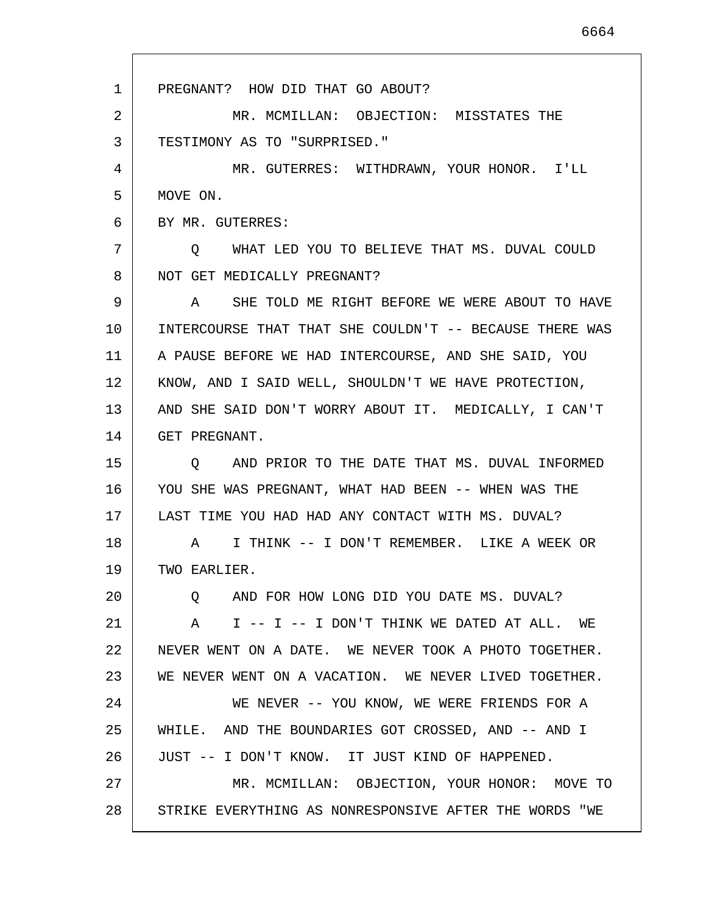PREGNANT? HOW DID THAT GO ABOUT?

MR. MCMILLAN: OBJECTION: MISSTATES THE TESTIMONY AS TO "SURPRISED."

MR. GUTERRES: WITHDRAWN, YOUR HONOR. I'LL MOVE ON.

BY MR. GUTERRES:

Q WHAT LED YOU TO BELIEVE THAT MS. DUVAL COULD NOT GET MEDICALLY PREGNANT?

A SHE TOLD ME RIGHT BEFORE WE WERE ABOUT TO HAVE INTERCOURSE THAT THAT SHE COULDN'T -- BECAUSE THERE WAS A PAUSE BEFORE WE HAD INTERCOURSE, AND SHE SAID, YOU KNOW, AND I SAID WELL, SHOULDN'T WE HAVE PROTECTION, AND SHE SAID DON'T WORRY ABOUT IT. MEDICALLY, I CAN'T GET PREGNANT.

Q AND PRIOR TO THE DATE THAT MS. DUVAL INFORMED YOU SHE WAS PREGNANT, WHAT HAD BEEN -- WHEN WAS THE LAST TIME YOU HAD HAD ANY CONTACT WITH MS. DUVAL?

A I THINK -- I DON'T REMEMBER. LIKE A WEEK OR TWO EARLIER.

Q AND FOR HOW LONG DID YOU DATE MS. DUVAL?

A I -- I -- I DON'T THINK WE DATED AT ALL. WE NEVER WENT ON A DATE. WE NEVER TOOK A PHOTO TOGETHER. WE NEVER WENT ON A VACATION. WE NEVER LIVED TOGETHER.

WE NEVER -- YOU KNOW, WE WERE FRIENDS FOR A WHILE. AND THE BOUNDARIES GOT CROSSED, AND -- AND I JUST -- I DON'T KNOW. IT JUST KIND OF HAPPENED.

MR. MCMILLAN: OBJECTION, YOUR HONOR: MOVE TO STRIKE EVERYTHING AS NONRESPONSIVE AFTER THE WORDS "WE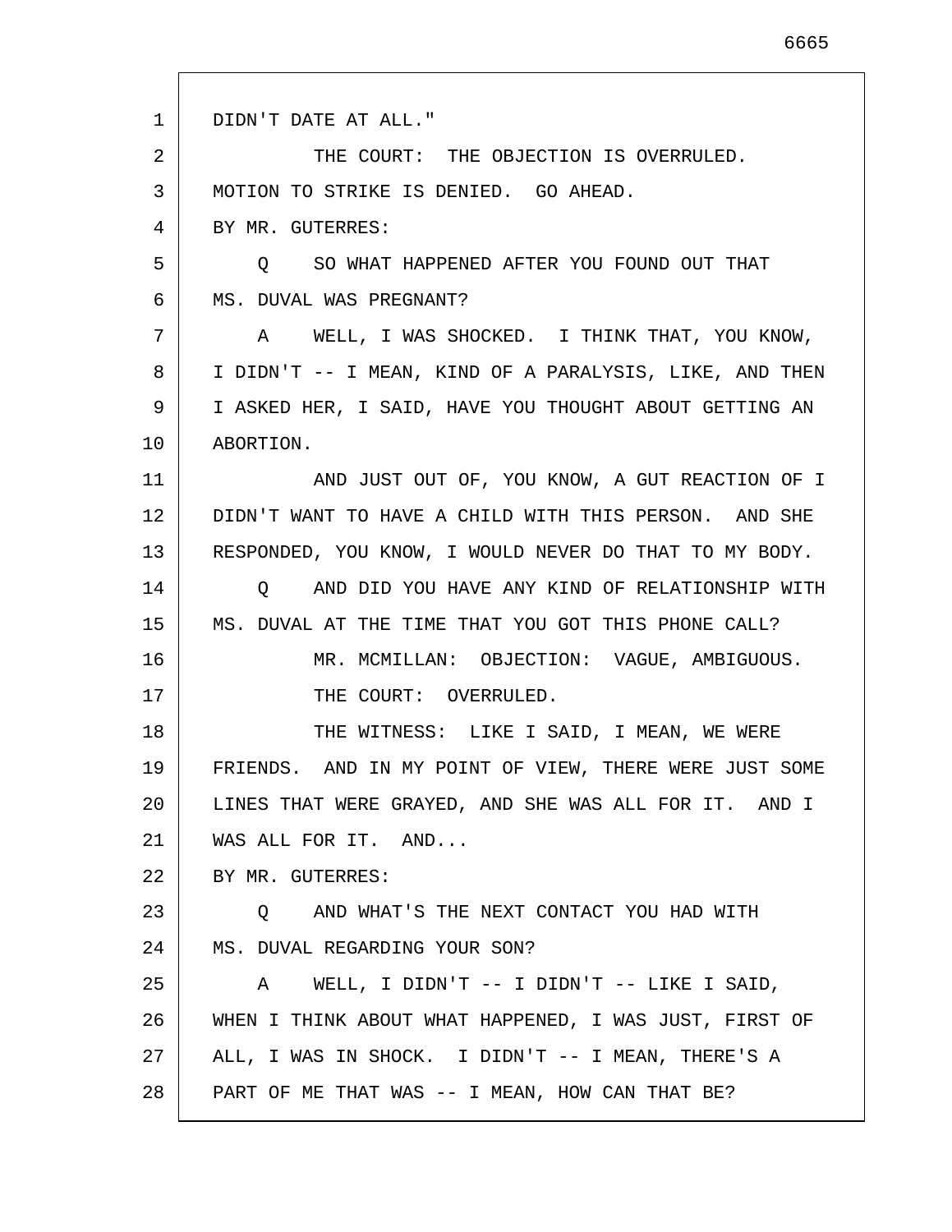DIDN'T DATE AT ALL."

THE COURT: THE OBJECTION IS OVERRULED. MOTION TO STRIKE IS DENIED. GO AHEAD.

BY MR. GUTERRES:

Q SO WHAT HAPPENED AFTER YOU FOUND OUT THAT MS. DUVAL WAS PREGNANT?

A WELL, I WAS SHOCKED. I THINK THAT, YOU KNOW, I DIDN'T -- I MEAN, KIND OF A PARALYSIS, LIKE, AND THEN I ASKED HER, I SAID, HAVE YOU THOUGHT ABOUT GETTING AN ABORTION.

AND JUST OUT OF, YOU KNOW, A GUT REACTION OF I DIDN'T WANT TO HAVE A CHILD WITH THIS PERSON. AND SHE RESPONDED, YOU KNOW, I WOULD NEVER DO THAT TO MY BODY.

Q AND DID YOU HAVE ANY KIND OF RELATIONSHIP WITH MS. DUVAL AT THE TIME THAT YOU GOT THIS PHONE CALL?

MR. MCMILLAN: OBJECTION: VAGUE, AMBIGUOUS.

THE COURT: OVERRULED.

THE WITNESS: LIKE I SAID, I MEAN, WE WERE FRIENDS. AND IN MY POINT OF VIEW, THERE WERE JUST SOME LINES THAT WERE GRAYED, AND SHE WAS ALL FOR IT. AND I WAS ALL FOR IT. AND...

BY MR. GUTERRES:

Q AND WHAT'S THE NEXT CONTACT YOU HAD WITH MS. DUVAL REGARDING YOUR SON?

A WELL, I DIDN'T -- I DIDN'T -- LIKE I SAID, WHEN I THINK ABOUT WHAT HAPPENED, I WAS JUST, FIRST OF ALL, I WAS IN SHOCK. I DIDN'T -- I MEAN, THERE'S A PART OF ME THAT WAS -- I MEAN, HOW CAN THAT BE?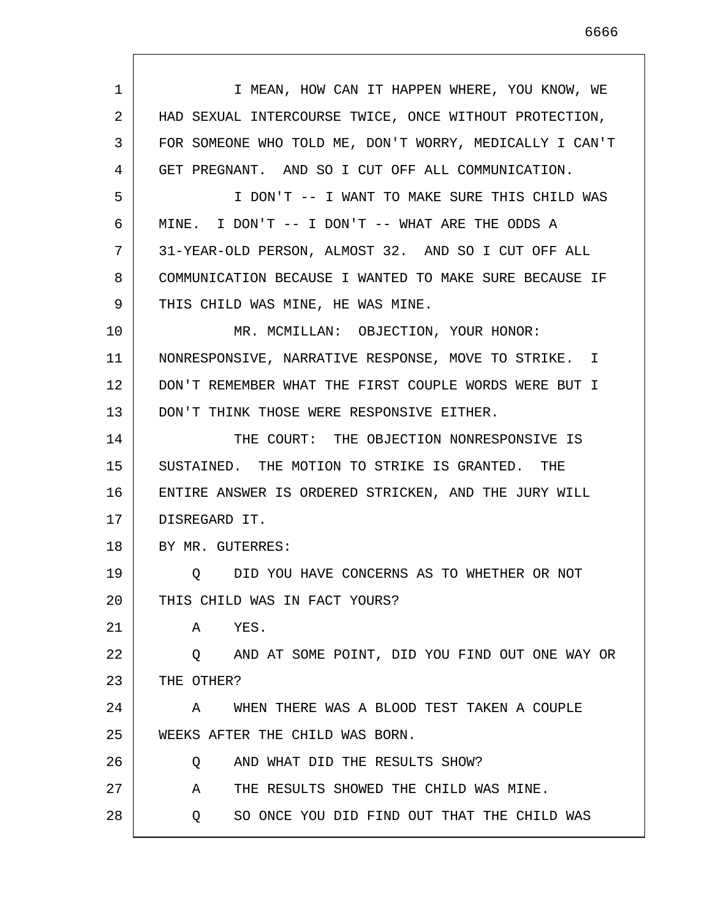I MEAN, HOW CAN IT HAPPEN WHERE, YOU KNOW, WE HAD SEXUAL INTERCOURSE TWICE, ONCE WITHOUT PROTECTION, FOR SOMEONE WHO TOLD ME, DON'T WORRY, MEDICALLY I CAN'T GET PREGNANT. AND SO I CUT OFF ALL COMMUNICATION.

I DON'T -- I WANT TO MAKE SURE THIS CHILD WAS MINE. I DON'T -- I DON'T -- WHAT ARE THE ODDS A 31-YEAR-OLD PERSON, ALMOST 32. AND SO I CUT OFF ALL COMMUNICATION BECAUSE I WANTED TO MAKE SURE BECAUSE IF THIS CHILD WAS MINE, HE WAS MINE.

MR. MCMILLAN: OBJECTION, YOUR HONOR: NONRESPONSIVE, NARRATIVE RESPONSE, MOVE TO STRIKE. I DON'T REMEMBER WHAT THE FIRST COUPLE WORDS WERE BUT I DON'T THINK THOSE WERE RESPONSIVE EITHER.

THE COURT: THE OBJECTION NONRESPONSIVE IS SUSTAINED. THE MOTION TO STRIKE IS GRANTED. THE ENTIRE ANSWER IS ORDERED STRICKEN, AND THE JURY WILL DISREGARD IT.

BY MR. GUTERRES:

Q DID YOU HAVE CONCERNS AS TO WHETHER OR NOT THIS CHILD WAS IN FACT YOURS?

A YES.

Q AND AT SOME POINT, DID YOU FIND OUT ONE WAY OR THE OTHER?

A WHEN THERE WAS A BLOOD TEST TAKEN A COUPLE WEEKS AFTER THE CHILD WAS BORN.

Q AND WHAT DID THE RESULTS SHOW?

A THE RESULTS SHOWED THE CHILD WAS MINE.

Q SO ONCE YOU DID FIND OUT THAT THE CHILD WAS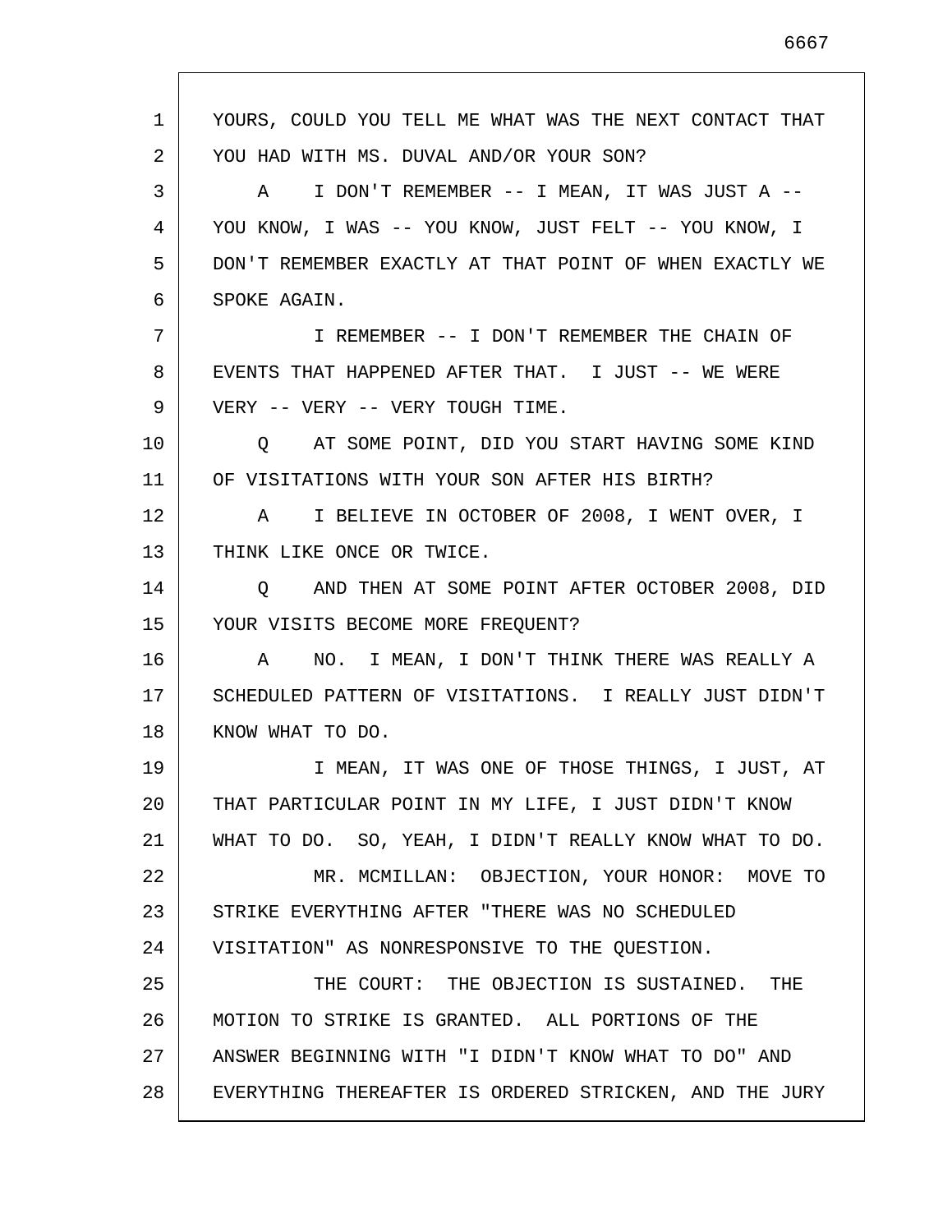YOURS, COULD YOU TELL ME WHAT WAS THE NEXT CONTACT THAT YOU HAD WITH MS. DUVAL AND/OR YOUR SON?

A I DON'T REMEMBER -- I MEAN, IT WAS JUST A -- YOU KNOW, I WAS -- YOU KNOW, JUST FELT -- YOU KNOW, I DON'T REMEMBER EXACTLY AT THAT POINT OF WHEN EXACTLY WE SPOKE AGAIN.

I REMEMBER -- I DON'T REMEMBER THE CHAIN OF EVENTS THAT HAPPENED AFTER THAT. I JUST -- WE WERE VERY -- VERY -- VERY TOUGH TIME.

Q AT SOME POINT, DID YOU START HAVING SOME KIND OF VISITATIONS WITH YOUR SON AFTER HIS BIRTH?

A I BELIEVE IN OCTOBER OF 2008, I WENT OVER, I THINK LIKE ONCE OR TWICE.

Q AND THEN AT SOME POINT AFTER OCTOBER 2008, DID YOUR VISITS BECOME MORE FREQUENT?

A NO. I MEAN, I DON'T THINK THERE WAS REALLY A SCHEDULED PATTERN OF VISITATIONS. I REALLY JUST DIDN'T KNOW WHAT TO DO.

I MEAN, IT WAS ONE OF THOSE THINGS, I JUST, AT THAT PARTICULAR POINT IN MY LIFE, I JUST DIDN'T KNOW WHAT TO DO. SO, YEAH, I DIDN'T REALLY KNOW WHAT TO DO.

MR. MCMILLAN: OBJECTION, YOUR HONOR: MOVE TO STRIKE EVERYTHING AFTER "THERE WAS NO SCHEDULED VISITATION" AS NONRESPONSIVE TO THE QUESTION.

THE COURT: THE OBJECTION IS SUSTAINED. THE MOTION TO STRIKE IS GRANTED. ALL PORTIONS OF THE ANSWER BEGINNING WITH "I DIDN'T KNOW WHAT TO DO" AND EVERYTHING THEREAFTER IS ORDERED STRICKEN, AND THE JURY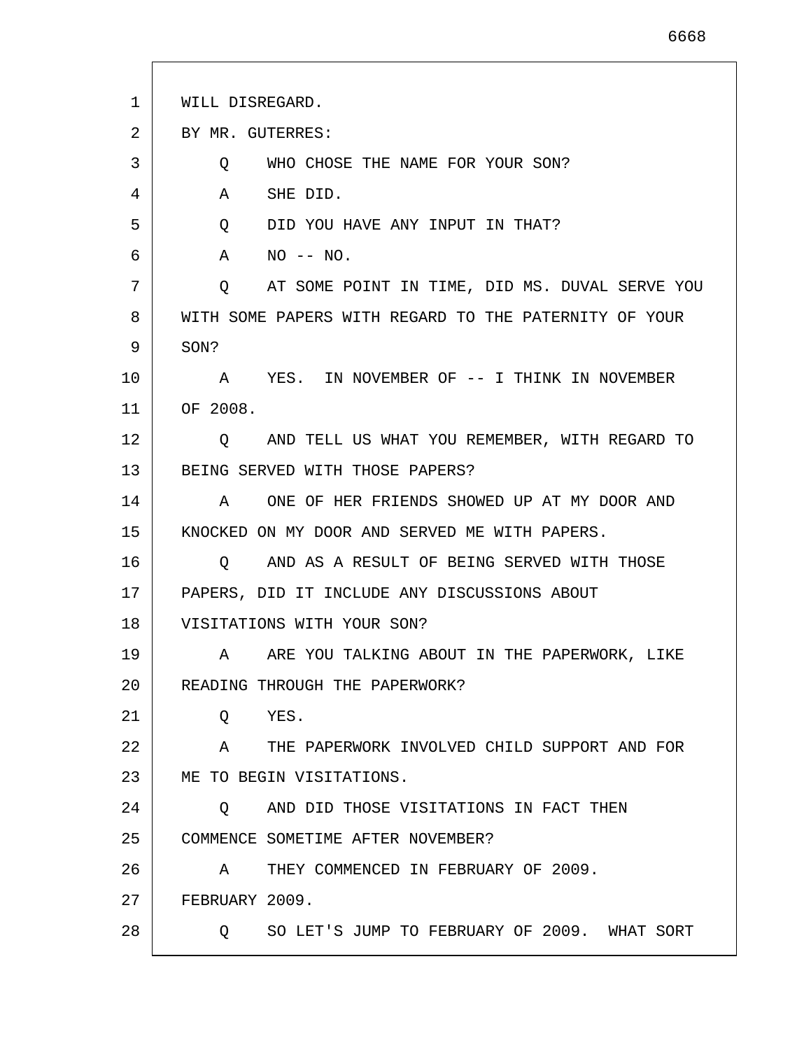WILL DISREGARD.

BY MR. GUTERRES:

Q WHO CHOSE THE NAME FOR YOUR SON?

A SHE DID.

Q DID YOU HAVE ANY INPUT IN THAT?

A NO -- NO.

Q AT SOME POINT IN TIME, DID MS. DUVAL SERVE YOU WITH SOME PAPERS WITH REGARD TO THE PATERNITY OF YOUR SON?

A YES. IN NOVEMBER OF -- I THINK IN NOVEMBER OF 2008.

Q AND TELL US WHAT YOU REMEMBER, WITH REGARD TO BEING SERVED WITH THOSE PAPERS?

A ONE OF HER FRIENDS SHOWED UP AT MY DOOR AND KNOCKED ON MY DOOR AND SERVED ME WITH PAPERS.

Q AND AS A RESULT OF BEING SERVED WITH THOSE PAPERS, DID IT INCLUDE ANY DISCUSSIONS ABOUT VISITATIONS WITH YOUR SON?

A ARE YOU TALKING ABOUT IN THE PAPERWORK, LIKE READING THROUGH THE PAPERWORK?

Q YES.

A THE PAPERWORK INVOLVED CHILD SUPPORT AND FOR ME TO BEGIN VISITATIONS.

Q AND DID THOSE VISITATIONS IN FACT THEN COMMENCE SOMETIME AFTER NOVEMBER?

A THEY COMMENCED IN FEBRUARY OF 2009. FEBRUARY 2009.

Q SO LET'S JUMP TO FEBRUARY OF 2009. WHAT SORT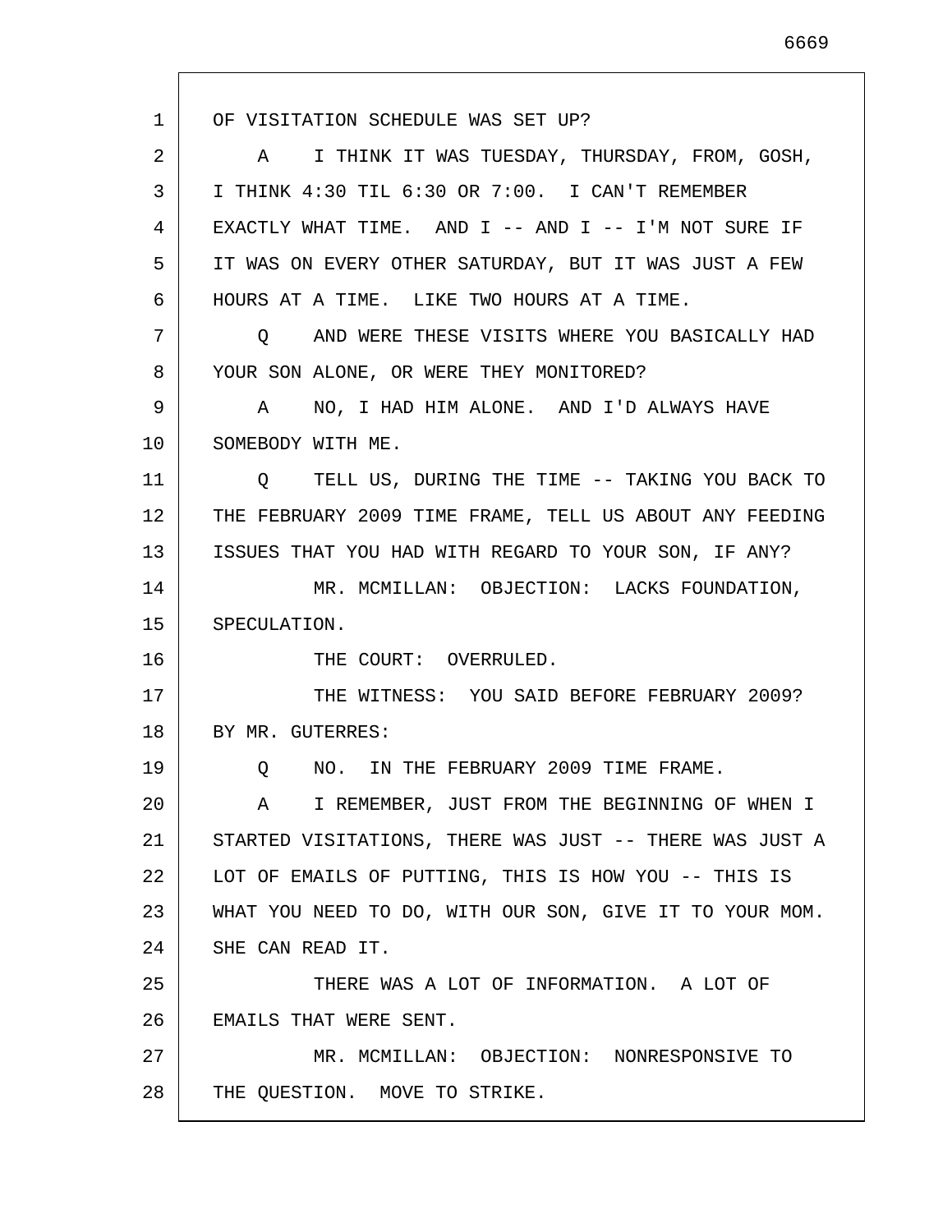OF VISITATION SCHEDULE WAS SET UP?

A I THINK IT WAS TUESDAY, THURSDAY, FROM, GOSH, I THINK 4:30 TIL 6:30 OR 7:00. I CAN'T REMEMBER EXACTLY WHAT TIME. AND I -- AND I -- I'M NOT SURE IF IT WAS ON EVERY OTHER SATURDAY, BUT IT WAS JUST A FEW HOURS AT A TIME. LIKE TWO HOURS AT A TIME.

Q AND WERE THESE VISITS WHERE YOU BASICALLY HAD YOUR SON ALONE, OR WERE THEY MONITORED?

A NO, I HAD HIM ALONE. AND I'D ALWAYS HAVE SOMEBODY WITH ME.

Q TELL US, DURING THE TIME -- TAKING YOU BACK TO THE FEBRUARY 2009 TIME FRAME, TELL US ABOUT ANY FEEDING ISSUES THAT YOU HAD WITH REGARD TO YOUR SON, IF ANY?

MR. MCMILLAN: OBJECTION: LACKS FOUNDATION, SPECULATION.

THE COURT: OVERRULED.

THE WITNESS: YOU SAID BEFORE FEBRUARY 2009?

BY MR. GUTERRES:

Q NO. IN THE FEBRUARY 2009 TIME FRAME.

A I REMEMBER, JUST FROM THE BEGINNING OF WHEN I STARTED VISITATIONS, THERE WAS JUST -- THERE WAS JUST A LOT OF EMAILS OF PUTTING, THIS IS HOW YOU -- THIS IS WHAT YOU NEED TO DO, WITH OUR SON, GIVE IT TO YOUR MOM. SHE CAN READ IT.

THERE WAS A LOT OF INFORMATION. A LOT OF EMAILS THAT WERE SENT.

MR. MCMILLAN: OBJECTION: NONRESPONSIVE TO THE QUESTION. MOVE TO STRIKE.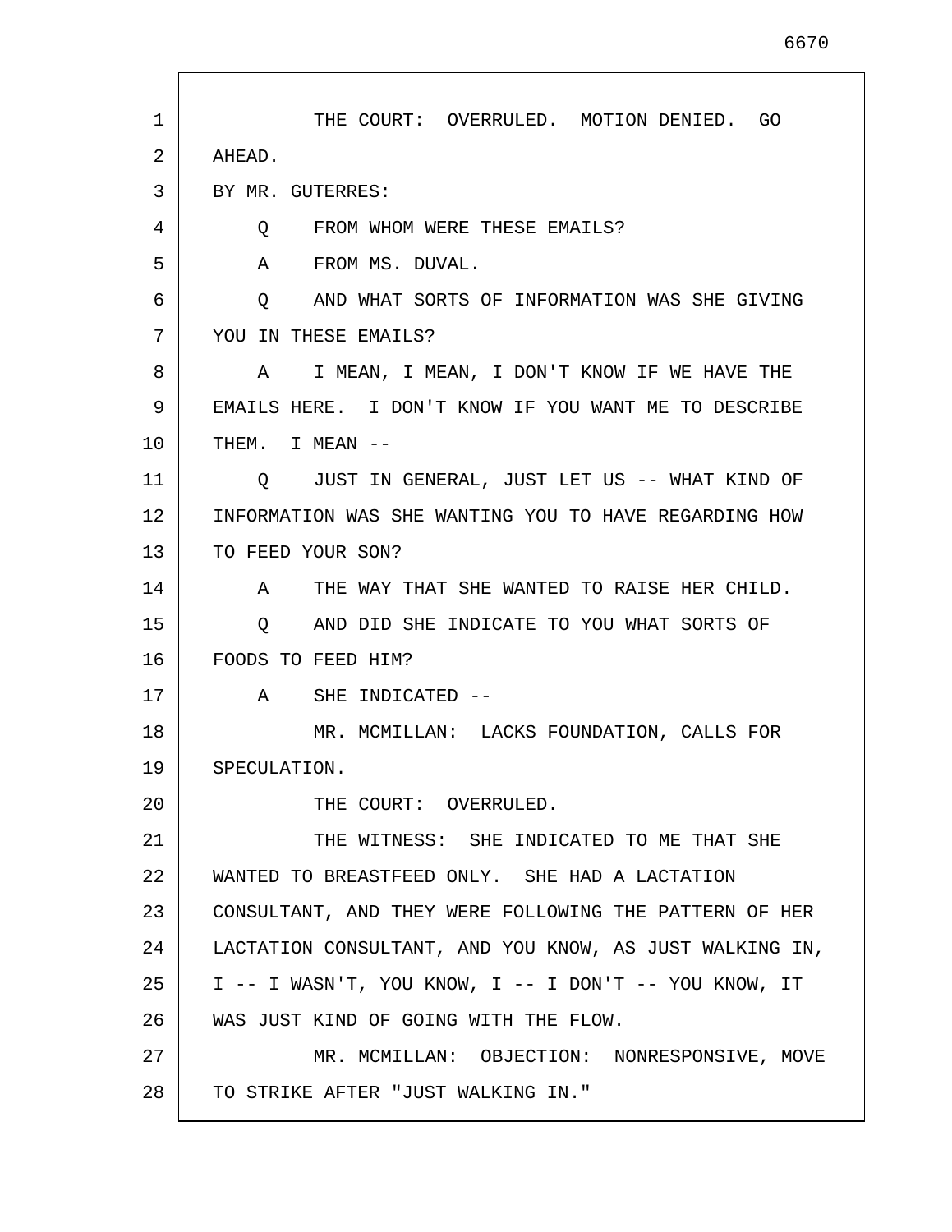THE COURT: OVERRULED. MOTION DENIED. GO AHEAD.

BY MR. GUTERRES:

Q FROM WHOM WERE THESE EMAILS?

A FROM MS. DUVAL.

Q AND WHAT SORTS OF INFORMATION WAS SHE GIVING YOU IN THESE EMAILS?

A I MEAN, I MEAN, I DON'T KNOW IF WE HAVE THE EMAILS HERE. I DON'T KNOW IF YOU WANT ME TO DESCRIBE THEM. I MEAN --

Q JUST IN GENERAL, JUST LET US -- WHAT KIND OF INFORMATION WAS SHE WANTING YOU TO HAVE REGARDING HOW TO FEED YOUR SON?

A THE WAY THAT SHE WANTED TO RAISE HER CHILD.

Q AND DID SHE INDICATE TO YOU WHAT SORTS OF FOODS TO FEED HIM?

A SHE INDICATED --

MR. MCMILLAN: LACKS FOUNDATION, CALLS FOR SPECULATION.

THE COURT: OVERRULED.

THE WITNESS: SHE INDICATED TO ME THAT SHE WANTED TO BREASTFEED ONLY. SHE HAD A LACTATION CONSULTANT, AND THEY WERE FOLLOWING THE PATTERN OF HER LACTATION CONSULTANT, AND YOU KNOW, AS JUST WALKING IN, I -- I WASN'T, YOU KNOW, I -- I DON'T -- YOU KNOW, IT WAS JUST KIND OF GOING WITH THE FLOW.

MR. MCMILLAN: OBJECTION: NONRESPONSIVE, MOVE TO STRIKE AFTER "JUST WALKING IN."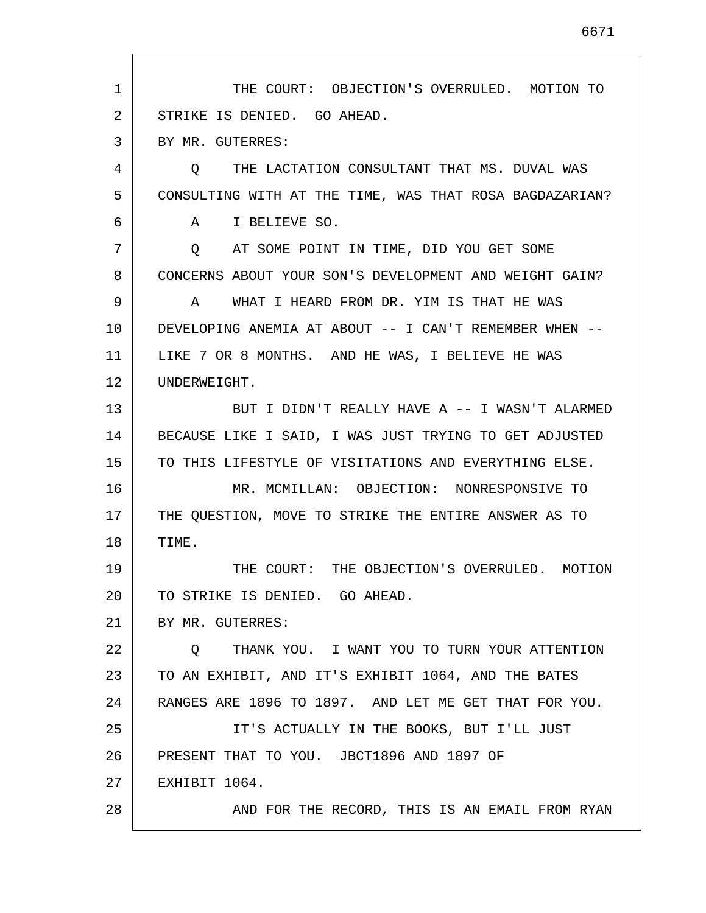THE COURT: OBJECTION'S OVERRULED. MOTION TO STRIKE IS DENIED. GO AHEAD.

BY MR. GUTERRES:

Q THE LACTATION CONSULTANT THAT MS. DUVAL WAS CONSULTING WITH AT THE TIME, WAS THAT ROSA BAGDAZARIAN?

A I BELIEVE SO.

Q AT SOME POINT IN TIME, DID YOU GET SOME CONCERNS ABOUT YOUR SON'S DEVELOPMENT AND WEIGHT GAIN?

A WHAT I HEARD FROM DR. YIM IS THAT HE WAS DEVELOPING ANEMIA AT ABOUT -- I CAN'T REMEMBER WHEN -- LIKE 7 OR 8 MONTHS. AND HE WAS, I BELIEVE HE WAS UNDERWEIGHT.

BUT I DIDN'T REALLY HAVE A -- I WASN'T ALARMED BECAUSE LIKE I SAID, I WAS JUST TRYING TO GET ADJUSTED TO THIS LIFESTYLE OF VISITATIONS AND EVERYTHING ELSE.

MR. MCMILLAN: OBJECTION: NONRESPONSIVE TO THE QUESTION, MOVE TO STRIKE THE ENTIRE ANSWER AS TO TIME.

THE COURT: THE OBJECTION'S OVERRULED. MOTION TO STRIKE IS DENIED. GO AHEAD.

BY MR. GUTERRES:

Q THANK YOU. I WANT YOU TO TURN YOUR ATTENTION TO AN EXHIBIT, AND IT'S EXHIBIT 1064, AND THE BATES RANGES ARE 1896 TO 1897. AND LET ME GET THAT FOR YOU.

IT'S ACTUALLY IN THE BOOKS, BUT I'LL JUST PRESENT THAT TO YOU. JBCT1896 AND 1897 OF EXHIBIT 1064.

AND FOR THE RECORD, THIS IS AN EMAIL FROM RYAN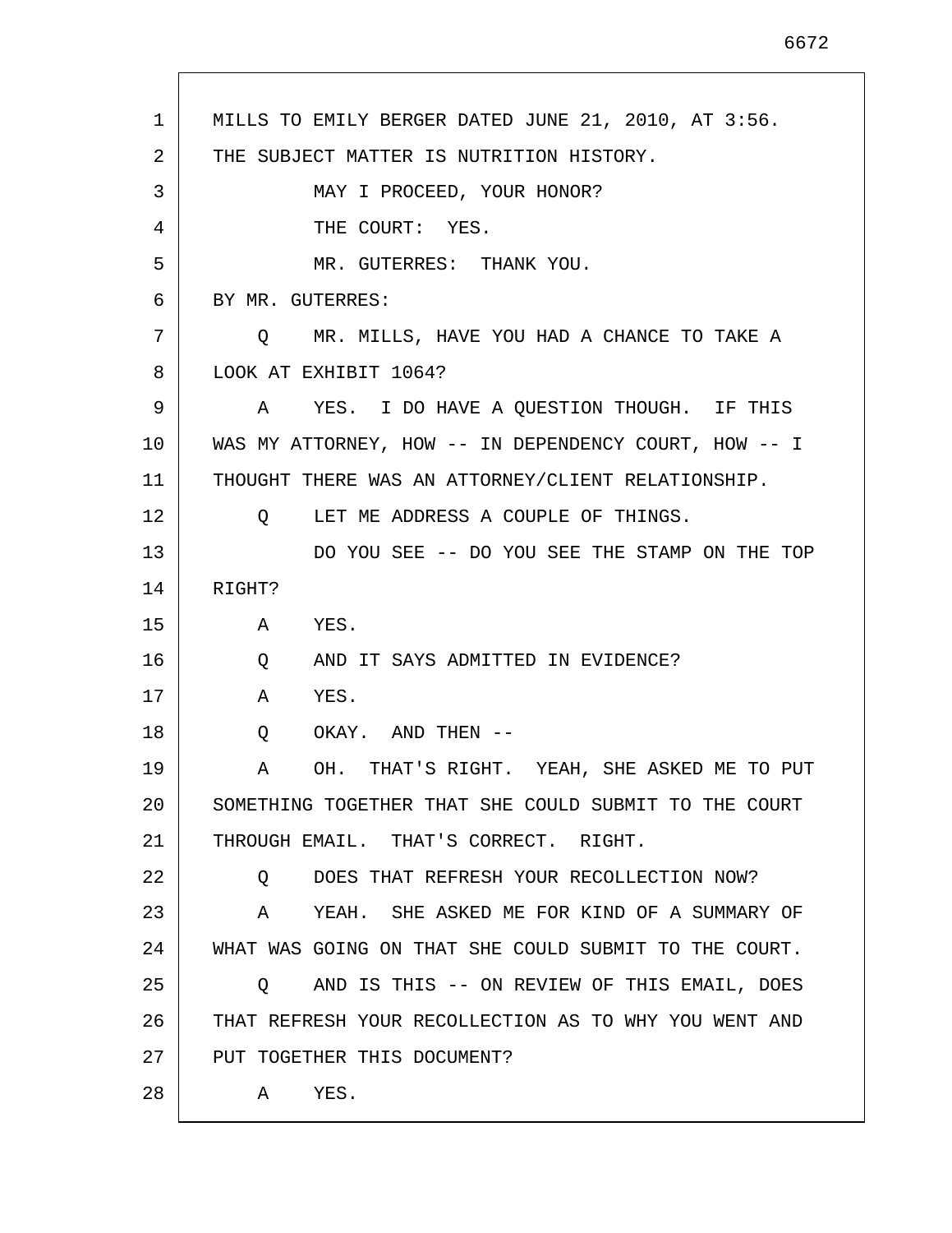MILLS TO EMILY BERGER DATED JUNE 21, 2010, AT 3:56. THE SUBJECT MATTER IS NUTRITION HISTORY.

MAY I PROCEED, YOUR HONOR?

THE COURT: YES.

MR. GUTERRES: THANK YOU.

BY MR. GUTERRES:

Q MR. MILLS, HAVE YOU HAD A CHANCE TO TAKE A LOOK AT EXHIBIT 1064?

A YES. I DO HAVE A QUESTION THOUGH. IF THIS WAS MY ATTORNEY, HOW -- IN DEPENDENCY COURT, HOW -- I THOUGHT THERE WAS AN ATTORNEY/CLIENT RELATIONSHIP.

Q LET ME ADDRESS A COUPLE OF THINGS.

DO YOU SEE -- DO YOU SEE THE STAMP ON THE TOP RIGHT?

A YES.

Q AND IT SAYS ADMITTED IN EVIDENCE?

A YES.

Q OKAY. AND THEN --

A OH. THAT'S RIGHT. YEAH, SHE ASKED ME TO PUT SOMETHING TOGETHER THAT SHE COULD SUBMIT TO THE COURT THROUGH EMAIL. THAT'S CORRECT. RIGHT.

Q DOES THAT REFRESH YOUR RECOLLECTION NOW?

A YEAH. SHE ASKED ME FOR KIND OF A SUMMARY OF WHAT WAS GOING ON THAT SHE COULD SUBMIT TO THE COURT.

Q AND IS THIS -- ON REVIEW OF THIS EMAIL, DOES THAT REFRESH YOUR RECOLLECTION AS TO WHY YOU WENT AND PUT TOGETHER THIS DOCUMENT?

A YES.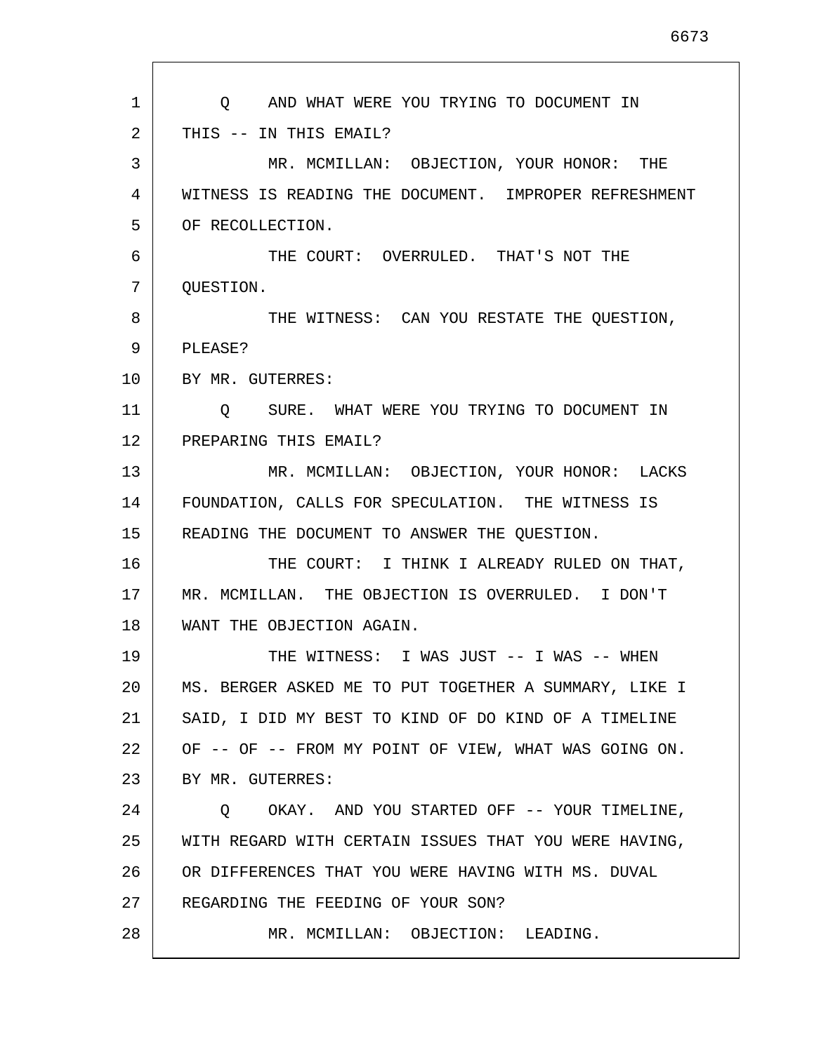Q AND WHAT WERE YOU TRYING TO DOCUMENT IN THIS -- IN THIS EMAIL?

MR. MCMILLAN: OBJECTION, YOUR HONOR: THE WITNESS IS READING THE DOCUMENT. IMPROPER REFRESHMENT OF RECOLLECTION.

THE COURT: OVERRULED. THAT'S NOT THE QUESTION.

THE WITNESS: CAN YOU RESTATE THE QUESTION, PLEASE?

BY MR. GUTERRES:

Q SURE. WHAT WERE YOU TRYING TO DOCUMENT IN PREPARING THIS EMAIL?

MR. MCMILLAN: OBJECTION, YOUR HONOR: LACKS FOUNDATION, CALLS FOR SPECULATION. THE WITNESS IS READING THE DOCUMENT TO ANSWER THE QUESTION.

THE COURT: I THINK I ALREADY RULED ON THAT, MR. MCMILLAN. THE OBJECTION IS OVERRULED. I DON'T WANT THE OBJECTION AGAIN.

THE WITNESS: I WAS JUST -- I WAS -- WHEN MS. BERGER ASKED ME TO PUT TOGETHER A SUMMARY, LIKE I SAID, I DID MY BEST TO KIND OF DO KIND OF A TIMELINE OF -- OF -- FROM MY POINT OF VIEW, WHAT WAS GOING ON.

BY MR. GUTERRES:

Q OKAY. AND YOU STARTED OFF -- YOUR TIMELINE, WITH REGARD WITH CERTAIN ISSUES THAT YOU WERE HAVING, OR DIFFERENCES THAT YOU WERE HAVING WITH MS. DUVAL REGARDING THE FEEDING OF YOUR SON?

MR. MCMILLAN: OBJECTION: LEADING.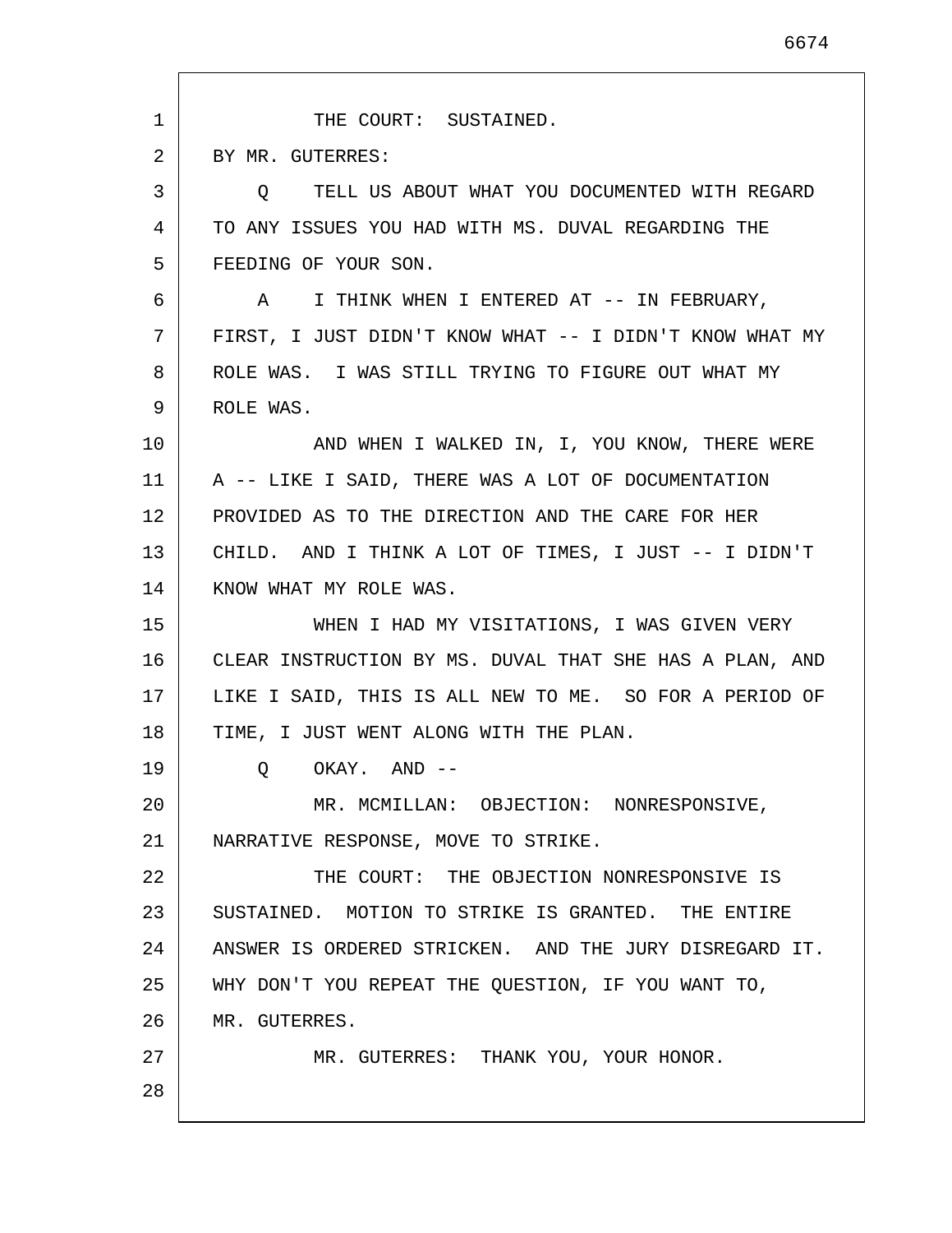THE COURT: SUSTAINED.

BY MR. GUTERRES:

Q TELL US ABOUT WHAT YOU DOCUMENTED WITH REGARD TO ANY ISSUES YOU HAD WITH MS. DUVAL REGARDING THE FEEDING OF YOUR SON.

A I THINK WHEN I ENTERED AT -- IN FEBRUARY, FIRST, I JUST DIDN'T KNOW WHAT -- I DIDN'T KNOW WHAT MY ROLE WAS. I WAS STILL TRYING TO FIGURE OUT WHAT MY ROLE WAS.

AND WHEN I WALKED IN, I, YOU KNOW, THERE WERE A -- LIKE I SAID, THERE WAS A LOT OF DOCUMENTATION PROVIDED AS TO THE DIRECTION AND THE CARE FOR HER CHILD. AND I THINK A LOT OF TIMES, I JUST -- I DIDN'T KNOW WHAT MY ROLE WAS.

WHEN I HAD MY VISITATIONS, I WAS GIVEN VERY CLEAR INSTRUCTION BY MS. DUVAL THAT SHE HAS A PLAN, AND LIKE I SAID, THIS IS ALL NEW TO ME. SO FOR A PERIOD OF TIME, I JUST WENT ALONG WITH THE PLAN.

Q OKAY. AND --

MR. MCMILLAN: OBJECTION: NONRESPONSIVE, NARRATIVE RESPONSE, MOVE TO STRIKE.

THE COURT: THE OBJECTION NONRESPONSIVE IS SUSTAINED. MOTION TO STRIKE IS GRANTED. THE ENTIRE ANSWER IS ORDERED STRICKEN. AND THE JURY DISREGARD IT. WHY DON'T YOU REPEAT THE QUESTION, IF YOU WANT TO, MR. GUTERRES.

MR. GUTERRES: THANK YOU, YOUR HONOR.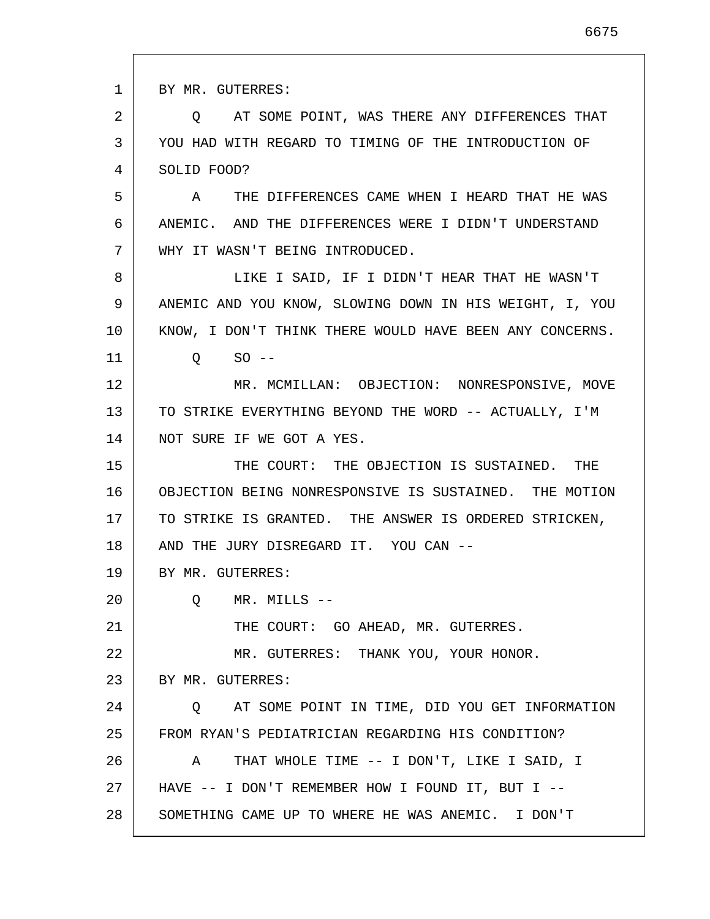BY MR. GUTERRES:

Q AT SOME POINT, WAS THERE ANY DIFFERENCES THAT YOU HAD WITH REGARD TO TIMING OF THE INTRODUCTION OF SOLID FOOD?

A THE DIFFERENCES CAME WHEN I HEARD THAT HE WAS ANEMIC. AND THE DIFFERENCES WERE I DIDN'T UNDERSTAND WHY IT WASN'T BEING INTRODUCED.

LIKE I SAID, IF I DIDN'T HEAR THAT HE WASN'T ANEMIC AND YOU KNOW, SLOWING DOWN IN HIS WEIGHT, I, YOU KNOW, I DON'T THINK THERE WOULD HAVE BEEN ANY CONCERNS.

Q SO --

MR. MCMILLAN: OBJECTION: NONRESPONSIVE, MOVE TO STRIKE EVERYTHING BEYOND THE WORD -- ACTUALLY, I'M NOT SURE IF WE GOT A YES.

THE COURT: THE OBJECTION IS SUSTAINED. THE OBJECTION BEING NONRESPONSIVE IS SUSTAINED. THE MOTION TO STRIKE IS GRANTED. THE ANSWER IS ORDERED STRICKEN, AND THE JURY DISREGARD IT. YOU CAN --

BY MR. GUTERRES:

Q MR. MILLS --

THE COURT: GO AHEAD, MR. GUTERRES.

MR. GUTERRES: THANK YOU, YOUR HONOR.

BY MR. GUTERRES:

Q AT SOME POINT IN TIME, DID YOU GET INFORMATION FROM RYAN'S PEDIATRICIAN REGARDING HIS CONDITION?

A THAT WHOLE TIME -- I DON'T, LIKE I SAID, I HAVE -- I DON'T REMEMBER HOW I FOUND IT, BUT I -- SOMETHING CAME UP TO WHERE HE WAS ANEMIC. I DON'T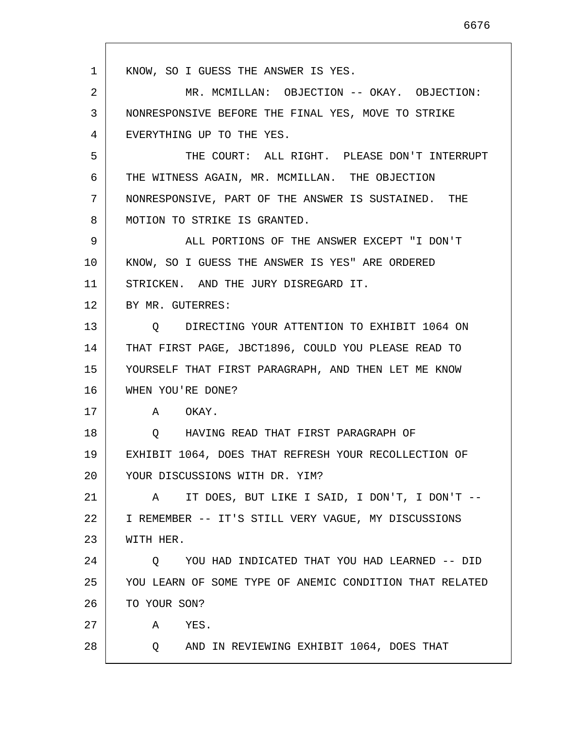KNOW, SO I GUESS THE ANSWER IS YES.

MR. MCMILLAN: OBJECTION -- OKAY. OBJECTION: NONRESPONSIVE BEFORE THE FINAL YES, MOVE TO STRIKE EVERYTHING UP TO THE YES.

THE COURT: ALL RIGHT. PLEASE DON'T INTERRUPT THE WITNESS AGAIN, MR. MCMILLAN. THE OBJECTION NONRESPONSIVE, PART OF THE ANSWER IS SUSTAINED. THE MOTION TO STRIKE IS GRANTED.

ALL PORTIONS OF THE ANSWER EXCEPT "I DON'T KNOW, SO I GUESS THE ANSWER IS YES" ARE ORDERED STRICKEN. AND THE JURY DISREGARD IT.

BY MR. GUTERRES:

Q DIRECTING YOUR ATTENTION TO EXHIBIT 1064 ON THAT FIRST PAGE, JBCT1896, COULD YOU PLEASE READ TO YOURSELF THAT FIRST PARAGRAPH, AND THEN LET ME KNOW WHEN YOU'RE DONE?

A OKAY.

Q HAVING READ THAT FIRST PARAGRAPH OF EXHIBIT 1064, DOES THAT REFRESH YOUR RECOLLECTION OF YOUR DISCUSSIONS WITH DR. YIM?

A IT DOES, BUT LIKE I SAID, I DON'T, I DON'T -- I REMEMBER -- IT'S STILL VERY VAGUE, MY DISCUSSIONS WITH HER.

Q YOU HAD INDICATED THAT YOU HAD LEARNED -- DID YOU LEARN OF SOME TYPE OF ANEMIC CONDITION THAT RELATED TO YOUR SON?

A YES.

Q AND IN REVIEWING EXHIBIT 1064, DOES THAT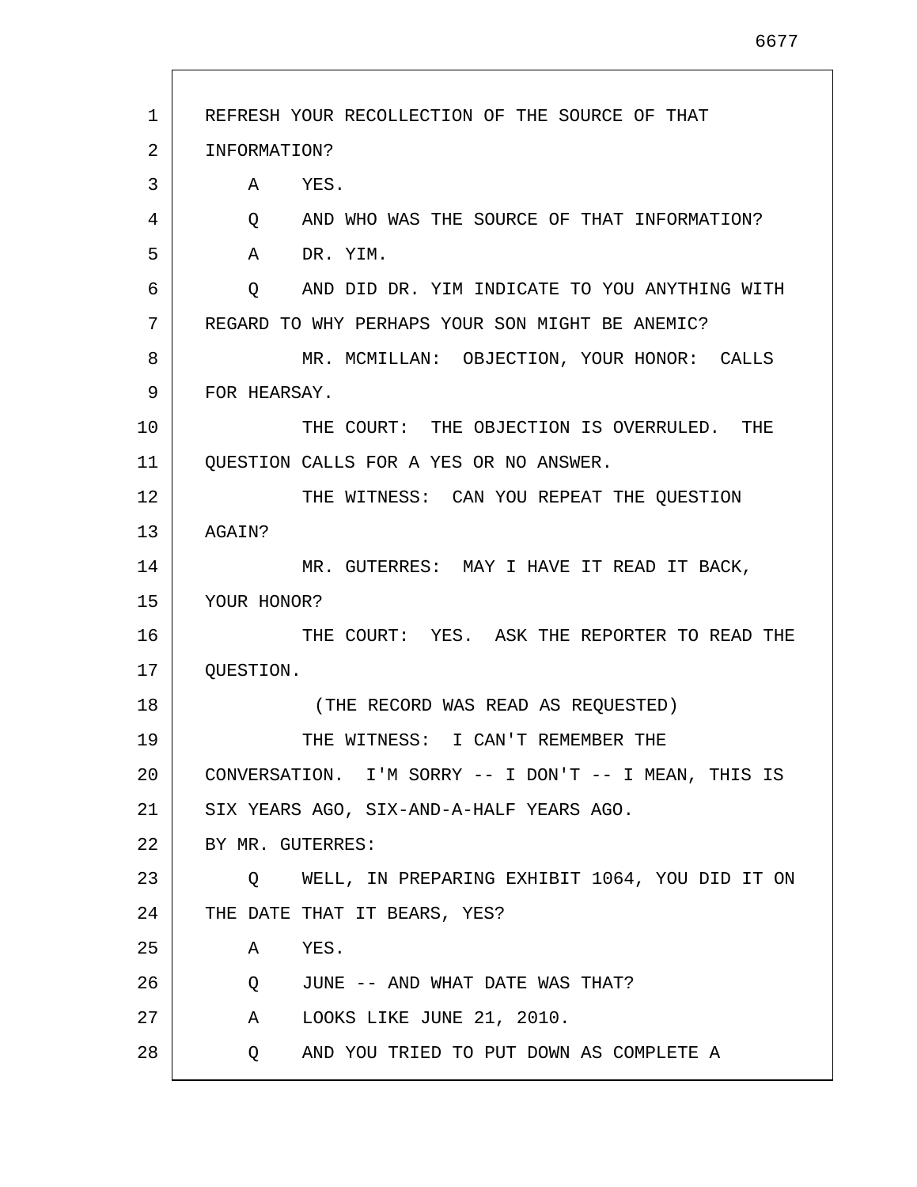REFRESH YOUR RECOLLECTION OF THE SOURCE OF THAT INFORMATION?

A    YES.

Q    AND WHO WAS THE SOURCE OF THAT INFORMATION?

A    DR. YIM.

Q    AND DID DR. YIM INDICATE TO YOU ANYTHING WITH REGARD TO WHY PERHAPS YOUR SON MIGHT BE ANEMIC?

MR. MCMILLAN: OBJECTION, YOUR HONOR: CALLS FOR HEARSAY.

THE COURT: THE OBJECTION IS OVERRULED. THE QUESTION CALLS FOR A YES OR NO ANSWER.

THE WITNESS: CAN YOU REPEAT THE QUESTION AGAIN?

MR. GUTERRES: MAY I HAVE IT READ IT BACK, YOUR HONOR?

THE COURT: YES. ASK THE REPORTER TO READ THE QUESTION.

(THE RECORD WAS READ AS REQUESTED)

THE WITNESS: I CAN'T REMEMBER THE CONVERSATION. I'M SORRY -- I DON'T -- I MEAN, THIS IS SIX YEARS AGO, SIX-AND-A-HALF YEARS AGO.

BY MR. GUTERRES:

Q    WELL, IN PREPARING EXHIBIT 1064, YOU DID IT ON THE DATE THAT IT BEARS, YES?

A    YES.

Q    JUNE -- AND WHAT DATE WAS THAT?

A    LOOKS LIKE JUNE 21, 2010.

Q    AND YOU TRIED TO PUT DOWN AS COMPLETE A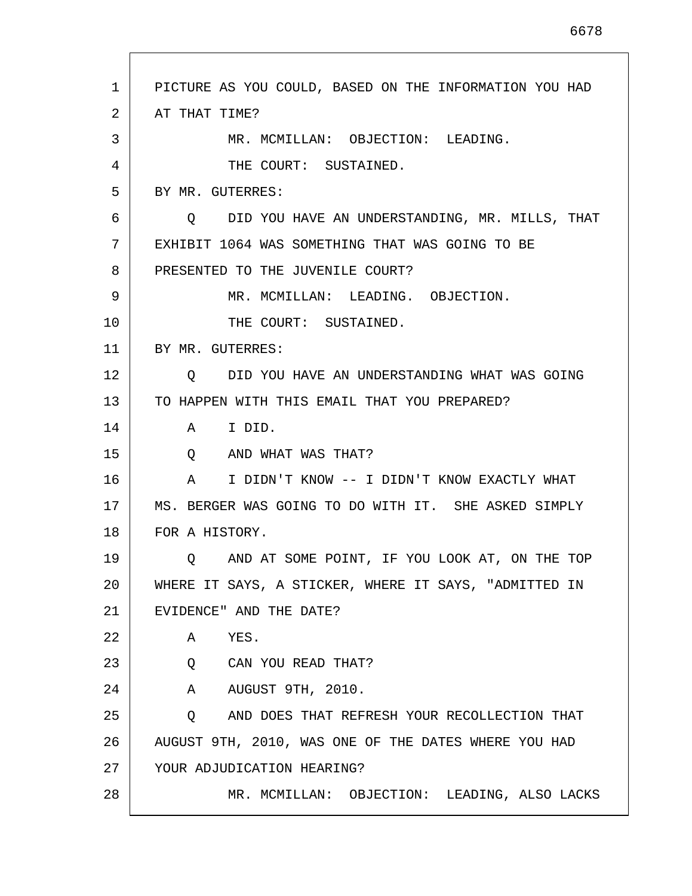PICTURE AS YOU COULD, BASED ON THE INFORMATION YOU HAD AT THAT TIME?

MR. MCMILLAN: OBJECTION: LEADING.

THE COURT: SUSTAINED.

BY MR. GUTERRES:

Q DID YOU HAVE AN UNDERSTANDING, MR. MILLS, THAT EXHIBIT 1064 WAS SOMETHING THAT WAS GOING TO BE PRESENTED TO THE JUVENILE COURT?

MR. MCMILLAN: LEADING. OBJECTION.

THE COURT: SUSTAINED.

BY MR. GUTERRES:

Q DID YOU HAVE AN UNDERSTANDING WHAT WAS GOING TO HAPPEN WITH THIS EMAIL THAT YOU PREPARED?

A I DID.

Q AND WHAT WAS THAT?

A I DIDN'T KNOW -- I DIDN'T KNOW EXACTLY WHAT MS. BERGER WAS GOING TO DO WITH IT. SHE ASKED SIMPLY FOR A HISTORY.

Q AND AT SOME POINT, IF YOU LOOK AT, ON THE TOP WHERE IT SAYS, A STICKER, WHERE IT SAYS, "ADMITTED IN EVIDENCE" AND THE DATE?

A YES.

Q CAN YOU READ THAT?

A AUGUST 9TH, 2010.

Q AND DOES THAT REFRESH YOUR RECOLLECTION THAT AUGUST 9TH, 2010, WAS ONE OF THE DATES WHERE YOU HAD YOUR ADJUDICATION HEARING?

MR. MCMILLAN: OBJECTION: LEADING, ALSO LACKS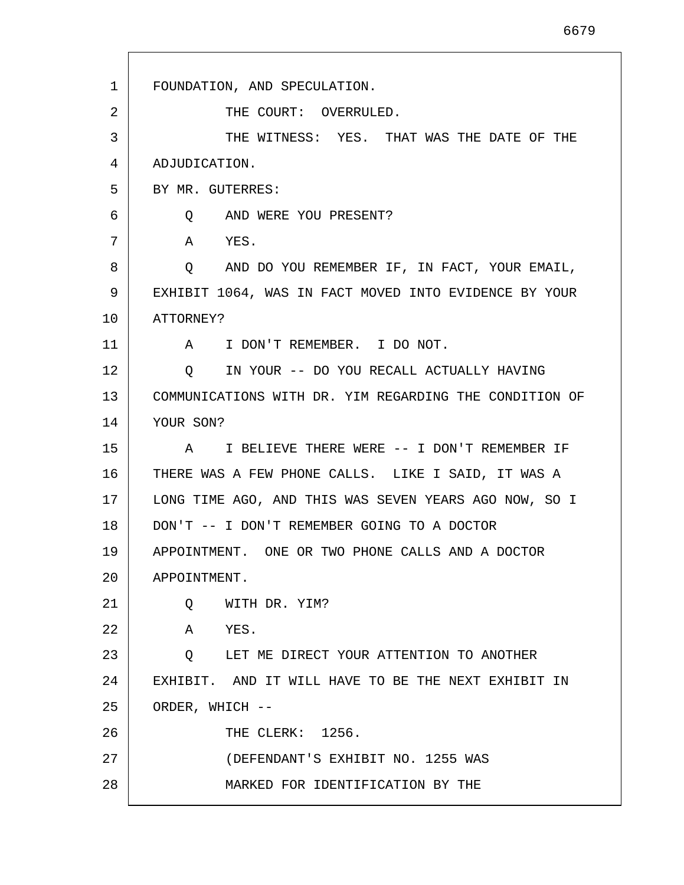FOUNDATION, AND SPECULATION.

THE COURT: OVERRULED.

THE WITNESS: YES. THAT WAS THE DATE OF THE ADJUDICATION.

BY MR. GUTERRES:

Q AND WERE YOU PRESENT?

A YES.

Q AND DO YOU REMEMBER IF, IN FACT, YOUR EMAIL, EXHIBIT 1064, WAS IN FACT MOVED INTO EVIDENCE BY YOUR ATTORNEY?

A I DON'T REMEMBER. I DO NOT.

Q IN YOUR -- DO YOU RECALL ACTUALLY HAVING COMMUNICATIONS WITH DR. YIM REGARDING THE CONDITION OF YOUR SON?

A I BELIEVE THERE WERE -- I DON'T REMEMBER IF THERE WAS A FEW PHONE CALLS. LIKE I SAID, IT WAS A LONG TIME AGO, AND THIS WAS SEVEN YEARS AGO NOW, SO I DON'T -- I DON'T REMEMBER GOING TO A DOCTOR APPOINTMENT. ONE OR TWO PHONE CALLS AND A DOCTOR APPOINTMENT.

Q WITH DR. YIM?

A YES.

Q LET ME DIRECT YOUR ATTENTION TO ANOTHER EXHIBIT. AND IT WILL HAVE TO BE THE NEXT EXHIBIT IN ORDER, WHICH --

THE CLERK: 1256.

(DEFENDANT'S EXHIBIT NO. 1255 WAS MARKED FOR IDENTIFICATION BY THE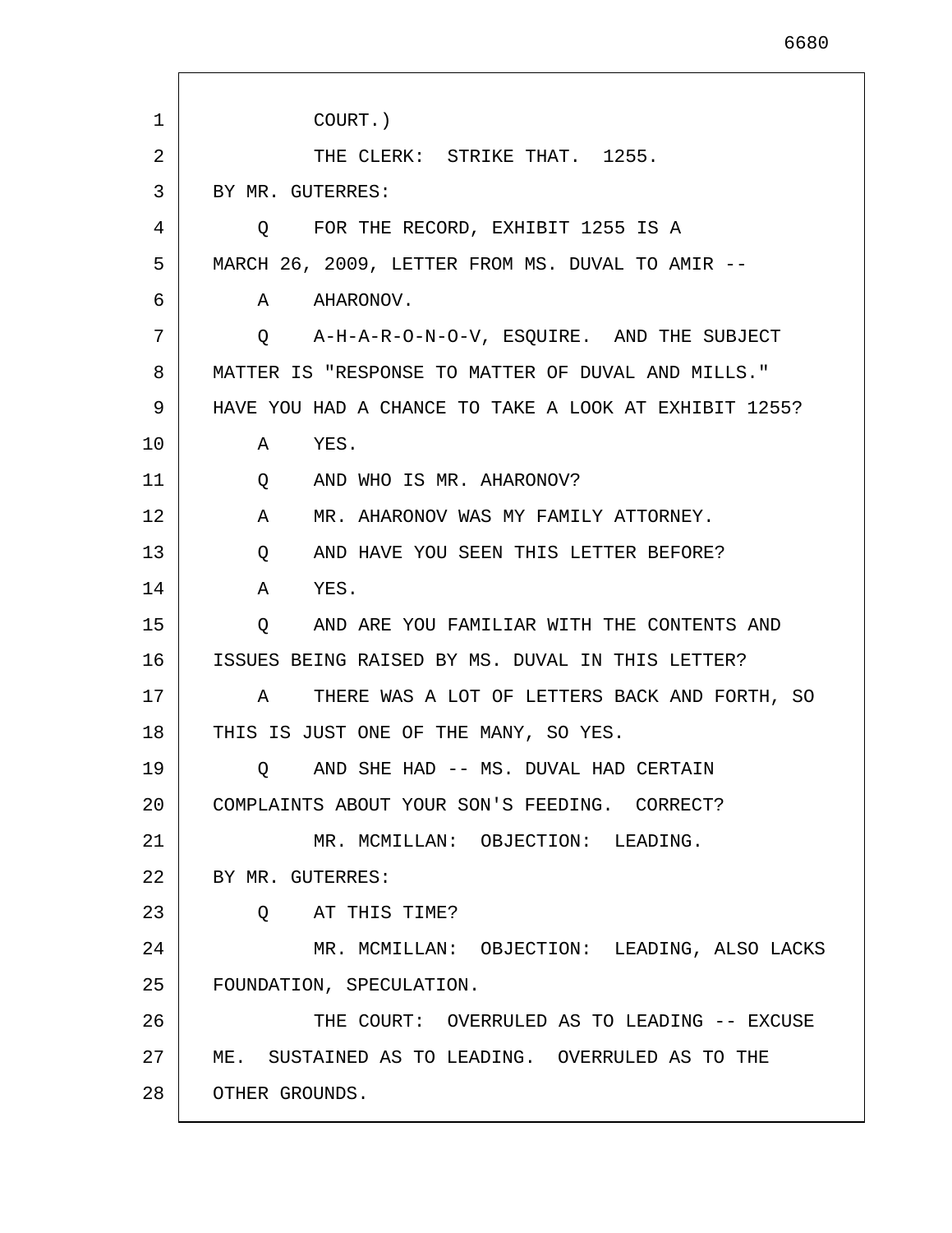COURT.)

THE CLERK: STRIKE THAT. 1255.

BY MR. GUTERRES:

Q FOR THE RECORD, EXHIBIT 1255 IS A MARCH 26, 2009, LETTER FROM MS. DUVAL TO AMIR --

A AHARONOV.

Q A-H-A-R-O-N-O-V, ESQUIRE. AND THE SUBJECT MATTER IS "RESPONSE TO MATTER OF DUVAL AND MILLS." HAVE YOU HAD A CHANCE TO TAKE A LOOK AT EXHIBIT 1255?

A YES.

Q AND WHO IS MR. AHARONOV?

A MR. AHARONOV WAS MY FAMILY ATTORNEY.

Q AND HAVE YOU SEEN THIS LETTER BEFORE?

A YES.

Q AND ARE YOU FAMILIAR WITH THE CONTENTS AND ISSUES BEING RAISED BY MS. DUVAL IN THIS LETTER?

A THERE WAS A LOT OF LETTERS BACK AND FORTH, SO THIS IS JUST ONE OF THE MANY, SO YES.

Q AND SHE HAD -- MS. DUVAL HAD CERTAIN COMPLAINTS ABOUT YOUR SON'S FEEDING. CORRECT?

MR. MCMILLAN: OBJECTION: LEADING.

BY MR. GUTERRES:

Q AT THIS TIME?

MR. MCMILLAN: OBJECTION: LEADING, ALSO LACKS FOUNDATION, SPECULATION.

THE COURT: OVERRULED AS TO LEADING -- EXCUSE ME. SUSTAINED AS TO LEADING. OVERRULED AS TO THE OTHER GROUNDS.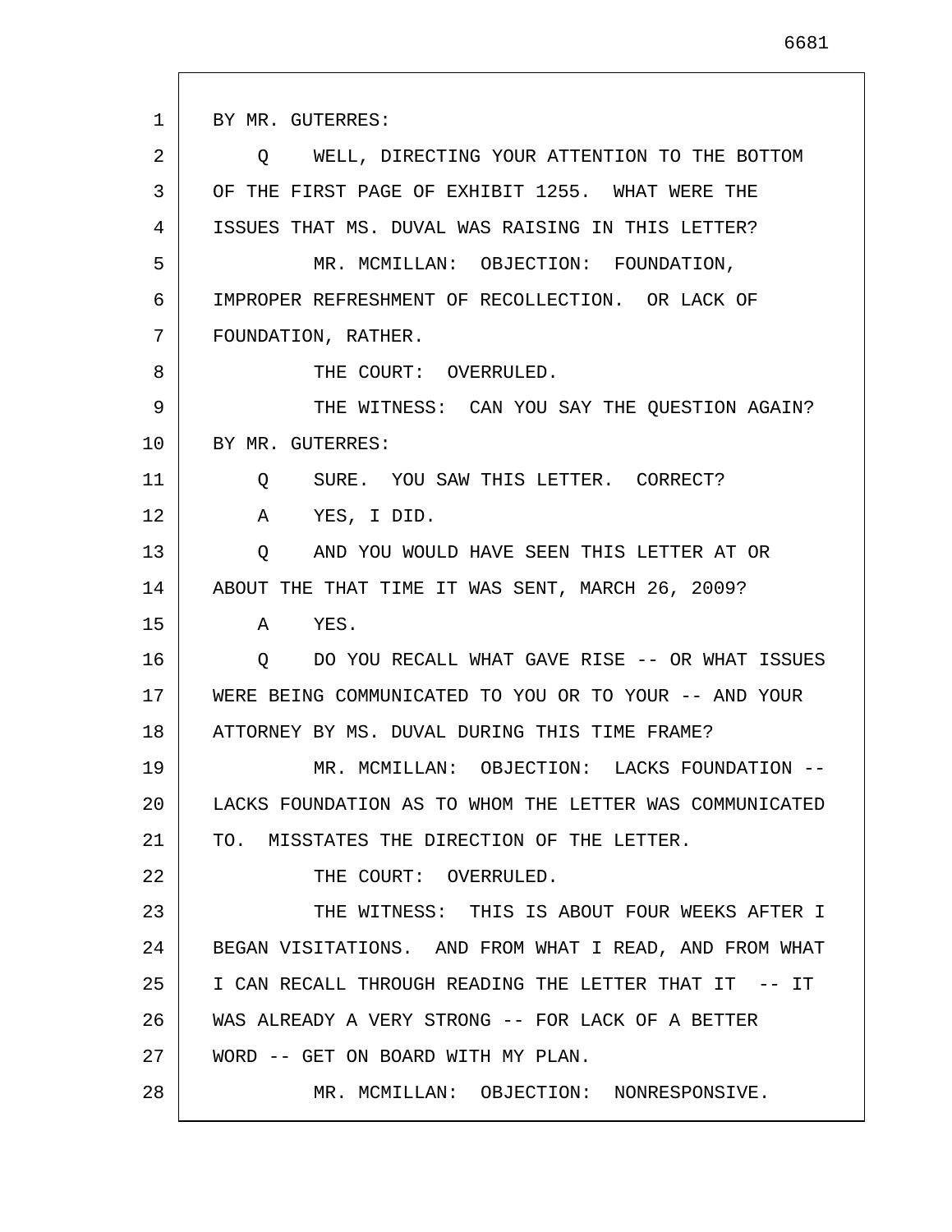BY MR. GUTERRES:

Q WELL, DIRECTING YOUR ATTENTION TO THE BOTTOM OF THE FIRST PAGE OF EXHIBIT 1255. WHAT WERE THE ISSUES THAT MS. DUVAL WAS RAISING IN THIS LETTER?

MR. MCMILLAN: OBJECTION: FOUNDATION, IMPROPER REFRESHMENT OF RECOLLECTION. OR LACK OF FOUNDATION, RATHER.

THE COURT: OVERRULED.

THE WITNESS: CAN YOU SAY THE QUESTION AGAIN?

BY MR. GUTERRES:

Q SURE. YOU SAW THIS LETTER. CORRECT?

A YES, I DID.

Q AND YOU WOULD HAVE SEEN THIS LETTER AT OR ABOUT THE THAT TIME IT WAS SENT, MARCH 26, 2009?

A YES.

Q DO YOU RECALL WHAT GAVE RISE -- OR WHAT ISSUES WERE BEING COMMUNICATED TO YOU OR TO YOUR -- AND YOUR ATTORNEY BY MS. DUVAL DURING THIS TIME FRAME?

MR. MCMILLAN: OBJECTION: LACKS FOUNDATION -- LACKS FOUNDATION AS TO WHOM THE LETTER WAS COMMUNICATED TO. MISSTATES THE DIRECTION OF THE LETTER.

THE COURT: OVERRULED.

THE WITNESS: THIS IS ABOUT FOUR WEEKS AFTER I BEGAN VISITATIONS. AND FROM WHAT I READ, AND FROM WHAT I CAN RECALL THROUGH READING THE LETTER THAT IT -- IT WAS ALREADY A VERY STRONG -- FOR LACK OF A BETTER WORD -- GET ON BOARD WITH MY PLAN.

MR. MCMILLAN: OBJECTION: NONRESPONSIVE.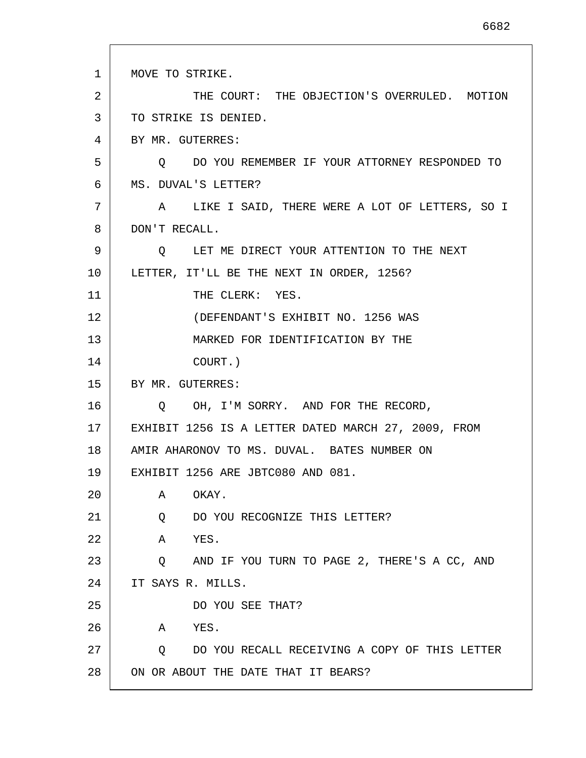MOVE TO STRIKE.

THE COURT: THE OBJECTION'S OVERRULED. MOTION TO STRIKE IS DENIED.

BY MR. GUTERRES:

Q DO YOU REMEMBER IF YOUR ATTORNEY RESPONDED TO MS. DUVAL'S LETTER?

A LIKE I SAID, THERE WERE A LOT OF LETTERS, SO I DON'T RECALL.

Q LET ME DIRECT YOUR ATTENTION TO THE NEXT LETTER, IT'LL BE THE NEXT IN ORDER, 1256?

THE CLERK: YES.

(DEFENDANT'S EXHIBIT NO. 1256 WAS MARKED FOR IDENTIFICATION BY THE COURT.)

BY MR. GUTERRES:

Q OH, I'M SORRY. AND FOR THE RECORD, EXHIBIT 1256 IS A LETTER DATED MARCH 27, 2009, FROM AMIR AHARONOV TO MS. DUVAL. BATES NUMBER ON EXHIBIT 1256 ARE JBTC080 AND 081.

A OKAY.

Q DO YOU RECOGNIZE THIS LETTER?

A YES.

Q AND IF YOU TURN TO PAGE 2, THERE'S A CC, AND IT SAYS R. MILLS.

DO YOU SEE THAT?

A YES.

Q DO YOU RECALL RECEIVING A COPY OF THIS LETTER ON OR ABOUT THE DATE THAT IT BEARS?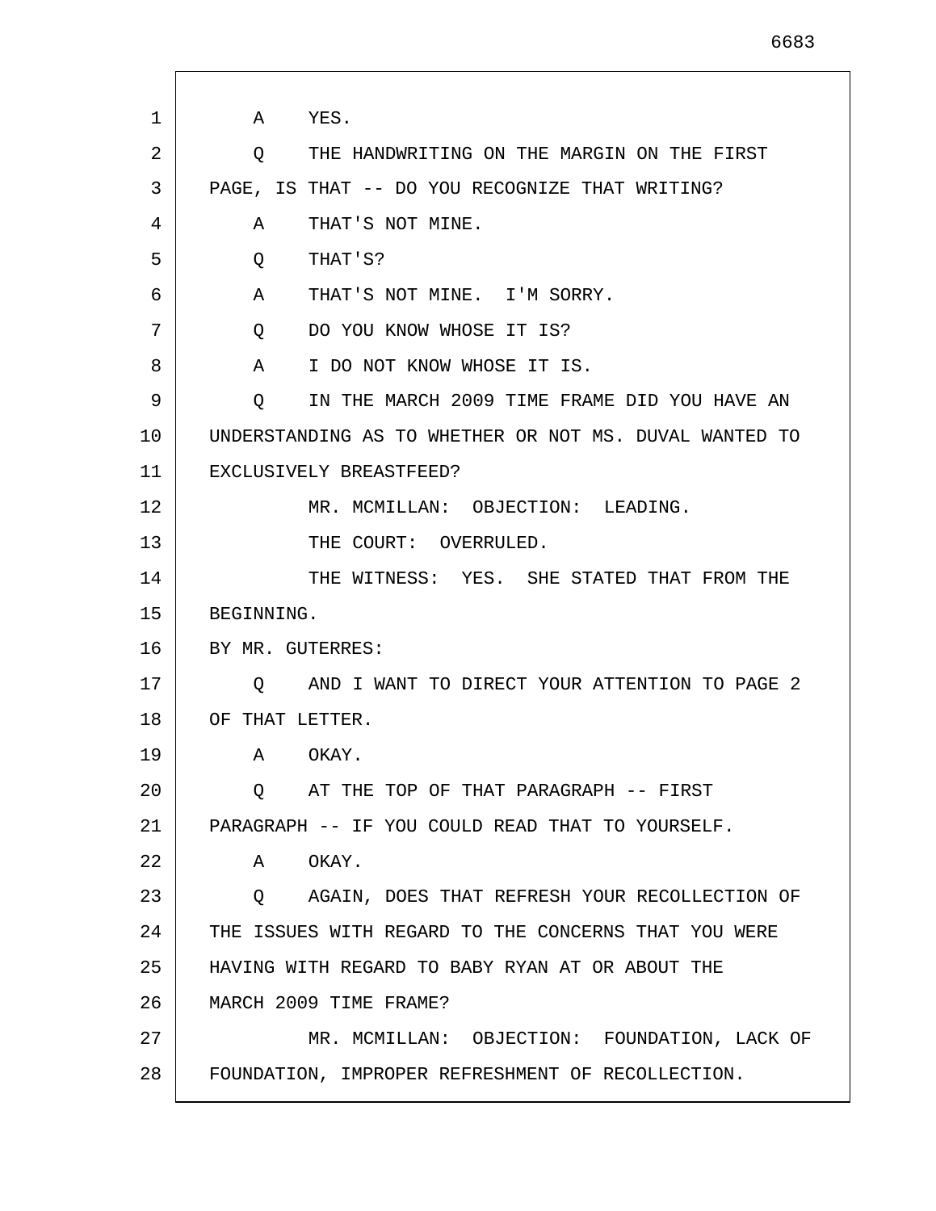A    YES.

Q    THE HANDWRITING ON THE MARGIN ON THE FIRST PAGE, IS THAT -- DO YOU RECOGNIZE THAT WRITING?

A    THAT'S NOT MINE.

Q    THAT'S?

A    THAT'S NOT MINE.  I'M SORRY.

Q    DO YOU KNOW WHOSE IT IS?

A    I DO NOT KNOW WHOSE IT IS.

Q    IN THE MARCH 2009 TIME FRAME DID YOU HAVE AN UNDERSTANDING AS TO WHETHER OR NOT MS. DUVAL WANTED TO EXCLUSIVELY BREASTFEED?

MR. MCMILLAN:  OBJECTION:  LEADING.

THE COURT:  OVERRULED.

THE WITNESS:  YES.  SHE STATED THAT FROM THE BEGINNING.

BY MR. GUTERRES:

Q    AND I WANT TO DIRECT YOUR ATTENTION TO PAGE 2 OF THAT LETTER.

A    OKAY.

Q    AT THE TOP OF THAT PARAGRAPH -- FIRST PARAGRAPH -- IF YOU COULD READ THAT TO YOURSELF.

A    OKAY.

Q    AGAIN, DOES THAT REFRESH YOUR RECOLLECTION OF THE ISSUES WITH REGARD TO THE CONCERNS THAT YOU WERE HAVING WITH REGARD TO BABY RYAN AT OR ABOUT THE MARCH 2009 TIME FRAME?

MR. MCMILLAN:  OBJECTION:  FOUNDATION, LACK OF FOUNDATION, IMPROPER REFRESHMENT OF RECOLLECTION.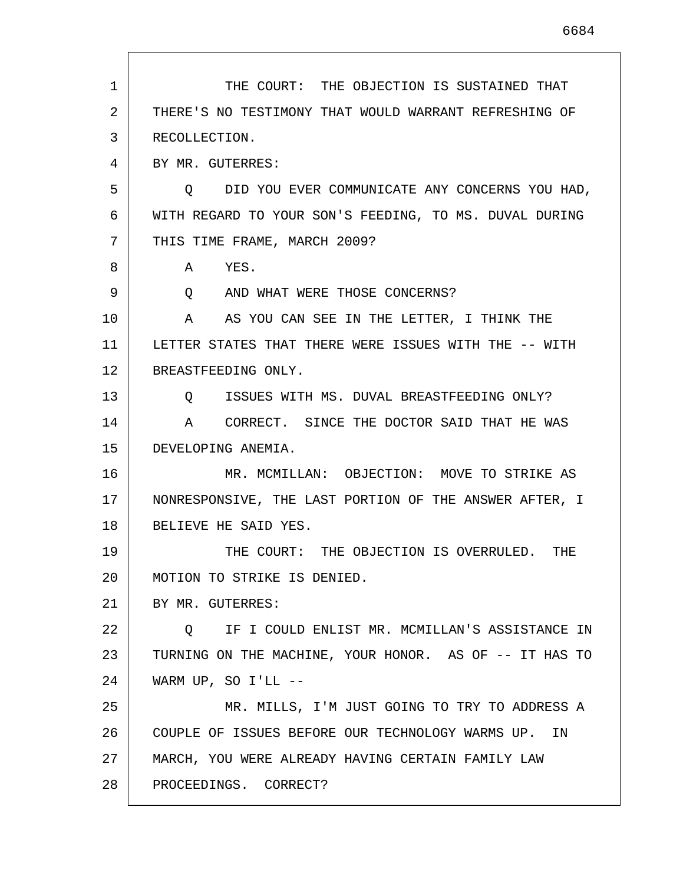THE COURT: THE OBJECTION IS SUSTAINED THAT THERE'S NO TESTIMONY THAT WOULD WARRANT REFRESHING OF RECOLLECTION.

BY MR. GUTERRES:

Q DID YOU EVER COMMUNICATE ANY CONCERNS YOU HAD, WITH REGARD TO YOUR SON'S FEEDING, TO MS. DUVAL DURING THIS TIME FRAME, MARCH 2009?

A YES.

Q AND WHAT WERE THOSE CONCERNS?

A AS YOU CAN SEE IN THE LETTER, I THINK THE LETTER STATES THAT THERE WERE ISSUES WITH THE -- WITH BREASTFEEDING ONLY.

Q ISSUES WITH MS. DUVAL BREASTFEEDING ONLY?

A CORRECT. SINCE THE DOCTOR SAID THAT HE WAS DEVELOPING ANEMIA.

MR. MCMILLAN: OBJECTION: MOVE TO STRIKE AS NONRESPONSIVE, THE LAST PORTION OF THE ANSWER AFTER, I BELIEVE HE SAID YES.

THE COURT: THE OBJECTION IS OVERRULED. THE MOTION TO STRIKE IS DENIED.

BY MR. GUTERRES:

Q IF I COULD ENLIST MR. MCMILLAN'S ASSISTANCE IN TURNING ON THE MACHINE, YOUR HONOR. AS OF -- IT HAS TO WARM UP, SO I'LL --

MR. MILLS, I'M JUST GOING TO TRY TO ADDRESS A COUPLE OF ISSUES BEFORE OUR TECHNOLOGY WARMS UP. IN MARCH, YOU WERE ALREADY HAVING CERTAIN FAMILY LAW PROCEEDINGS. CORRECT?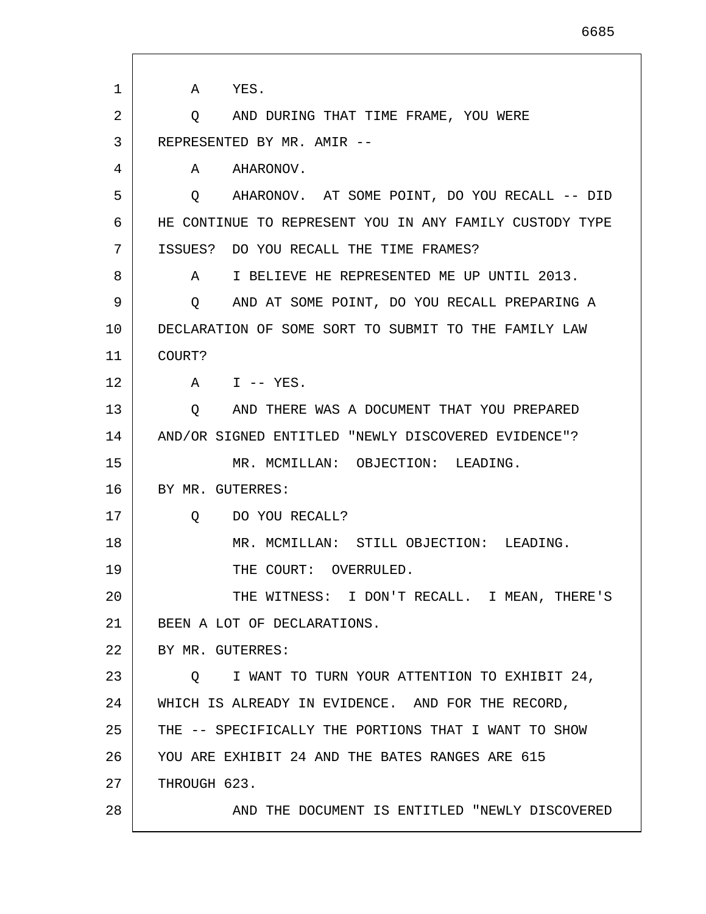1 A YES.

2 Q AND DURING THAT TIME FRAME, YOU WERE

3 REPRESENTED BY MR. AMIR --

4 A AHARONOV.

5 Q AHARONOV. AT SOME POINT, DO YOU RECALL -- DID

6 HE CONTINUE TO REPRESENT YOU IN ANY FAMILY CUSTODY TYPE

7 ISSUES? DO YOU RECALL THE TIME FRAMES?

8 A I BELIEVE HE REPRESENTED ME UP UNTIL 2013.

9 Q AND AT SOME POINT, DO YOU RECALL PREPARING A

10 DECLARATION OF SOME SORT TO SUBMIT TO THE FAMILY LAW

11 COURT?

12 A I -- YES.

13 Q AND THERE WAS A DOCUMENT THAT YOU PREPARED

14 AND/OR SIGNED ENTITLED "NEWLY DISCOVERED EVIDENCE"?

15 MR. MCMILLAN: OBJECTION: LEADING.

16 BY MR. GUTERRES:

17 Q DO YOU RECALL?

18 MR. MCMILLAN: STILL OBJECTION: LEADING.

19 THE COURT: OVERRULED.

20 THE WITNESS: I DON'T RECALL. I MEAN, THERE'S

21 BEEN A LOT OF DECLARATIONS.

22 BY MR. GUTERRES:

23 Q I WANT TO TURN YOUR ATTENTION TO EXHIBIT 24,

24 WHICH IS ALREADY IN EVIDENCE. AND FOR THE RECORD,

25 THE -- SPECIFICALLY THE PORTIONS THAT I WANT TO SHOW

26 YOU ARE EXHIBIT 24 AND THE BATES RANGES ARE 615

27 THROUGH 623.

28 AND THE DOCUMENT IS ENTITLED "NEWLY DISCOVERED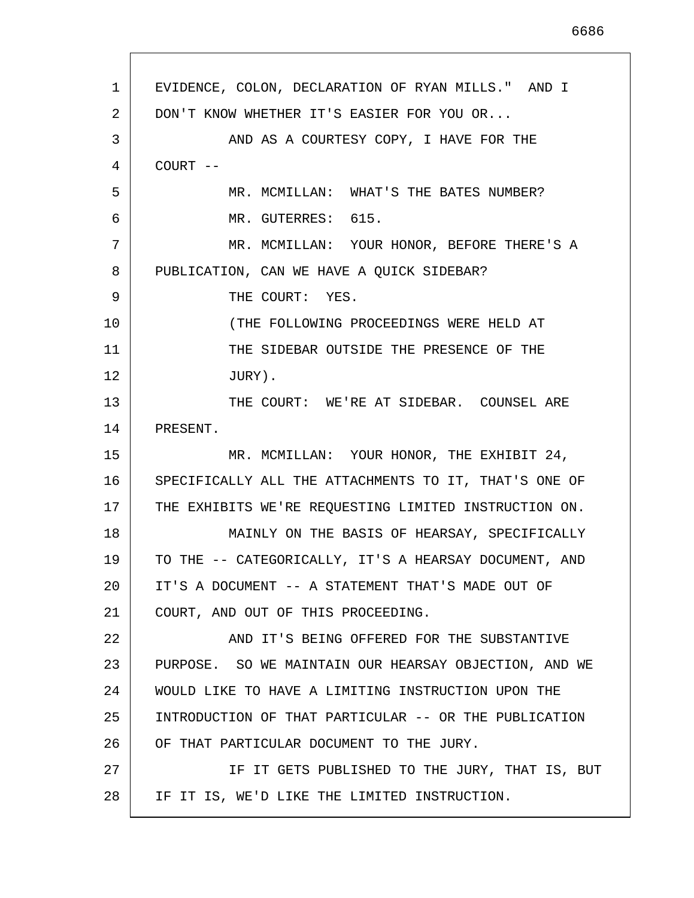EVIDENCE, COLON, DECLARATION OF RYAN MILLS." AND I DON'T KNOW WHETHER IT'S EASIER FOR YOU OR...

AND AS A COURTESY COPY, I HAVE FOR THE COURT --

MR. MCMILLAN: WHAT'S THE BATES NUMBER?

MR. GUTERRES: 615.

MR. MCMILLAN: YOUR HONOR, BEFORE THERE'S A PUBLICATION, CAN WE HAVE A QUICK SIDEBAR?

THE COURT: YES.

(THE FOLLOWING PROCEEDINGS WERE HELD AT THE SIDEBAR OUTSIDE THE PRESENCE OF THE JURY).

THE COURT: WE'RE AT SIDEBAR. COUNSEL ARE PRESENT.

MR. MCMILLAN: YOUR HONOR, THE EXHIBIT 24, SPECIFICALLY ALL THE ATTACHMENTS TO IT, THAT'S ONE OF THE EXHIBITS WE'RE REQUESTING LIMITED INSTRUCTION ON.

MAINLY ON THE BASIS OF HEARSAY, SPECIFICALLY TO THE -- CATEGORICALLY, IT'S A HEARSAY DOCUMENT, AND IT'S A DOCUMENT -- A STATEMENT THAT'S MADE OUT OF COURT, AND OUT OF THIS PROCEEDING.

AND IT'S BEING OFFERED FOR THE SUBSTANTIVE PURPOSE. SO WE MAINTAIN OUR HEARSAY OBJECTION, AND WE WOULD LIKE TO HAVE A LIMITING INSTRUCTION UPON THE INTRODUCTION OF THAT PARTICULAR -- OR THE PUBLICATION OF THAT PARTICULAR DOCUMENT TO THE JURY.

IF IT GETS PUBLISHED TO THE JURY, THAT IS, BUT IF IT IS, WE'D LIKE THE LIMITED INSTRUCTION.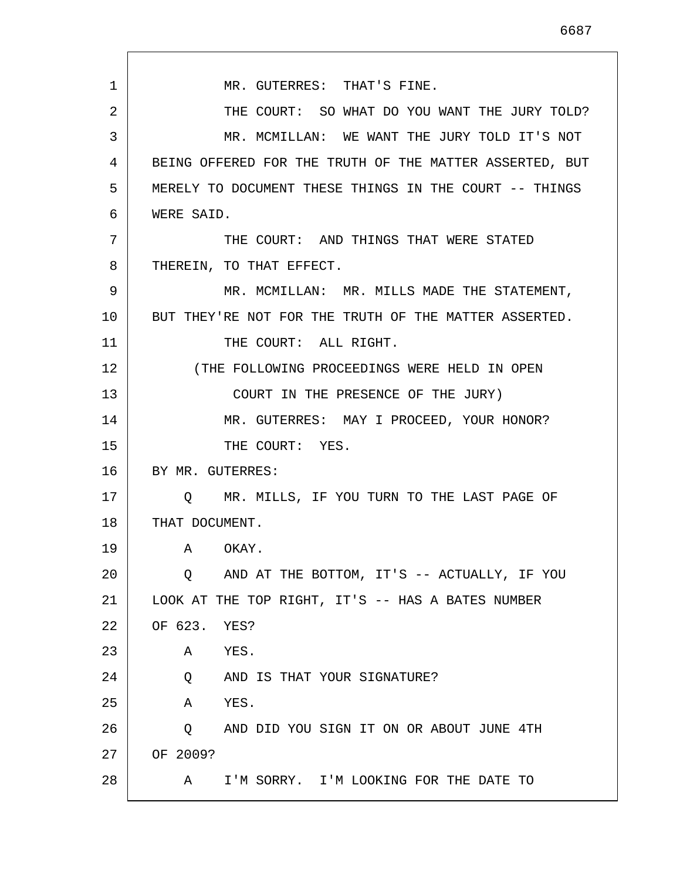MR. GUTERRES: THAT'S FINE.

THE COURT: SO WHAT DO YOU WANT THE JURY TOLD?

MR. MCMILLAN: WE WANT THE JURY TOLD IT'S NOT BEING OFFERED FOR THE TRUTH OF THE MATTER ASSERTED, BUT MERELY TO DOCUMENT THESE THINGS IN THE COURT -- THINGS WERE SAID.

THE COURT: AND THINGS THAT WERE STATED THEREIN, TO THAT EFFECT.

MR. MCMILLAN: MR. MILLS MADE THE STATEMENT, BUT THEY'RE NOT FOR THE TRUTH OF THE MATTER ASSERTED.

THE COURT: ALL RIGHT.

(THE FOLLOWING PROCEEDINGS WERE HELD IN OPEN COURT IN THE PRESENCE OF THE JURY)

MR. GUTERRES: MAY I PROCEED, YOUR HONOR?

THE COURT: YES.

BY MR. GUTERRES:

Q MR. MILLS, IF YOU TURN TO THE LAST PAGE OF THAT DOCUMENT.

A OKAY.

Q AND AT THE BOTTOM, IT'S -- ACTUALLY, IF YOU LOOK AT THE TOP RIGHT, IT'S -- HAS A BATES NUMBER OF 623. YES?

A YES.

Q AND IS THAT YOUR SIGNATURE?

A YES.

Q AND DID YOU SIGN IT ON OR ABOUT JUNE 4TH OF 2009?

A I'M SORRY. I'M LOOKING FOR THE DATE TO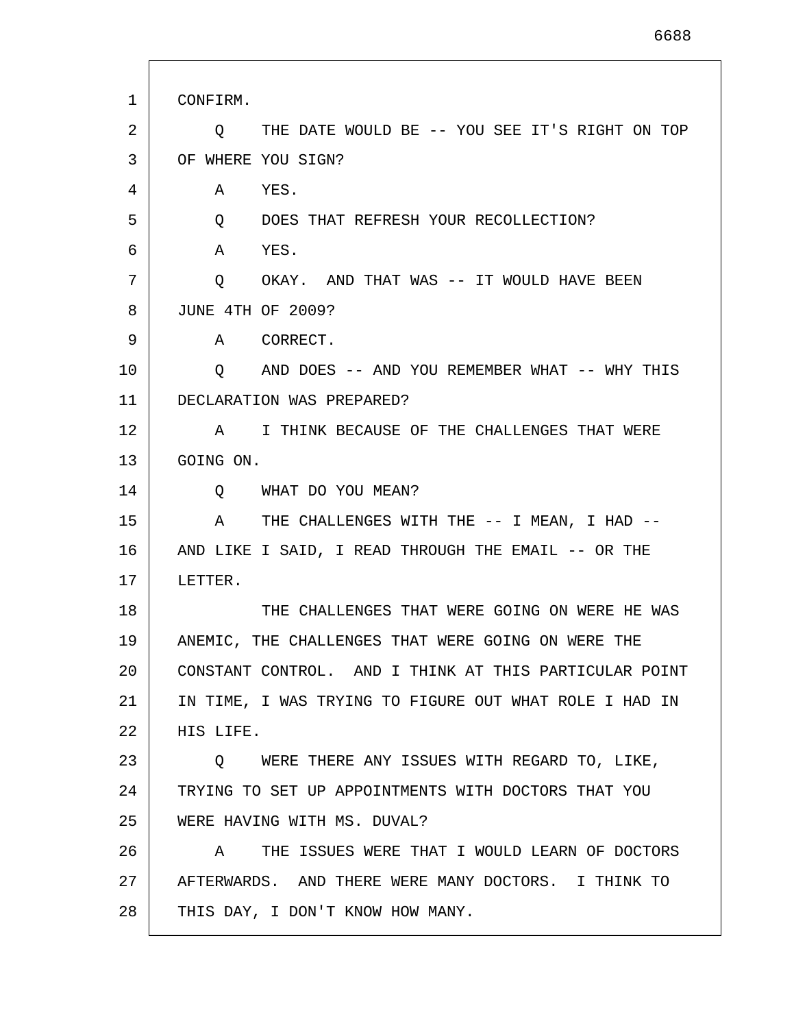CONFIRM.

Q THE DATE WOULD BE -- YOU SEE IT'S RIGHT ON TOP OF WHERE YOU SIGN?

A YES.

Q DOES THAT REFRESH YOUR RECOLLECTION?

A YES.

Q OKAY. AND THAT WAS -- IT WOULD HAVE BEEN JUNE 4TH OF 2009?

A CORRECT.

Q AND DOES -- AND YOU REMEMBER WHAT -- WHY THIS DECLARATION WAS PREPARED?

A I THINK BECAUSE OF THE CHALLENGES THAT WERE GOING ON.

Q WHAT DO YOU MEAN?

A THE CHALLENGES WITH THE -- I MEAN, I HAD -- AND LIKE I SAID, I READ THROUGH THE EMAIL -- OR THE LETTER.

THE CHALLENGES THAT WERE GOING ON WERE HE WAS ANEMIC, THE CHALLENGES THAT WERE GOING ON WERE THE CONSTANT CONTROL. AND I THINK AT THIS PARTICULAR POINT IN TIME, I WAS TRYING TO FIGURE OUT WHAT ROLE I HAD IN HIS LIFE.

Q WERE THERE ANY ISSUES WITH REGARD TO, LIKE, TRYING TO SET UP APPOINTMENTS WITH DOCTORS THAT YOU WERE HAVING WITH MS. DUVAL?

A THE ISSUES WERE THAT I WOULD LEARN OF DOCTORS AFTERWARDS. AND THERE WERE MANY DOCTORS. I THINK TO THIS DAY, I DON'T KNOW HOW MANY.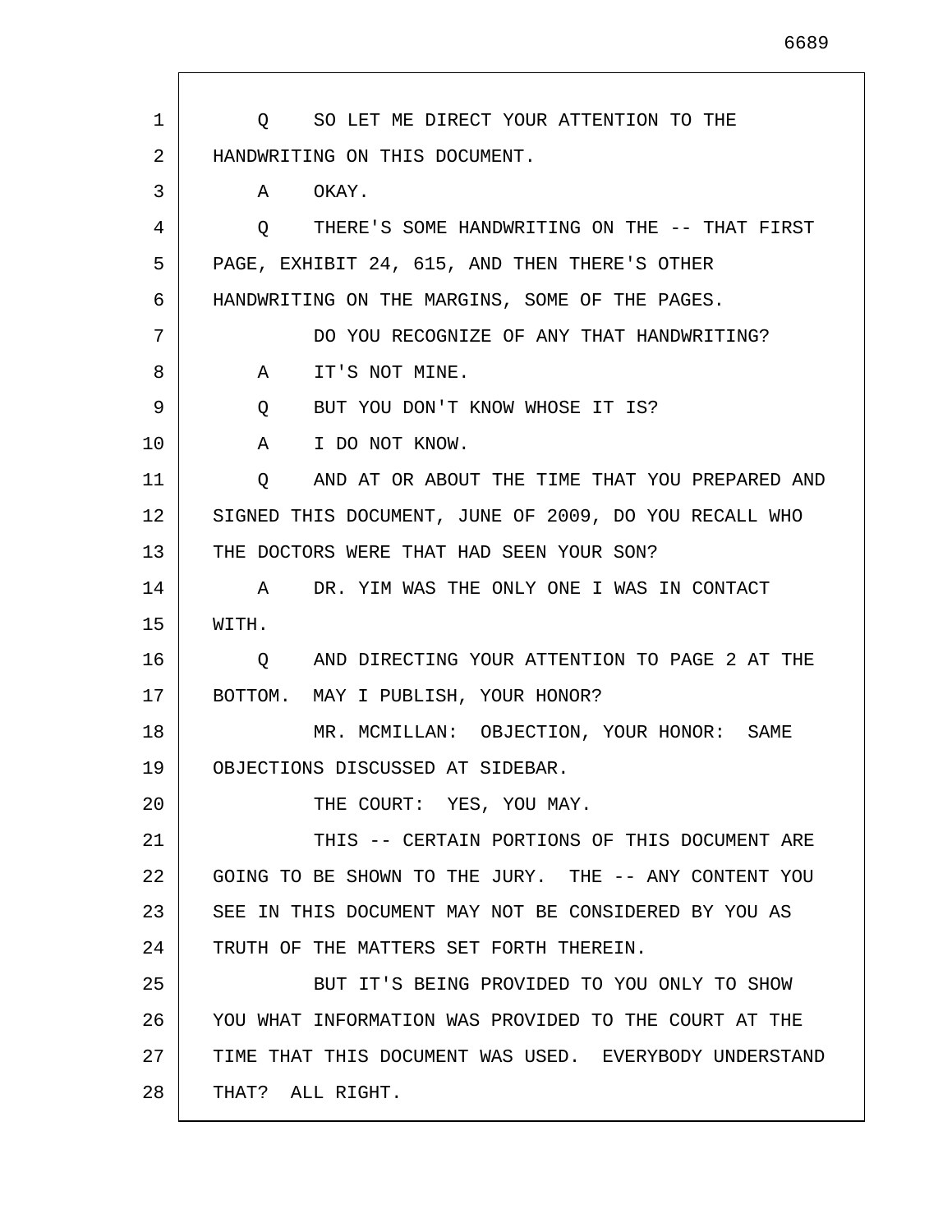Q SO LET ME DIRECT YOUR ATTENTION TO THE HANDWRITING ON THIS DOCUMENT.

A OKAY.

Q THERE'S SOME HANDWRITING ON THE -- THAT FIRST PAGE, EXHIBIT 24, 615, AND THEN THERE'S OTHER HANDWRITING ON THE MARGINS, SOME OF THE PAGES.

DO YOU RECOGNIZE OF ANY THAT HANDWRITING?

A IT'S NOT MINE.

Q BUT YOU DON'T KNOW WHOSE IT IS?

A I DO NOT KNOW.

Q AND AT OR ABOUT THE TIME THAT YOU PREPARED AND SIGNED THIS DOCUMENT, JUNE OF 2009, DO YOU RECALL WHO THE DOCTORS WERE THAT HAD SEEN YOUR SON?

A DR. YIM WAS THE ONLY ONE I WAS IN CONTACT WITH.

Q AND DIRECTING YOUR ATTENTION TO PAGE 2 AT THE BOTTOM. MAY I PUBLISH, YOUR HONOR?

MR. MCMILLAN: OBJECTION, YOUR HONOR: SAME OBJECTIONS DISCUSSED AT SIDEBAR.

THE COURT: YES, YOU MAY.

THIS -- CERTAIN PORTIONS OF THIS DOCUMENT ARE GOING TO BE SHOWN TO THE JURY. THE -- ANY CONTENT YOU SEE IN THIS DOCUMENT MAY NOT BE CONSIDERED BY YOU AS TRUTH OF THE MATTERS SET FORTH THEREIN.

BUT IT'S BEING PROVIDED TO YOU ONLY TO SHOW YOU WHAT INFORMATION WAS PROVIDED TO THE COURT AT THE TIME THAT THIS DOCUMENT WAS USED. EVERYBODY UNDERSTAND THAT? ALL RIGHT.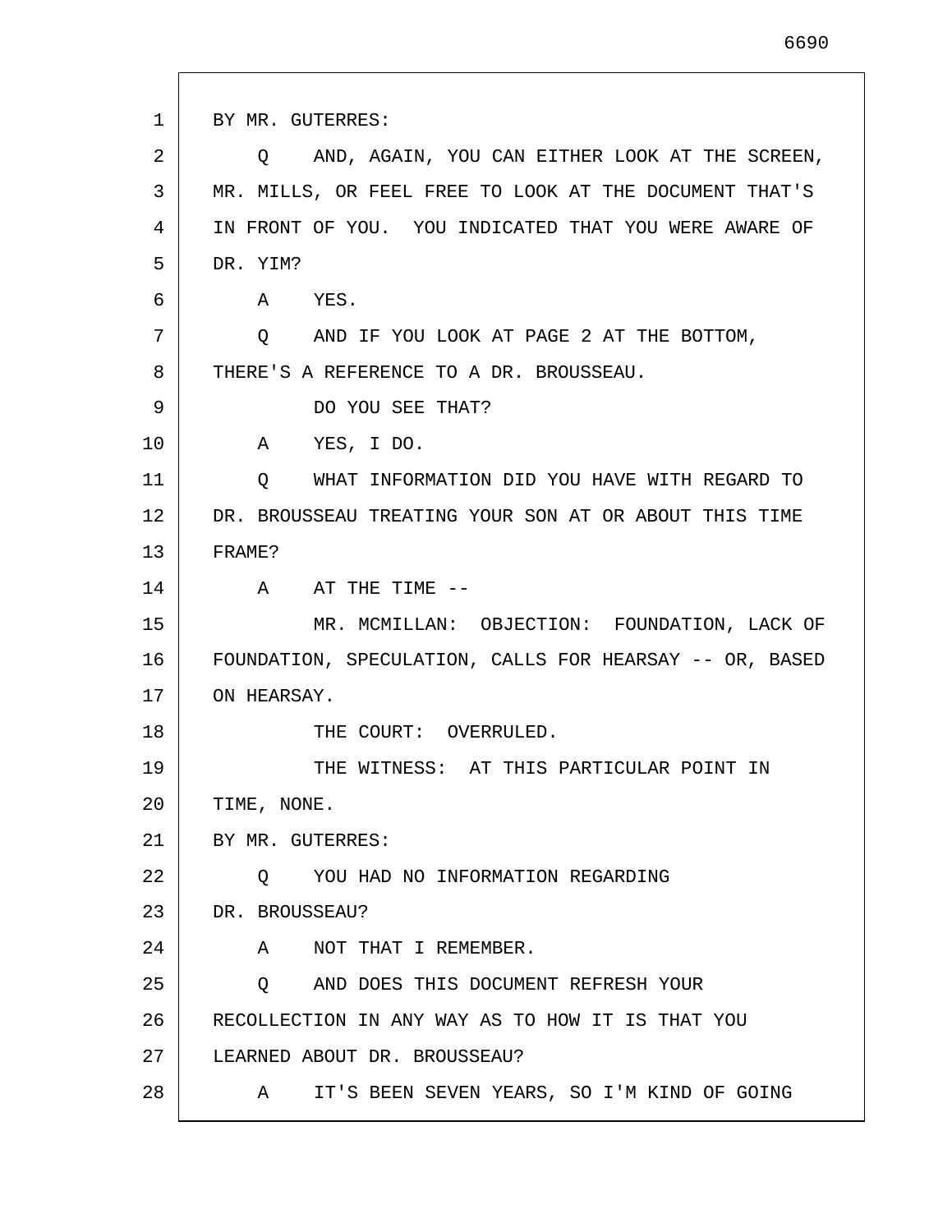BY MR. GUTERRES:

Q AND, AGAIN, YOU CAN EITHER LOOK AT THE SCREEN, MR. MILLS, OR FEEL FREE TO LOOK AT THE DOCUMENT THAT'S IN FRONT OF YOU. YOU INDICATED THAT YOU WERE AWARE OF DR. YIM?

A YES.

Q AND IF YOU LOOK AT PAGE 2 AT THE BOTTOM, THERE'S A REFERENCE TO A DR. BROUSSEAU.

DO YOU SEE THAT?

A YES, I DO.

Q WHAT INFORMATION DID YOU HAVE WITH REGARD TO DR. BROUSSEAU TREATING YOUR SON AT OR ABOUT THIS TIME FRAME?

A AT THE TIME --

MR. MCMILLAN: OBJECTION: FOUNDATION, LACK OF FOUNDATION, SPECULATION, CALLS FOR HEARSAY -- OR, BASED ON HEARSAY.

THE COURT: OVERRULED.

THE WITNESS: AT THIS PARTICULAR POINT IN TIME, NONE.

BY MR. GUTERRES:

Q YOU HAD NO INFORMATION REGARDING DR. BROUSSEAU?

A NOT THAT I REMEMBER.

Q AND DOES THIS DOCUMENT REFRESH YOUR RECOLLECTION IN ANY WAY AS TO HOW IT IS THAT YOU LEARNED ABOUT DR. BROUSSEAU?

A IT'S BEEN SEVEN YEARS, SO I'M KIND OF GOING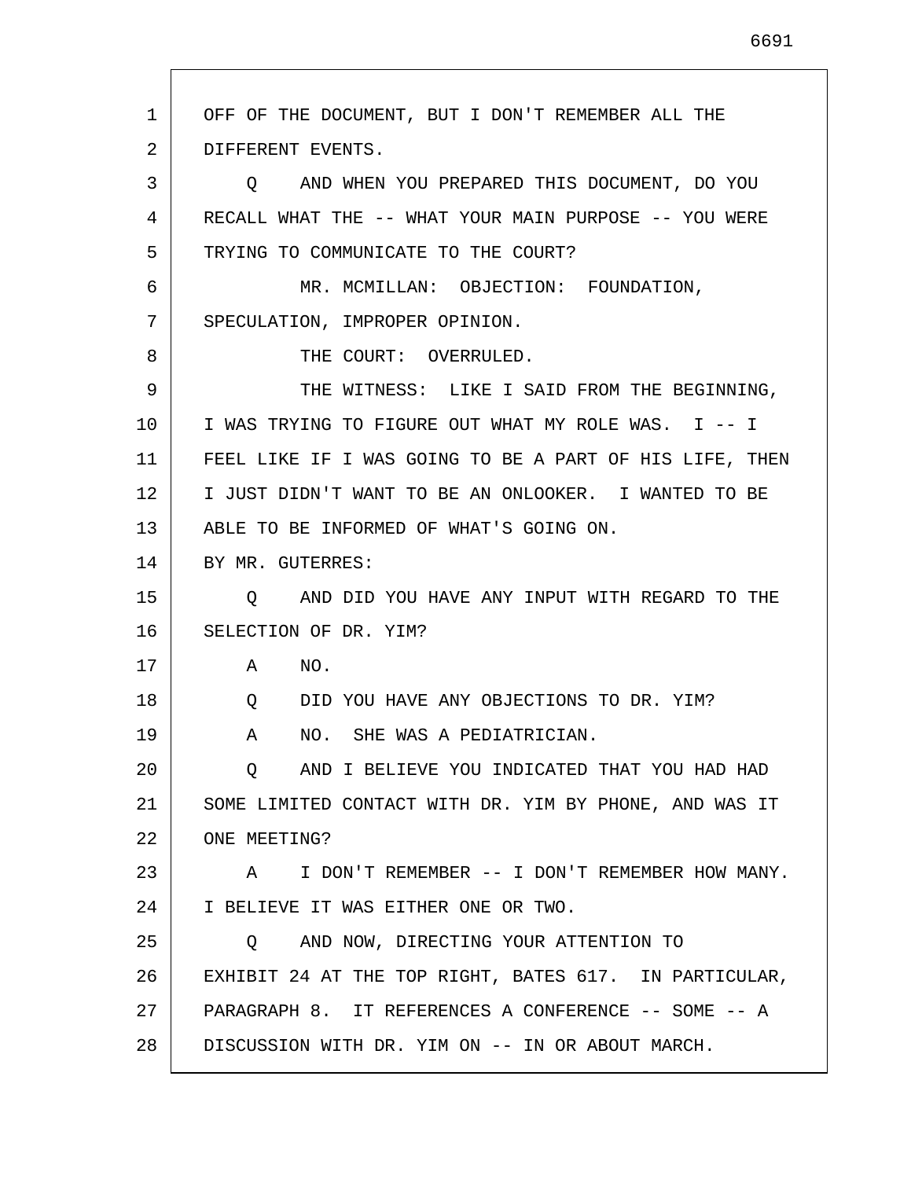OFF OF THE DOCUMENT, BUT I DON'T REMEMBER ALL THE DIFFERENT EVENTS.

Q AND WHEN YOU PREPARED THIS DOCUMENT, DO YOU RECALL WHAT THE -- WHAT YOUR MAIN PURPOSE -- YOU WERE TRYING TO COMMUNICATE TO THE COURT?

MR. MCMILLAN: OBJECTION: FOUNDATION, SPECULATION, IMPROPER OPINION.

THE COURT: OVERRULED.

THE WITNESS: LIKE I SAID FROM THE BEGINNING, I WAS TRYING TO FIGURE OUT WHAT MY ROLE WAS. I -- I FEEL LIKE IF I WAS GOING TO BE A PART OF HIS LIFE, THEN I JUST DIDN'T WANT TO BE AN ONLOOKER. I WANTED TO BE ABLE TO BE INFORMED OF WHAT'S GOING ON.

BY MR. GUTERRES:

Q AND DID YOU HAVE ANY INPUT WITH REGARD TO THE SELECTION OF DR. YIM?

A NO.

Q DID YOU HAVE ANY OBJECTIONS TO DR. YIM?

A NO. SHE WAS A PEDIATRICIAN.

Q AND I BELIEVE YOU INDICATED THAT YOU HAD HAD SOME LIMITED CONTACT WITH DR. YIM BY PHONE, AND WAS IT ONE MEETING?

A I DON'T REMEMBER -- I DON'T REMEMBER HOW MANY. I BELIEVE IT WAS EITHER ONE OR TWO.

Q AND NOW, DIRECTING YOUR ATTENTION TO EXHIBIT 24 AT THE TOP RIGHT, BATES 617. IN PARTICULAR, PARAGRAPH 8. IT REFERENCES A CONFERENCE -- SOME -- A DISCUSSION WITH DR. YIM ON -- IN OR ABOUT MARCH.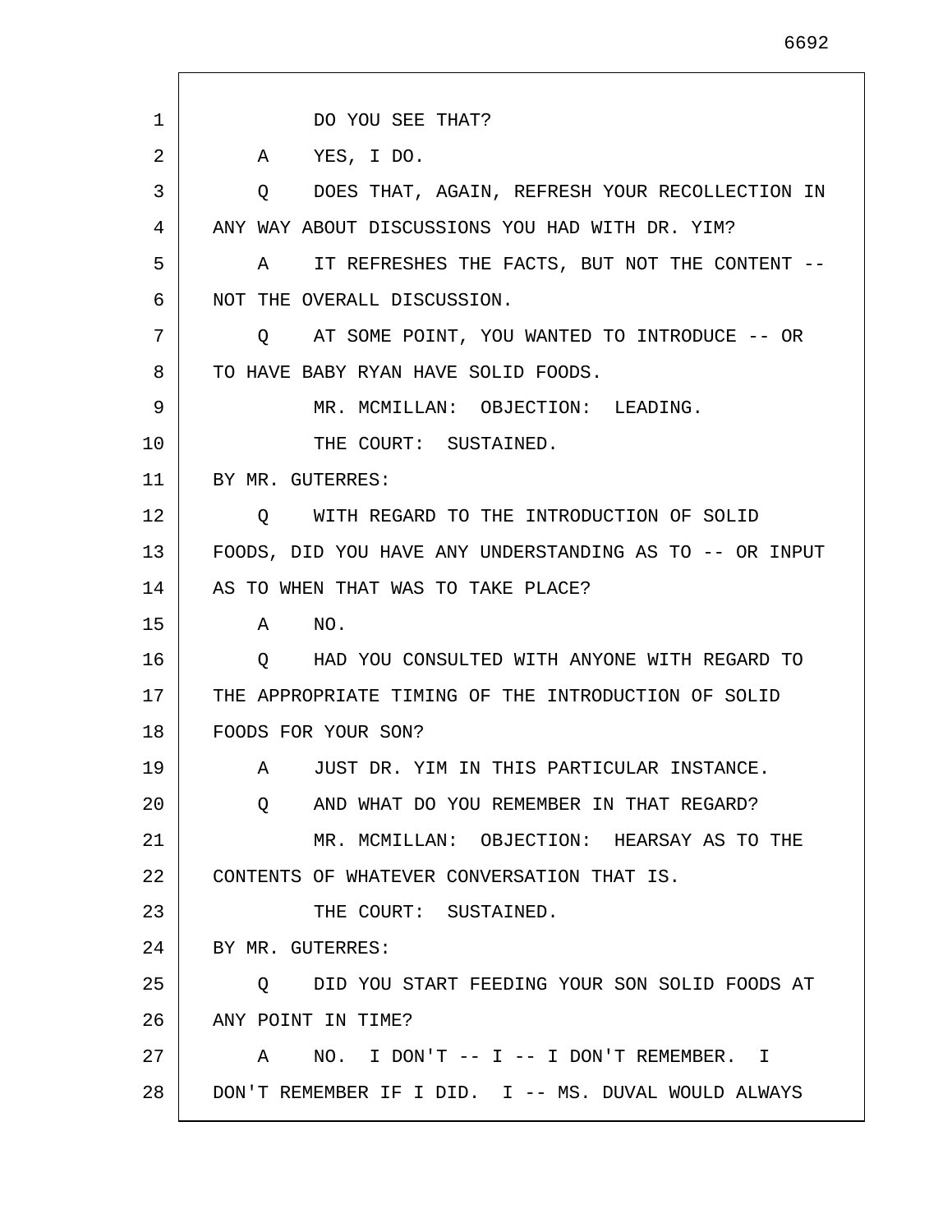DO YOU SEE THAT?

A YES, I DO.

Q DOES THAT, AGAIN, REFRESH YOUR RECOLLECTION IN ANY WAY ABOUT DISCUSSIONS YOU HAD WITH DR. YIM?

A IT REFRESHES THE FACTS, BUT NOT THE CONTENT -- NOT THE OVERALL DISCUSSION.

Q AT SOME POINT, YOU WANTED TO INTRODUCE -- OR TO HAVE BABY RYAN HAVE SOLID FOODS.

MR. MCMILLAN: OBJECTION: LEADING.

THE COURT: SUSTAINED.

BY MR. GUTERRES:

Q WITH REGARD TO THE INTRODUCTION OF SOLID FOODS, DID YOU HAVE ANY UNDERSTANDING AS TO -- OR INPUT AS TO WHEN THAT WAS TO TAKE PLACE?

A NO.

Q HAD YOU CONSULTED WITH ANYONE WITH REGARD TO THE APPROPRIATE TIMING OF THE INTRODUCTION OF SOLID FOODS FOR YOUR SON?

A JUST DR. YIM IN THIS PARTICULAR INSTANCE.

Q AND WHAT DO YOU REMEMBER IN THAT REGARD?

MR. MCMILLAN: OBJECTION: HEARSAY AS TO THE CONTENTS OF WHATEVER CONVERSATION THAT IS.

THE COURT: SUSTAINED.

BY MR. GUTERRES:

Q DID YOU START FEEDING YOUR SON SOLID FOODS AT ANY POINT IN TIME?

A NO. I DON'T -- I -- I DON'T REMEMBER. I DON'T REMEMBER IF I DID. I -- MS. DUVAL WOULD ALWAYS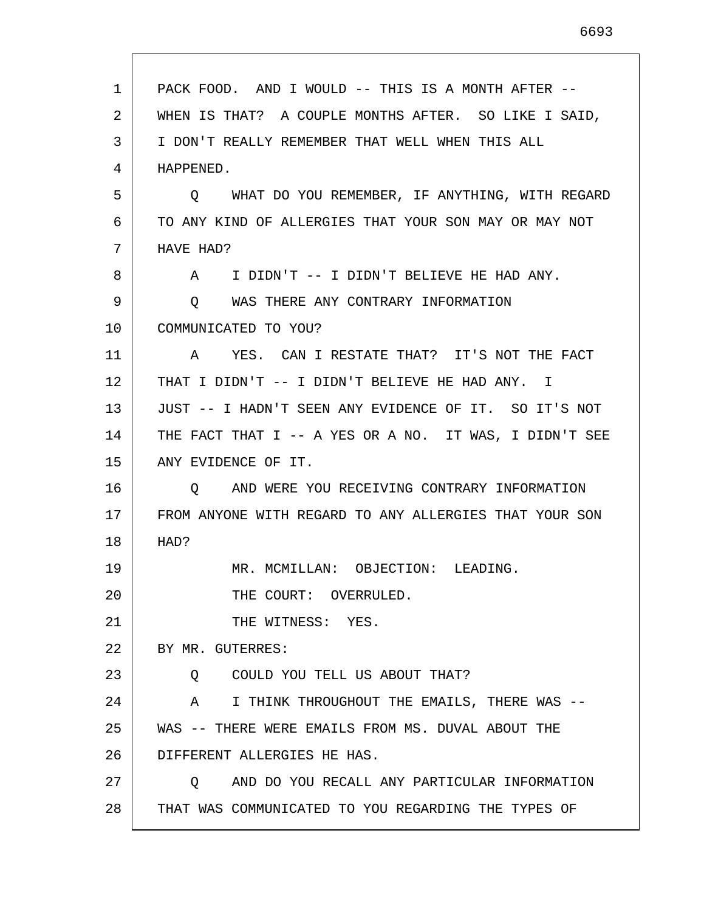PACK FOOD. AND I WOULD -- THIS IS A MONTH AFTER -- WHEN IS THAT? A COUPLE MONTHS AFTER. SO LIKE I SAID, I DON'T REALLY REMEMBER THAT WELL WHEN THIS ALL HAPPENED.

Q WHAT DO YOU REMEMBER, IF ANYTHING, WITH REGARD TO ANY KIND OF ALLERGIES THAT YOUR SON MAY OR MAY NOT HAVE HAD?

A I DIDN'T -- I DIDN'T BELIEVE HE HAD ANY.

Q WAS THERE ANY CONTRARY INFORMATION COMMUNICATED TO YOU?

A YES. CAN I RESTATE THAT? IT'S NOT THE FACT THAT I DIDN'T -- I DIDN'T BELIEVE HE HAD ANY. I JUST -- I HADN'T SEEN ANY EVIDENCE OF IT. SO IT'S NOT THE FACT THAT I -- A YES OR A NO. IT WAS, I DIDN'T SEE ANY EVIDENCE OF IT.

Q AND WERE YOU RECEIVING CONTRARY INFORMATION FROM ANYONE WITH REGARD TO ANY ALLERGIES THAT YOUR SON HAD?

MR. MCMILLAN: OBJECTION: LEADING.

THE COURT: OVERRULED.

THE WITNESS: YES.

BY MR. GUTERRES:

Q COULD YOU TELL US ABOUT THAT?

A I THINK THROUGHOUT THE EMAILS, THERE WAS -- WAS -- THERE WERE EMAILS FROM MS. DUVAL ABOUT THE DIFFERENT ALLERGIES HE HAS.

Q AND DO YOU RECALL ANY PARTICULAR INFORMATION THAT WAS COMMUNICATED TO YOU REGARDING THE TYPES OF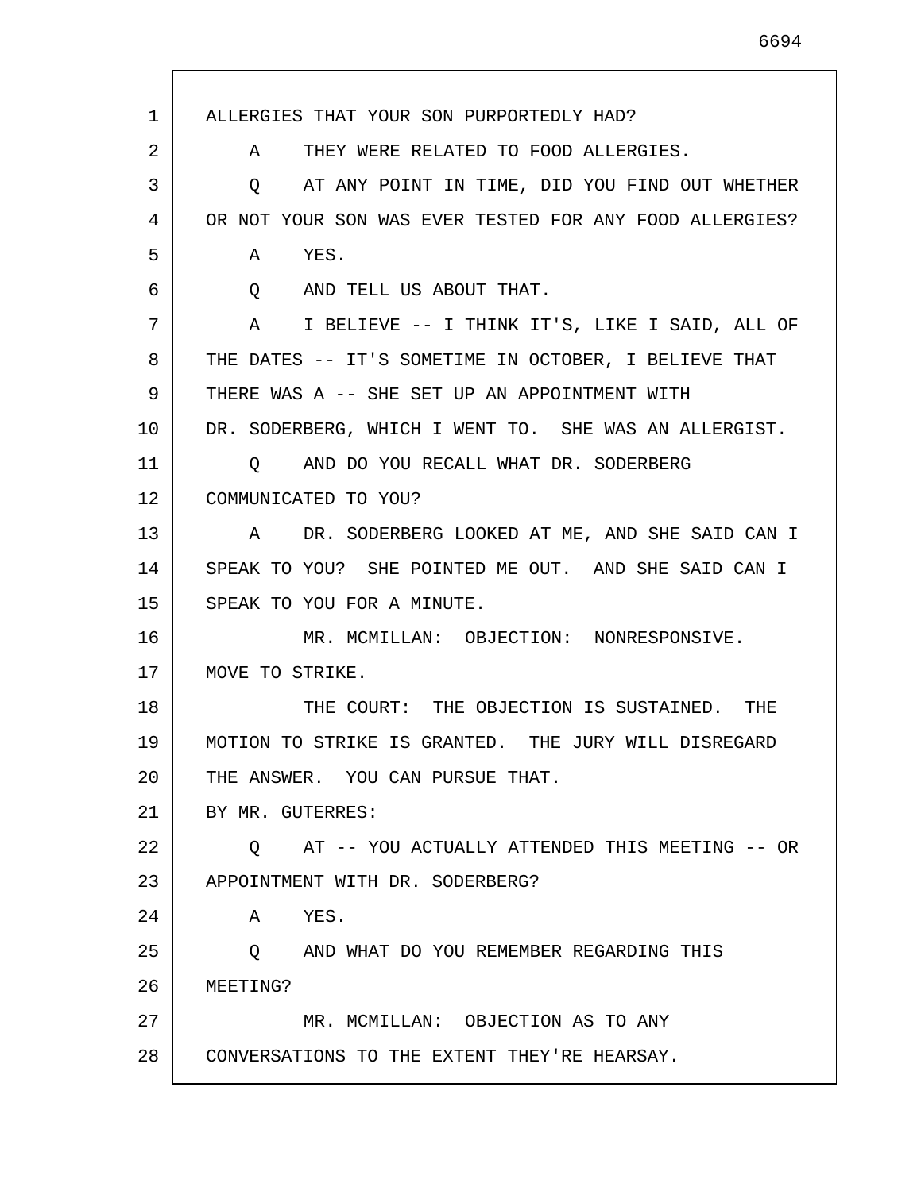ALLERGIES THAT YOUR SON PURPORTEDLY HAD?

A THEY WERE RELATED TO FOOD ALLERGIES.

Q AT ANY POINT IN TIME, DID YOU FIND OUT WHETHER OR NOT YOUR SON WAS EVER TESTED FOR ANY FOOD ALLERGIES?

A YES.

Q AND TELL US ABOUT THAT.

A I BELIEVE -- I THINK IT'S, LIKE I SAID, ALL OF THE DATES -- IT'S SOMETIME IN OCTOBER, I BELIEVE THAT THERE WAS A -- SHE SET UP AN APPOINTMENT WITH DR. SODERBERG, WHICH I WENT TO. SHE WAS AN ALLERGIST.

Q AND DO YOU RECALL WHAT DR. SODERBERG COMMUNICATED TO YOU?

A DR. SODERBERG LOOKED AT ME, AND SHE SAID CAN I SPEAK TO YOU? SHE POINTED ME OUT. AND SHE SAID CAN I SPEAK TO YOU FOR A MINUTE.

MR. MCMILLAN: OBJECTION: NONRESPONSIVE. MOVE TO STRIKE.

THE COURT: THE OBJECTION IS SUSTAINED. THE MOTION TO STRIKE IS GRANTED. THE JURY WILL DISREGARD THE ANSWER. YOU CAN PURSUE THAT.

BY MR. GUTERRES:

Q AT -- YOU ACTUALLY ATTENDED THIS MEETING -- OR APPOINTMENT WITH DR. SODERBERG?

A YES.

Q AND WHAT DO YOU REMEMBER REGARDING THIS MEETING?

MR. MCMILLAN: OBJECTION AS TO ANY CONVERSATIONS TO THE EXTENT THEY'RE HEARSAY.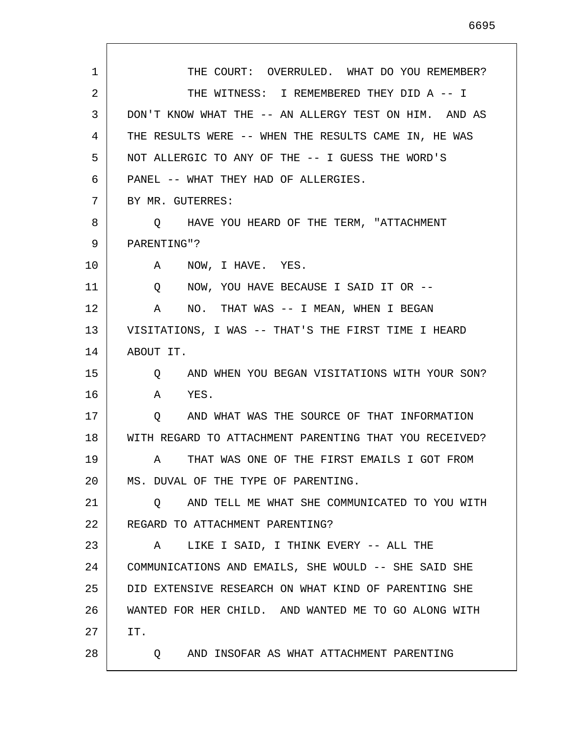THE COURT: OVERRULED. WHAT DO YOU REMEMBER?

THE WITNESS: I REMEMBERED THEY DID A -- I DON'T KNOW WHAT THE -- AN ALLERGY TEST ON HIM. AND AS THE RESULTS WERE -- WHEN THE RESULTS CAME IN, HE WAS NOT ALLERGIC TO ANY OF THE -- I GUESS THE WORD'S PANEL -- WHAT THEY HAD OF ALLERGIES.

BY MR. GUTERRES:

Q HAVE YOU HEARD OF THE TERM, "ATTACHMENT PARENTING"?

A NOW, I HAVE. YES.

Q NOW, YOU HAVE BECAUSE I SAID IT OR --

A NO. THAT WAS -- I MEAN, WHEN I BEGAN VISITATIONS, I WAS -- THAT'S THE FIRST TIME I HEARD ABOUT IT.

Q AND WHEN YOU BEGAN VISITATIONS WITH YOUR SON?

A YES.

Q AND WHAT WAS THE SOURCE OF THAT INFORMATION WITH REGARD TO ATTACHMENT PARENTING THAT YOU RECEIVED?

A THAT WAS ONE OF THE FIRST EMAILS I GOT FROM MS. DUVAL OF THE TYPE OF PARENTING.

Q AND TELL ME WHAT SHE COMMUNICATED TO YOU WITH REGARD TO ATTACHMENT PARENTING?

A LIKE I SAID, I THINK EVERY -- ALL THE COMMUNICATIONS AND EMAILS, SHE WOULD -- SHE SAID SHE DID EXTENSIVE RESEARCH ON WHAT KIND OF PARENTING SHE WANTED FOR HER CHILD. AND WANTED ME TO GO ALONG WITH IT.

Q AND INSOFAR AS WHAT ATTACHMENT PARENTING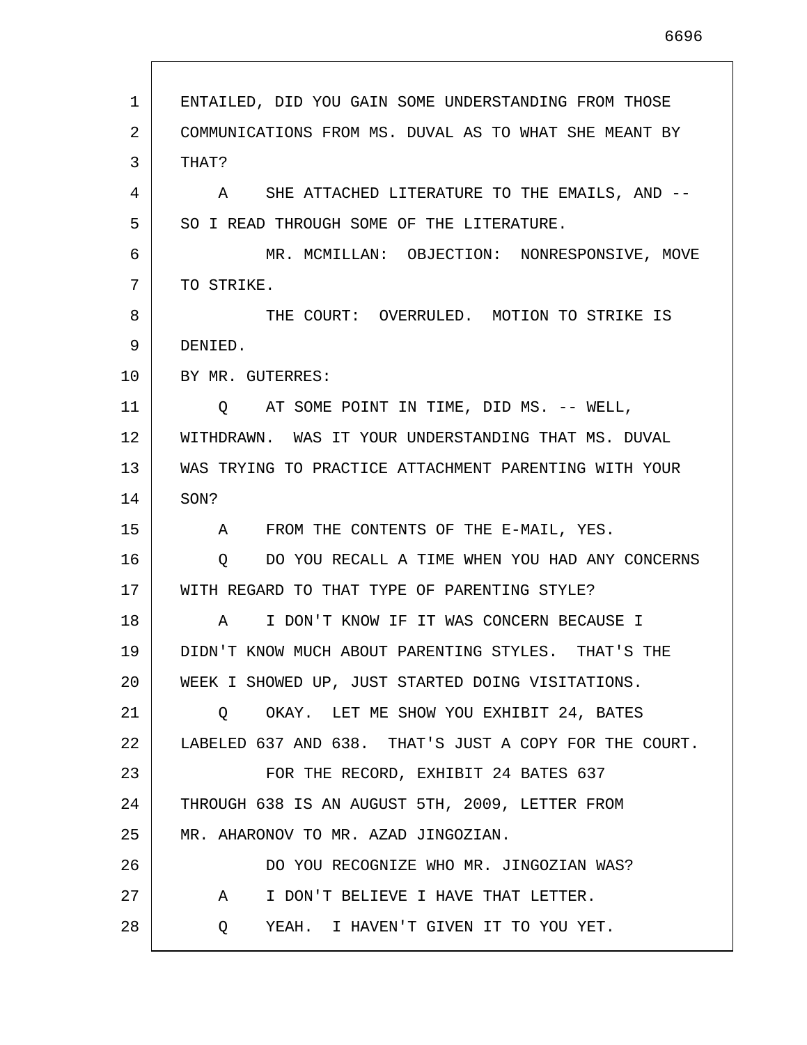ENTAILED, DID YOU GAIN SOME UNDERSTANDING FROM THOSE COMMUNICATIONS FROM MS. DUVAL AS TO WHAT SHE MEANT BY THAT?

A SHE ATTACHED LITERATURE TO THE EMAILS, AND -- SO I READ THROUGH SOME OF THE LITERATURE.

MR. MCMILLAN: OBJECTION: NONRESPONSIVE, MOVE TO STRIKE.

THE COURT: OVERRULED. MOTION TO STRIKE IS DENIED.

BY MR. GUTERRES:

Q AT SOME POINT IN TIME, DID MS. -- WELL, WITHDRAWN. WAS IT YOUR UNDERSTANDING THAT MS. DUVAL WAS TRYING TO PRACTICE ATTACHMENT PARENTING WITH YOUR SON?

A FROM THE CONTENTS OF THE E-MAIL, YES.

Q DO YOU RECALL A TIME WHEN YOU HAD ANY CONCERNS WITH REGARD TO THAT TYPE OF PARENTING STYLE?

A I DON'T KNOW IF IT WAS CONCERN BECAUSE I DIDN'T KNOW MUCH ABOUT PARENTING STYLES. THAT'S THE WEEK I SHOWED UP, JUST STARTED DOING VISITATIONS.

Q OKAY. LET ME SHOW YOU EXHIBIT 24, BATES LABELED 637 AND 638. THAT'S JUST A COPY FOR THE COURT.

FOR THE RECORD, EXHIBIT 24 BATES 637 THROUGH 638 IS AN AUGUST 5TH, 2009, LETTER FROM MR. AHARONOV TO MR. AZAD JINGOZIAN.

DO YOU RECOGNIZE WHO MR. JINGOZIAN WAS?

A I DON'T BELIEVE I HAVE THAT LETTER.

Q YEAH. I HAVEN'T GIVEN IT TO YOU YET.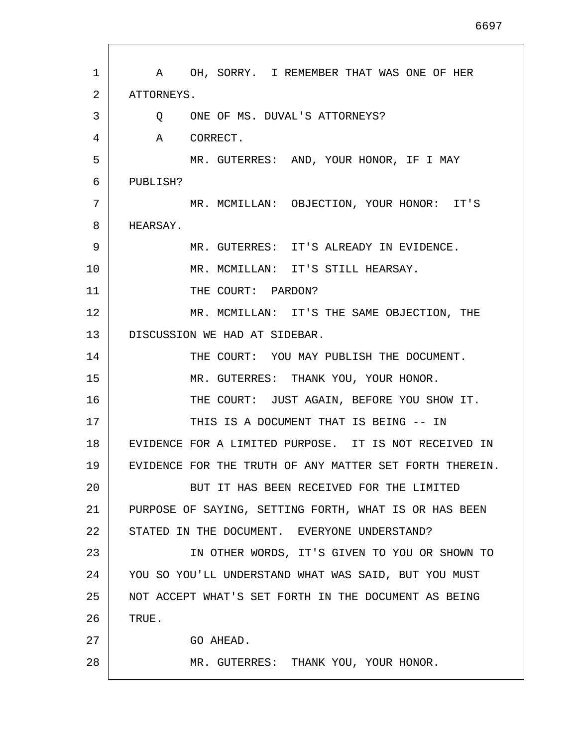A OH, SORRY. I REMEMBER THAT WAS ONE OF HER ATTORNEYS.

Q ONE OF MS. DUVAL'S ATTORNEYS?

A CORRECT.

MR. GUTERRES: AND, YOUR HONOR, IF I MAY PUBLISH?

MR. MCMILLAN: OBJECTION, YOUR HONOR: IT'S HEARSAY.

MR. GUTERRES: IT'S ALREADY IN EVIDENCE.

MR. MCMILLAN: IT'S STILL HEARSAY.

THE COURT: PARDON?

MR. MCMILLAN: IT'S THE SAME OBJECTION, THE DISCUSSION WE HAD AT SIDEBAR.

THE COURT: YOU MAY PUBLISH THE DOCUMENT.

MR. GUTERRES: THANK YOU, YOUR HONOR.

THE COURT: JUST AGAIN, BEFORE YOU SHOW IT.

THIS IS A DOCUMENT THAT IS BEING -- IN EVIDENCE FOR A LIMITED PURPOSE. IT IS NOT RECEIVED IN EVIDENCE FOR THE TRUTH OF ANY MATTER SET FORTH THEREIN.

BUT IT HAS BEEN RECEIVED FOR THE LIMITED PURPOSE OF SAYING, SETTING FORTH, WHAT IS OR HAS BEEN STATED IN THE DOCUMENT. EVERYONE UNDERSTAND?

IN OTHER WORDS, IT'S GIVEN TO YOU OR SHOWN TO YOU SO YOU'LL UNDERSTAND WHAT WAS SAID, BUT YOU MUST NOT ACCEPT WHAT'S SET FORTH IN THE DOCUMENT AS BEING TRUE.

GO AHEAD.

MR. GUTERRES: THANK YOU, YOUR HONOR.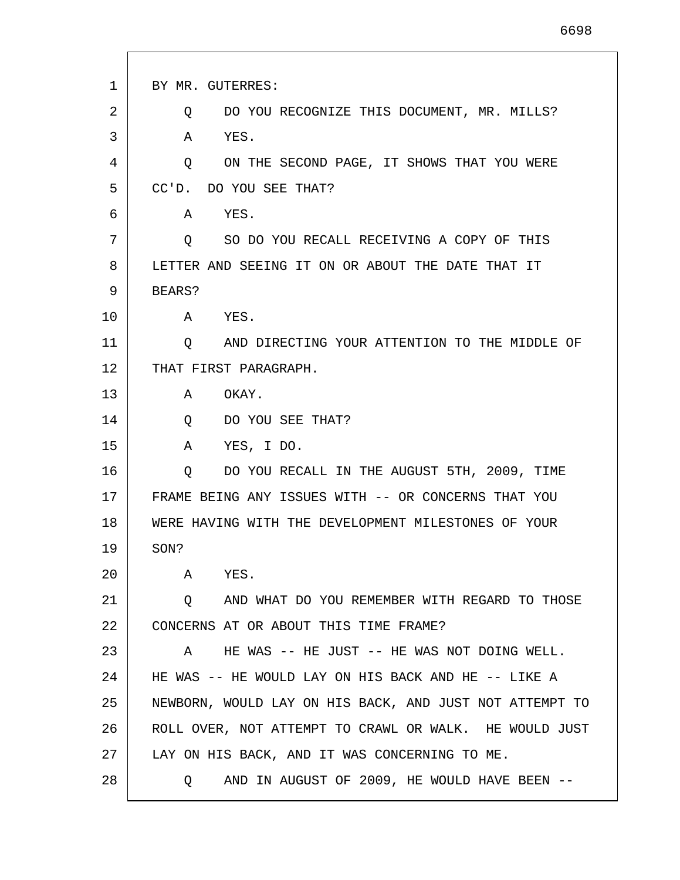BY MR. GUTERRES:

Q DO YOU RECOGNIZE THIS DOCUMENT, MR. MILLS?

A YES.

Q ON THE SECOND PAGE, IT SHOWS THAT YOU WERE CC'D. DO YOU SEE THAT?

A YES.

Q SO DO YOU RECALL RECEIVING A COPY OF THIS LETTER AND SEEING IT ON OR ABOUT THE DATE THAT IT BEARS?

A YES.

Q AND DIRECTING YOUR ATTENTION TO THE MIDDLE OF THAT FIRST PARAGRAPH.

A OKAY.

Q DO YOU SEE THAT?

A YES, I DO.

Q DO YOU RECALL IN THE AUGUST 5TH, 2009, TIME FRAME BEING ANY ISSUES WITH -- OR CONCERNS THAT YOU WERE HAVING WITH THE DEVELOPMENT MILESTONES OF YOUR SON?

A YES.

Q AND WHAT DO YOU REMEMBER WITH REGARD TO THOSE CONCERNS AT OR ABOUT THIS TIME FRAME?

A HE WAS -- HE JUST -- HE WAS NOT DOING WELL. HE WAS -- HE WOULD LAY ON HIS BACK AND HE -- LIKE A NEWBORN, WOULD LAY ON HIS BACK, AND JUST NOT ATTEMPT TO ROLL OVER, NOT ATTEMPT TO CRAWL OR WALK. HE WOULD JUST LAY ON HIS BACK, AND IT WAS CONCERNING TO ME.

Q AND IN AUGUST OF 2009, HE WOULD HAVE BEEN --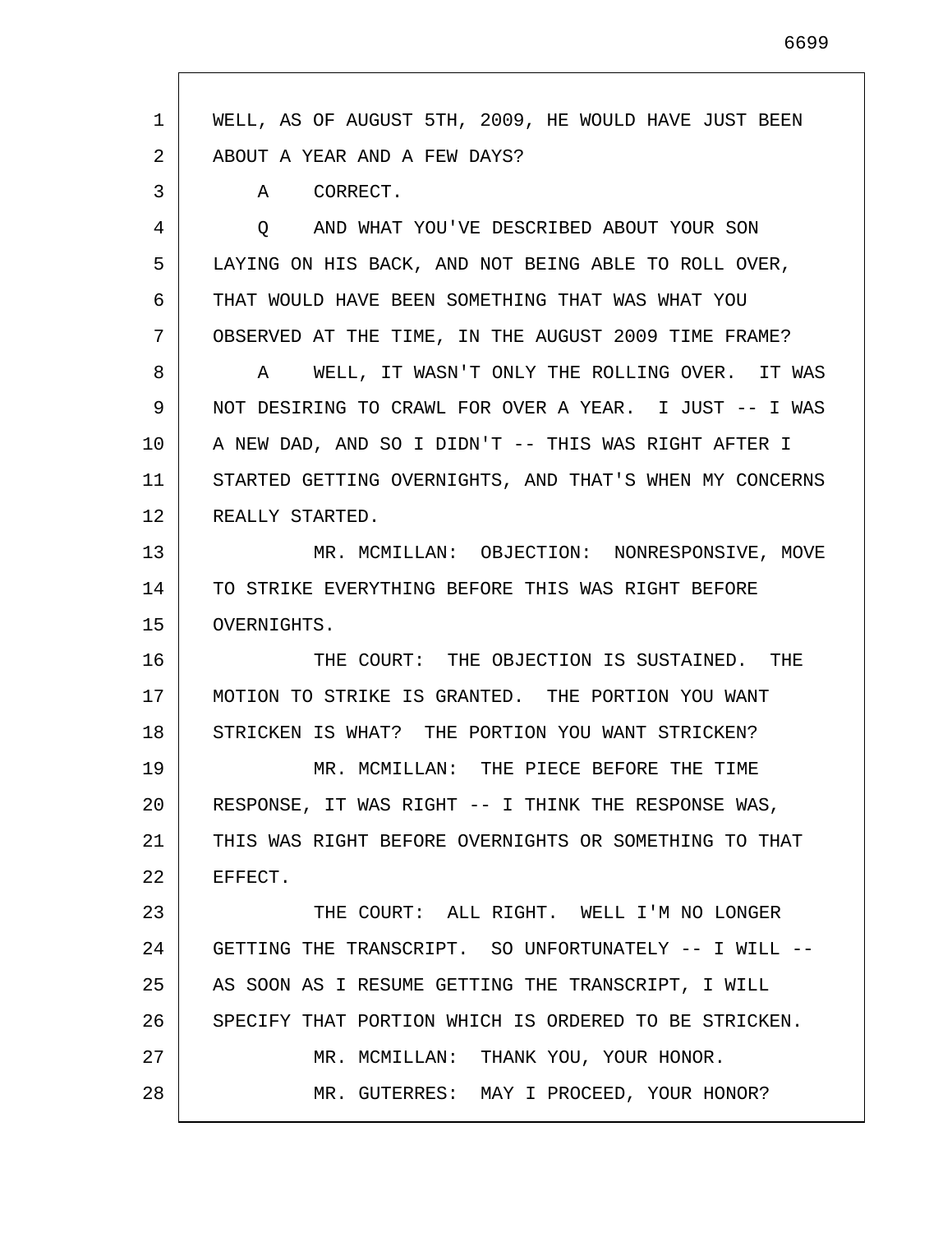WELL, AS OF AUGUST 5TH, 2009, HE WOULD HAVE JUST BEEN ABOUT A YEAR AND A FEW DAYS?

A CORRECT.

Q AND WHAT YOU'VE DESCRIBED ABOUT YOUR SON LAYING ON HIS BACK, AND NOT BEING ABLE TO ROLL OVER, THAT WOULD HAVE BEEN SOMETHING THAT WAS WHAT YOU OBSERVED AT THE TIME, IN THE AUGUST 2009 TIME FRAME?

A WELL, IT WASN'T ONLY THE ROLLING OVER. IT WAS NOT DESIRING TO CRAWL FOR OVER A YEAR. I JUST -- I WAS A NEW DAD, AND SO I DIDN'T -- THIS WAS RIGHT AFTER I STARTED GETTING OVERNIGHTS, AND THAT'S WHEN MY CONCERNS REALLY STARTED.

MR. MCMILLAN: OBJECTION: NONRESPONSIVE, MOVE TO STRIKE EVERYTHING BEFORE THIS WAS RIGHT BEFORE OVERNIGHTS.

THE COURT: THE OBJECTION IS SUSTAINED. THE MOTION TO STRIKE IS GRANTED. THE PORTION YOU WANT STRICKEN IS WHAT? THE PORTION YOU WANT STRICKEN?

MR. MCMILLAN: THE PIECE BEFORE THE TIME RESPONSE, IT WAS RIGHT -- I THINK THE RESPONSE WAS, THIS WAS RIGHT BEFORE OVERNIGHTS OR SOMETHING TO THAT EFFECT.

THE COURT: ALL RIGHT. WELL I'M NO LONGER GETTING THE TRANSCRIPT. SO UNFORTUNATELY -- I WILL -- AS SOON AS I RESUME GETTING THE TRANSCRIPT, I WILL SPECIFY THAT PORTION WHICH IS ORDERED TO BE STRICKEN.

MR. MCMILLAN: THANK YOU, YOUR HONOR.

MR. GUTERRES: MAY I PROCEED, YOUR HONOR?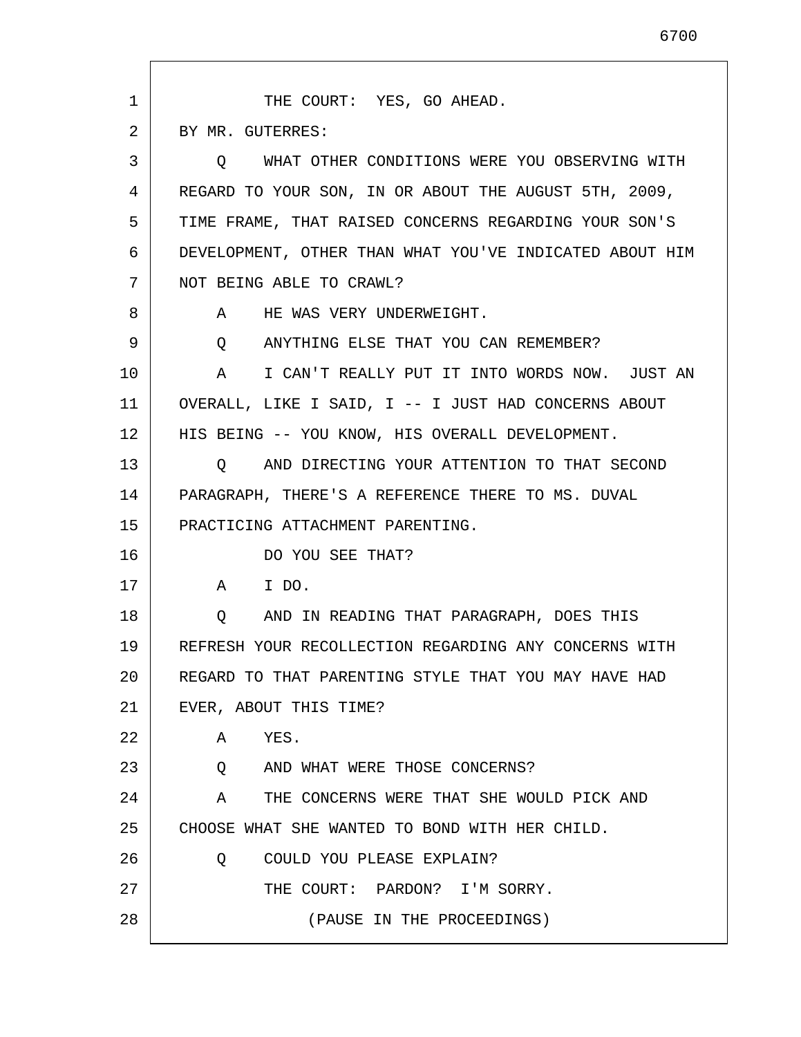THE COURT: YES, GO AHEAD.

BY MR. GUTERRES:

Q WHAT OTHER CONDITIONS WERE YOU OBSERVING WITH REGARD TO YOUR SON, IN OR ABOUT THE AUGUST 5TH, 2009, TIME FRAME, THAT RAISED CONCERNS REGARDING YOUR SON'S DEVELOPMENT, OTHER THAN WHAT YOU'VE INDICATED ABOUT HIM NOT BEING ABLE TO CRAWL?

A HE WAS VERY UNDERWEIGHT.

Q ANYTHING ELSE THAT YOU CAN REMEMBER?

A I CAN'T REALLY PUT IT INTO WORDS NOW. JUST AN OVERALL, LIKE I SAID, I -- I JUST HAD CONCERNS ABOUT HIS BEING -- YOU KNOW, HIS OVERALL DEVELOPMENT.

Q AND DIRECTING YOUR ATTENTION TO THAT SECOND PARAGRAPH, THERE'S A REFERENCE THERE TO MS. DUVAL PRACTICING ATTACHMENT PARENTING.

DO YOU SEE THAT?

A I DO.

Q AND IN READING THAT PARAGRAPH, DOES THIS REFRESH YOUR RECOLLECTION REGARDING ANY CONCERNS WITH REGARD TO THAT PARENTING STYLE THAT YOU MAY HAVE HAD EVER, ABOUT THIS TIME?

A YES.

Q AND WHAT WERE THOSE CONCERNS?

A THE CONCERNS WERE THAT SHE WOULD PICK AND CHOOSE WHAT SHE WANTED TO BOND WITH HER CHILD.

Q COULD YOU PLEASE EXPLAIN?

THE COURT: PARDON? I'M SORRY.

(PAUSE IN THE PROCEEDINGS)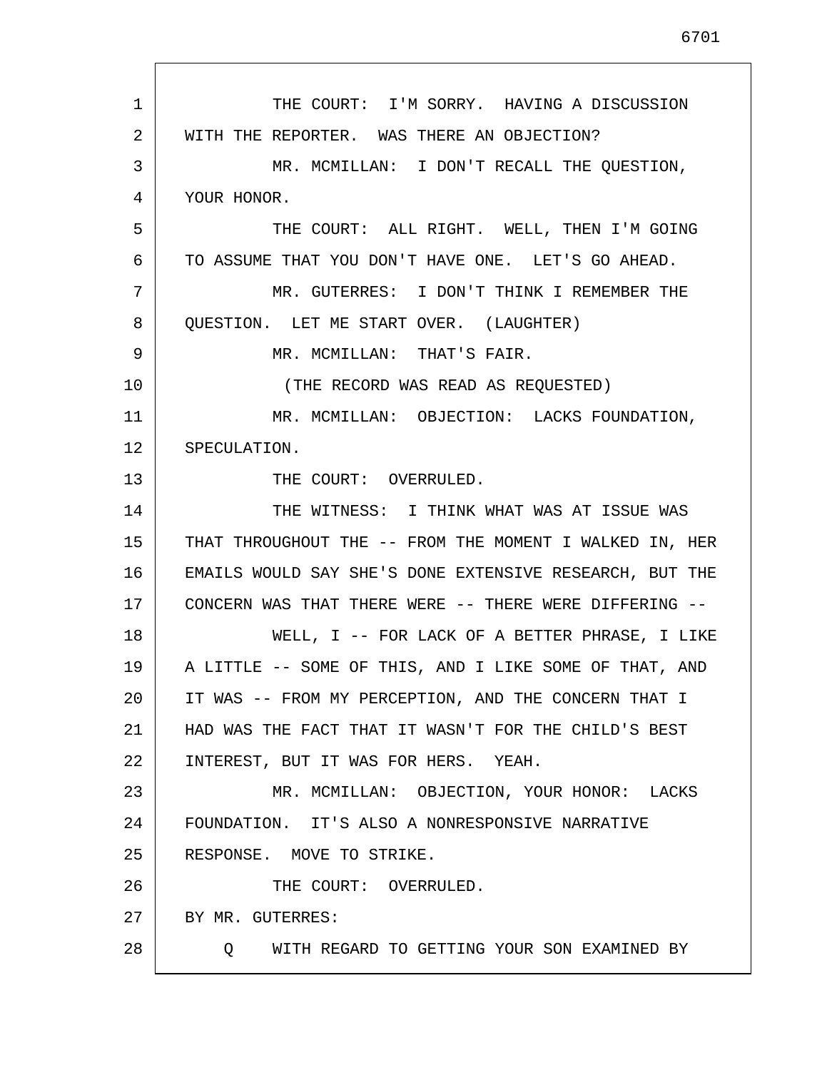THE COURT: I'M SORRY. HAVING A DISCUSSION WITH THE REPORTER. WAS THERE AN OBJECTION?

MR. MCMILLAN: I DON'T RECALL THE QUESTION, YOUR HONOR.

THE COURT: ALL RIGHT. WELL, THEN I'M GOING TO ASSUME THAT YOU DON'T HAVE ONE. LET'S GO AHEAD.

MR. GUTERRES: I DON'T THINK I REMEMBER THE QUESTION. LET ME START OVER. (LAUGHTER)

MR. MCMILLAN: THAT'S FAIR.

(THE RECORD WAS READ AS REQUESTED)

MR. MCMILLAN: OBJECTION: LACKS FOUNDATION, SPECULATION.

THE COURT: OVERRULED.

THE WITNESS: I THINK WHAT WAS AT ISSUE WAS THAT THROUGHOUT THE -- FROM THE MOMENT I WALKED IN, HER EMAILS WOULD SAY SHE'S DONE EXTENSIVE RESEARCH, BUT THE CONCERN WAS THAT THERE WERE -- THERE WERE DIFFERING --

WELL, I -- FOR LACK OF A BETTER PHRASE, I LIKE A LITTLE -- SOME OF THIS, AND I LIKE SOME OF THAT, AND IT WAS -- FROM MY PERCEPTION, AND THE CONCERN THAT I HAD WAS THE FACT THAT IT WASN'T FOR THE CHILD'S BEST INTEREST, BUT IT WAS FOR HERS. YEAH.

MR. MCMILLAN: OBJECTION, YOUR HONOR: LACKS FOUNDATION. IT'S ALSO A NONRESPONSIVE NARRATIVE RESPONSE. MOVE TO STRIKE.

THE COURT: OVERRULED.

BY MR. GUTERRES:

Q WITH REGARD TO GETTING YOUR SON EXAMINED BY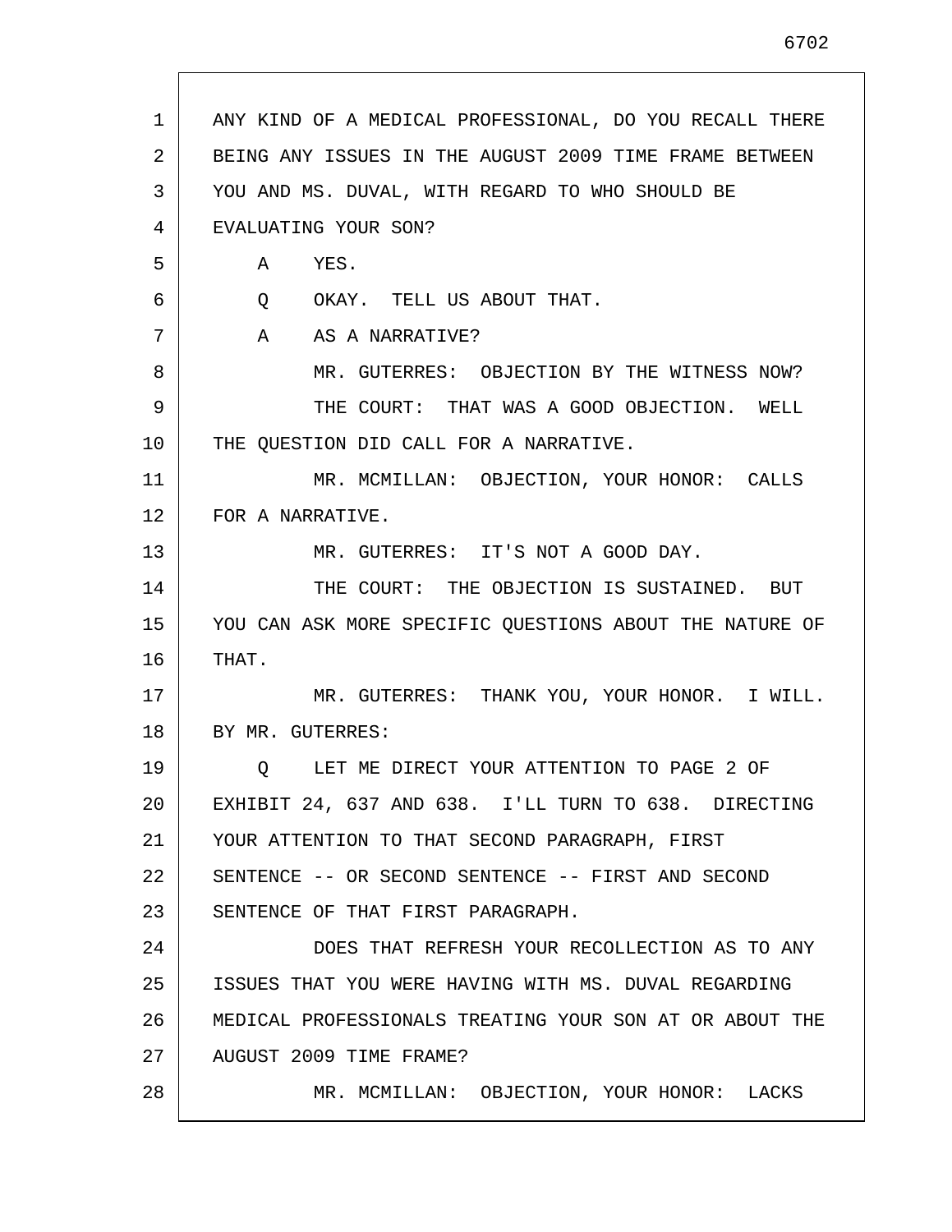ANY KIND OF A MEDICAL PROFESSIONAL, DO YOU RECALL THERE BEING ANY ISSUES IN THE AUGUST 2009 TIME FRAME BETWEEN YOU AND MS. DUVAL, WITH REGARD TO WHO SHOULD BE EVALUATING YOUR SON?

A YES.

Q OKAY. TELL US ABOUT THAT.

A AS A NARRATIVE?

MR. GUTERRES: OBJECTION BY THE WITNESS NOW?

THE COURT: THAT WAS A GOOD OBJECTION. WELL THE QUESTION DID CALL FOR A NARRATIVE.

MR. MCMILLAN: OBJECTION, YOUR HONOR: CALLS FOR A NARRATIVE.

MR. GUTERRES: IT'S NOT A GOOD DAY.

THE COURT: THE OBJECTION IS SUSTAINED. BUT YOU CAN ASK MORE SPECIFIC QUESTIONS ABOUT THE NATURE OF THAT.

MR. GUTERRES: THANK YOU, YOUR HONOR. I WILL.

BY MR. GUTERRES:

Q LET ME DIRECT YOUR ATTENTION TO PAGE 2 OF EXHIBIT 24, 637 AND 638. I'LL TURN TO 638. DIRECTING YOUR ATTENTION TO THAT SECOND PARAGRAPH, FIRST SENTENCE -- OR SECOND SENTENCE -- FIRST AND SECOND SENTENCE OF THAT FIRST PARAGRAPH.

DOES THAT REFRESH YOUR RECOLLECTION AS TO ANY ISSUES THAT YOU WERE HAVING WITH MS. DUVAL REGARDING MEDICAL PROFESSIONALS TREATING YOUR SON AT OR ABOUT THE AUGUST 2009 TIME FRAME?

MR. MCMILLAN: OBJECTION, YOUR HONOR: LACKS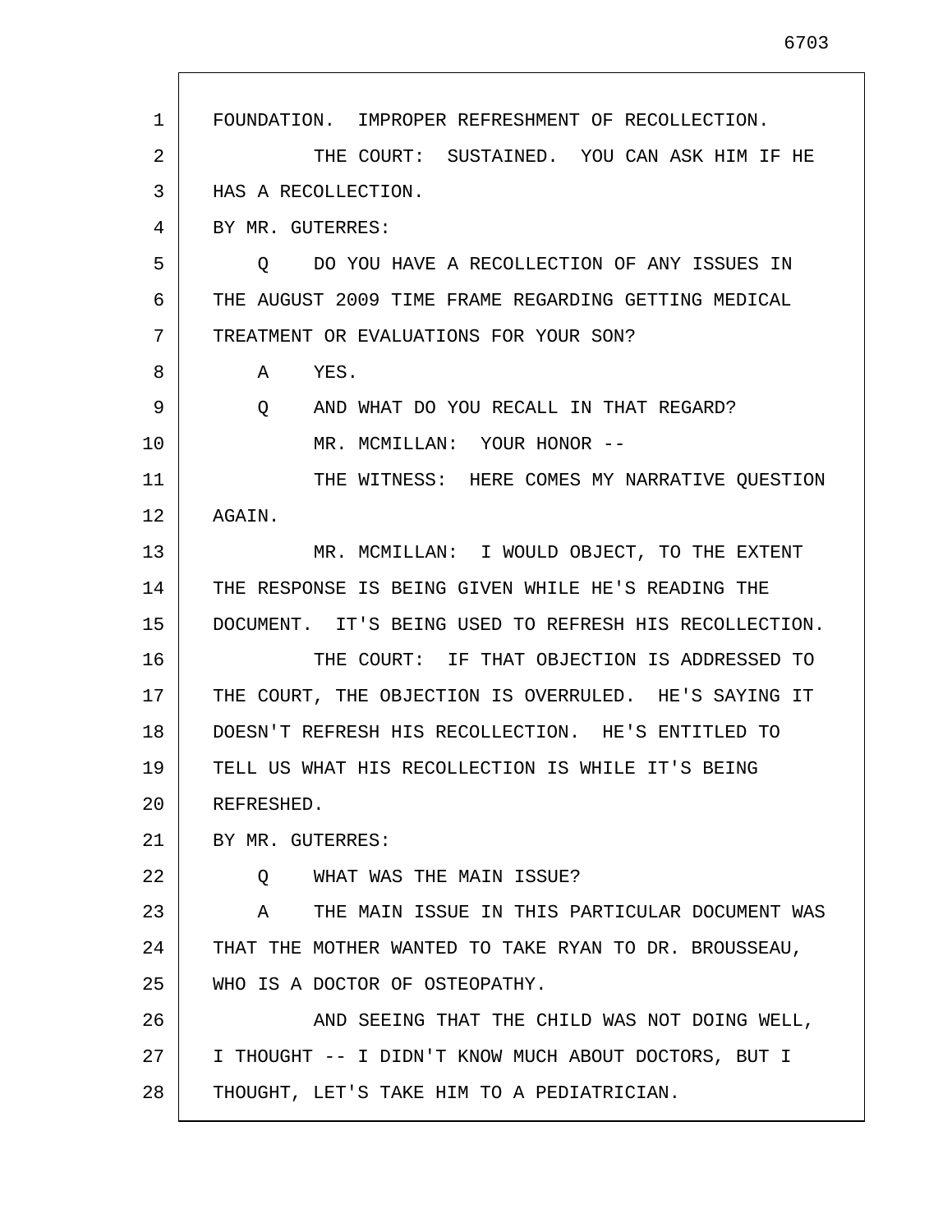FOUNDATION. IMPROPER REFRESHMENT OF RECOLLECTION.

THE COURT: SUSTAINED. YOU CAN ASK HIM IF HE HAS A RECOLLECTION.

BY MR. GUTERRES:

Q DO YOU HAVE A RECOLLECTION OF ANY ISSUES IN THE AUGUST 2009 TIME FRAME REGARDING GETTING MEDICAL TREATMENT OR EVALUATIONS FOR YOUR SON?

A YES.

Q AND WHAT DO YOU RECALL IN THAT REGARD?

MR. MCMILLAN: YOUR HONOR --

THE WITNESS: HERE COMES MY NARRATIVE QUESTION AGAIN.

MR. MCMILLAN: I WOULD OBJECT, TO THE EXTENT THE RESPONSE IS BEING GIVEN WHILE HE'S READING THE DOCUMENT. IT'S BEING USED TO REFRESH HIS RECOLLECTION.

THE COURT: IF THAT OBJECTION IS ADDRESSED TO THE COURT, THE OBJECTION IS OVERRULED. HE'S SAYING IT DOESN'T REFRESH HIS RECOLLECTION. HE'S ENTITLED TO TELL US WHAT HIS RECOLLECTION IS WHILE IT'S BEING REFRESHED.

BY MR. GUTERRES:

Q WHAT WAS THE MAIN ISSUE?

A THE MAIN ISSUE IN THIS PARTICULAR DOCUMENT WAS THAT THE MOTHER WANTED TO TAKE RYAN TO DR. BROUSSEAU, WHO IS A DOCTOR OF OSTEOPATHY.

AND SEEING THAT THE CHILD WAS NOT DOING WELL, I THOUGHT -- I DIDN'T KNOW MUCH ABOUT DOCTORS, BUT I THOUGHT, LET'S TAKE HIM TO A PEDIATRICIAN.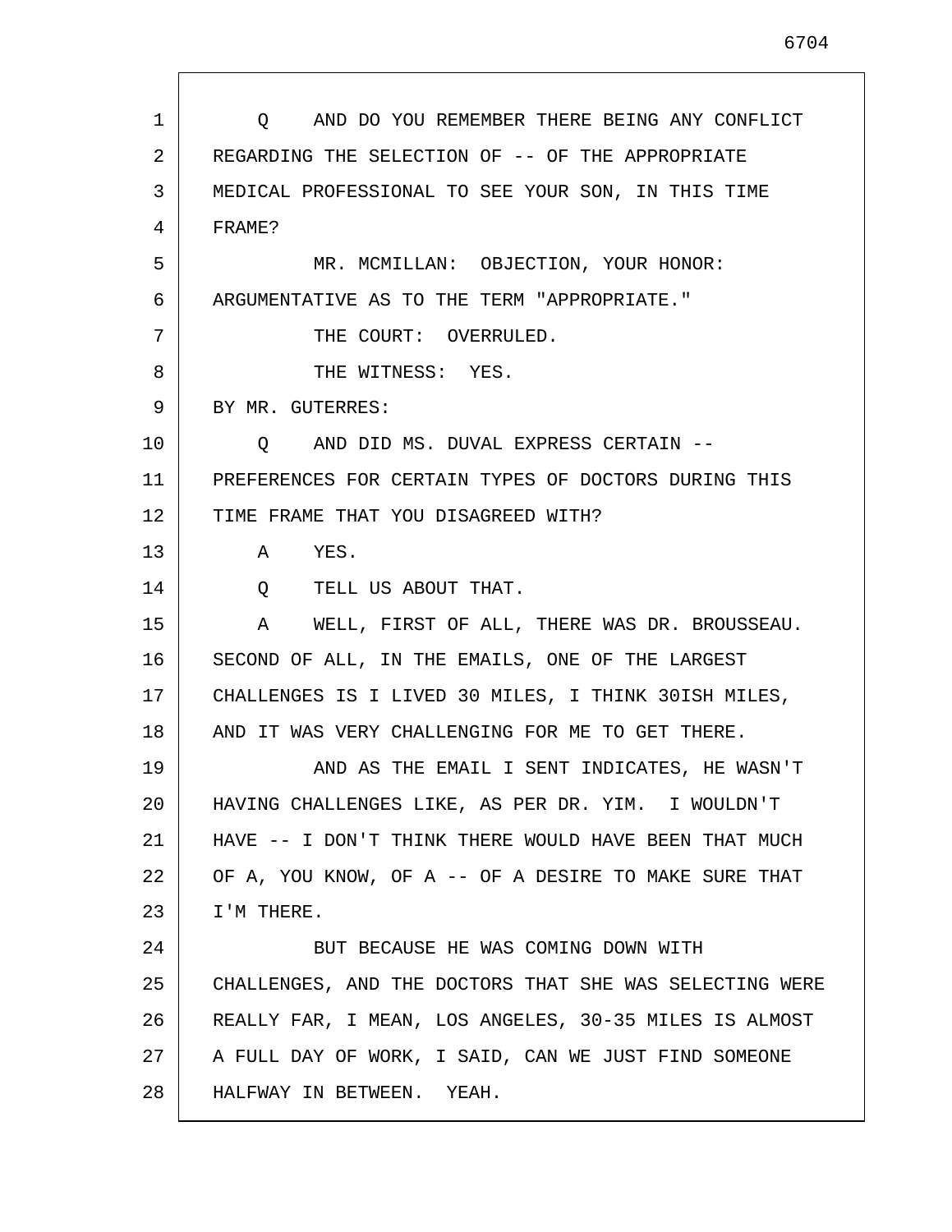Q AND DO YOU REMEMBER THERE BEING ANY CONFLICT REGARDING THE SELECTION OF -- OF THE APPROPRIATE MEDICAL PROFESSIONAL TO SEE YOUR SON, IN THIS TIME FRAME?

MR. MCMILLAN: OBJECTION, YOUR HONOR: ARGUMENTATIVE AS TO THE TERM "APPROPRIATE."

THE COURT: OVERRULED.

THE WITNESS: YES.

BY MR. GUTERRES:

Q AND DID MS. DUVAL EXPRESS CERTAIN -- PREFERENCES FOR CERTAIN TYPES OF DOCTORS DURING THIS TIME FRAME THAT YOU DISAGREED WITH?

A YES.

Q TELL US ABOUT THAT.

A WELL, FIRST OF ALL, THERE WAS DR. BROUSSEAU. SECOND OF ALL, IN THE EMAILS, ONE OF THE LARGEST CHALLENGES IS I LIVED 30 MILES, I THINK 30ISH MILES, AND IT WAS VERY CHALLENGING FOR ME TO GET THERE.

AND AS THE EMAIL I SENT INDICATES, HE WASN'T HAVING CHALLENGES LIKE, AS PER DR. YIM. I WOULDN'T HAVE -- I DON'T THINK THERE WOULD HAVE BEEN THAT MUCH OF A, YOU KNOW, OF A -- OF A DESIRE TO MAKE SURE THAT I'M THERE.

BUT BECAUSE HE WAS COMING DOWN WITH CHALLENGES, AND THE DOCTORS THAT SHE WAS SELECTING WERE REALLY FAR, I MEAN, LOS ANGELES, 30-35 MILES IS ALMOST A FULL DAY OF WORK, I SAID, CAN WE JUST FIND SOMEONE HALFWAY IN BETWEEN. YEAH.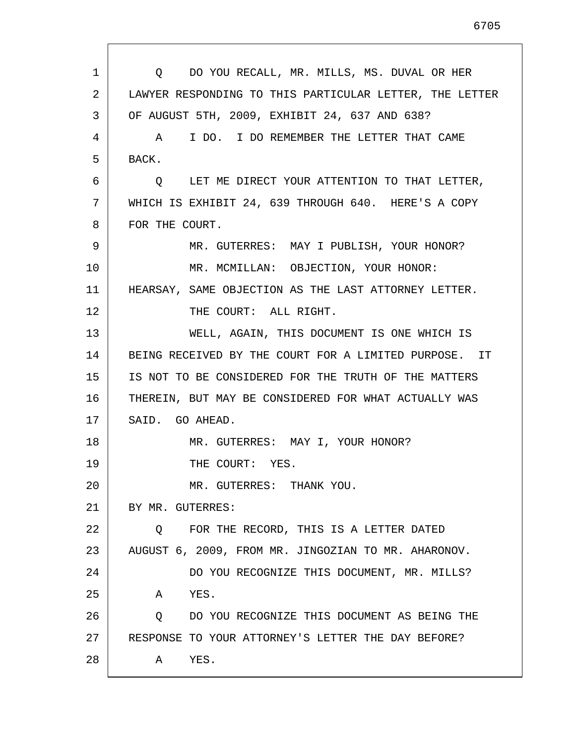Q DO YOU RECALL, MR. MILLS, MS. DUVAL OR HER LAWYER RESPONDING TO THIS PARTICULAR LETTER, THE LETTER OF AUGUST 5TH, 2009, EXHIBIT 24, 637 AND 638?

A I DO. I DO REMEMBER THE LETTER THAT CAME BACK.

Q LET ME DIRECT YOUR ATTENTION TO THAT LETTER, WHICH IS EXHIBIT 24, 639 THROUGH 640. HERE'S A COPY FOR THE COURT.

MR. GUTERRES: MAY I PUBLISH, YOUR HONOR?

MR. MCMILLAN: OBJECTION, YOUR HONOR: HEARSAY, SAME OBJECTION AS THE LAST ATTORNEY LETTER.

THE COURT: ALL RIGHT.

WELL, AGAIN, THIS DOCUMENT IS ONE WHICH IS BEING RECEIVED BY THE COURT FOR A LIMITED PURPOSE. IT IS NOT TO BE CONSIDERED FOR THE TRUTH OF THE MATTERS THEREIN, BUT MAY BE CONSIDERED FOR WHAT ACTUALLY WAS SAID. GO AHEAD.

MR. GUTERRES: MAY I, YOUR HONOR?

THE COURT: YES.

MR. GUTERRES: THANK YOU.

BY MR. GUTERRES:

Q FOR THE RECORD, THIS IS A LETTER DATED AUGUST 6, 2009, FROM MR. JINGOZIAN TO MR. AHARONOV.

DO YOU RECOGNIZE THIS DOCUMENT, MR. MILLS?

A YES.

Q DO YOU RECOGNIZE THIS DOCUMENT AS BEING THE RESPONSE TO YOUR ATTORNEY'S LETTER THE DAY BEFORE?

A YES.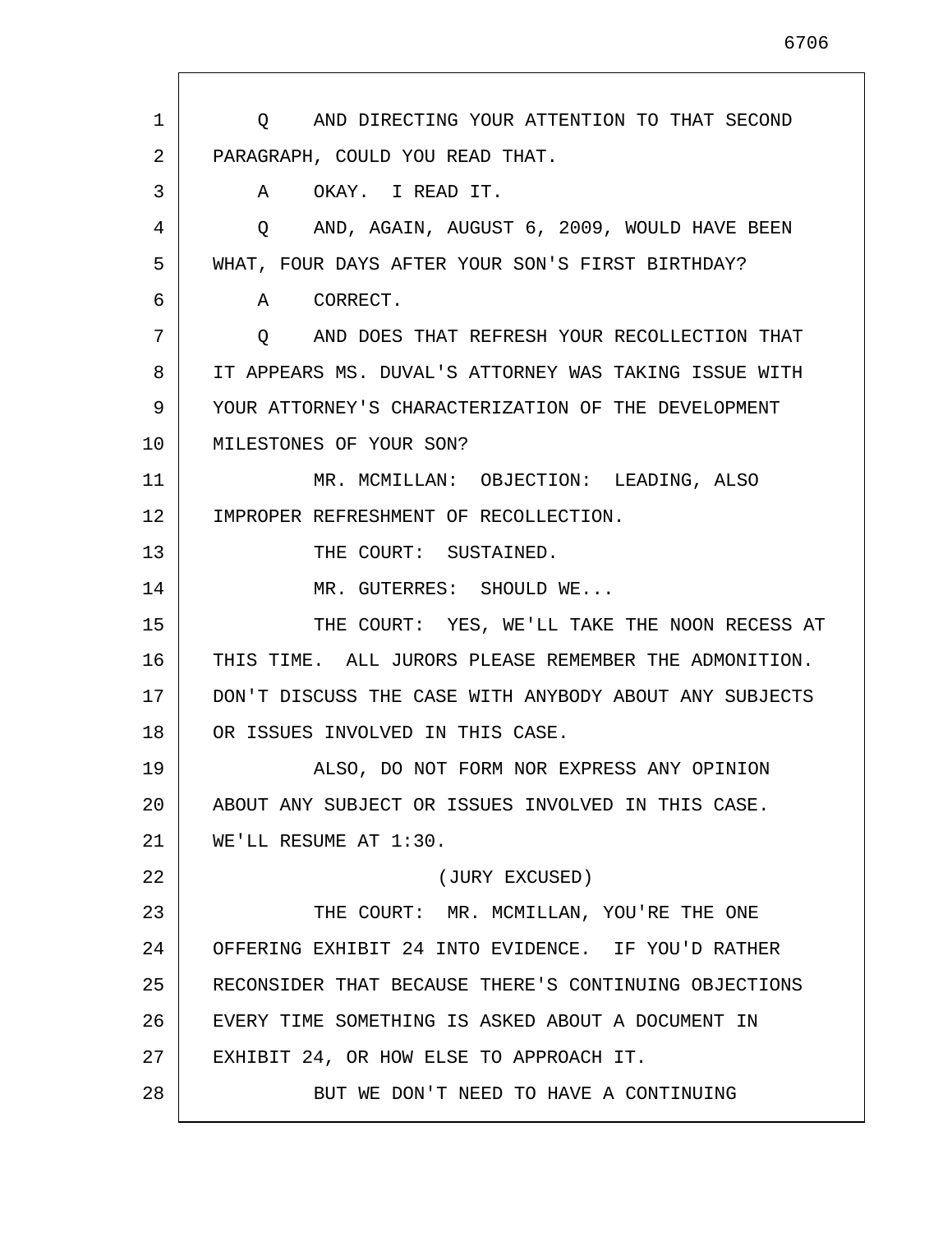Q AND DIRECTING YOUR ATTENTION TO THAT SECOND PARAGRAPH, COULD YOU READ THAT.

A OKAY. I READ IT.

Q AND, AGAIN, AUGUST 6, 2009, WOULD HAVE BEEN WHAT, FOUR DAYS AFTER YOUR SON'S FIRST BIRTHDAY?

A CORRECT.

Q AND DOES THAT REFRESH YOUR RECOLLECTION THAT IT APPEARS MS. DUVAL'S ATTORNEY WAS TAKING ISSUE WITH YOUR ATTORNEY'S CHARACTERIZATION OF THE DEVELOPMENT MILESTONES OF YOUR SON?

MR. MCMILLAN: OBJECTION: LEADING, ALSO IMPROPER REFRESHMENT OF RECOLLECTION.

THE COURT: SUSTAINED.

MR. GUTERRES: SHOULD WE...

THE COURT: YES, WE'LL TAKE THE NOON RECESS AT THIS TIME. ALL JURORS PLEASE REMEMBER THE ADMONITION. DON'T DISCUSS THE CASE WITH ANYBODY ABOUT ANY SUBJECTS OR ISSUES INVOLVED IN THIS CASE.

ALSO, DO NOT FORM NOR EXPRESS ANY OPINION ABOUT ANY SUBJECT OR ISSUES INVOLVED IN THIS CASE. WE'LL RESUME AT 1:30.

(JURY EXCUSED)

THE COURT: MR. MCMILLAN, YOU'RE THE ONE OFFERING EXHIBIT 24 INTO EVIDENCE. IF YOU'D RATHER RECONSIDER THAT BECAUSE THERE'S CONTINUING OBJECTIONS EVERY TIME SOMETHING IS ASKED ABOUT A DOCUMENT IN EXHIBIT 24, OR HOW ELSE TO APPROACH IT.

BUT WE DON'T NEED TO HAVE A CONTINUING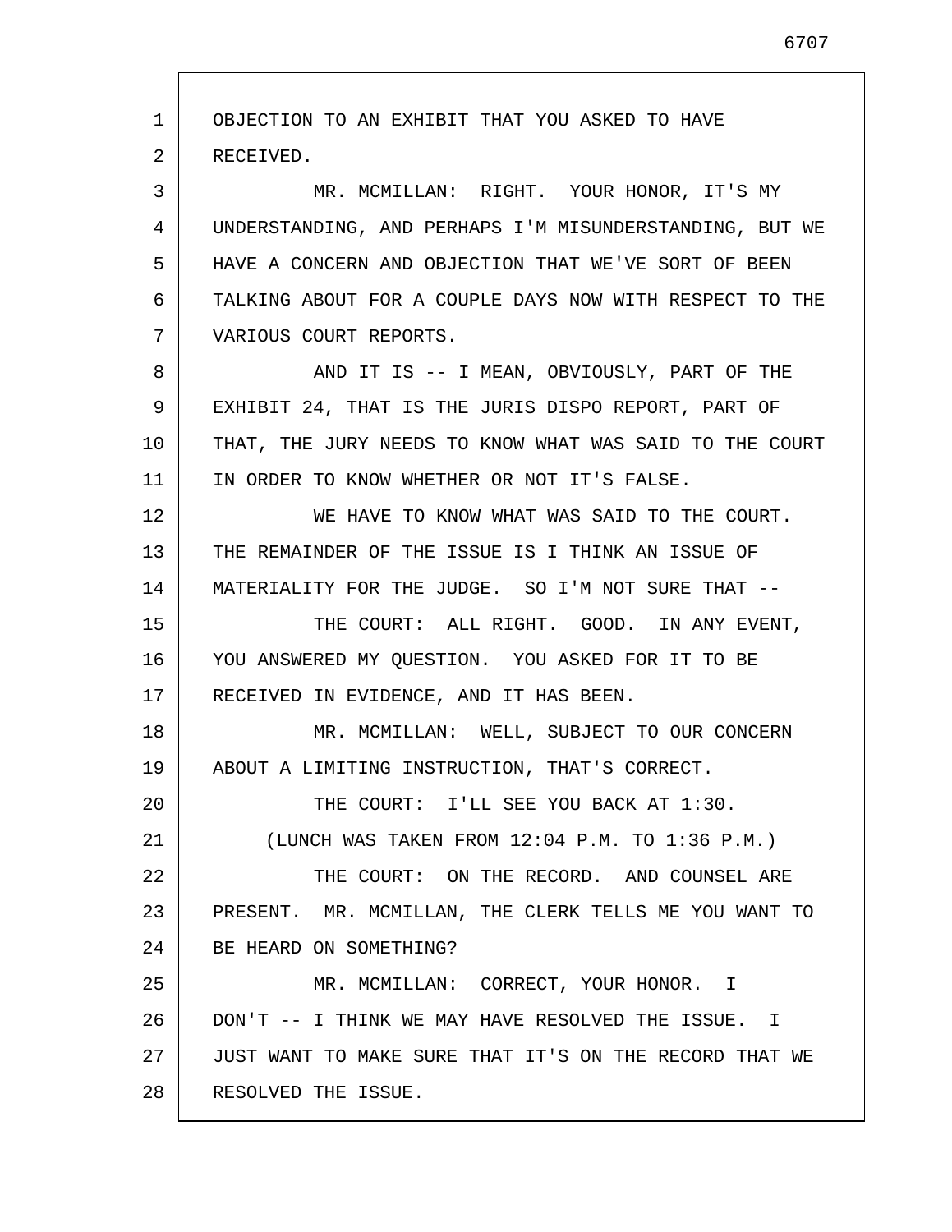OBJECTION TO AN EXHIBIT THAT YOU ASKED TO HAVE RECEIVED.

MR. MCMILLAN: RIGHT. YOUR HONOR, IT'S MY UNDERSTANDING, AND PERHAPS I'M MISUNDERSTANDING, BUT WE HAVE A CONCERN AND OBJECTION THAT WE'VE SORT OF BEEN TALKING ABOUT FOR A COUPLE DAYS NOW WITH RESPECT TO THE VARIOUS COURT REPORTS.

AND IT IS -- I MEAN, OBVIOUSLY, PART OF THE EXHIBIT 24, THAT IS THE JURIS DISPO REPORT, PART OF THAT, THE JURY NEEDS TO KNOW WHAT WAS SAID TO THE COURT IN ORDER TO KNOW WHETHER OR NOT IT'S FALSE.

WE HAVE TO KNOW WHAT WAS SAID TO THE COURT. THE REMAINDER OF THE ISSUE IS I THINK AN ISSUE OF MATERIALITY FOR THE JUDGE. SO I'M NOT SURE THAT --

THE COURT: ALL RIGHT. GOOD. IN ANY EVENT, YOU ANSWERED MY QUESTION. YOU ASKED FOR IT TO BE RECEIVED IN EVIDENCE, AND IT HAS BEEN.

MR. MCMILLAN: WELL, SUBJECT TO OUR CONCERN ABOUT A LIMITING INSTRUCTION, THAT'S CORRECT.

THE COURT: I'LL SEE YOU BACK AT 1:30.

(LUNCH WAS TAKEN FROM 12:04 P.M. TO 1:36 P.M.)

THE COURT: ON THE RECORD. AND COUNSEL ARE PRESENT. MR. MCMILLAN, THE CLERK TELLS ME YOU WANT TO BE HEARD ON SOMETHING?

MR. MCMILLAN: CORRECT, YOUR HONOR. I DON'T -- I THINK WE MAY HAVE RESOLVED THE ISSUE. I JUST WANT TO MAKE SURE THAT IT'S ON THE RECORD THAT WE RESOLVED THE ISSUE.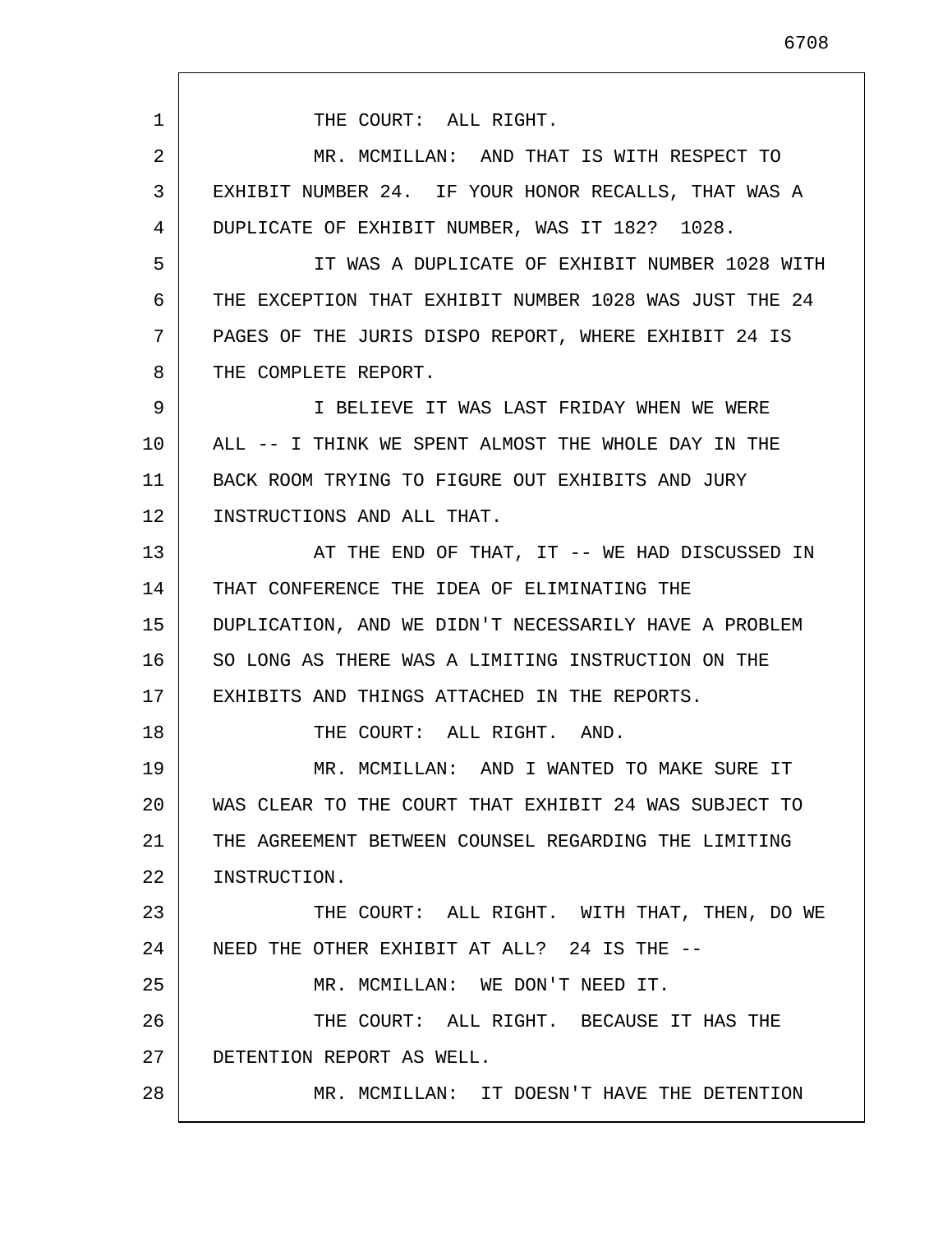THE COURT: ALL RIGHT.

MR. MCMILLAN: AND THAT IS WITH RESPECT TO EXHIBIT NUMBER 24. IF YOUR HONOR RECALLS, THAT WAS A DUPLICATE OF EXHIBIT NUMBER, WAS IT 182? 1028.

IT WAS A DUPLICATE OF EXHIBIT NUMBER 1028 WITH THE EXCEPTION THAT EXHIBIT NUMBER 1028 WAS JUST THE 24 PAGES OF THE JURIS DISPO REPORT, WHERE EXHIBIT 24 IS THE COMPLETE REPORT.

I BELIEVE IT WAS LAST FRIDAY WHEN WE WERE ALL -- I THINK WE SPENT ALMOST THE WHOLE DAY IN THE BACK ROOM TRYING TO FIGURE OUT EXHIBITS AND JURY INSTRUCTIONS AND ALL THAT.

AT THE END OF THAT, IT -- WE HAD DISCUSSED IN THAT CONFERENCE THE IDEA OF ELIMINATING THE DUPLICATION, AND WE DIDN'T NECESSARILY HAVE A PROBLEM SO LONG AS THERE WAS A LIMITING INSTRUCTION ON THE EXHIBITS AND THINGS ATTACHED IN THE REPORTS.

THE COURT: ALL RIGHT. AND.

MR. MCMILLAN: AND I WANTED TO MAKE SURE IT WAS CLEAR TO THE COURT THAT EXHIBIT 24 WAS SUBJECT TO THE AGREEMENT BETWEEN COUNSEL REGARDING THE LIMITING INSTRUCTION.

THE COURT: ALL RIGHT. WITH THAT, THEN, DO WE NEED THE OTHER EXHIBIT AT ALL? 24 IS THE --

MR. MCMILLAN: WE DON'T NEED IT.

THE COURT: ALL RIGHT. BECAUSE IT HAS THE DETENTION REPORT AS WELL.

MR. MCMILLAN: IT DOESN'T HAVE THE DETENTION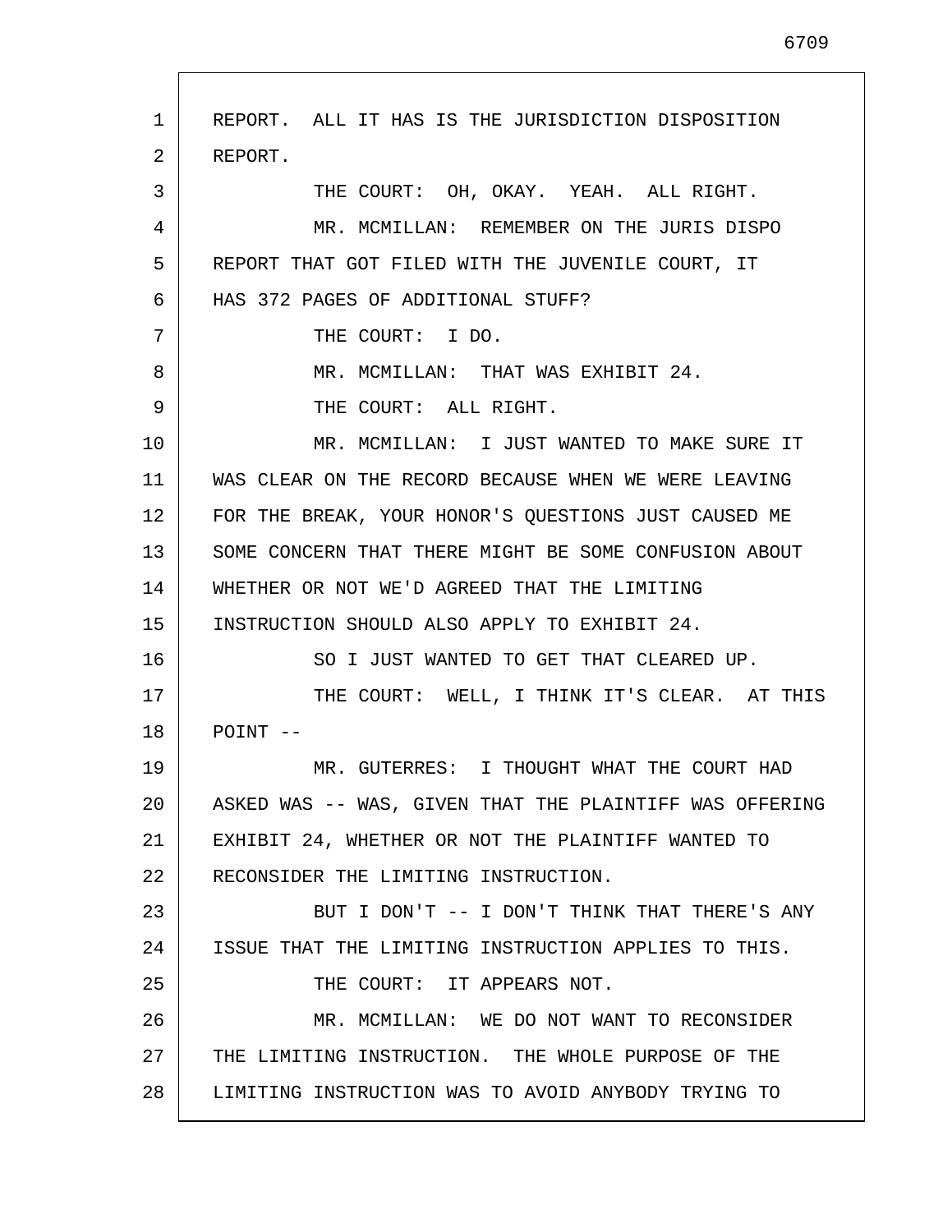REPORT. ALL IT HAS IS THE JURISDICTION DISPOSITION REPORT.

THE COURT: OH, OKAY. YEAH. ALL RIGHT.

MR. MCMILLAN: REMEMBER ON THE JURIS DISPO REPORT THAT GOT FILED WITH THE JUVENILE COURT, IT HAS 372 PAGES OF ADDITIONAL STUFF?

THE COURT: I DO.

MR. MCMILLAN: THAT WAS EXHIBIT 24.

THE COURT: ALL RIGHT.

MR. MCMILLAN: I JUST WANTED TO MAKE SURE IT WAS CLEAR ON THE RECORD BECAUSE WHEN WE WERE LEAVING FOR THE BREAK, YOUR HONOR'S QUESTIONS JUST CAUSED ME SOME CONCERN THAT THERE MIGHT BE SOME CONFUSION ABOUT WHETHER OR NOT WE'D AGREED THAT THE LIMITING INSTRUCTION SHOULD ALSO APPLY TO EXHIBIT 24.

SO I JUST WANTED TO GET THAT CLEARED UP.

THE COURT: WELL, I THINK IT'S CLEAR. AT THIS POINT --

MR. GUTERRES: I THOUGHT WHAT THE COURT HAD ASKED WAS -- WAS, GIVEN THAT THE PLAINTIFF WAS OFFERING EXHIBIT 24, WHETHER OR NOT THE PLAINTIFF WANTED TO RECONSIDER THE LIMITING INSTRUCTION.

BUT I DON'T -- I DON'T THINK THAT THERE'S ANY ISSUE THAT THE LIMITING INSTRUCTION APPLIES TO THIS.

THE COURT: IT APPEARS NOT.

MR. MCMILLAN: WE DO NOT WANT TO RECONSIDER THE LIMITING INSTRUCTION. THE WHOLE PURPOSE OF THE LIMITING INSTRUCTION WAS TO AVOID ANYBODY TRYING TO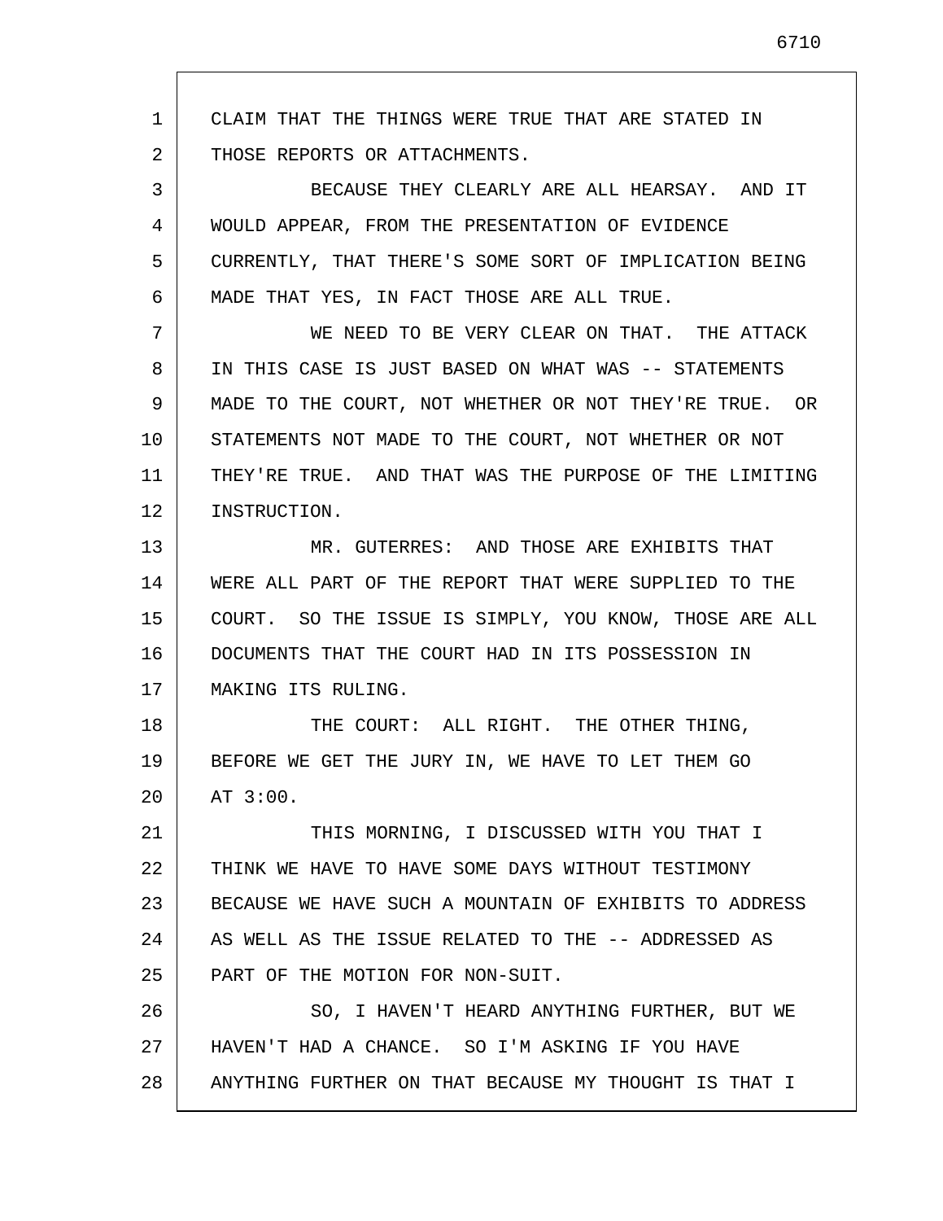CLAIM THAT THE THINGS WERE TRUE THAT ARE STATED IN THOSE REPORTS OR ATTACHMENTS.

BECAUSE THEY CLEARLY ARE ALL HEARSAY. AND IT WOULD APPEAR, FROM THE PRESENTATION OF EVIDENCE CURRENTLY, THAT THERE'S SOME SORT OF IMPLICATION BEING MADE THAT YES, IN FACT THOSE ARE ALL TRUE.

WE NEED TO BE VERY CLEAR ON THAT. THE ATTACK IN THIS CASE IS JUST BASED ON WHAT WAS -- STATEMENTS MADE TO THE COURT, NOT WHETHER OR NOT THEY'RE TRUE. OR STATEMENTS NOT MADE TO THE COURT, NOT WHETHER OR NOT THEY'RE TRUE. AND THAT WAS THE PURPOSE OF THE LIMITING INSTRUCTION.

MR. GUTERRES: AND THOSE ARE EXHIBITS THAT WERE ALL PART OF THE REPORT THAT WERE SUPPLIED TO THE COURT. SO THE ISSUE IS SIMPLY, YOU KNOW, THOSE ARE ALL DOCUMENTS THAT THE COURT HAD IN ITS POSSESSION IN MAKING ITS RULING.

THE COURT: ALL RIGHT. THE OTHER THING, BEFORE WE GET THE JURY IN, WE HAVE TO LET THEM GO AT 3:00.

THIS MORNING, I DISCUSSED WITH YOU THAT I THINK WE HAVE TO HAVE SOME DAYS WITHOUT TESTIMONY BECAUSE WE HAVE SUCH A MOUNTAIN OF EXHIBITS TO ADDRESS AS WELL AS THE ISSUE RELATED TO THE -- ADDRESSED AS PART OF THE MOTION FOR NON-SUIT.

SO, I HAVEN'T HEARD ANYTHING FURTHER, BUT WE HAVEN'T HAD A CHANCE. SO I'M ASKING IF YOU HAVE ANYTHING FURTHER ON THAT BECAUSE MY THOUGHT IS THAT I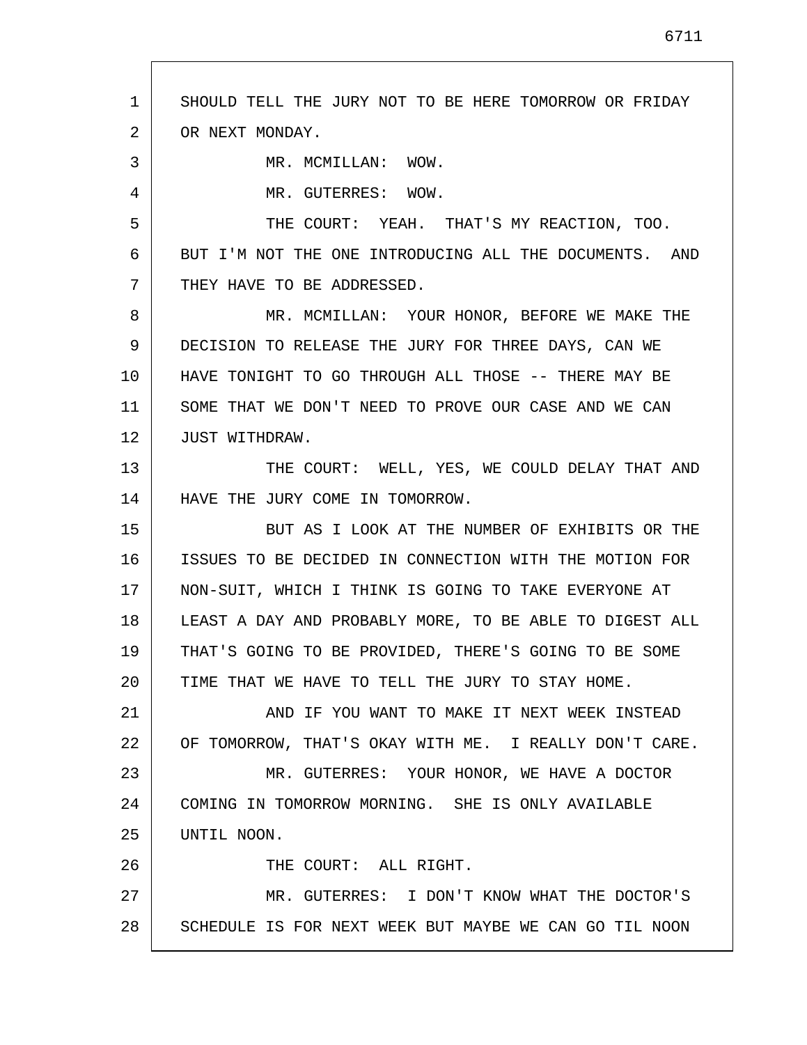SHOULD TELL THE JURY NOT TO BE HERE TOMORROW OR FRIDAY OR NEXT MONDAY.

MR. MCMILLAN: WOW.

MR. GUTERRES: WOW.

THE COURT: YEAH. THAT'S MY REACTION, TOO. BUT I'M NOT THE ONE INTRODUCING ALL THE DOCUMENTS. AND THEY HAVE TO BE ADDRESSED.

MR. MCMILLAN: YOUR HONOR, BEFORE WE MAKE THE DECISION TO RELEASE THE JURY FOR THREE DAYS, CAN WE HAVE TONIGHT TO GO THROUGH ALL THOSE -- THERE MAY BE SOME THAT WE DON'T NEED TO PROVE OUR CASE AND WE CAN JUST WITHDRAW.

THE COURT: WELL, YES, WE COULD DELAY THAT AND HAVE THE JURY COME IN TOMORROW.

BUT AS I LOOK AT THE NUMBER OF EXHIBITS OR THE ISSUES TO BE DECIDED IN CONNECTION WITH THE MOTION FOR NON-SUIT, WHICH I THINK IS GOING TO TAKE EVERYONE AT LEAST A DAY AND PROBABLY MORE, TO BE ABLE TO DIGEST ALL THAT'S GOING TO BE PROVIDED, THERE'S GOING TO BE SOME TIME THAT WE HAVE TO TELL THE JURY TO STAY HOME.

AND IF YOU WANT TO MAKE IT NEXT WEEK INSTEAD OF TOMORROW, THAT'S OKAY WITH ME. I REALLY DON'T CARE.

MR. GUTERRES: YOUR HONOR, WE HAVE A DOCTOR COMING IN TOMORROW MORNING. SHE IS ONLY AVAILABLE UNTIL NOON.

THE COURT: ALL RIGHT.

MR. GUTERRES: I DON'T KNOW WHAT THE DOCTOR'S SCHEDULE IS FOR NEXT WEEK BUT MAYBE WE CAN GO TIL NOON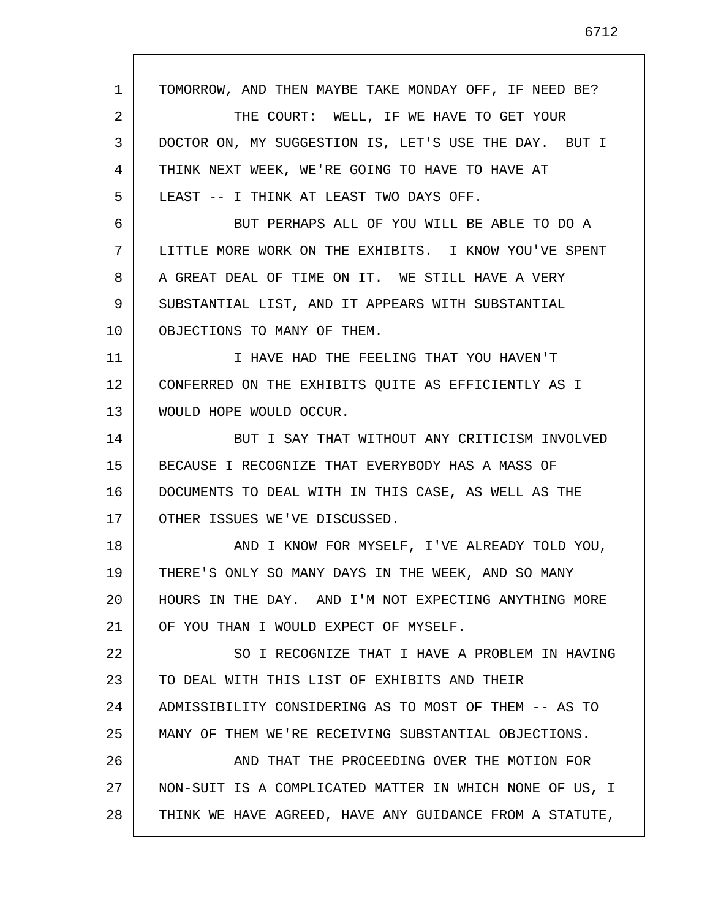TOMORROW, AND THEN MAYBE TAKE MONDAY OFF, IF NEED BE?

THE COURT: WELL, IF WE HAVE TO GET YOUR DOCTOR ON, MY SUGGESTION IS, LET'S USE THE DAY. BUT I THINK NEXT WEEK, WE'RE GOING TO HAVE TO HAVE AT LEAST -- I THINK AT LEAST TWO DAYS OFF.

BUT PERHAPS ALL OF YOU WILL BE ABLE TO DO A LITTLE MORE WORK ON THE EXHIBITS. I KNOW YOU'VE SPENT A GREAT DEAL OF TIME ON IT. WE STILL HAVE A VERY SUBSTANTIAL LIST, AND IT APPEARS WITH SUBSTANTIAL OBJECTIONS TO MANY OF THEM.

I HAVE HAD THE FEELING THAT YOU HAVEN'T CONFERRED ON THE EXHIBITS QUITE AS EFFICIENTLY AS I WOULD HOPE WOULD OCCUR.

BUT I SAY THAT WITHOUT ANY CRITICISM INVOLVED BECAUSE I RECOGNIZE THAT EVERYBODY HAS A MASS OF DOCUMENTS TO DEAL WITH IN THIS CASE, AS WELL AS THE OTHER ISSUES WE'VE DISCUSSED.

AND I KNOW FOR MYSELF, I'VE ALREADY TOLD YOU, THERE'S ONLY SO MANY DAYS IN THE WEEK, AND SO MANY HOURS IN THE DAY. AND I'M NOT EXPECTING ANYTHING MORE OF YOU THAN I WOULD EXPECT OF MYSELF.

SO I RECOGNIZE THAT I HAVE A PROBLEM IN HAVING TO DEAL WITH THIS LIST OF EXHIBITS AND THEIR ADMISSIBILITY CONSIDERING AS TO MOST OF THEM -- AS TO MANY OF THEM WE'RE RECEIVING SUBSTANTIAL OBJECTIONS.

AND THAT THE PROCEEDING OVER THE MOTION FOR NON-SUIT IS A COMPLICATED MATTER IN WHICH NONE OF US, I THINK WE HAVE AGREED, HAVE ANY GUIDANCE FROM A STATUTE,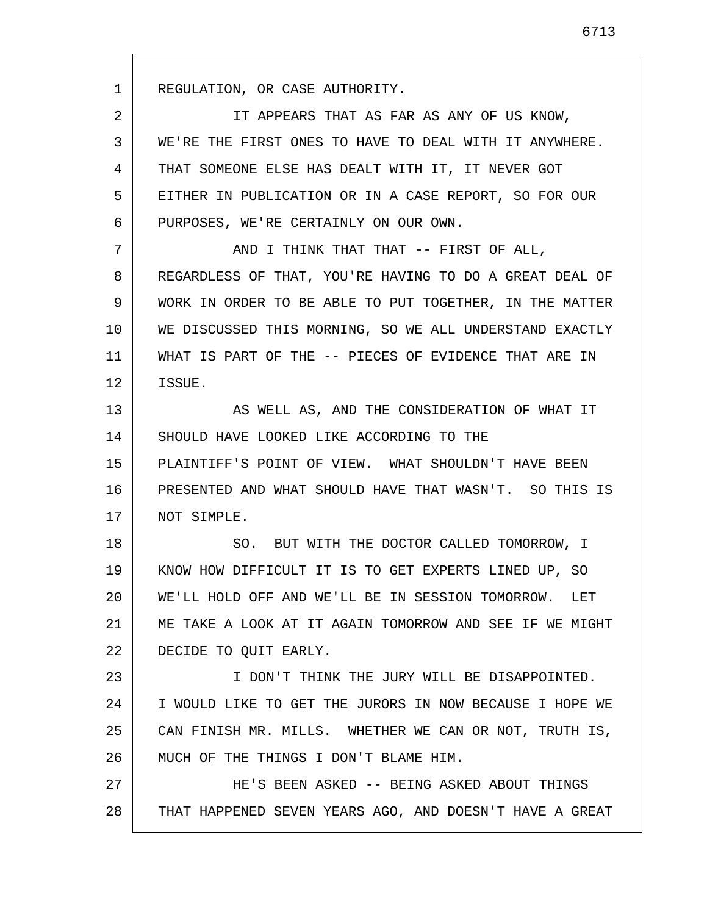REGULATION, OR CASE AUTHORITY.

IT APPEARS THAT AS FAR AS ANY OF US KNOW, WE'RE THE FIRST ONES TO HAVE TO DEAL WITH IT ANYWHERE. THAT SOMEONE ELSE HAS DEALT WITH IT, IT NEVER GOT EITHER IN PUBLICATION OR IN A CASE REPORT, SO FOR OUR PURPOSES, WE'RE CERTAINLY ON OUR OWN.

AND I THINK THAT THAT -- FIRST OF ALL, REGARDLESS OF THAT, YOU'RE HAVING TO DO A GREAT DEAL OF WORK IN ORDER TO BE ABLE TO PUT TOGETHER, IN THE MATTER WE DISCUSSED THIS MORNING, SO WE ALL UNDERSTAND EXACTLY WHAT IS PART OF THE -- PIECES OF EVIDENCE THAT ARE IN ISSUE.

AS WELL AS, AND THE CONSIDERATION OF WHAT IT SHOULD HAVE LOOKED LIKE ACCORDING TO THE PLAINTIFF'S POINT OF VIEW. WHAT SHOULDN'T HAVE BEEN PRESENTED AND WHAT SHOULD HAVE THAT WASN'T. SO THIS IS NOT SIMPLE.

SO. BUT WITH THE DOCTOR CALLED TOMORROW, I KNOW HOW DIFFICULT IT IS TO GET EXPERTS LINED UP, SO WE'LL HOLD OFF AND WE'LL BE IN SESSION TOMORROW. LET ME TAKE A LOOK AT IT AGAIN TOMORROW AND SEE IF WE MIGHT DECIDE TO QUIT EARLY.

I DON'T THINK THE JURY WILL BE DISAPPOINTED. I WOULD LIKE TO GET THE JURORS IN NOW BECAUSE I HOPE WE CAN FINISH MR. MILLS. WHETHER WE CAN OR NOT, TRUTH IS, MUCH OF THE THINGS I DON'T BLAME HIM.

HE'S BEEN ASKED -- BEING ASKED ABOUT THINGS THAT HAPPENED SEVEN YEARS AGO, AND DOESN'T HAVE A GREAT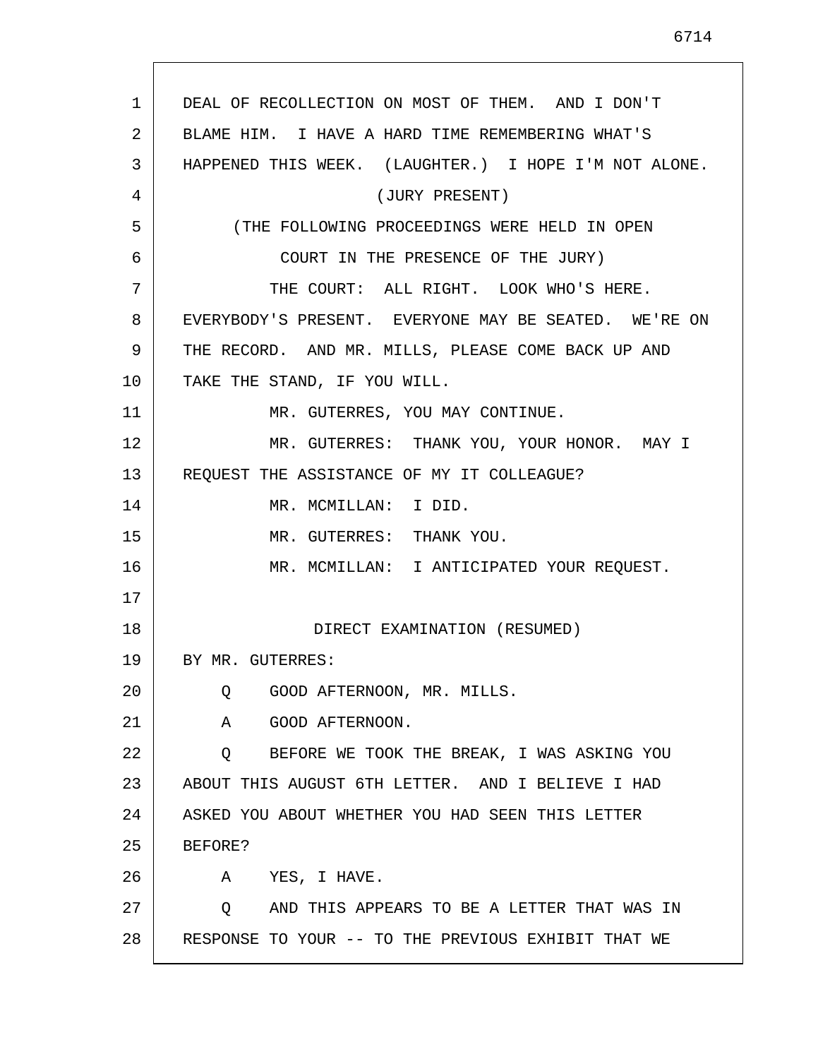DEAL OF RECOLLECTION ON MOST OF THEM. AND I DON'T BLAME HIM. I HAVE A HARD TIME REMEMBERING WHAT'S HAPPENED THIS WEEK. (LAUGHTER.) I HOPE I'M NOT ALONE.

(JURY PRESENT)

(THE FOLLOWING PROCEEDINGS WERE HELD IN OPEN COURT IN THE PRESENCE OF THE JURY)

THE COURT: ALL RIGHT. LOOK WHO'S HERE. EVERYBODY'S PRESENT. EVERYONE MAY BE SEATED. WE'RE ON THE RECORD. AND MR. MILLS, PLEASE COME BACK UP AND TAKE THE STAND, IF YOU WILL.

MR. GUTERRES, YOU MAY CONTINUE.

MR. GUTERRES: THANK YOU, YOUR HONOR. MAY I REQUEST THE ASSISTANCE OF MY IT COLLEAGUE?

MR. MCMILLAN: I DID.

MR. GUTERRES: THANK YOU.

MR. MCMILLAN: I ANTICIPATED YOUR REQUEST.

DIRECT EXAMINATION (RESUMED)

BY MR. GUTERRES:

Q GOOD AFTERNOON, MR. MILLS.

A GOOD AFTERNOON.

Q BEFORE WE TOOK THE BREAK, I WAS ASKING YOU ABOUT THIS AUGUST 6TH LETTER. AND I BELIEVE I HAD ASKED YOU ABOUT WHETHER YOU HAD SEEN THIS LETTER BEFORE?

A YES, I HAVE.

Q AND THIS APPEARS TO BE A LETTER THAT WAS IN RESPONSE TO YOUR -- TO THE PREVIOUS EXHIBIT THAT WE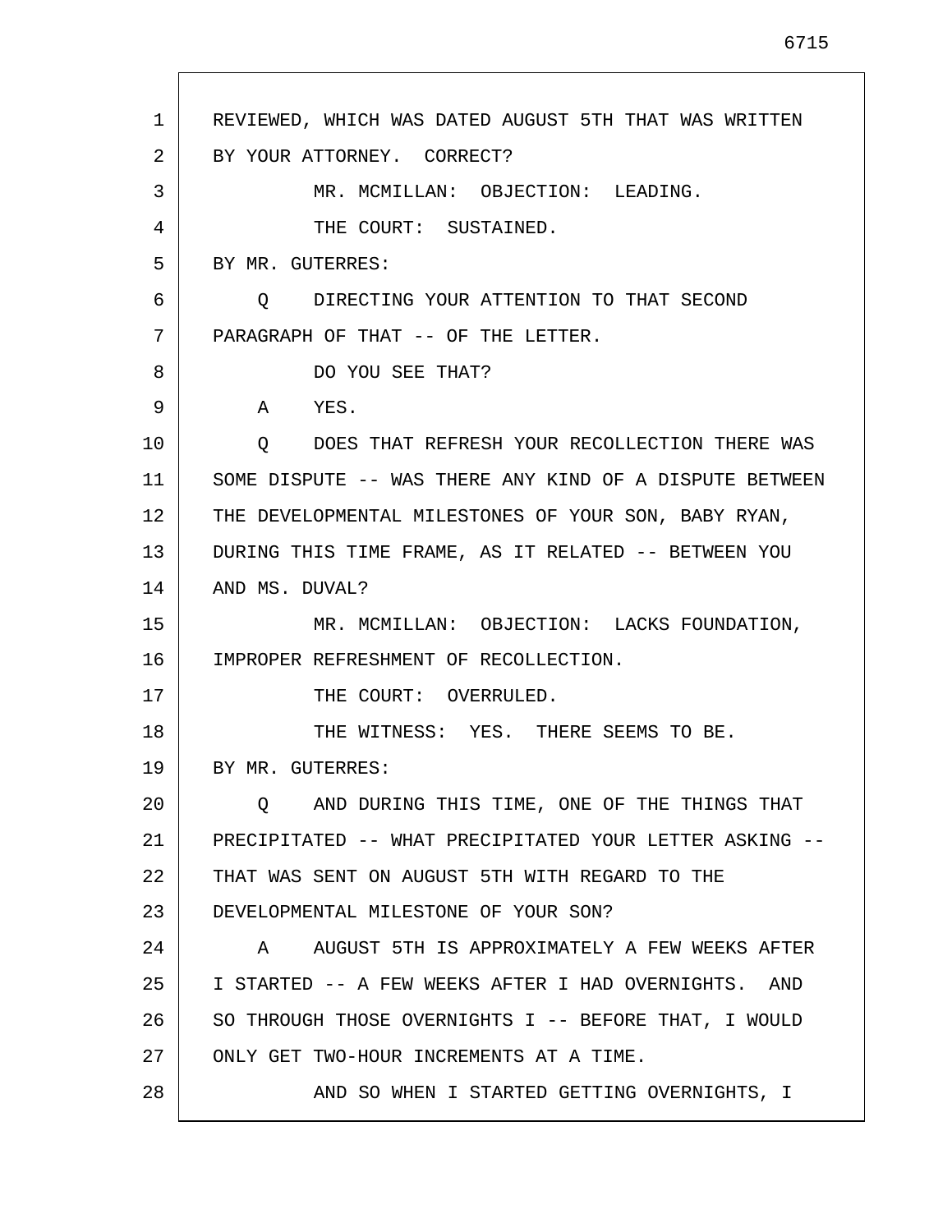REVIEWED, WHICH WAS DATED AUGUST 5TH THAT WAS WRITTEN BY YOUR ATTORNEY. CORRECT?

MR. MCMILLAN: OBJECTION: LEADING.

THE COURT: SUSTAINED.

BY MR. GUTERRES:

Q DIRECTING YOUR ATTENTION TO THAT SECOND PARAGRAPH OF THAT -- OF THE LETTER.

DO YOU SEE THAT?

A YES.

Q DOES THAT REFRESH YOUR RECOLLECTION THERE WAS SOME DISPUTE -- WAS THERE ANY KIND OF A DISPUTE BETWEEN THE DEVELOPMENTAL MILESTONES OF YOUR SON, BABY RYAN, DURING THIS TIME FRAME, AS IT RELATED -- BETWEEN YOU AND MS. DUVAL?

MR. MCMILLAN: OBJECTION: LACKS FOUNDATION, IMPROPER REFRESHMENT OF RECOLLECTION.

THE COURT: OVERRULED.

THE WITNESS: YES. THERE SEEMS TO BE.

BY MR. GUTERRES:

Q AND DURING THIS TIME, ONE OF THE THINGS THAT PRECIPITATED -- WHAT PRECIPITATED YOUR LETTER ASKING -- THAT WAS SENT ON AUGUST 5TH WITH REGARD TO THE DEVELOPMENTAL MILESTONE OF YOUR SON?

A AUGUST 5TH IS APPROXIMATELY A FEW WEEKS AFTER I STARTED -- A FEW WEEKS AFTER I HAD OVERNIGHTS. AND SO THROUGH THOSE OVERNIGHTS I -- BEFORE THAT, I WOULD ONLY GET TWO-HOUR INCREMENTS AT A TIME.

AND SO WHEN I STARTED GETTING OVERNIGHTS, I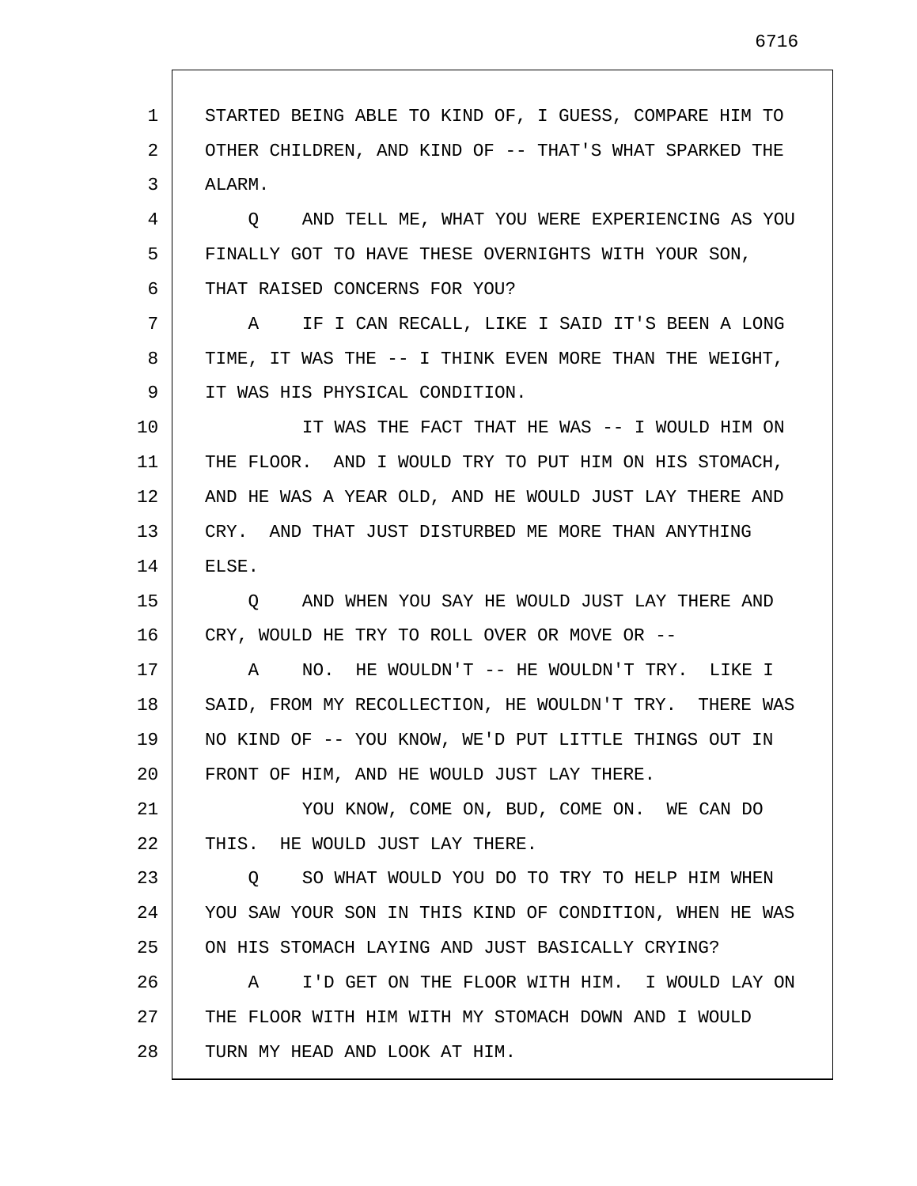STARTED BEING ABLE TO KIND OF, I GUESS, COMPARE HIM TO OTHER CHILDREN, AND KIND OF -- THAT'S WHAT SPARKED THE ALARM.

Q AND TELL ME, WHAT YOU WERE EXPERIENCING AS YOU FINALLY GOT TO HAVE THESE OVERNIGHTS WITH YOUR SON, THAT RAISED CONCERNS FOR YOU?

A IF I CAN RECALL, LIKE I SAID IT'S BEEN A LONG TIME, IT WAS THE -- I THINK EVEN MORE THAN THE WEIGHT, IT WAS HIS PHYSICAL CONDITION.

IT WAS THE FACT THAT HE WAS -- I WOULD HIM ON THE FLOOR. AND I WOULD TRY TO PUT HIM ON HIS STOMACH, AND HE WAS A YEAR OLD, AND HE WOULD JUST LAY THERE AND CRY. AND THAT JUST DISTURBED ME MORE THAN ANYTHING ELSE.

Q AND WHEN YOU SAY HE WOULD JUST LAY THERE AND CRY, WOULD HE TRY TO ROLL OVER OR MOVE OR --

A NO. HE WOULDN'T -- HE WOULDN'T TRY. LIKE I SAID, FROM MY RECOLLECTION, HE WOULDN'T TRY. THERE WAS NO KIND OF -- YOU KNOW, WE'D PUT LITTLE THINGS OUT IN FRONT OF HIM, AND HE WOULD JUST LAY THERE.

YOU KNOW, COME ON, BUD, COME ON. WE CAN DO THIS. HE WOULD JUST LAY THERE.

Q SO WHAT WOULD YOU DO TO TRY TO HELP HIM WHEN YOU SAW YOUR SON IN THIS KIND OF CONDITION, WHEN HE WAS ON HIS STOMACH LAYING AND JUST BASICALLY CRYING?

A I'D GET ON THE FLOOR WITH HIM. I WOULD LAY ON THE FLOOR WITH HIM WITH MY STOMACH DOWN AND I WOULD TURN MY HEAD AND LOOK AT HIM.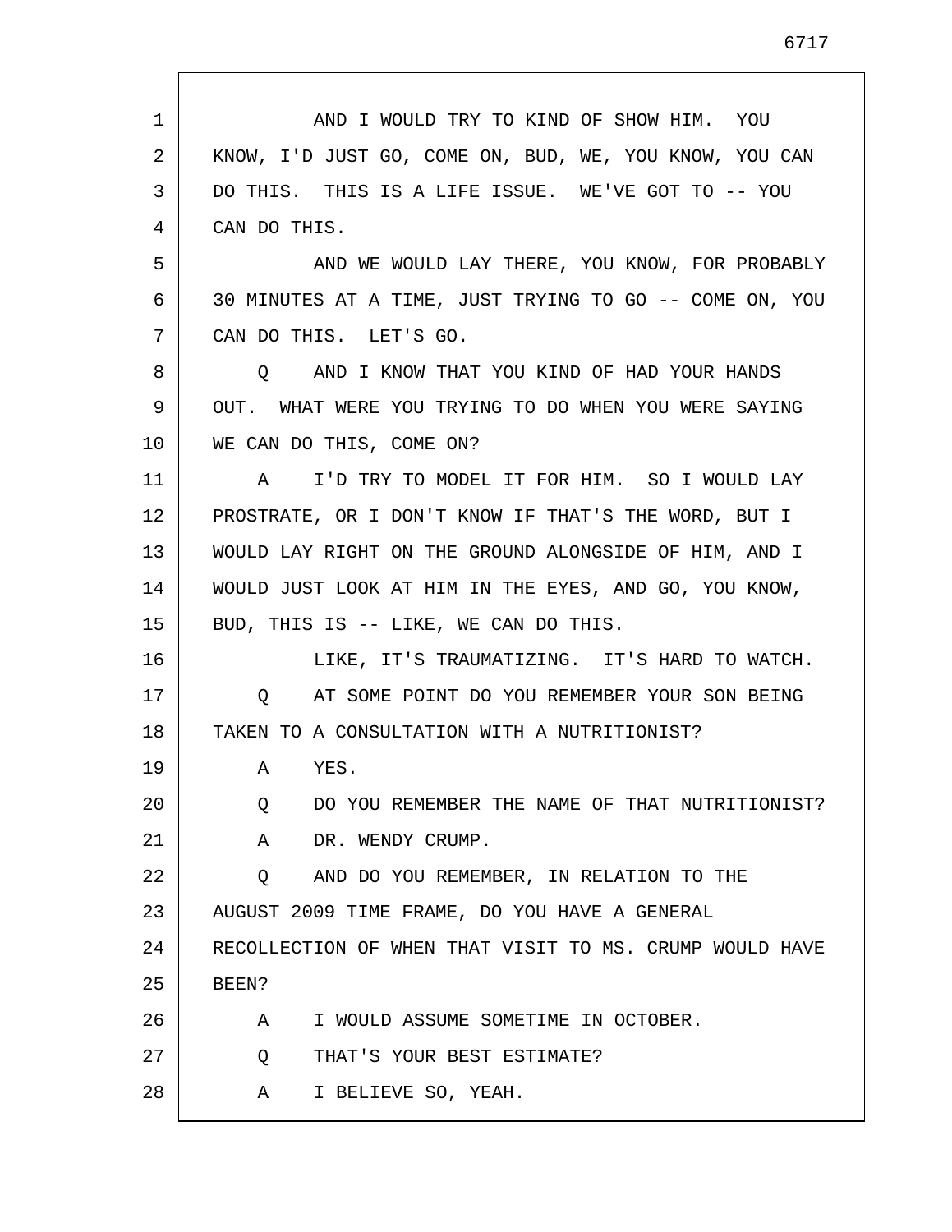AND I WOULD TRY TO KIND OF SHOW HIM. YOU KNOW, I'D JUST GO, COME ON, BUD, WE, YOU KNOW, YOU CAN DO THIS. THIS IS A LIFE ISSUE. WE'VE GOT TO -- YOU CAN DO THIS.

AND WE WOULD LAY THERE, YOU KNOW, FOR PROBABLY 30 MINUTES AT A TIME, JUST TRYING TO GO -- COME ON, YOU CAN DO THIS. LET'S GO.

Q AND I KNOW THAT YOU KIND OF HAD YOUR HANDS OUT. WHAT WERE YOU TRYING TO DO WHEN YOU WERE SAYING WE CAN DO THIS, COME ON?

A I'D TRY TO MODEL IT FOR HIM. SO I WOULD LAY PROSTRATE, OR I DON'T KNOW IF THAT'S THE WORD, BUT I WOULD LAY RIGHT ON THE GROUND ALONGSIDE OF HIM, AND I WOULD JUST LOOK AT HIM IN THE EYES, AND GO, YOU KNOW, BUD, THIS IS -- LIKE, WE CAN DO THIS.

LIKE, IT'S TRAUMATIZING. IT'S HARD TO WATCH.

Q AT SOME POINT DO YOU REMEMBER YOUR SON BEING TAKEN TO A CONSULTATION WITH A NUTRITIONIST?

A YES.

Q DO YOU REMEMBER THE NAME OF THAT NUTRITIONIST?

A DR. WENDY CRUMP.

Q AND DO YOU REMEMBER, IN RELATION TO THE AUGUST 2009 TIME FRAME, DO YOU HAVE A GENERAL RECOLLECTION OF WHEN THAT VISIT TO MS. CRUMP WOULD HAVE BEEN?

A I WOULD ASSUME SOMETIME IN OCTOBER.

Q THAT'S YOUR BEST ESTIMATE?

A I BELIEVE SO, YEAH.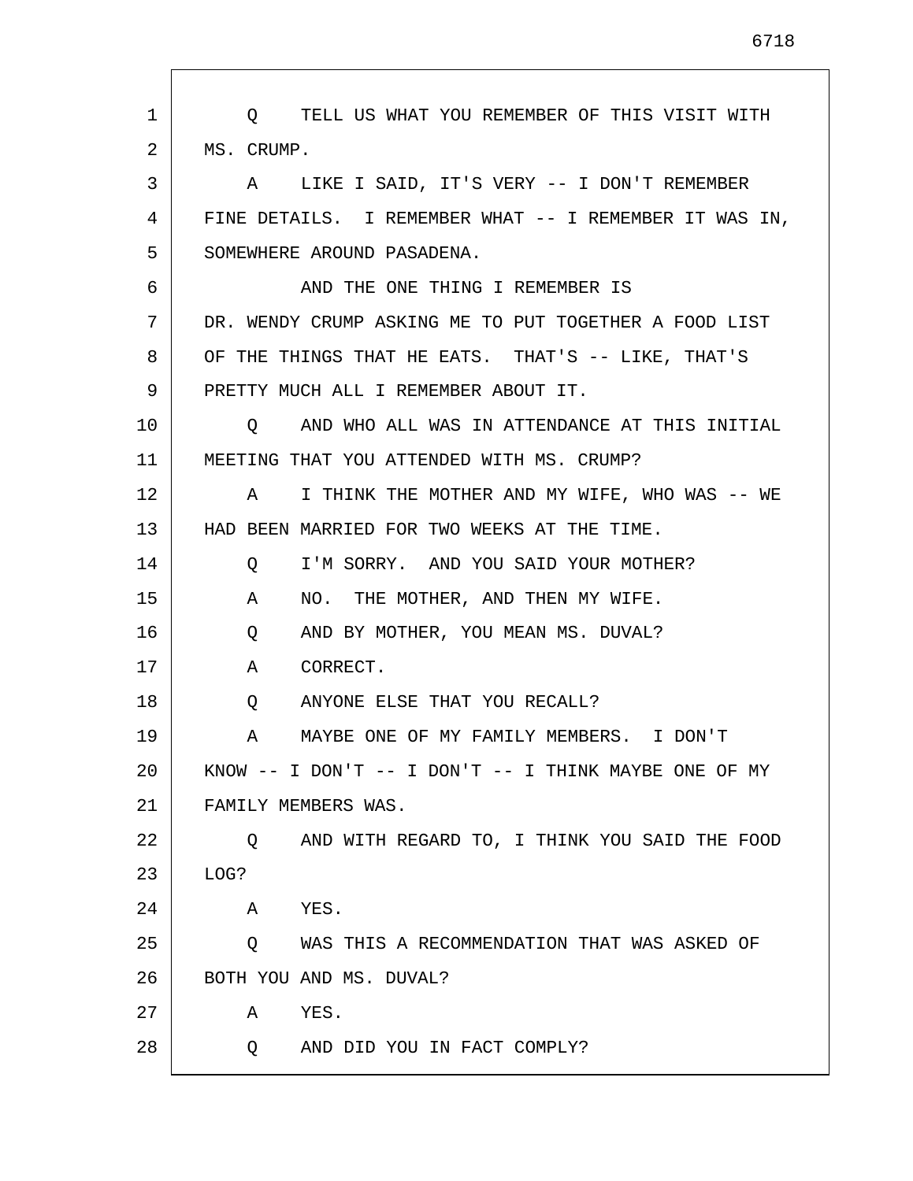Q TELL US WHAT YOU REMEMBER OF THIS VISIT WITH MS. CRUMP.

A LIKE I SAID, IT'S VERY -- I DON'T REMEMBER FINE DETAILS. I REMEMBER WHAT -- I REMEMBER IT WAS IN, SOMEWHERE AROUND PASADENA.

AND THE ONE THING I REMEMBER IS DR. WENDY CRUMP ASKING ME TO PUT TOGETHER A FOOD LIST OF THE THINGS THAT HE EATS. THAT'S -- LIKE, THAT'S PRETTY MUCH ALL I REMEMBER ABOUT IT.

Q AND WHO ALL WAS IN ATTENDANCE AT THIS INITIAL MEETING THAT YOU ATTENDED WITH MS. CRUMP?

A I THINK THE MOTHER AND MY WIFE, WHO WAS -- WE HAD BEEN MARRIED FOR TWO WEEKS AT THE TIME.

Q I'M SORRY. AND YOU SAID YOUR MOTHER?

A NO. THE MOTHER, AND THEN MY WIFE.

Q AND BY MOTHER, YOU MEAN MS. DUVAL?

A CORRECT.

Q ANYONE ELSE THAT YOU RECALL?

A MAYBE ONE OF MY FAMILY MEMBERS. I DON'T KNOW -- I DON'T -- I DON'T -- I THINK MAYBE ONE OF MY FAMILY MEMBERS WAS.

Q AND WITH REGARD TO, I THINK YOU SAID THE FOOD LOG?

A YES.

Q WAS THIS A RECOMMENDATION THAT WAS ASKED OF BOTH YOU AND MS. DUVAL?

A YES.

Q AND DID YOU IN FACT COMPLY?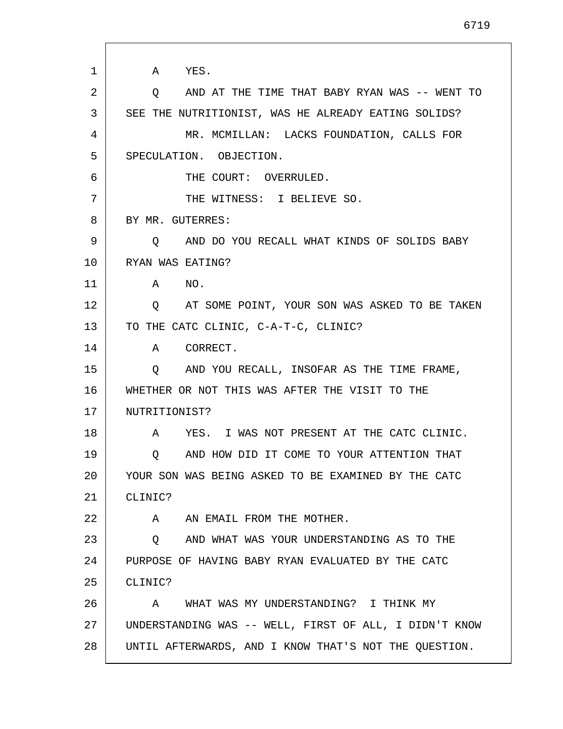A YES.

Q AND AT THE TIME THAT BABY RYAN WAS -- WENT TO SEE THE NUTRITIONIST, WAS HE ALREADY EATING SOLIDS?

MR. MCMILLAN: LACKS FOUNDATION, CALLS FOR SPECULATION. OBJECTION.

THE COURT: OVERRULED.

THE WITNESS: I BELIEVE SO.

BY MR. GUTERRES:

Q AND DO YOU RECALL WHAT KINDS OF SOLIDS BABY RYAN WAS EATING?

A NO.

Q AT SOME POINT, YOUR SON WAS ASKED TO BE TAKEN TO THE CATC CLINIC, C-A-T-C, CLINIC?

A CORRECT.

Q AND YOU RECALL, INSOFAR AS THE TIME FRAME, WHETHER OR NOT THIS WAS AFTER THE VISIT TO THE NUTRITIONIST?

A YES. I WAS NOT PRESENT AT THE CATC CLINIC.

Q AND HOW DID IT COME TO YOUR ATTENTION THAT YOUR SON WAS BEING ASKED TO BE EXAMINED BY THE CATC CLINIC?

A AN EMAIL FROM THE MOTHER.

Q AND WHAT WAS YOUR UNDERSTANDING AS TO THE PURPOSE OF HAVING BABY RYAN EVALUATED BY THE CATC CLINIC?

A WHAT WAS MY UNDERSTANDING? I THINK MY UNDERSTANDING WAS -- WELL, FIRST OF ALL, I DIDN'T KNOW UNTIL AFTERWARDS, AND I KNOW THAT'S NOT THE QUESTION.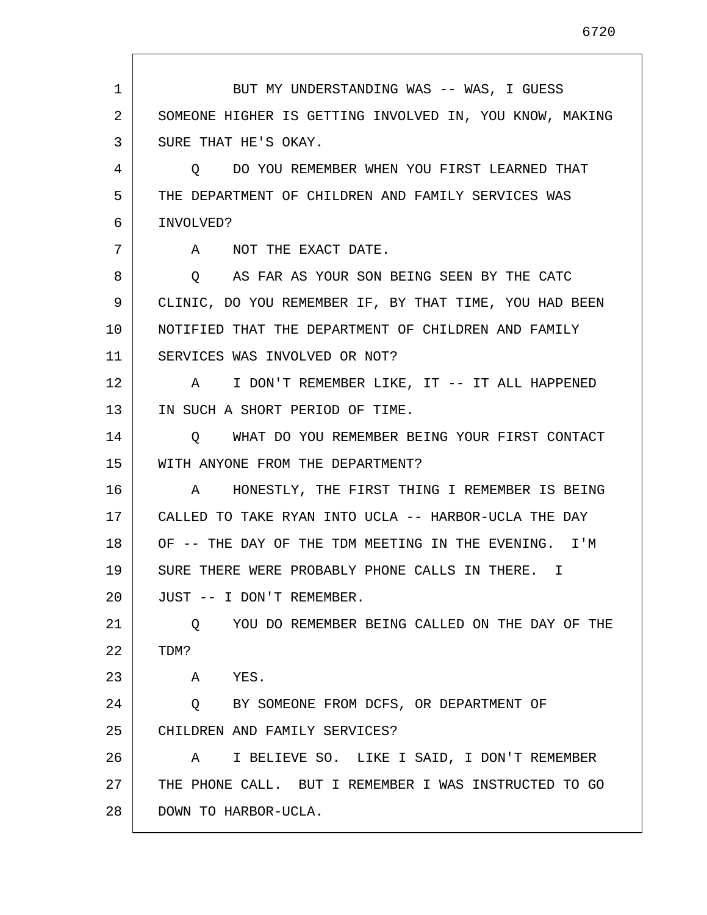BUT MY UNDERSTANDING WAS -- WAS, I GUESS SOMEONE HIGHER IS GETTING INVOLVED IN, YOU KNOW, MAKING SURE THAT HE'S OKAY.

Q DO YOU REMEMBER WHEN YOU FIRST LEARNED THAT THE DEPARTMENT OF CHILDREN AND FAMILY SERVICES WAS INVOLVED?

A NOT THE EXACT DATE.

Q AS FAR AS YOUR SON BEING SEEN BY THE CATC CLINIC, DO YOU REMEMBER IF, BY THAT TIME, YOU HAD BEEN NOTIFIED THAT THE DEPARTMENT OF CHILDREN AND FAMILY SERVICES WAS INVOLVED OR NOT?

A I DON'T REMEMBER LIKE, IT -- IT ALL HAPPENED IN SUCH A SHORT PERIOD OF TIME.

Q WHAT DO YOU REMEMBER BEING YOUR FIRST CONTACT WITH ANYONE FROM THE DEPARTMENT?

A HONESTLY, THE FIRST THING I REMEMBER IS BEING CALLED TO TAKE RYAN INTO UCLA -- HARBOR-UCLA THE DAY OF -- THE DAY OF THE TDM MEETING IN THE EVENING. I'M SURE THERE WERE PROBABLY PHONE CALLS IN THERE. I JUST -- I DON'T REMEMBER.

Q YOU DO REMEMBER BEING CALLED ON THE DAY OF THE TDM?

A YES.

Q BY SOMEONE FROM DCFS, OR DEPARTMENT OF CHILDREN AND FAMILY SERVICES?

A I BELIEVE SO. LIKE I SAID, I DON'T REMEMBER THE PHONE CALL. BUT I REMEMBER I WAS INSTRUCTED TO GO DOWN TO HARBOR-UCLA.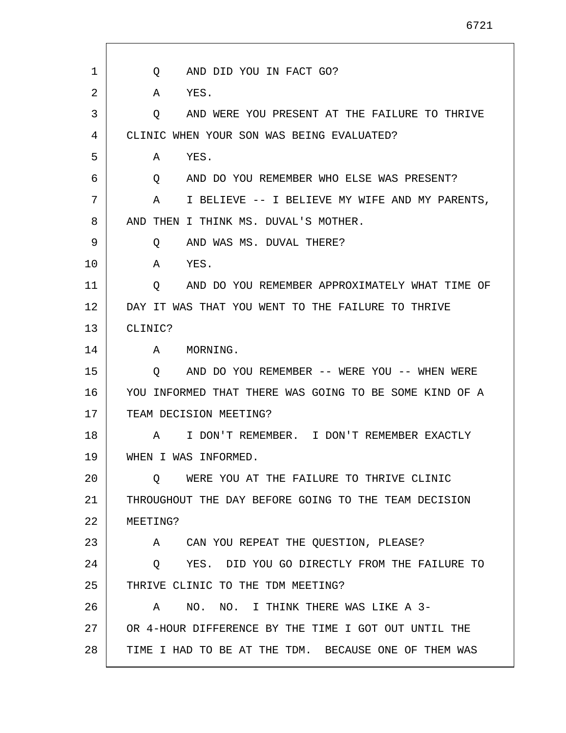Q AND DID YOU IN FACT GO?

A YES.

Q AND WERE YOU PRESENT AT THE FAILURE TO THRIVE CLINIC WHEN YOUR SON WAS BEING EVALUATED?

A YES.

Q AND DO YOU REMEMBER WHO ELSE WAS PRESENT?

A I BELIEVE -- I BELIEVE MY WIFE AND MY PARENTS, AND THEN I THINK MS. DUVAL'S MOTHER.

Q AND WAS MS. DUVAL THERE?

A YES.

Q AND DO YOU REMEMBER APPROXIMATELY WHAT TIME OF DAY IT WAS THAT YOU WENT TO THE FAILURE TO THRIVE CLINIC?

A MORNING.

Q AND DO YOU REMEMBER -- WERE YOU -- WHEN WERE YOU INFORMED THAT THERE WAS GOING TO BE SOME KIND OF A TEAM DECISION MEETING?

A I DON'T REMEMBER. I DON'T REMEMBER EXACTLY WHEN I WAS INFORMED.

Q WERE YOU AT THE FAILURE TO THRIVE CLINIC THROUGHOUT THE DAY BEFORE GOING TO THE TEAM DECISION MEETING?

A CAN YOU REPEAT THE QUESTION, PLEASE?

Q YES. DID YOU GO DIRECTLY FROM THE FAILURE TO THRIVE CLINIC TO THE TDM MEETING?

A NO. NO. I THINK THERE WAS LIKE A 3- OR 4-HOUR DIFFERENCE BY THE TIME I GOT OUT UNTIL THE TIME I HAD TO BE AT THE TDM. BECAUSE ONE OF THEM WAS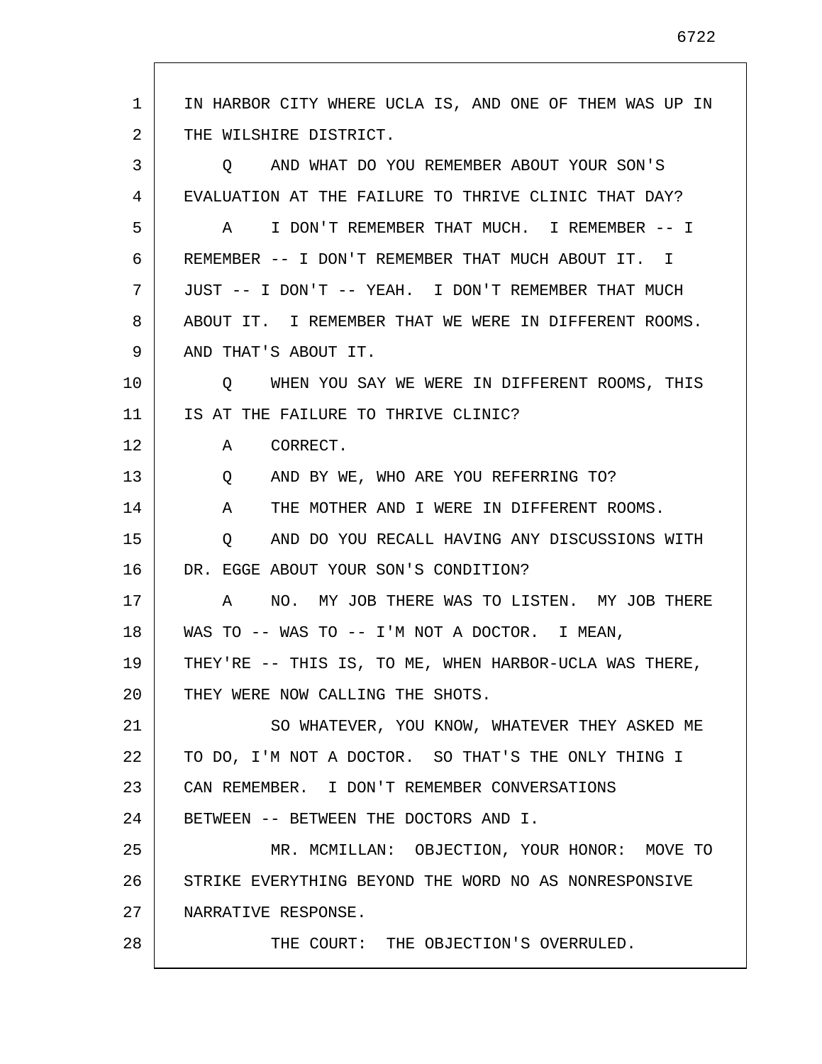IN HARBOR CITY WHERE UCLA IS, AND ONE OF THEM WAS UP IN THE WILSHIRE DISTRICT.

Q AND WHAT DO YOU REMEMBER ABOUT YOUR SON'S EVALUATION AT THE FAILURE TO THRIVE CLINIC THAT DAY?

A I DON'T REMEMBER THAT MUCH. I REMEMBER -- I REMEMBER -- I DON'T REMEMBER THAT MUCH ABOUT IT. I JUST -- I DON'T -- YEAH. I DON'T REMEMBER THAT MUCH ABOUT IT. I REMEMBER THAT WE WERE IN DIFFERENT ROOMS. AND THAT'S ABOUT IT.

Q WHEN YOU SAY WE WERE IN DIFFERENT ROOMS, THIS IS AT THE FAILURE TO THRIVE CLINIC?

A CORRECT.

Q AND BY WE, WHO ARE YOU REFERRING TO?

A THE MOTHER AND I WERE IN DIFFERENT ROOMS.

Q AND DO YOU RECALL HAVING ANY DISCUSSIONS WITH DR. EGGE ABOUT YOUR SON'S CONDITION?

A NO. MY JOB THERE WAS TO LISTEN. MY JOB THERE WAS TO -- WAS TO -- I'M NOT A DOCTOR. I MEAN, THEY'RE -- THIS IS, TO ME, WHEN HARBOR-UCLA WAS THERE, THEY WERE NOW CALLING THE SHOTS.

SO WHATEVER, YOU KNOW, WHATEVER THEY ASKED ME TO DO, I'M NOT A DOCTOR. SO THAT'S THE ONLY THING I CAN REMEMBER. I DON'T REMEMBER CONVERSATIONS BETWEEN -- BETWEEN THE DOCTORS AND I.

MR. MCMILLAN: OBJECTION, YOUR HONOR: MOVE TO STRIKE EVERYTHING BEYOND THE WORD NO AS NONRESPONSIVE NARRATIVE RESPONSE.

THE COURT: THE OBJECTION'S OVERRULED.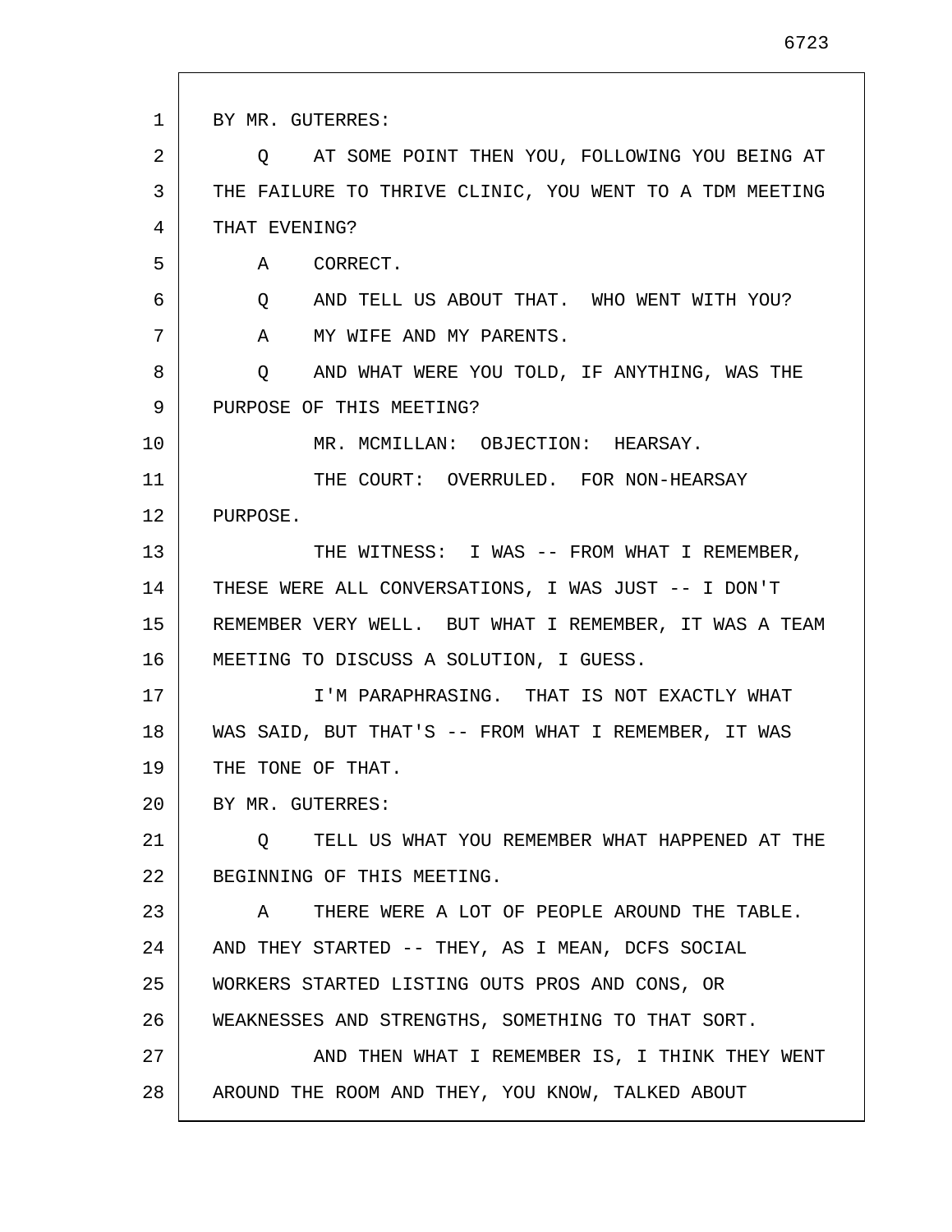BY MR. GUTERRES:

Q AT SOME POINT THEN YOU, FOLLOWING YOU BEING AT THE FAILURE TO THRIVE CLINIC, YOU WENT TO A TDM MEETING THAT EVENING?

A CORRECT.

Q AND TELL US ABOUT THAT. WHO WENT WITH YOU?

A MY WIFE AND MY PARENTS.

Q AND WHAT WERE YOU TOLD, IF ANYTHING, WAS THE PURPOSE OF THIS MEETING?

MR. MCMILLAN: OBJECTION: HEARSAY.

THE COURT: OVERRULED. FOR NON-HEARSAY PURPOSE.

THE WITNESS: I WAS -- FROM WHAT I REMEMBER, THESE WERE ALL CONVERSATIONS, I WAS JUST -- I DON'T REMEMBER VERY WELL. BUT WHAT I REMEMBER, IT WAS A TEAM MEETING TO DISCUSS A SOLUTION, I GUESS.

I'M PARAPHRASING. THAT IS NOT EXACTLY WHAT WAS SAID, BUT THAT'S -- FROM WHAT I REMEMBER, IT WAS THE TONE OF THAT.

BY MR. GUTERRES:

Q TELL US WHAT YOU REMEMBER WHAT HAPPENED AT THE BEGINNING OF THIS MEETING.

A THERE WERE A LOT OF PEOPLE AROUND THE TABLE. AND THEY STARTED -- THEY, AS I MEAN, DCFS SOCIAL WORKERS STARTED LISTING OUTS PROS AND CONS, OR WEAKNESSES AND STRENGTHS, SOMETHING TO THAT SORT.

AND THEN WHAT I REMEMBER IS, I THINK THEY WENT AROUND THE ROOM AND THEY, YOU KNOW, TALKED ABOUT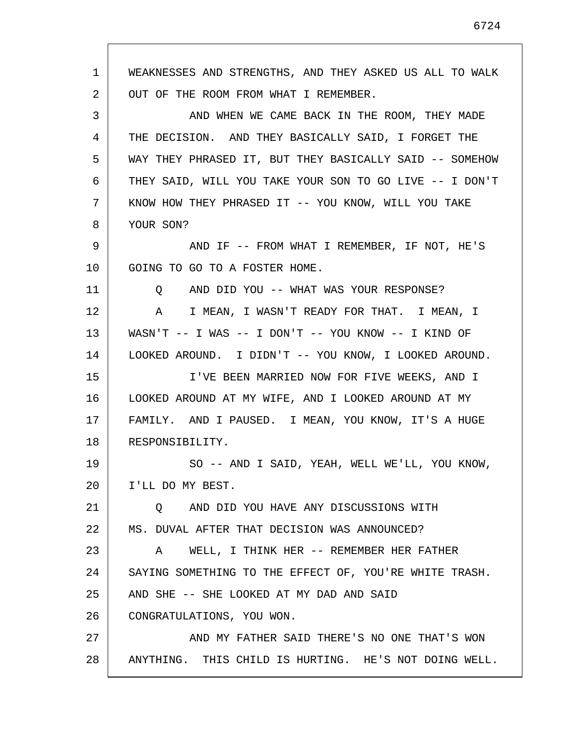WEAKNESSES AND STRENGTHS, AND THEY ASKED US ALL TO WALK OUT OF THE ROOM FROM WHAT I REMEMBER.

AND WHEN WE CAME BACK IN THE ROOM, THEY MADE THE DECISION. AND THEY BASICALLY SAID, I FORGET THE WAY THEY PHRASED IT, BUT THEY BASICALLY SAID -- SOMEHOW THEY SAID, WILL YOU TAKE YOUR SON TO GO LIVE -- I DON'T KNOW HOW THEY PHRASED IT -- YOU KNOW, WILL YOU TAKE YOUR SON?

AND IF -- FROM WHAT I REMEMBER, IF NOT, HE'S GOING TO GO TO A FOSTER HOME.

Q AND DID YOU -- WHAT WAS YOUR RESPONSE?

A I MEAN, I WASN'T READY FOR THAT. I MEAN, I WASN'T -- I WAS -- I DON'T -- YOU KNOW -- I KIND OF LOOKED AROUND. I DIDN'T -- YOU KNOW, I LOOKED AROUND.

I'VE BEEN MARRIED NOW FOR FIVE WEEKS, AND I LOOKED AROUND AT MY WIFE, AND I LOOKED AROUND AT MY FAMILY. AND I PAUSED. I MEAN, YOU KNOW, IT'S A HUGE RESPONSIBILITY.

SO -- AND I SAID, YEAH, WELL WE'LL, YOU KNOW, I'LL DO MY BEST.

Q AND DID YOU HAVE ANY DISCUSSIONS WITH MS. DUVAL AFTER THAT DECISION WAS ANNOUNCED?

A WELL, I THINK HER -- REMEMBER HER FATHER SAYING SOMETHING TO THE EFFECT OF, YOU'RE WHITE TRASH. AND SHE -- SHE LOOKED AT MY DAD AND SAID CONGRATULATIONS, YOU WON.

AND MY FATHER SAID THERE'S NO ONE THAT'S WON ANYTHING. THIS CHILD IS HURTING. HE'S NOT DOING WELL.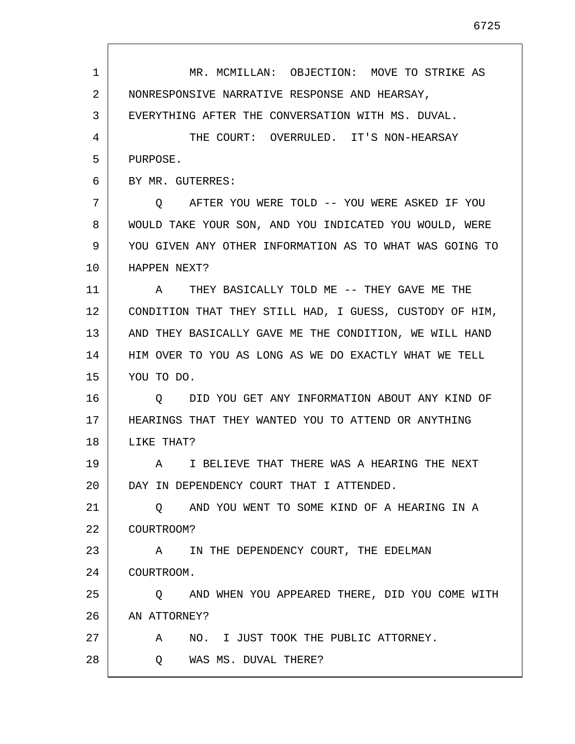MR. MCMILLAN: OBJECTION: MOVE TO STRIKE AS NONRESPONSIVE NARRATIVE RESPONSE AND HEARSAY, EVERYTHING AFTER THE CONVERSATION WITH MS. DUVAL.

THE COURT: OVERRULED. IT'S NON-HEARSAY PURPOSE.

BY MR. GUTERRES:

Q AFTER YOU WERE TOLD -- YOU WERE ASKED IF YOU WOULD TAKE YOUR SON, AND YOU INDICATED YOU WOULD, WERE YOU GIVEN ANY OTHER INFORMATION AS TO WHAT WAS GOING TO HAPPEN NEXT?

A THEY BASICALLY TOLD ME -- THEY GAVE ME THE CONDITION THAT THEY STILL HAD, I GUESS, CUSTODY OF HIM, AND THEY BASICALLY GAVE ME THE CONDITION, WE WILL HAND HIM OVER TO YOU AS LONG AS WE DO EXACTLY WHAT WE TELL YOU TO DO.

Q DID YOU GET ANY INFORMATION ABOUT ANY KIND OF HEARINGS THAT THEY WANTED YOU TO ATTEND OR ANYTHING LIKE THAT?

A I BELIEVE THAT THERE WAS A HEARING THE NEXT DAY IN DEPENDENCY COURT THAT I ATTENDED.

Q AND YOU WENT TO SOME KIND OF A HEARING IN A COURTROOM?

A IN THE DEPENDENCY COURT, THE EDELMAN COURTROOM.

Q AND WHEN YOU APPEARED THERE, DID YOU COME WITH AN ATTORNEY?

A NO. I JUST TOOK THE PUBLIC ATTORNEY.

Q WAS MS. DUVAL THERE?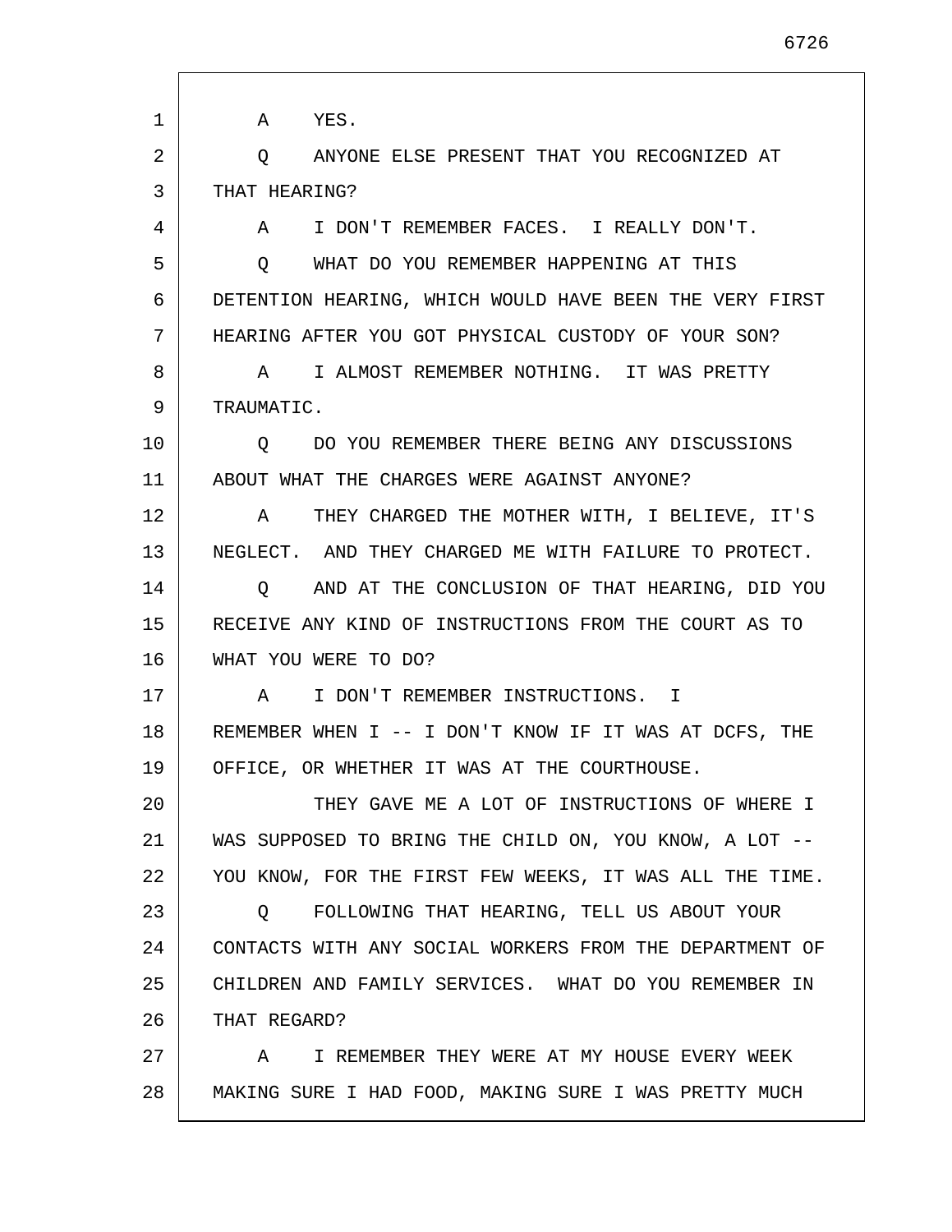A YES.

Q ANYONE ELSE PRESENT THAT YOU RECOGNIZED AT THAT HEARING?

A I DON'T REMEMBER FACES. I REALLY DON'T.

Q WHAT DO YOU REMEMBER HAPPENING AT THIS DETENTION HEARING, WHICH WOULD HAVE BEEN THE VERY FIRST HEARING AFTER YOU GOT PHYSICAL CUSTODY OF YOUR SON?

A I ALMOST REMEMBER NOTHING. IT WAS PRETTY TRAUMATIC.

Q DO YOU REMEMBER THERE BEING ANY DISCUSSIONS ABOUT WHAT THE CHARGES WERE AGAINST ANYONE?

A THEY CHARGED THE MOTHER WITH, I BELIEVE, IT'S NEGLECT. AND THEY CHARGED ME WITH FAILURE TO PROTECT.

Q AND AT THE CONCLUSION OF THAT HEARING, DID YOU RECEIVE ANY KIND OF INSTRUCTIONS FROM THE COURT AS TO WHAT YOU WERE TO DO?

A I DON'T REMEMBER INSTRUCTIONS. I REMEMBER WHEN I -- I DON'T KNOW IF IT WAS AT DCFS, THE OFFICE, OR WHETHER IT WAS AT THE COURTHOUSE.

THEY GAVE ME A LOT OF INSTRUCTIONS OF WHERE I WAS SUPPOSED TO BRING THE CHILD ON, YOU KNOW, A LOT -- YOU KNOW, FOR THE FIRST FEW WEEKS, IT WAS ALL THE TIME.

Q FOLLOWING THAT HEARING, TELL US ABOUT YOUR CONTACTS WITH ANY SOCIAL WORKERS FROM THE DEPARTMENT OF CHILDREN AND FAMILY SERVICES. WHAT DO YOU REMEMBER IN THAT REGARD?

A I REMEMBER THEY WERE AT MY HOUSE EVERY WEEK MAKING SURE I HAD FOOD, MAKING SURE I WAS PRETTY MUCH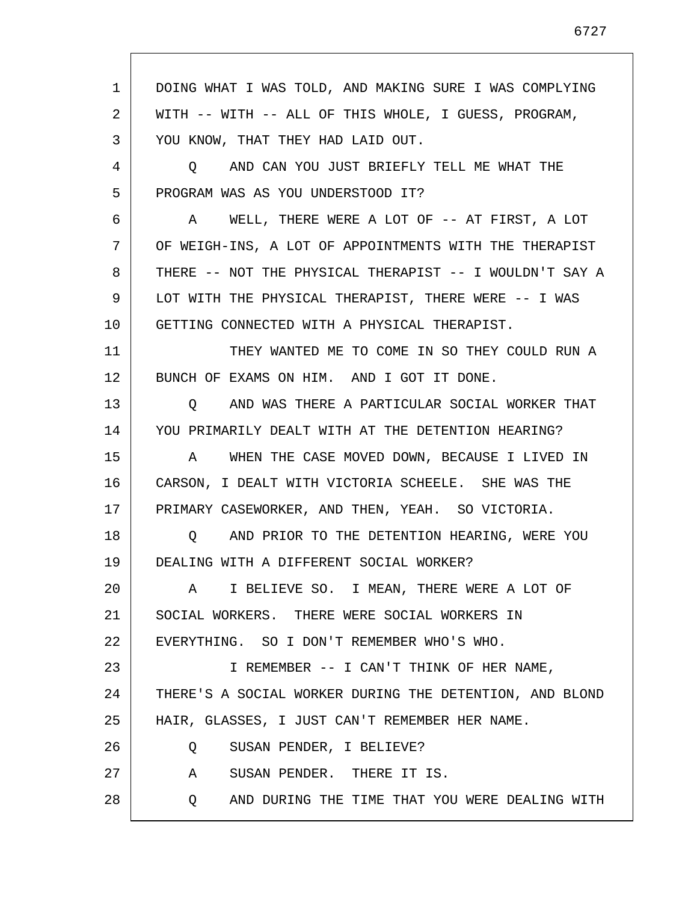DOING WHAT I WAS TOLD, AND MAKING SURE I WAS COMPLYING WITH -- WITH -- ALL OF THIS WHOLE, I GUESS, PROGRAM, YOU KNOW, THAT THEY HAD LAID OUT.

Q AND CAN YOU JUST BRIEFLY TELL ME WHAT THE PROGRAM WAS AS YOU UNDERSTOOD IT?

A WELL, THERE WERE A LOT OF -- AT FIRST, A LOT OF WEIGH-INS, A LOT OF APPOINTMENTS WITH THE THERAPIST THERE -- NOT THE PHYSICAL THERAPIST -- I WOULDN'T SAY A LOT WITH THE PHYSICAL THERAPIST, THERE WERE -- I WAS GETTING CONNECTED WITH A PHYSICAL THERAPIST.

THEY WANTED ME TO COME IN SO THEY COULD RUN A BUNCH OF EXAMS ON HIM. AND I GOT IT DONE.

Q AND WAS THERE A PARTICULAR SOCIAL WORKER THAT YOU PRIMARILY DEALT WITH AT THE DETENTION HEARING?

A WHEN THE CASE MOVED DOWN, BECAUSE I LIVED IN CARSON, I DEALT WITH VICTORIA SCHEELE. SHE WAS THE PRIMARY CASEWORKER, AND THEN, YEAH. SO VICTORIA.

Q AND PRIOR TO THE DETENTION HEARING, WERE YOU DEALING WITH A DIFFERENT SOCIAL WORKER?

A I BELIEVE SO. I MEAN, THERE WERE A LOT OF SOCIAL WORKERS. THERE WERE SOCIAL WORKERS IN EVERYTHING. SO I DON'T REMEMBER WHO'S WHO.

I REMEMBER -- I CAN'T THINK OF HER NAME, THERE'S A SOCIAL WORKER DURING THE DETENTION, AND BLOND HAIR, GLASSES, I JUST CAN'T REMEMBER HER NAME.

Q SUSAN PENDER, I BELIEVE?

A SUSAN PENDER. THERE IT IS.

Q AND DURING THE TIME THAT YOU WERE DEALING WITH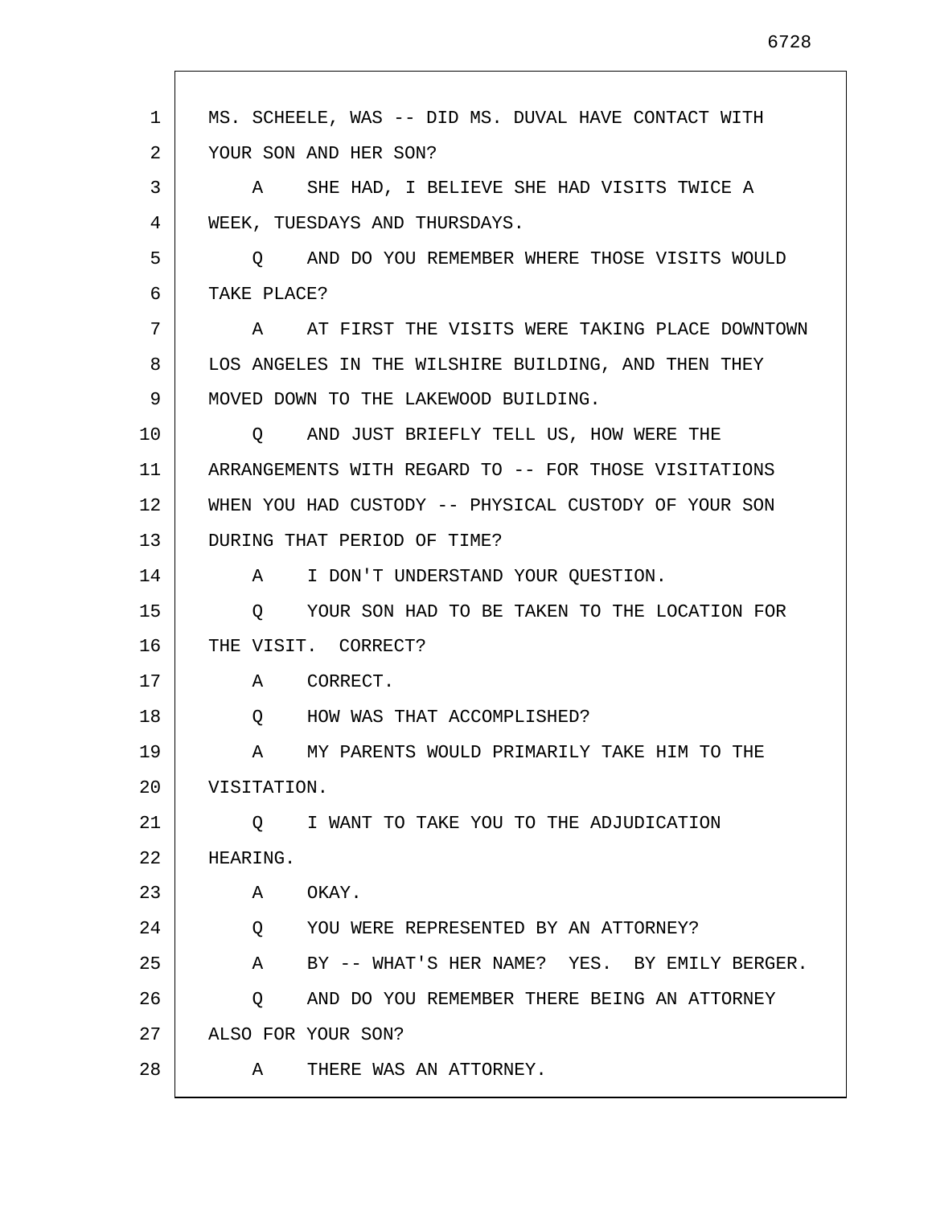MS. SCHEELE, WAS -- DID MS. DUVAL HAVE CONTACT WITH YOUR SON AND HER SON?

A SHE HAD, I BELIEVE SHE HAD VISITS TWICE A WEEK, TUESDAYS AND THURSDAYS.

Q AND DO YOU REMEMBER WHERE THOSE VISITS WOULD TAKE PLACE?

A AT FIRST THE VISITS WERE TAKING PLACE DOWNTOWN LOS ANGELES IN THE WILSHIRE BUILDING, AND THEN THEY MOVED DOWN TO THE LAKEWOOD BUILDING.

Q AND JUST BRIEFLY TELL US, HOW WERE THE ARRANGEMENTS WITH REGARD TO -- FOR THOSE VISITATIONS WHEN YOU HAD CUSTODY -- PHYSICAL CUSTODY OF YOUR SON DURING THAT PERIOD OF TIME?

A I DON'T UNDERSTAND YOUR QUESTION.

Q YOUR SON HAD TO BE TAKEN TO THE LOCATION FOR THE VISIT. CORRECT?

A CORRECT.

Q HOW WAS THAT ACCOMPLISHED?

A MY PARENTS WOULD PRIMARILY TAKE HIM TO THE VISITATION.

Q I WANT TO TAKE YOU TO THE ADJUDICATION HEARING.

A OKAY.

Q YOU WERE REPRESENTED BY AN ATTORNEY?

A BY -- WHAT'S HER NAME? YES. BY EMILY BERGER.

Q AND DO YOU REMEMBER THERE BEING AN ATTORNEY ALSO FOR YOUR SON?

A THERE WAS AN ATTORNEY.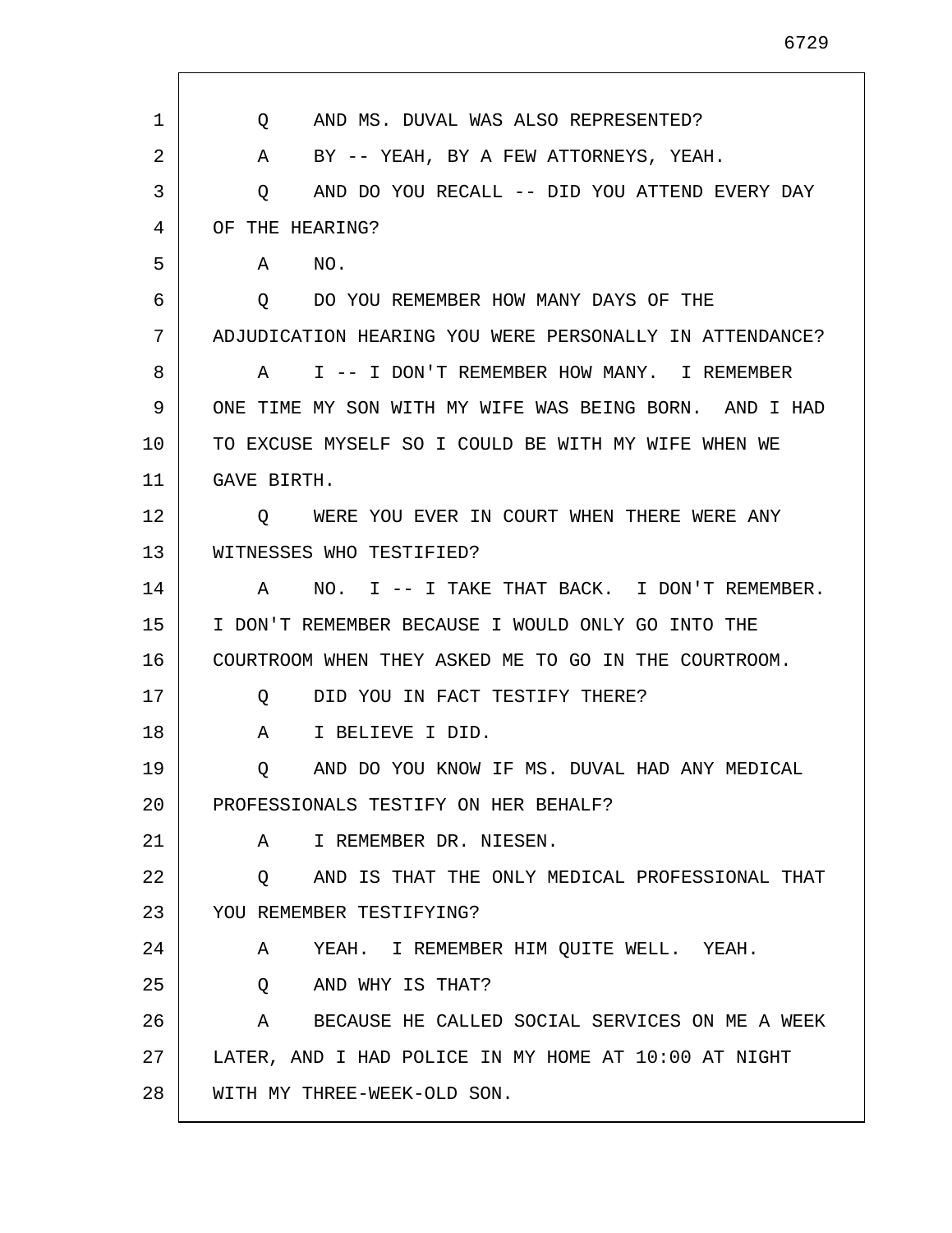Q AND MS. DUVAL WAS ALSO REPRESENTED?

A BY -- YEAH, BY A FEW ATTORNEYS, YEAH.

Q AND DO YOU RECALL -- DID YOU ATTEND EVERY DAY OF THE HEARING?

A NO.

Q DO YOU REMEMBER HOW MANY DAYS OF THE ADJUDICATION HEARING YOU WERE PERSONALLY IN ATTENDANCE?

A I -- I DON'T REMEMBER HOW MANY. I REMEMBER ONE TIME MY SON WITH MY WIFE WAS BEING BORN. AND I HAD TO EXCUSE MYSELF SO I COULD BE WITH MY WIFE WHEN WE GAVE BIRTH.

Q WERE YOU EVER IN COURT WHEN THERE WERE ANY WITNESSES WHO TESTIFIED?

A NO. I -- I TAKE THAT BACK. I DON'T REMEMBER. I DON'T REMEMBER BECAUSE I WOULD ONLY GO INTO THE COURTROOM WHEN THEY ASKED ME TO GO IN THE COURTROOM.

Q DID YOU IN FACT TESTIFY THERE?

A I BELIEVE I DID.

Q AND DO YOU KNOW IF MS. DUVAL HAD ANY MEDICAL PROFESSIONALS TESTIFY ON HER BEHALF?

A I REMEMBER DR. NIESEN.

Q AND IS THAT THE ONLY MEDICAL PROFESSIONAL THAT YOU REMEMBER TESTIFYING?

A YEAH. I REMEMBER HIM QUITE WELL. YEAH.

Q AND WHY IS THAT?

A BECAUSE HE CALLED SOCIAL SERVICES ON ME A WEEK LATER, AND I HAD POLICE IN MY HOME AT 10:00 AT NIGHT WITH MY THREE-WEEK-OLD SON.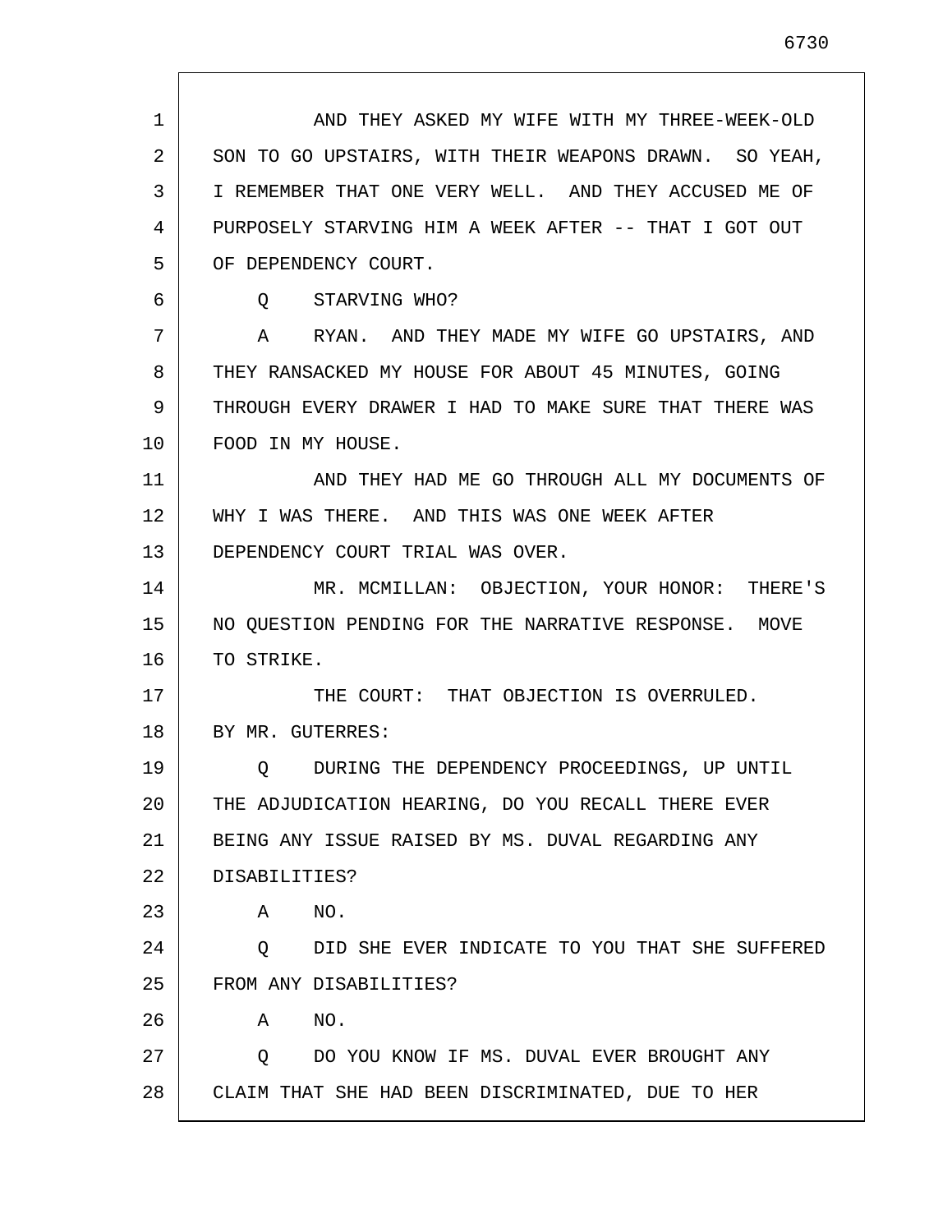AND THEY ASKED MY WIFE WITH MY THREE-WEEK-OLD SON TO GO UPSTAIRS, WITH THEIR WEAPONS DRAWN. SO YEAH, I REMEMBER THAT ONE VERY WELL. AND THEY ACCUSED ME OF PURPOSELY STARVING HIM A WEEK AFTER -- THAT I GOT OUT OF DEPENDENCY COURT.

Q STARVING WHO?

A RYAN. AND THEY MADE MY WIFE GO UPSTAIRS, AND THEY RANSACKED MY HOUSE FOR ABOUT 45 MINUTES, GOING THROUGH EVERY DRAWER I HAD TO MAKE SURE THAT THERE WAS FOOD IN MY HOUSE.

AND THEY HAD ME GO THROUGH ALL MY DOCUMENTS OF WHY I WAS THERE. AND THIS WAS ONE WEEK AFTER DEPENDENCY COURT TRIAL WAS OVER.

MR. MCMILLAN: OBJECTION, YOUR HONOR: THERE'S NO QUESTION PENDING FOR THE NARRATIVE RESPONSE. MOVE TO STRIKE.

THE COURT: THAT OBJECTION IS OVERRULED.

BY MR. GUTERRES:

Q DURING THE DEPENDENCY PROCEEDINGS, UP UNTIL THE ADJUDICATION HEARING, DO YOU RECALL THERE EVER BEING ANY ISSUE RAISED BY MS. DUVAL REGARDING ANY DISABILITIES?

A NO.

Q DID SHE EVER INDICATE TO YOU THAT SHE SUFFERED FROM ANY DISABILITIES?

A NO.

Q DO YOU KNOW IF MS. DUVAL EVER BROUGHT ANY CLAIM THAT SHE HAD BEEN DISCRIMINATED, DUE TO HER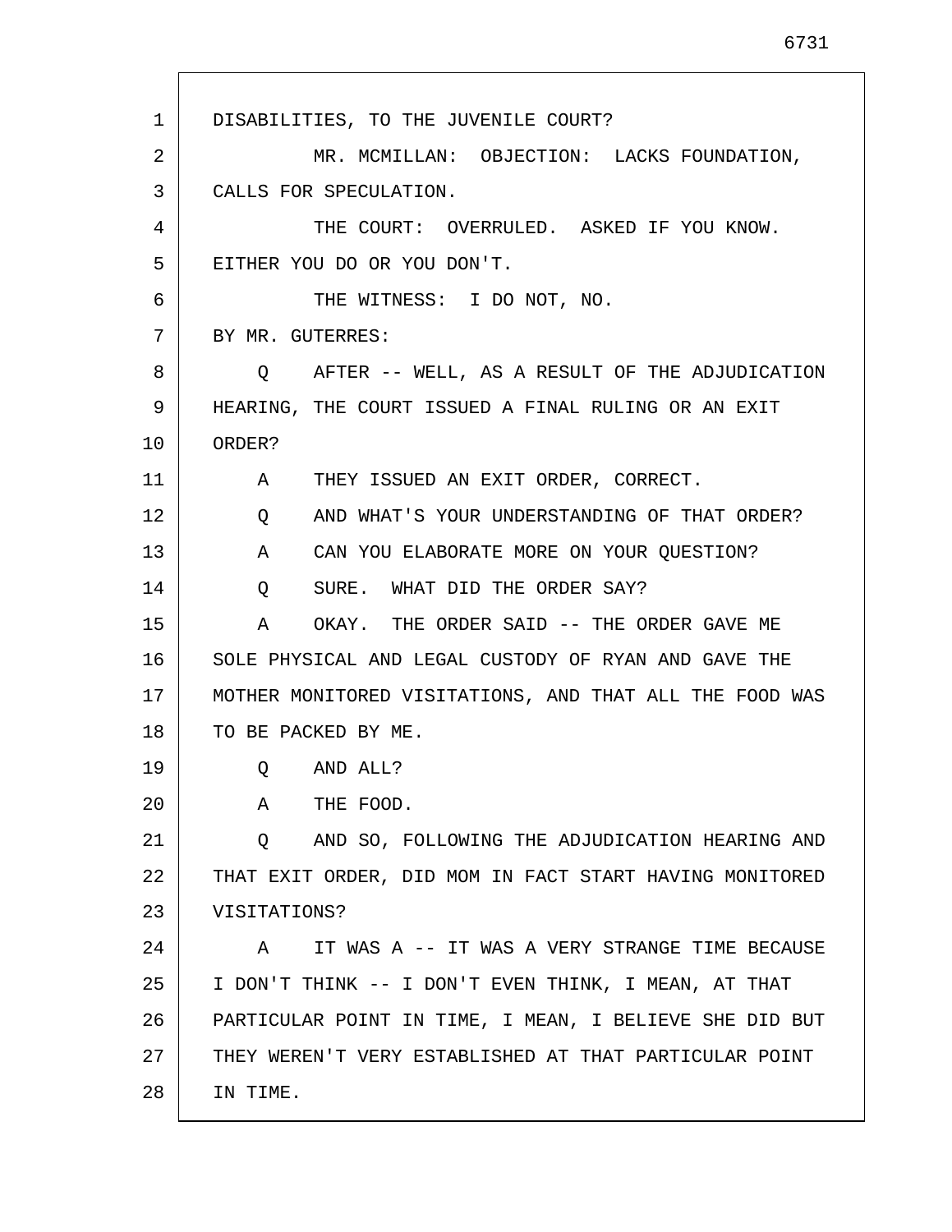DISABILITIES, TO THE JUVENILE COURT?

MR. MCMILLAN: OBJECTION: LACKS FOUNDATION, CALLS FOR SPECULATION.

THE COURT: OVERRULED. ASKED IF YOU KNOW. EITHER YOU DO OR YOU DON'T.

THE WITNESS: I DO NOT, NO.

BY MR. GUTERRES:

Q AFTER -- WELL, AS A RESULT OF THE ADJUDICATION HEARING, THE COURT ISSUED A FINAL RULING OR AN EXIT ORDER?

A THEY ISSUED AN EXIT ORDER, CORRECT.

Q AND WHAT'S YOUR UNDERSTANDING OF THAT ORDER?

A CAN YOU ELABORATE MORE ON YOUR QUESTION?

Q SURE. WHAT DID THE ORDER SAY?

A OKAY. THE ORDER SAID -- THE ORDER GAVE ME SOLE PHYSICAL AND LEGAL CUSTODY OF RYAN AND GAVE THE MOTHER MONITORED VISITATIONS, AND THAT ALL THE FOOD WAS TO BE PACKED BY ME.

Q AND ALL?

A THE FOOD.

Q AND SO, FOLLOWING THE ADJUDICATION HEARING AND THAT EXIT ORDER, DID MOM IN FACT START HAVING MONITORED VISITATIONS?

A IT WAS A -- IT WAS A VERY STRANGE TIME BECAUSE I DON'T THINK -- I DON'T EVEN THINK, I MEAN, AT THAT PARTICULAR POINT IN TIME, I MEAN, I BELIEVE SHE DID BUT THEY WEREN'T VERY ESTABLISHED AT THAT PARTICULAR POINT IN TIME.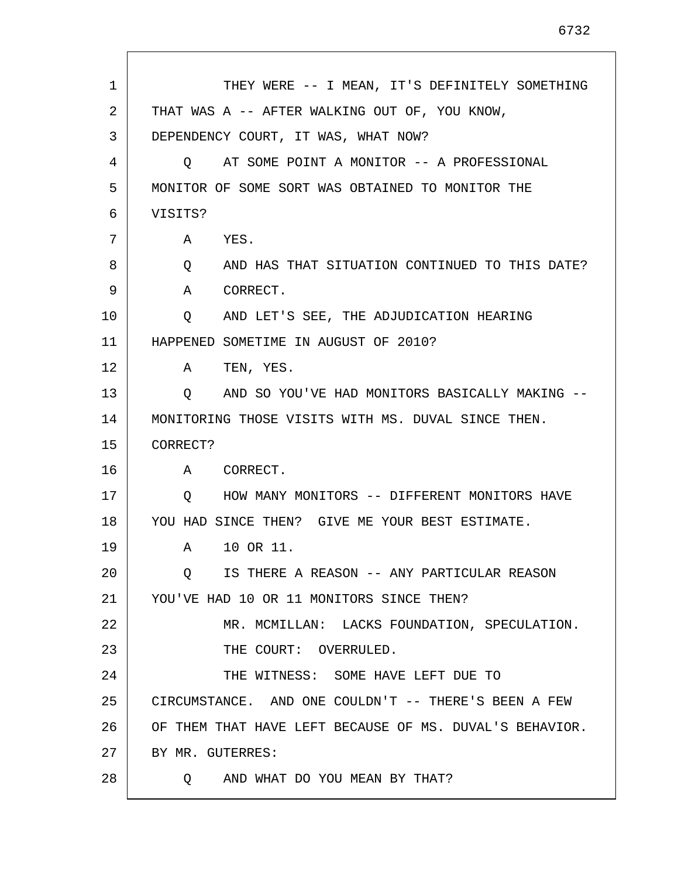THEY WERE -- I MEAN, IT'S DEFINITELY SOMETHING THAT WAS A -- AFTER WALKING OUT OF, YOU KNOW, DEPENDENCY COURT, IT WAS, WHAT NOW?

Q AT SOME POINT A MONITOR -- A PROFESSIONAL MONITOR OF SOME SORT WAS OBTAINED TO MONITOR THE VISITS?

A YES.

Q AND HAS THAT SITUATION CONTINUED TO THIS DATE?

A CORRECT.

Q AND LET'S SEE, THE ADJUDICATION HEARING HAPPENED SOMETIME IN AUGUST OF 2010?

A TEN, YES.

Q AND SO YOU'VE HAD MONITORS BASICALLY MAKING -- MONITORING THOSE VISITS WITH MS. DUVAL SINCE THEN. CORRECT?

A CORRECT.

Q HOW MANY MONITORS -- DIFFERENT MONITORS HAVE YOU HAD SINCE THEN? GIVE ME YOUR BEST ESTIMATE.

A 10 OR 11.

Q IS THERE A REASON -- ANY PARTICULAR REASON YOU'VE HAD 10 OR 11 MONITORS SINCE THEN?

MR. MCMILLAN: LACKS FOUNDATION, SPECULATION.

THE COURT: OVERRULED.

THE WITNESS: SOME HAVE LEFT DUE TO CIRCUMSTANCE. AND ONE COULDN'T -- THERE'S BEEN A FEW OF THEM THAT HAVE LEFT BECAUSE OF MS. DUVAL'S BEHAVIOR.

BY MR. GUTERRES:

Q AND WHAT DO YOU MEAN BY THAT?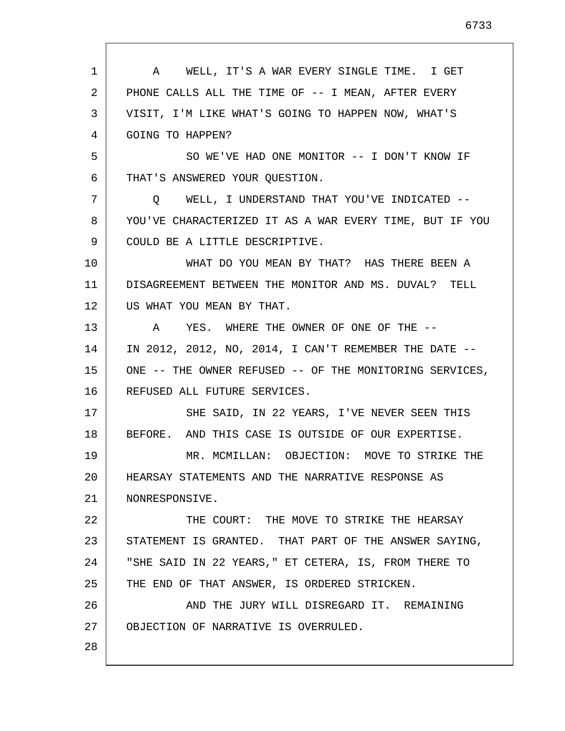A    WELL, IT'S A WAR EVERY SINGLE TIME.  I GET PHONE CALLS ALL THE TIME OF -- I MEAN, AFTER EVERY VISIT, I'M LIKE WHAT'S GOING TO HAPPEN NOW, WHAT'S GOING TO HAPPEN?

SO WE'VE HAD ONE MONITOR -- I DON'T KNOW IF THAT'S ANSWERED YOUR QUESTION.

Q    WELL, I UNDERSTAND THAT YOU'VE INDICATED -- YOU'VE CHARACTERIZED IT AS A WAR EVERY TIME, BUT IF YOU COULD BE A LITTLE DESCRIPTIVE.

WHAT DO YOU MEAN BY THAT?  HAS THERE BEEN A DISAGREEMENT BETWEEN THE MONITOR AND MS. DUVAL?  TELL US WHAT YOU MEAN BY THAT.

A    YES.  WHERE THE OWNER OF ONE OF THE -- IN 2012, 2012, NO, 2014, I CAN'T REMEMBER THE DATE -- ONE -- THE OWNER REFUSED -- OF THE MONITORING SERVICES, REFUSED ALL FUTURE SERVICES.

SHE SAID, IN 22 YEARS, I'VE NEVER SEEN THIS BEFORE.  AND THIS CASE IS OUTSIDE OF OUR EXPERTISE.

MR. MCMILLAN:  OBJECTION:  MOVE TO STRIKE THE HEARSAY STATEMENTS AND THE NARRATIVE RESPONSE AS NONRESPONSIVE.

THE COURT:  THE MOVE TO STRIKE THE HEARSAY STATEMENT IS GRANTED.  THAT PART OF THE ANSWER SAYING, "SHE SAID IN 22 YEARS," ET CETERA, IS, FROM THERE TO THE END OF THAT ANSWER, IS ORDERED STRICKEN.

AND THE JURY WILL DISREGARD IT.  REMAINING OBJECTION OF NARRATIVE IS OVERRULED.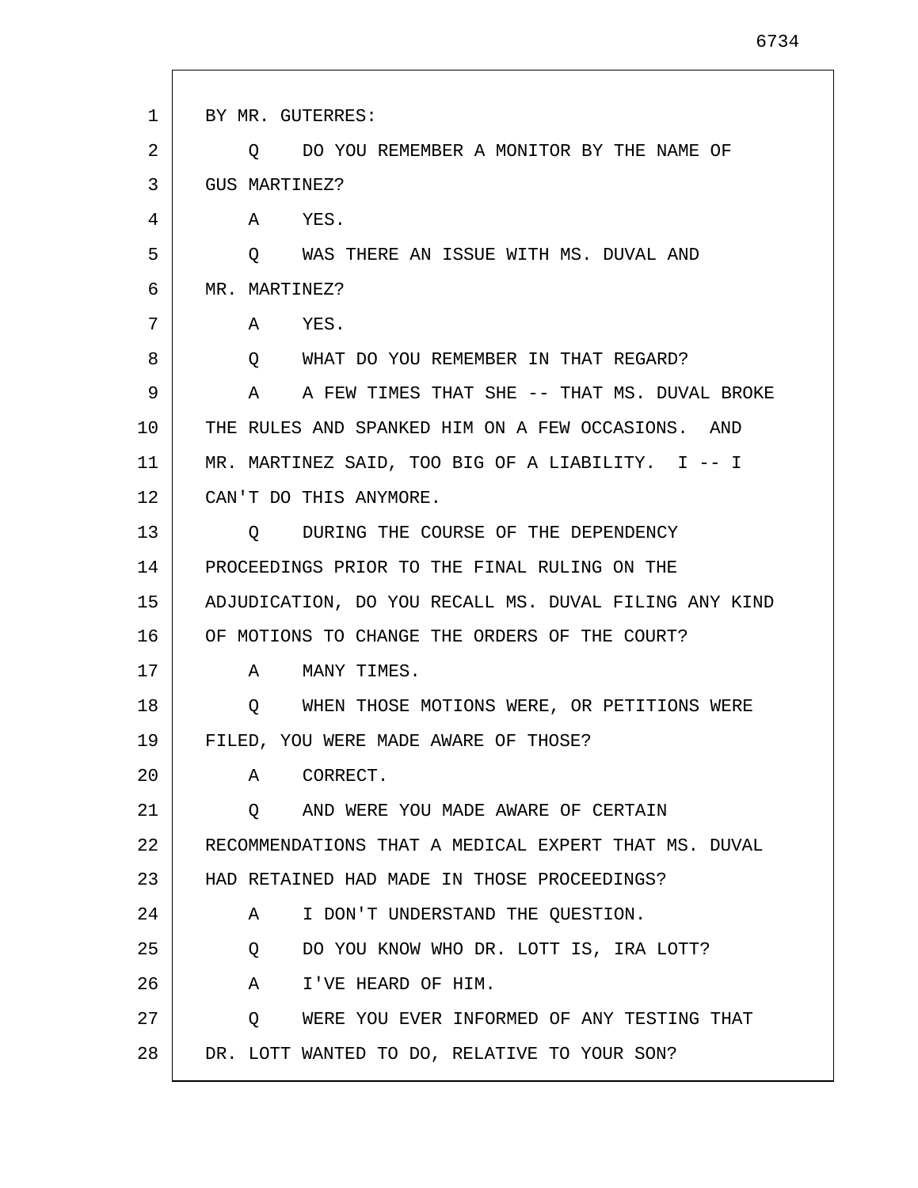BY MR. GUTERRES:

Q DO YOU REMEMBER A MONITOR BY THE NAME OF GUS MARTINEZ?

A YES.

Q WAS THERE AN ISSUE WITH MS. DUVAL AND MR. MARTINEZ?

A YES.

Q WHAT DO YOU REMEMBER IN THAT REGARD?

A A FEW TIMES THAT SHE -- THAT MS. DUVAL BROKE THE RULES AND SPANKED HIM ON A FEW OCCASIONS. AND MR. MARTINEZ SAID, TOO BIG OF A LIABILITY. I -- I CAN'T DO THIS ANYMORE.

Q DURING THE COURSE OF THE DEPENDENCY PROCEEDINGS PRIOR TO THE FINAL RULING ON THE ADJUDICATION, DO YOU RECALL MS. DUVAL FILING ANY KIND OF MOTIONS TO CHANGE THE ORDERS OF THE COURT?

A MANY TIMES.

Q WHEN THOSE MOTIONS WERE, OR PETITIONS WERE FILED, YOU WERE MADE AWARE OF THOSE?

A CORRECT.

Q AND WERE YOU MADE AWARE OF CERTAIN RECOMMENDATIONS THAT A MEDICAL EXPERT THAT MS. DUVAL HAD RETAINED HAD MADE IN THOSE PROCEEDINGS?

A I DON'T UNDERSTAND THE QUESTION.

Q DO YOU KNOW WHO DR. LOTT IS, IRA LOTT?

A I'VE HEARD OF HIM.

Q WERE YOU EVER INFORMED OF ANY TESTING THAT DR. LOTT WANTED TO DO, RELATIVE TO YOUR SON?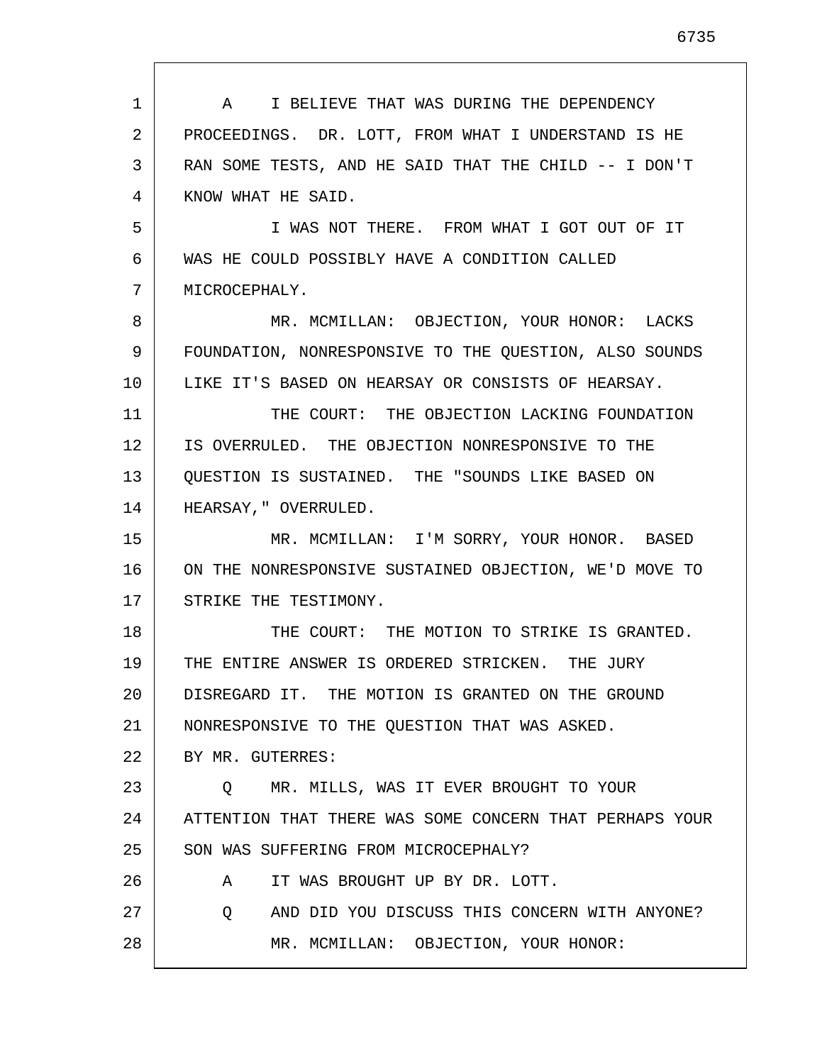A I BELIEVE THAT WAS DURING THE DEPENDENCY PROCEEDINGS. DR. LOTT, FROM WHAT I UNDERSTAND IS HE RAN SOME TESTS, AND HE SAID THAT THE CHILD -- I DON'T KNOW WHAT HE SAID.

I WAS NOT THERE. FROM WHAT I GOT OUT OF IT WAS HE COULD POSSIBLY HAVE A CONDITION CALLED MICROCEPHALY.

MR. MCMILLAN: OBJECTION, YOUR HONOR: LACKS FOUNDATION, NONRESPONSIVE TO THE QUESTION, ALSO SOUNDS LIKE IT'S BASED ON HEARSAY OR CONSISTS OF HEARSAY.

THE COURT: THE OBJECTION LACKING FOUNDATION IS OVERRULED. THE OBJECTION NONRESPONSIVE TO THE QUESTION IS SUSTAINED. THE "SOUNDS LIKE BASED ON HEARSAY," OVERRULED.

MR. MCMILLAN: I'M SORRY, YOUR HONOR. BASED ON THE NONRESPONSIVE SUSTAINED OBJECTION, WE'D MOVE TO STRIKE THE TESTIMONY.

THE COURT: THE MOTION TO STRIKE IS GRANTED. THE ENTIRE ANSWER IS ORDERED STRICKEN. THE JURY DISREGARD IT. THE MOTION IS GRANTED ON THE GROUND NONRESPONSIVE TO THE QUESTION THAT WAS ASKED.

BY MR. GUTERRES:

Q MR. MILLS, WAS IT EVER BROUGHT TO YOUR ATTENTION THAT THERE WAS SOME CONCERN THAT PERHAPS YOUR SON WAS SUFFERING FROM MICROCEPHALY?

A IT WAS BROUGHT UP BY DR. LOTT.

Q AND DID YOU DISCUSS THIS CONCERN WITH ANYONE?

MR. MCMILLAN: OBJECTION, YOUR HONOR: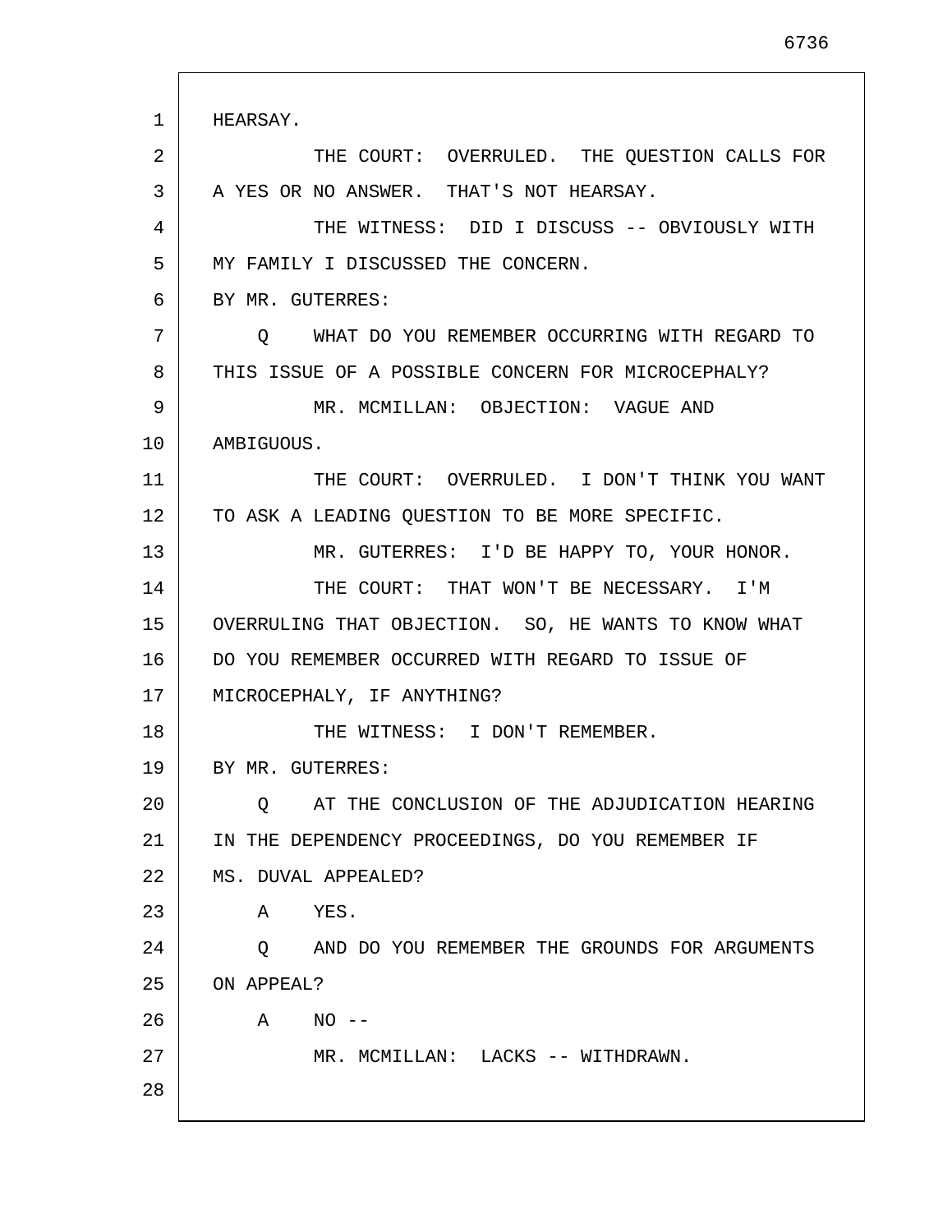HEARSAY.

THE COURT: OVERRULED. THE QUESTION CALLS FOR A YES OR NO ANSWER. THAT'S NOT HEARSAY.

THE WITNESS: DID I DISCUSS -- OBVIOUSLY WITH MY FAMILY I DISCUSSED THE CONCERN.

BY MR. GUTERRES:

Q WHAT DO YOU REMEMBER OCCURRING WITH REGARD TO THIS ISSUE OF A POSSIBLE CONCERN FOR MICROCEPHALY?

MR. MCMILLAN: OBJECTION: VAGUE AND AMBIGUOUS.

THE COURT: OVERRULED. I DON'T THINK YOU WANT TO ASK A LEADING QUESTION TO BE MORE SPECIFIC.

MR. GUTERRES: I'D BE HAPPY TO, YOUR HONOR.

THE COURT: THAT WON'T BE NECESSARY. I'M OVERRULING THAT OBJECTION. SO, HE WANTS TO KNOW WHAT DO YOU REMEMBER OCCURRED WITH REGARD TO ISSUE OF MICROCEPHALY, IF ANYTHING?

THE WITNESS: I DON'T REMEMBER.

BY MR. GUTERRES:

Q AT THE CONCLUSION OF THE ADJUDICATION HEARING IN THE DEPENDENCY PROCEEDINGS, DO YOU REMEMBER IF MS. DUVAL APPEALED?

A YES.

Q AND DO YOU REMEMBER THE GROUNDS FOR ARGUMENTS ON APPEAL?

A NO --

MR. MCMILLAN: LACKS -- WITHDRAWN.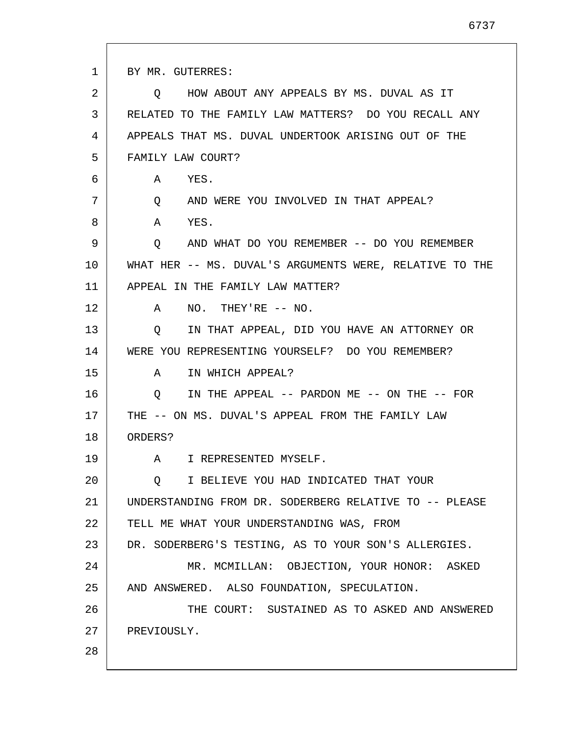BY MR. GUTERRES:

Q HOW ABOUT ANY APPEALS BY MS. DUVAL AS IT RELATED TO THE FAMILY LAW MATTERS? DO YOU RECALL ANY APPEALS THAT MS. DUVAL UNDERTOOK ARISING OUT OF THE FAMILY LAW COURT?

A YES.

Q AND WERE YOU INVOLVED IN THAT APPEAL?

A YES.

Q AND WHAT DO YOU REMEMBER -- DO YOU REMEMBER WHAT HER -- MS. DUVAL'S ARGUMENTS WERE, RELATIVE TO THE APPEAL IN THE FAMILY LAW MATTER?

A NO. THEY'RE -- NO.

Q IN THAT APPEAL, DID YOU HAVE AN ATTORNEY OR WERE YOU REPRESENTING YOURSELF? DO YOU REMEMBER?

A IN WHICH APPEAL?

Q IN THE APPEAL -- PARDON ME -- ON THE -- FOR THE -- ON MS. DUVAL'S APPEAL FROM THE FAMILY LAW ORDERS?

A I REPRESENTED MYSELF.

Q I BELIEVE YOU HAD INDICATED THAT YOUR UNDERSTANDING FROM DR. SODERBERG RELATIVE TO -- PLEASE TELL ME WHAT YOUR UNDERSTANDING WAS, FROM DR. SODERBERG'S TESTING, AS TO YOUR SON'S ALLERGIES.

MR. MCMILLAN: OBJECTION, YOUR HONOR: ASKED AND ANSWERED. ALSO FOUNDATION, SPECULATION.

THE COURT: SUSTAINED AS TO ASKED AND ANSWERED PREVIOUSLY.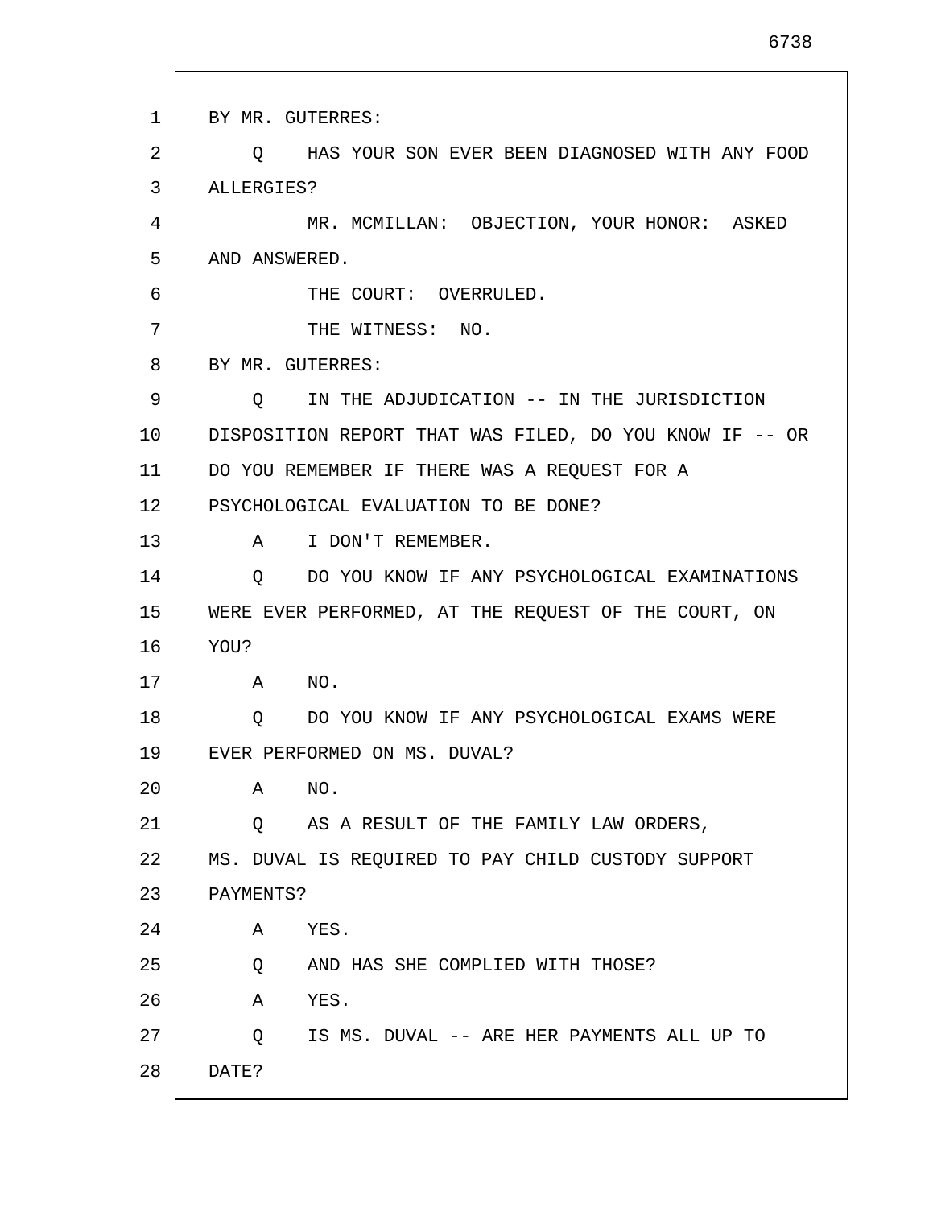BY MR. GUTERRES:

Q HAS YOUR SON EVER BEEN DIAGNOSED WITH ANY FOOD ALLERGIES?

MR. MCMILLAN: OBJECTION, YOUR HONOR: ASKED AND ANSWERED.

THE COURT: OVERRULED.

THE WITNESS: NO.

BY MR. GUTERRES:

Q IN THE ADJUDICATION -- IN THE JURISDICTION DISPOSITION REPORT THAT WAS FILED, DO YOU KNOW IF -- OR DO YOU REMEMBER IF THERE WAS A REQUEST FOR A PSYCHOLOGICAL EVALUATION TO BE DONE?

A I DON'T REMEMBER.

Q DO YOU KNOW IF ANY PSYCHOLOGICAL EXAMINATIONS WERE EVER PERFORMED, AT THE REQUEST OF THE COURT, ON YOU?

A NO.

Q DO YOU KNOW IF ANY PSYCHOLOGICAL EXAMS WERE EVER PERFORMED ON MS. DUVAL?

A NO.

Q AS A RESULT OF THE FAMILY LAW ORDERS, MS. DUVAL IS REQUIRED TO PAY CHILD CUSTODY SUPPORT PAYMENTS?

A YES.

Q AND HAS SHE COMPLIED WITH THOSE?

A YES.

Q IS MS. DUVAL -- ARE HER PAYMENTS ALL UP TO DATE?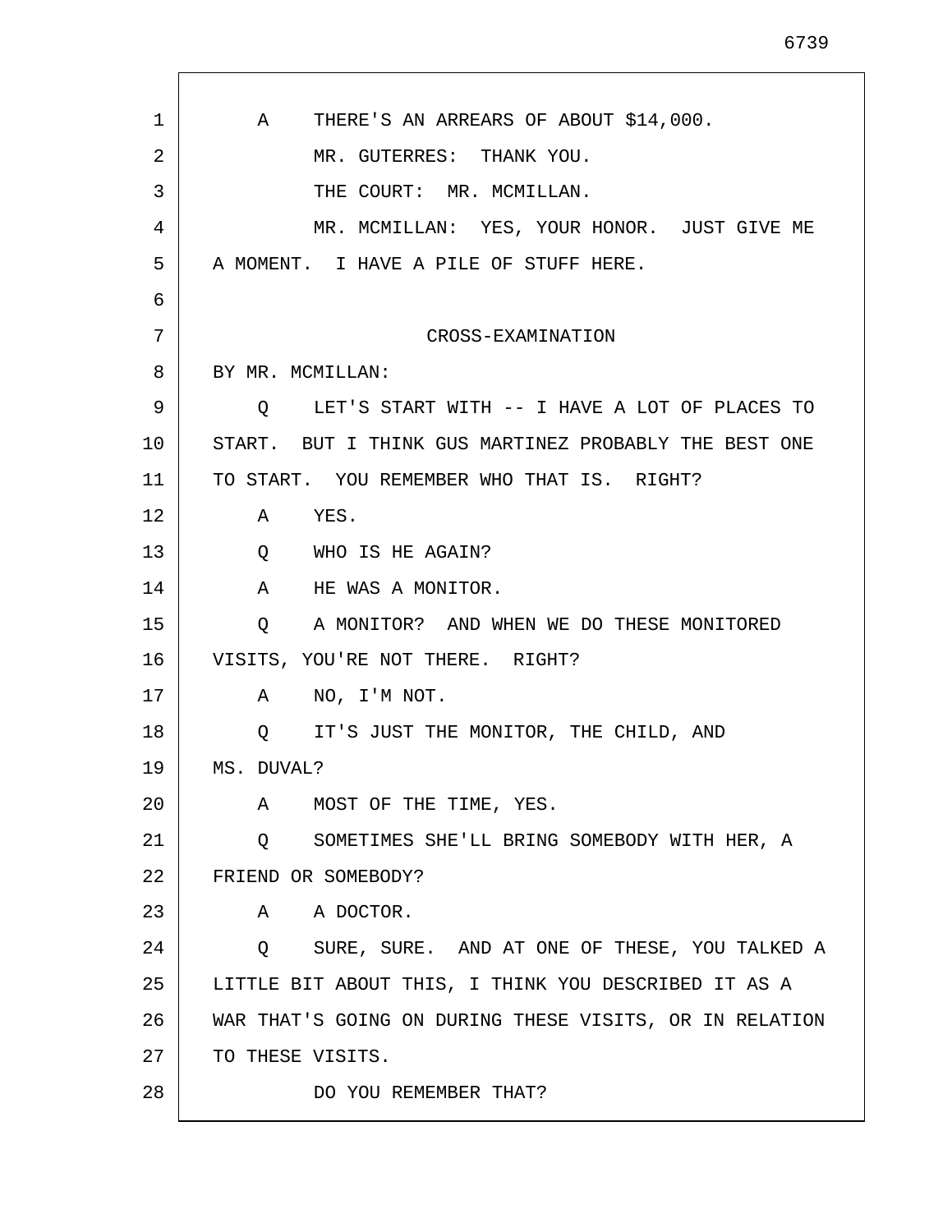A THERE'S AN ARREARS OF ABOUT $14,000.

MR. GUTERRES: THANK YOU.

THE COURT: MR. MCMILLAN.

MR. MCMILLAN: YES, YOUR HONOR. JUST GIVE ME A MOMENT. I HAVE A PILE OF STUFF HERE.

CROSS-EXAMINATION

BY MR. MCMILLAN:

Q LET'S START WITH -- I HAVE A LOT OF PLACES TO START. BUT I THINK GUS MARTINEZ PROBABLY THE BEST ONE TO START. YOU REMEMBER WHO THAT IS. RIGHT?

A YES.

Q WHO IS HE AGAIN?

A HE WAS A MONITOR.

Q A MONITOR? AND WHEN WE DO THESE MONITORED VISITS, YOU'RE NOT THERE. RIGHT?

A NO, I'M NOT.

Q IT'S JUST THE MONITOR, THE CHILD, AND MS. DUVAL?

A MOST OF THE TIME, YES.

Q SOMETIMES SHE'LL BRING SOMEBODY WITH HER, A FRIEND OR SOMEBODY?

A A DOCTOR.

Q SURE, SURE. AND AT ONE OF THESE, YOU TALKED A LITTLE BIT ABOUT THIS, I THINK YOU DESCRIBED IT AS A WAR THAT'S GOING ON DURING THESE VISITS, OR IN RELATION TO THESE VISITS.

DO YOU REMEMBER THAT?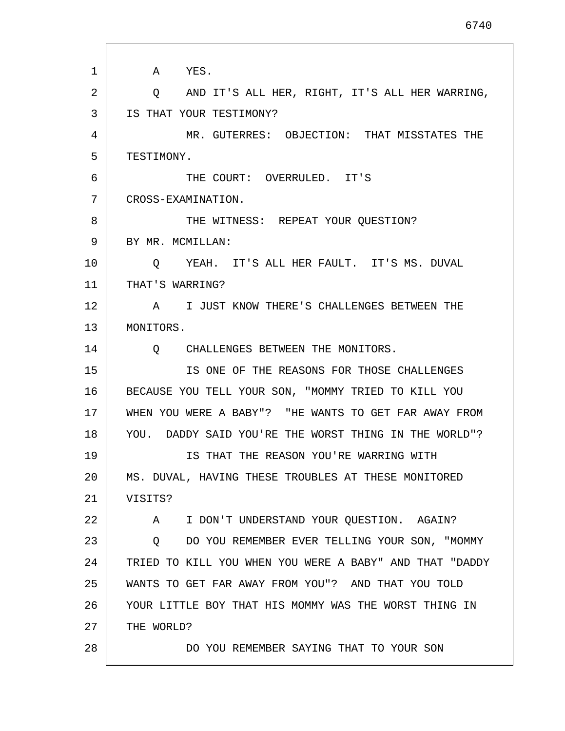A YES.

Q AND IT'S ALL HER, RIGHT, IT'S ALL HER WARRING, IS THAT YOUR TESTIMONY?

MR. GUTERRES: OBJECTION: THAT MISSTATES THE TESTIMONY.

THE COURT: OVERRULED. IT'S CROSS-EXAMINATION.

THE WITNESS: REPEAT YOUR QUESTION?

BY MR. MCMILLAN:

Q YEAH. IT'S ALL HER FAULT. IT'S MS. DUVAL THAT'S WARRING?

A I JUST KNOW THERE'S CHALLENGES BETWEEN THE MONITORS.

Q CHALLENGES BETWEEN THE MONITORS.

IS ONE OF THE REASONS FOR THOSE CHALLENGES BECAUSE YOU TELL YOUR SON, "MOMMY TRIED TO KILL YOU WHEN YOU WERE A BABY"? "HE WANTS TO GET FAR AWAY FROM YOU. DADDY SAID YOU'RE THE WORST THING IN THE WORLD"?

IS THAT THE REASON YOU'RE WARRING WITH MS. DUVAL, HAVING THESE TROUBLES AT THESE MONITORED VISITS?

A I DON'T UNDERSTAND YOUR QUESTION. AGAIN?

Q DO YOU REMEMBER EVER TELLING YOUR SON, "MOMMY TRIED TO KILL YOU WHEN YOU WERE A BABY" AND THAT "DADDY WANTS TO GET FAR AWAY FROM YOU"? AND THAT YOU TOLD YOUR LITTLE BOY THAT HIS MOMMY WAS THE WORST THING IN THE WORLD?

DO YOU REMEMBER SAYING THAT TO YOUR SON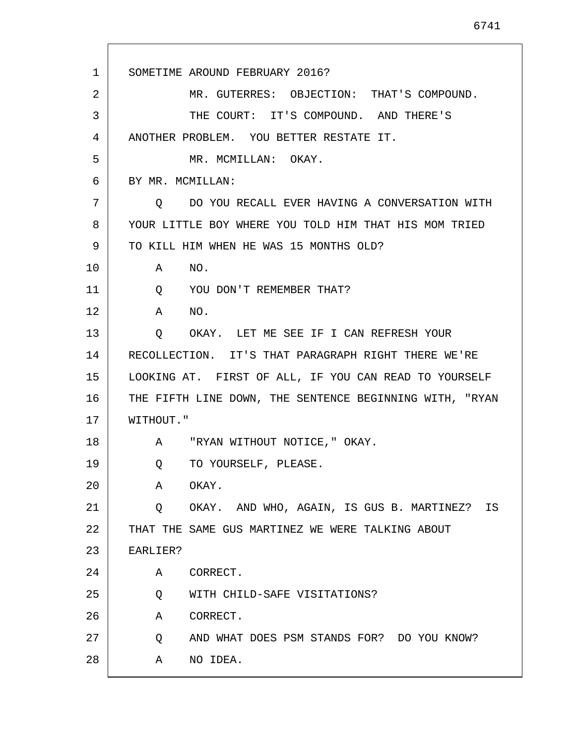SOMETIME AROUND FEBRUARY 2016?

MR. GUTERRES: OBJECTION: THAT'S COMPOUND.

THE COURT: IT'S COMPOUND. AND THERE'S ANOTHER PROBLEM. YOU BETTER RESTATE IT.

MR. MCMILLAN: OKAY.

BY MR. MCMILLAN:

Q DO YOU RECALL EVER HAVING A CONVERSATION WITH YOUR LITTLE BOY WHERE YOU TOLD HIM THAT HIS MOM TRIED TO KILL HIM WHEN HE WAS 15 MONTHS OLD?

A NO.

Q YOU DON'T REMEMBER THAT?

A NO.

Q OKAY. LET ME SEE IF I CAN REFRESH YOUR RECOLLECTION. IT'S THAT PARAGRAPH RIGHT THERE WE'RE LOOKING AT. FIRST OF ALL, IF YOU CAN READ TO YOURSELF THE FIFTH LINE DOWN, THE SENTENCE BEGINNING WITH, "RYAN WITHOUT."

A "RYAN WITHOUT NOTICE," OKAY.

Q TO YOURSELF, PLEASE.

A OKAY.

Q OKAY. AND WHO, AGAIN, IS GUS B. MARTINEZ? IS THAT THE SAME GUS MARTINEZ WE WERE TALKING ABOUT EARLIER?

A CORRECT.

Q WITH CHILD-SAFE VISITATIONS?

A CORRECT.

Q AND WHAT DOES PSM STANDS FOR? DO YOU KNOW?

A NO IDEA.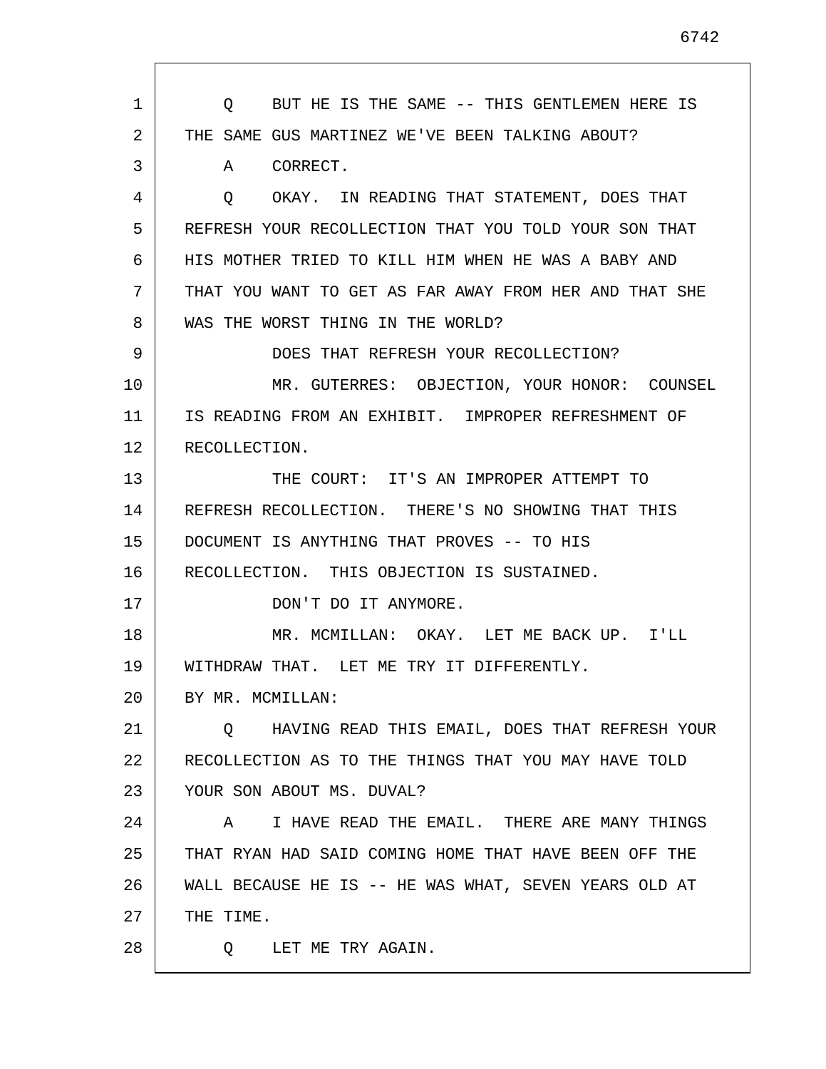Q BUT HE IS THE SAME -- THIS GENTLEMEN HERE IS THE SAME GUS MARTINEZ WE'VE BEEN TALKING ABOUT?

A CORRECT.

Q OKAY. IN READING THAT STATEMENT, DOES THAT REFRESH YOUR RECOLLECTION THAT YOU TOLD YOUR SON THAT HIS MOTHER TRIED TO KILL HIM WHEN HE WAS A BABY AND THAT YOU WANT TO GET AS FAR AWAY FROM HER AND THAT SHE WAS THE WORST THING IN THE WORLD?

DOES THAT REFRESH YOUR RECOLLECTION?

MR. GUTERRES: OBJECTION, YOUR HONOR: COUNSEL IS READING FROM AN EXHIBIT. IMPROPER REFRESHMENT OF RECOLLECTION.

THE COURT: IT'S AN IMPROPER ATTEMPT TO REFRESH RECOLLECTION. THERE'S NO SHOWING THAT THIS DOCUMENT IS ANYTHING THAT PROVES -- TO HIS RECOLLECTION. THIS OBJECTION IS SUSTAINED.

DON'T DO IT ANYMORE.

MR. MCMILLAN: OKAY. LET ME BACK UP. I'LL WITHDRAW THAT. LET ME TRY IT DIFFERENTLY.

BY MR. MCMILLAN:

Q HAVING READ THIS EMAIL, DOES THAT REFRESH YOUR RECOLLECTION AS TO THE THINGS THAT YOU MAY HAVE TOLD YOUR SON ABOUT MS. DUVAL?

A I HAVE READ THE EMAIL. THERE ARE MANY THINGS THAT RYAN HAD SAID COMING HOME THAT HAVE BEEN OFF THE WALL BECAUSE HE IS -- HE WAS WHAT, SEVEN YEARS OLD AT THE TIME.

Q LET ME TRY AGAIN.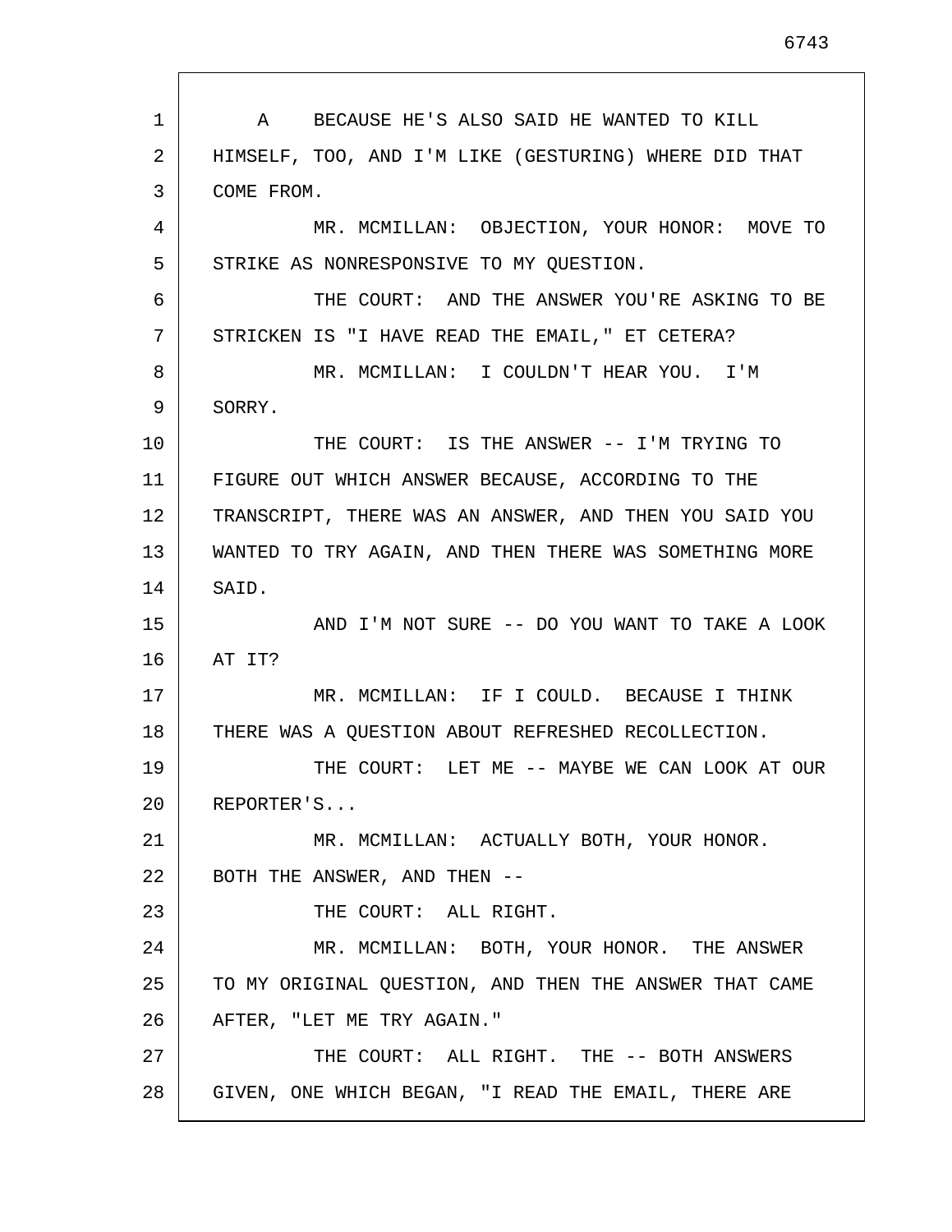A BECAUSE HE'S ALSO SAID HE WANTED TO KILL HIMSELF, TOO, AND I'M LIKE (GESTURING) WHERE DID THAT COME FROM.

MR. MCMILLAN: OBJECTION, YOUR HONOR: MOVE TO STRIKE AS NONRESPONSIVE TO MY QUESTION.

THE COURT: AND THE ANSWER YOU'RE ASKING TO BE STRICKEN IS "I HAVE READ THE EMAIL," ET CETERA?

MR. MCMILLAN: I COULDN'T HEAR YOU. I'M SORRY.

THE COURT: IS THE ANSWER -- I'M TRYING TO FIGURE OUT WHICH ANSWER BECAUSE, ACCORDING TO THE TRANSCRIPT, THERE WAS AN ANSWER, AND THEN YOU SAID YOU WANTED TO TRY AGAIN, AND THEN THERE WAS SOMETHING MORE SAID.

AND I'M NOT SURE -- DO YOU WANT TO TAKE A LOOK AT IT?

MR. MCMILLAN: IF I COULD. BECAUSE I THINK THERE WAS A QUESTION ABOUT REFRESHED RECOLLECTION.

THE COURT: LET ME -- MAYBE WE CAN LOOK AT OUR REPORTER'S...

MR. MCMILLAN: ACTUALLY BOTH, YOUR HONOR. BOTH THE ANSWER, AND THEN --

THE COURT: ALL RIGHT.

MR. MCMILLAN: BOTH, YOUR HONOR. THE ANSWER TO MY ORIGINAL QUESTION, AND THEN THE ANSWER THAT CAME AFTER, "LET ME TRY AGAIN."

THE COURT: ALL RIGHT. THE -- BOTH ANSWERS GIVEN, ONE WHICH BEGAN, "I READ THE EMAIL, THERE ARE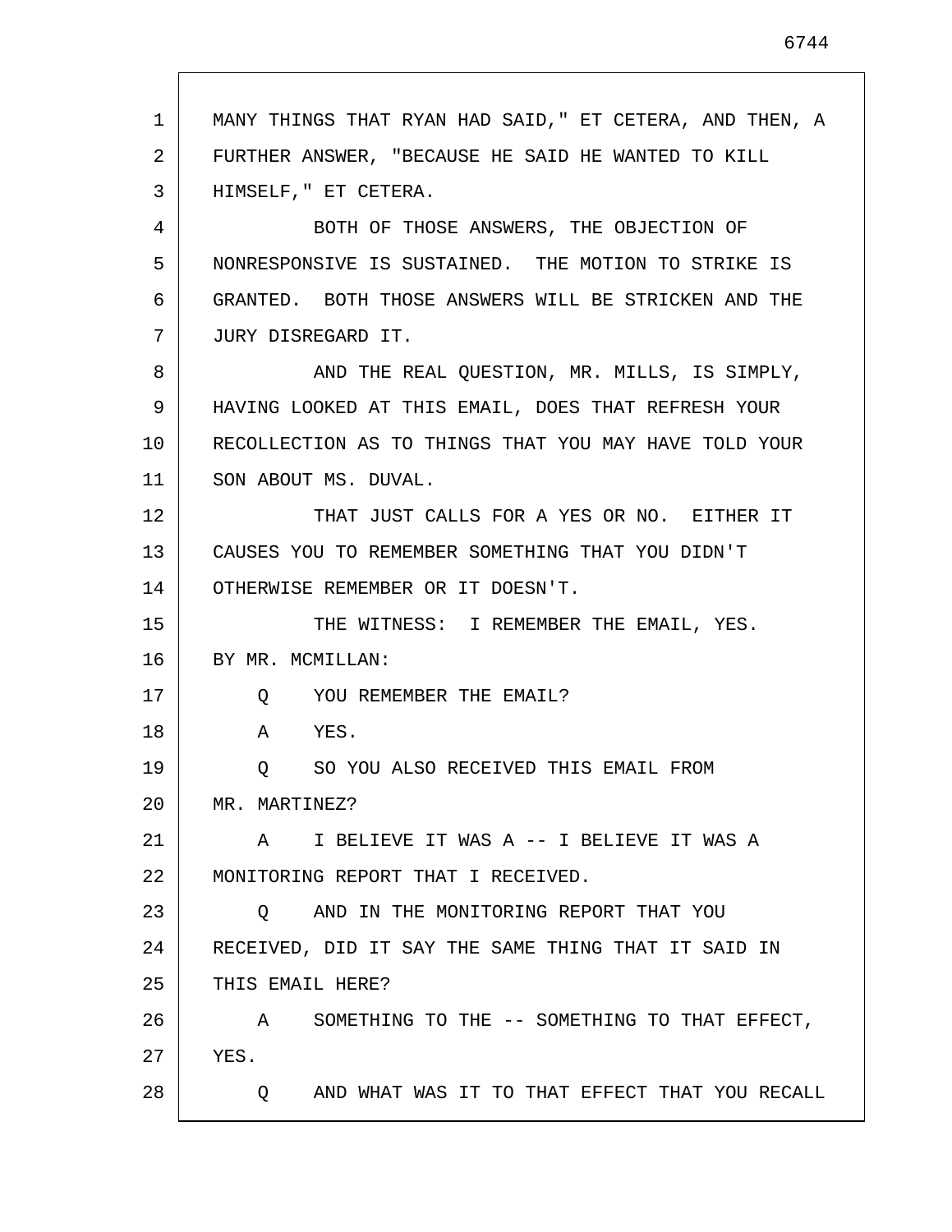MANY THINGS THAT RYAN HAD SAID," ET CETERA, AND THEN, A FURTHER ANSWER, "BECAUSE HE SAID HE WANTED TO KILL HIMSELF," ET CETERA.

BOTH OF THOSE ANSWERS, THE OBJECTION OF NONRESPONSIVE IS SUSTAINED. THE MOTION TO STRIKE IS GRANTED. BOTH THOSE ANSWERS WILL BE STRICKEN AND THE JURY DISREGARD IT.

AND THE REAL QUESTION, MR. MILLS, IS SIMPLY, HAVING LOOKED AT THIS EMAIL, DOES THAT REFRESH YOUR RECOLLECTION AS TO THINGS THAT YOU MAY HAVE TOLD YOUR SON ABOUT MS. DUVAL.

THAT JUST CALLS FOR A YES OR NO. EITHER IT CAUSES YOU TO REMEMBER SOMETHING THAT YOU DIDN'T OTHERWISE REMEMBER OR IT DOESN'T.

THE WITNESS: I REMEMBER THE EMAIL, YES.

BY MR. MCMILLAN:

Q YOU REMEMBER THE EMAIL?

A YES.

Q SO YOU ALSO RECEIVED THIS EMAIL FROM MR. MARTINEZ?

A I BELIEVE IT WAS A -- I BELIEVE IT WAS A MONITORING REPORT THAT I RECEIVED.

Q AND IN THE MONITORING REPORT THAT YOU RECEIVED, DID IT SAY THE SAME THING THAT IT SAID IN THIS EMAIL HERE?

A SOMETHING TO THE -- SOMETHING TO THAT EFFECT, YES.

Q AND WHAT WAS IT TO THAT EFFECT THAT YOU RECALL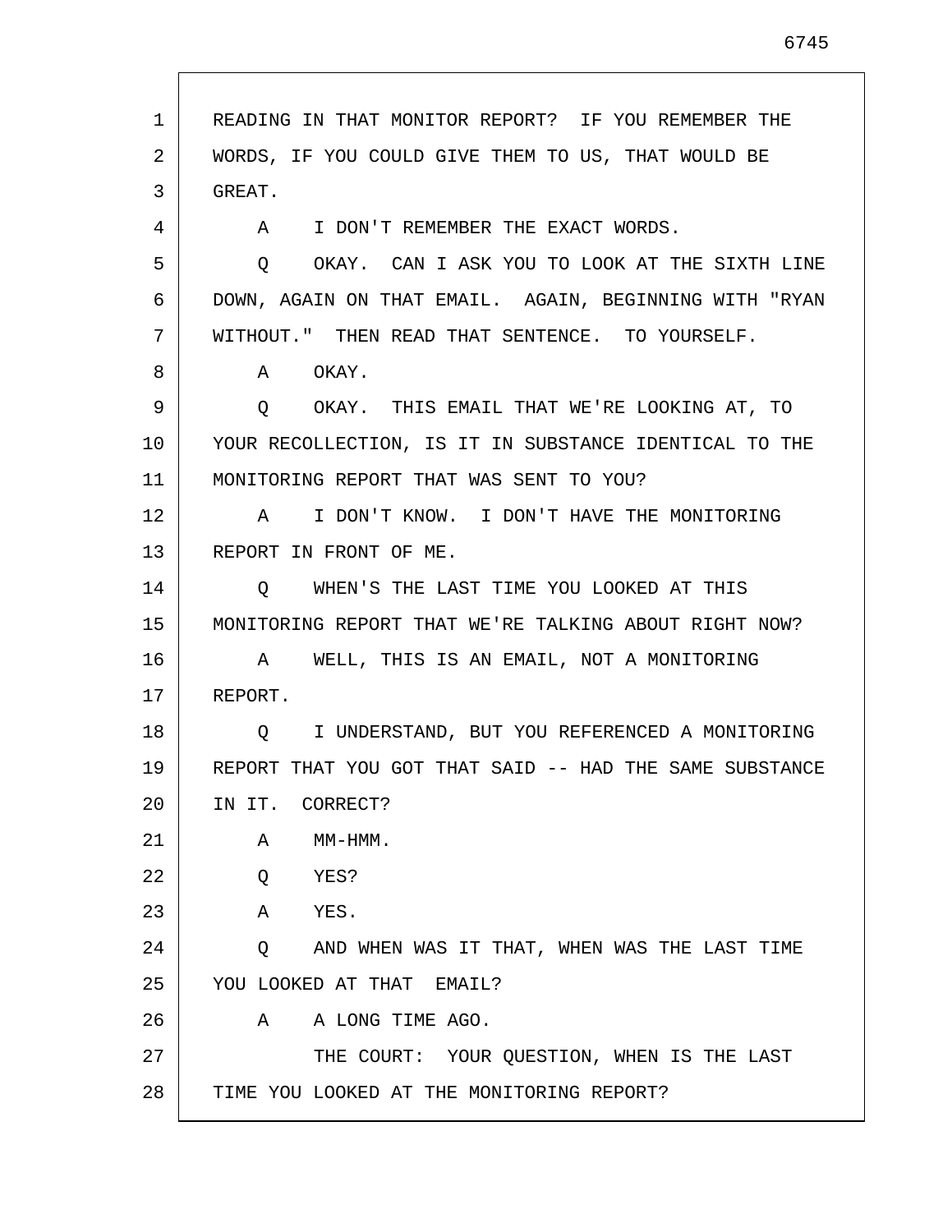READING IN THAT MONITOR REPORT? IF YOU REMEMBER THE WORDS, IF YOU COULD GIVE THEM TO US, THAT WOULD BE GREAT.

A I DON'T REMEMBER THE EXACT WORDS.

Q OKAY. CAN I ASK YOU TO LOOK AT THE SIXTH LINE DOWN, AGAIN ON THAT EMAIL. AGAIN, BEGINNING WITH "RYAN WITHOUT." THEN READ THAT SENTENCE. TO YOURSELF.

A OKAY.

Q OKAY. THIS EMAIL THAT WE'RE LOOKING AT, TO YOUR RECOLLECTION, IS IT IN SUBSTANCE IDENTICAL TO THE MONITORING REPORT THAT WAS SENT TO YOU?

A I DON'T KNOW. I DON'T HAVE THE MONITORING REPORT IN FRONT OF ME.

Q WHEN'S THE LAST TIME YOU LOOKED AT THIS MONITORING REPORT THAT WE'RE TALKING ABOUT RIGHT NOW?

A WELL, THIS IS AN EMAIL, NOT A MONITORING REPORT.

Q I UNDERSTAND, BUT YOU REFERENCED A MONITORING REPORT THAT YOU GOT THAT SAID -- HAD THE SAME SUBSTANCE IN IT. CORRECT?

A MM-HMM.

Q YES?

A YES.

Q AND WHEN WAS IT THAT, WHEN WAS THE LAST TIME YOU LOOKED AT THAT EMAIL?

A A LONG TIME AGO.

THE COURT: YOUR QUESTION, WHEN IS THE LAST TIME YOU LOOKED AT THE MONITORING REPORT?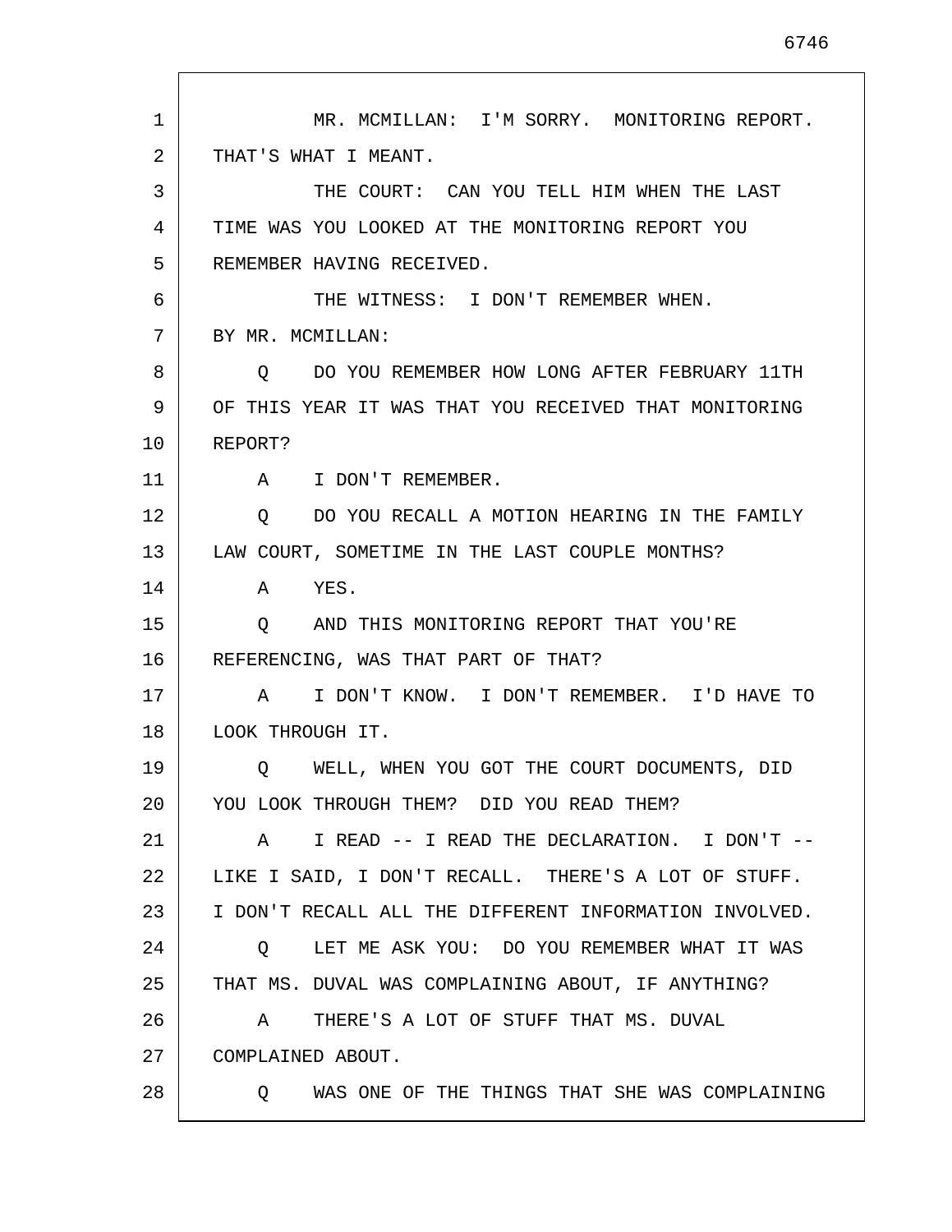MR. MCMILLAN: I'M SORRY. MONITORING REPORT. THAT'S WHAT I MEANT.

THE COURT: CAN YOU TELL HIM WHEN THE LAST TIME WAS YOU LOOKED AT THE MONITORING REPORT YOU REMEMBER HAVING RECEIVED.

THE WITNESS: I DON'T REMEMBER WHEN.

BY MR. MCMILLAN:

Q DO YOU REMEMBER HOW LONG AFTER FEBRUARY 11TH OF THIS YEAR IT WAS THAT YOU RECEIVED THAT MONITORING REPORT?

A I DON'T REMEMBER.

Q DO YOU RECALL A MOTION HEARING IN THE FAMILY LAW COURT, SOMETIME IN THE LAST COUPLE MONTHS?

A YES.

Q AND THIS MONITORING REPORT THAT YOU'RE REFERENCING, WAS THAT PART OF THAT?

A I DON'T KNOW. I DON'T REMEMBER. I'D HAVE TO LOOK THROUGH IT.

Q WELL, WHEN YOU GOT THE COURT DOCUMENTS, DID YOU LOOK THROUGH THEM? DID YOU READ THEM?

A I READ -- I READ THE DECLARATION. I DON'T -- LIKE I SAID, I DON'T RECALL. THERE'S A LOT OF STUFF. I DON'T RECALL ALL THE DIFFERENT INFORMATION INVOLVED.

Q LET ME ASK YOU: DO YOU REMEMBER WHAT IT WAS THAT MS. DUVAL WAS COMPLAINING ABOUT, IF ANYTHING?

A THERE'S A LOT OF STUFF THAT MS. DUVAL COMPLAINED ABOUT.

Q WAS ONE OF THE THINGS THAT SHE WAS COMPLAINING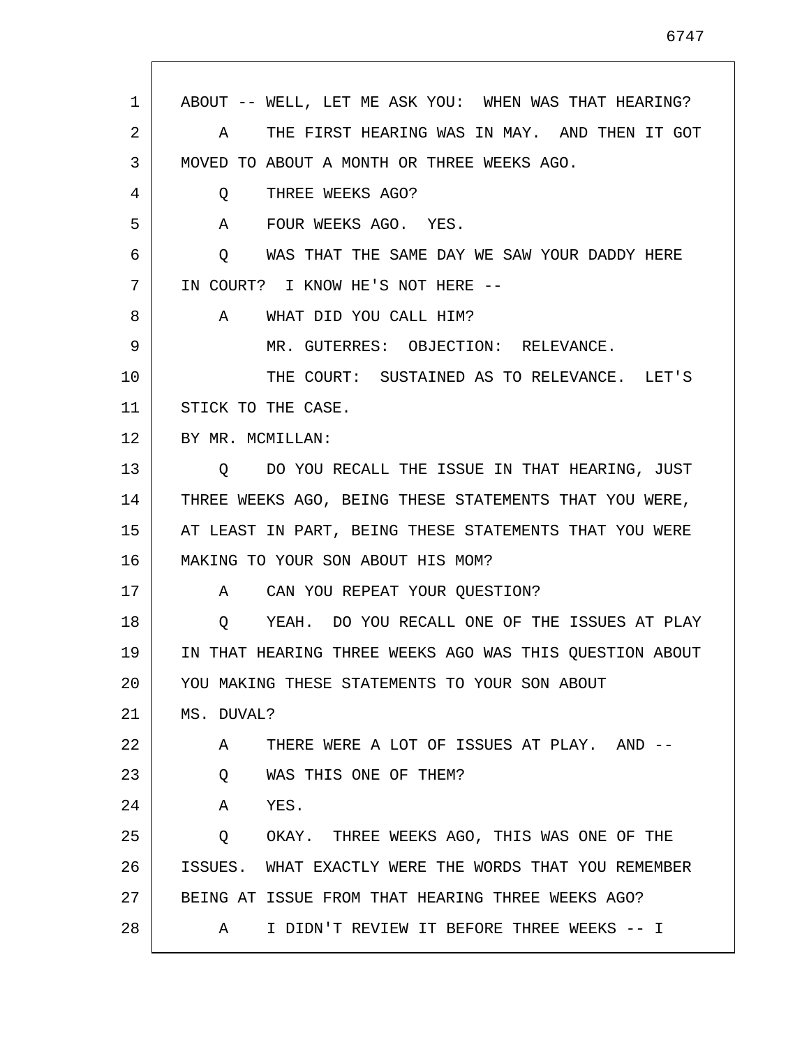ABOUT -- WELL, LET ME ASK YOU: WHEN WAS THAT HEARING?

A THE FIRST HEARING WAS IN MAY. AND THEN IT GOT MOVED TO ABOUT A MONTH OR THREE WEEKS AGO.

Q THREE WEEKS AGO?

A FOUR WEEKS AGO. YES.

Q WAS THAT THE SAME DAY WE SAW YOUR DADDY HERE IN COURT? I KNOW HE'S NOT HERE --

A WHAT DID YOU CALL HIM?

MR. GUTERRES: OBJECTION: RELEVANCE.

THE COURT: SUSTAINED AS TO RELEVANCE. LET'S STICK TO THE CASE.

BY MR. MCMILLAN:

Q DO YOU RECALL THE ISSUE IN THAT HEARING, JUST THREE WEEKS AGO, BEING THESE STATEMENTS THAT YOU WERE, AT LEAST IN PART, BEING THESE STATEMENTS THAT YOU WERE MAKING TO YOUR SON ABOUT HIS MOM?

A CAN YOU REPEAT YOUR QUESTION?

Q YEAH. DO YOU RECALL ONE OF THE ISSUES AT PLAY IN THAT HEARING THREE WEEKS AGO WAS THIS QUESTION ABOUT YOU MAKING THESE STATEMENTS TO YOUR SON ABOUT MS. DUVAL?

A THERE WERE A LOT OF ISSUES AT PLAY. AND --

Q WAS THIS ONE OF THEM?

A YES.

Q OKAY. THREE WEEKS AGO, THIS WAS ONE OF THE ISSUES. WHAT EXACTLY WERE THE WORDS THAT YOU REMEMBER BEING AT ISSUE FROM THAT HEARING THREE WEEKS AGO?

A I DIDN'T REVIEW IT BEFORE THREE WEEKS -- I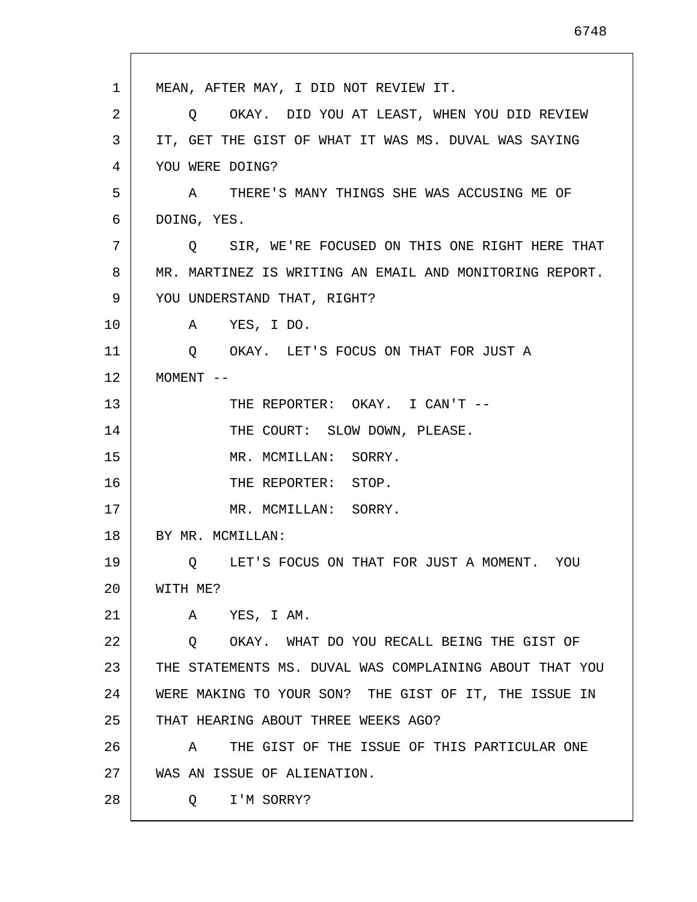MEAN, AFTER MAY, I DID NOT REVIEW IT.

Q OKAY. DID YOU AT LEAST, WHEN YOU DID REVIEW IT, GET THE GIST OF WHAT IT WAS MS. DUVAL WAS SAYING YOU WERE DOING?

A THERE'S MANY THINGS SHE WAS ACCUSING ME OF DOING, YES.

Q SIR, WE'RE FOCUSED ON THIS ONE RIGHT HERE THAT MR. MARTINEZ IS WRITING AN EMAIL AND MONITORING REPORT. YOU UNDERSTAND THAT, RIGHT?

A YES, I DO.

Q OKAY. LET'S FOCUS ON THAT FOR JUST A MOMENT --

THE REPORTER: OKAY. I CAN'T --

THE COURT: SLOW DOWN, PLEASE.

MR. MCMILLAN: SORRY.

THE REPORTER: STOP.

MR. MCMILLAN: SORRY.

BY MR. MCMILLAN:

Q LET'S FOCUS ON THAT FOR JUST A MOMENT. YOU WITH ME?

A YES, I AM.

Q OKAY. WHAT DO YOU RECALL BEING THE GIST OF THE STATEMENTS MS. DUVAL WAS COMPLAINING ABOUT THAT YOU WERE MAKING TO YOUR SON? THE GIST OF IT, THE ISSUE IN THAT HEARING ABOUT THREE WEEKS AGO?

A THE GIST OF THE ISSUE OF THIS PARTICULAR ONE WAS AN ISSUE OF ALIENATION.

Q I'M SORRY?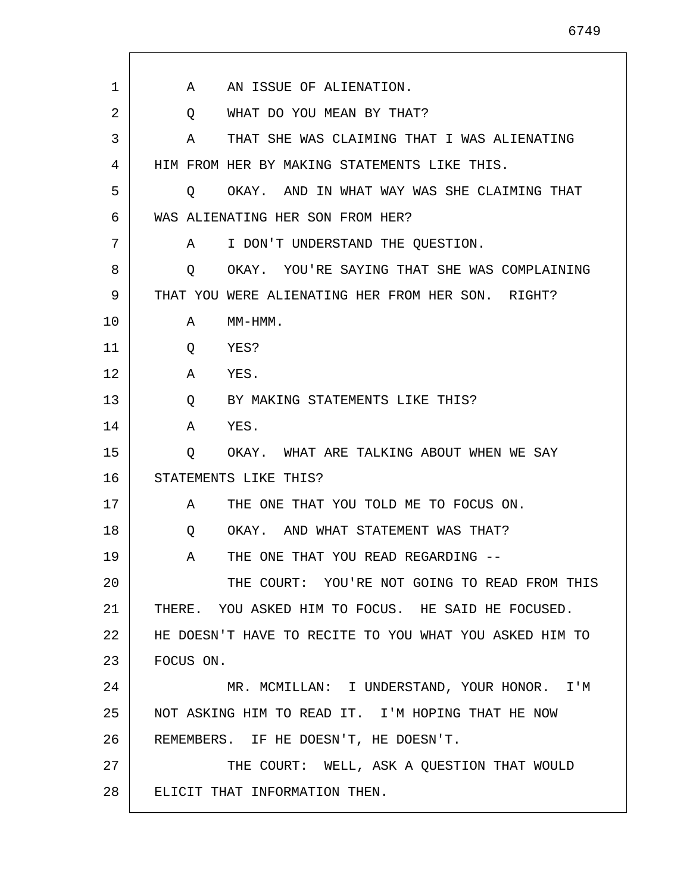A    AN ISSUE OF ALIENATION.

Q    WHAT DO YOU MEAN BY THAT?

A    THAT SHE WAS CLAIMING THAT I WAS ALIENATING HIM FROM HER BY MAKING STATEMENTS LIKE THIS.

Q    OKAY. AND IN WHAT WAY WAS SHE CLAIMING THAT WAS ALIENATING HER SON FROM HER?

A    I DON'T UNDERSTAND THE QUESTION.

Q    OKAY. YOU'RE SAYING THAT SHE WAS COMPLAINING THAT YOU WERE ALIENATING HER FROM HER SON. RIGHT?

A    MM-HMM.

Q    YES?

A    YES.

Q    BY MAKING STATEMENTS LIKE THIS?

A    YES.

Q    OKAY. WHAT ARE TALKING ABOUT WHEN WE SAY STATEMENTS LIKE THIS?

A    THE ONE THAT YOU TOLD ME TO FOCUS ON.

Q    OKAY. AND WHAT STATEMENT WAS THAT?

A    THE ONE THAT YOU READ REGARDING --

THE COURT: YOU'RE NOT GOING TO READ FROM THIS THERE. YOU ASKED HIM TO FOCUS. HE SAID HE FOCUSED. HE DOESN'T HAVE TO RECITE TO YOU WHAT YOU ASKED HIM TO FOCUS ON.

MR. MCMILLAN: I UNDERSTAND, YOUR HONOR. I'M NOT ASKING HIM TO READ IT. I'M HOPING THAT HE NOW REMEMBERS. IF HE DOESN'T, HE DOESN'T.

THE COURT: WELL, ASK A QUESTION THAT WOULD ELICIT THAT INFORMATION THEN.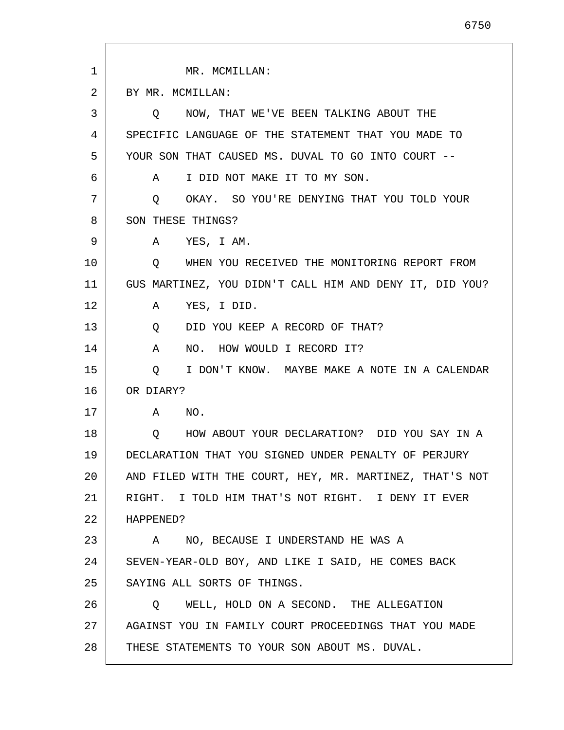MR. MCMILLAN:

BY MR. MCMILLAN:

Q NOW, THAT WE'VE BEEN TALKING ABOUT THE SPECIFIC LANGUAGE OF THE STATEMENT THAT YOU MADE TO YOUR SON THAT CAUSED MS. DUVAL TO GO INTO COURT --

A I DID NOT MAKE IT TO MY SON.

Q OKAY. SO YOU'RE DENYING THAT YOU TOLD YOUR SON THESE THINGS?

A YES, I AM.

Q WHEN YOU RECEIVED THE MONITORING REPORT FROM GUS MARTINEZ, YOU DIDN'T CALL HIM AND DENY IT, DID YOU?

A YES, I DID.

Q DID YOU KEEP A RECORD OF THAT?

A NO. HOW WOULD I RECORD IT?

Q I DON'T KNOW. MAYBE MAKE A NOTE IN A CALENDAR OR DIARY?

A NO.

Q HOW ABOUT YOUR DECLARATION? DID YOU SAY IN A DECLARATION THAT YOU SIGNED UNDER PENALTY OF PERJURY AND FILED WITH THE COURT, HEY, MR. MARTINEZ, THAT'S NOT RIGHT. I TOLD HIM THAT'S NOT RIGHT. I DENY IT EVER HAPPENED?

A NO, BECAUSE I UNDERSTAND HE WAS A SEVEN-YEAR-OLD BOY, AND LIKE I SAID, HE COMES BACK SAYING ALL SORTS OF THINGS.

Q WELL, HOLD ON A SECOND. THE ALLEGATION AGAINST YOU IN FAMILY COURT PROCEEDINGS THAT YOU MADE THESE STATEMENTS TO YOUR SON ABOUT MS. DUVAL.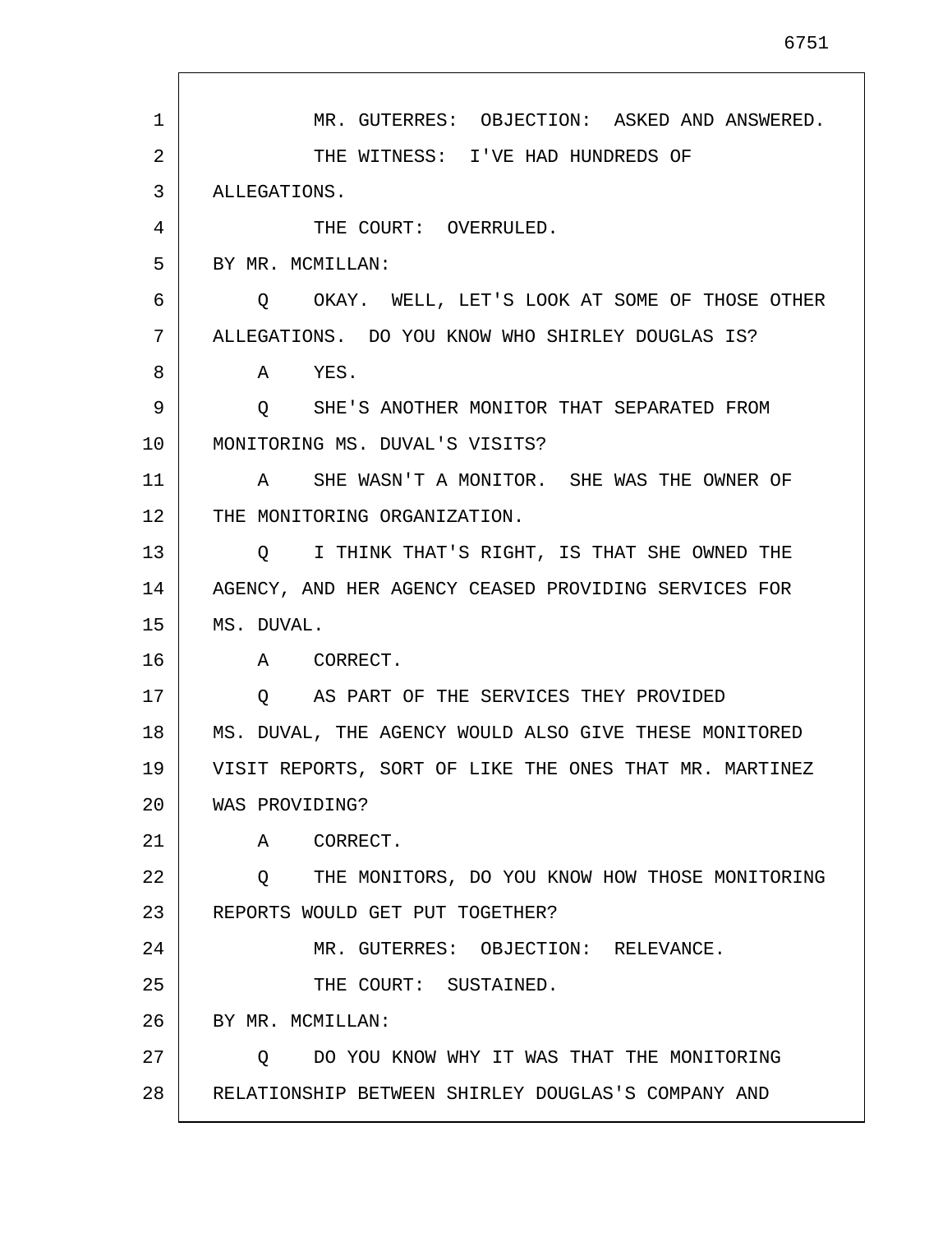MR. GUTERRES: OBJECTION: ASKED AND ANSWERED.

THE WITNESS: I'VE HAD HUNDREDS OF ALLEGATIONS.

THE COURT: OVERRULED.

BY MR. MCMILLAN:

Q OKAY. WELL, LET'S LOOK AT SOME OF THOSE OTHER ALLEGATIONS. DO YOU KNOW WHO SHIRLEY DOUGLAS IS?

A YES.

Q SHE'S ANOTHER MONITOR THAT SEPARATED FROM MONITORING MS. DUVAL'S VISITS?

A SHE WASN'T A MONITOR. SHE WAS THE OWNER OF THE MONITORING ORGANIZATION.

Q I THINK THAT'S RIGHT, IS THAT SHE OWNED THE AGENCY, AND HER AGENCY CEASED PROVIDING SERVICES FOR MS. DUVAL.

A CORRECT.

Q AS PART OF THE SERVICES THEY PROVIDED MS. DUVAL, THE AGENCY WOULD ALSO GIVE THESE MONITORED VISIT REPORTS, SORT OF LIKE THE ONES THAT MR. MARTINEZ WAS PROVIDING?

A CORRECT.

Q THE MONITORS, DO YOU KNOW HOW THOSE MONITORING REPORTS WOULD GET PUT TOGETHER?

MR. GUTERRES: OBJECTION: RELEVANCE.

THE COURT: SUSTAINED.

BY MR. MCMILLAN:

Q DO YOU KNOW WHY IT WAS THAT THE MONITORING RELATIONSHIP BETWEEN SHIRLEY DOUGLAS'S COMPANY AND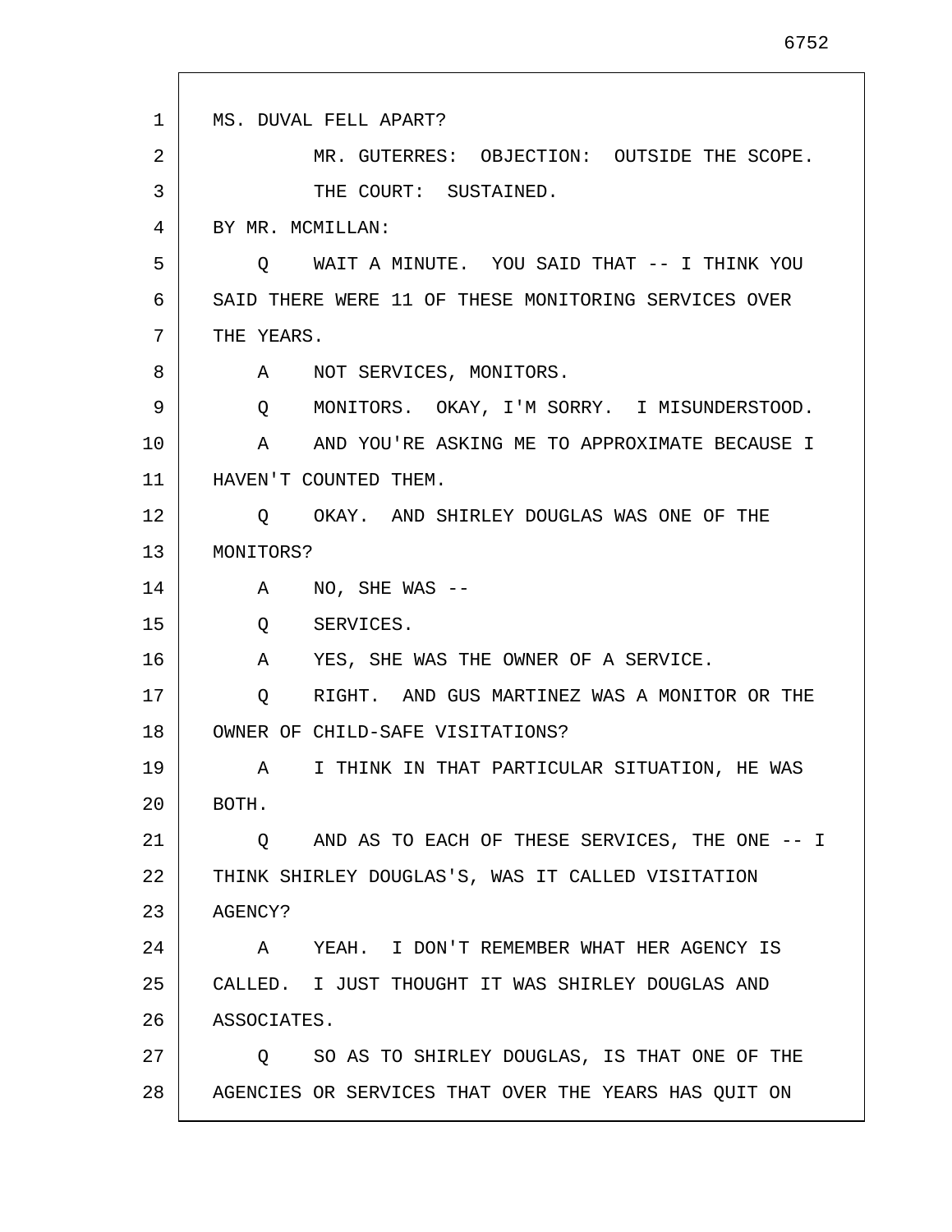MS. DUVAL FELL APART?

MR. GUTERRES: OBJECTION: OUTSIDE THE SCOPE.

THE COURT: SUSTAINED.

BY MR. MCMILLAN:

Q WAIT A MINUTE. YOU SAID THAT -- I THINK YOU SAID THERE WERE 11 OF THESE MONITORING SERVICES OVER THE YEARS.

A NOT SERVICES, MONITORS.

Q MONITORS. OKAY, I'M SORRY. I MISUNDERSTOOD.

A AND YOU'RE ASKING ME TO APPROXIMATE BECAUSE I HAVEN'T COUNTED THEM.

Q OKAY. AND SHIRLEY DOUGLAS WAS ONE OF THE MONITORS?

A NO, SHE WAS --

Q SERVICES.

A YES, SHE WAS THE OWNER OF A SERVICE.

Q RIGHT. AND GUS MARTINEZ WAS A MONITOR OR THE OWNER OF CHILD-SAFE VISITATIONS?

A I THINK IN THAT PARTICULAR SITUATION, HE WAS BOTH.

Q AND AS TO EACH OF THESE SERVICES, THE ONE -- I THINK SHIRLEY DOUGLAS'S, WAS IT CALLED VISITATION AGENCY?

A YEAH. I DON'T REMEMBER WHAT HER AGENCY IS CALLED. I JUST THOUGHT IT WAS SHIRLEY DOUGLAS AND ASSOCIATES.

Q SO AS TO SHIRLEY DOUGLAS, IS THAT ONE OF THE AGENCIES OR SERVICES THAT OVER THE YEARS HAS QUIT ON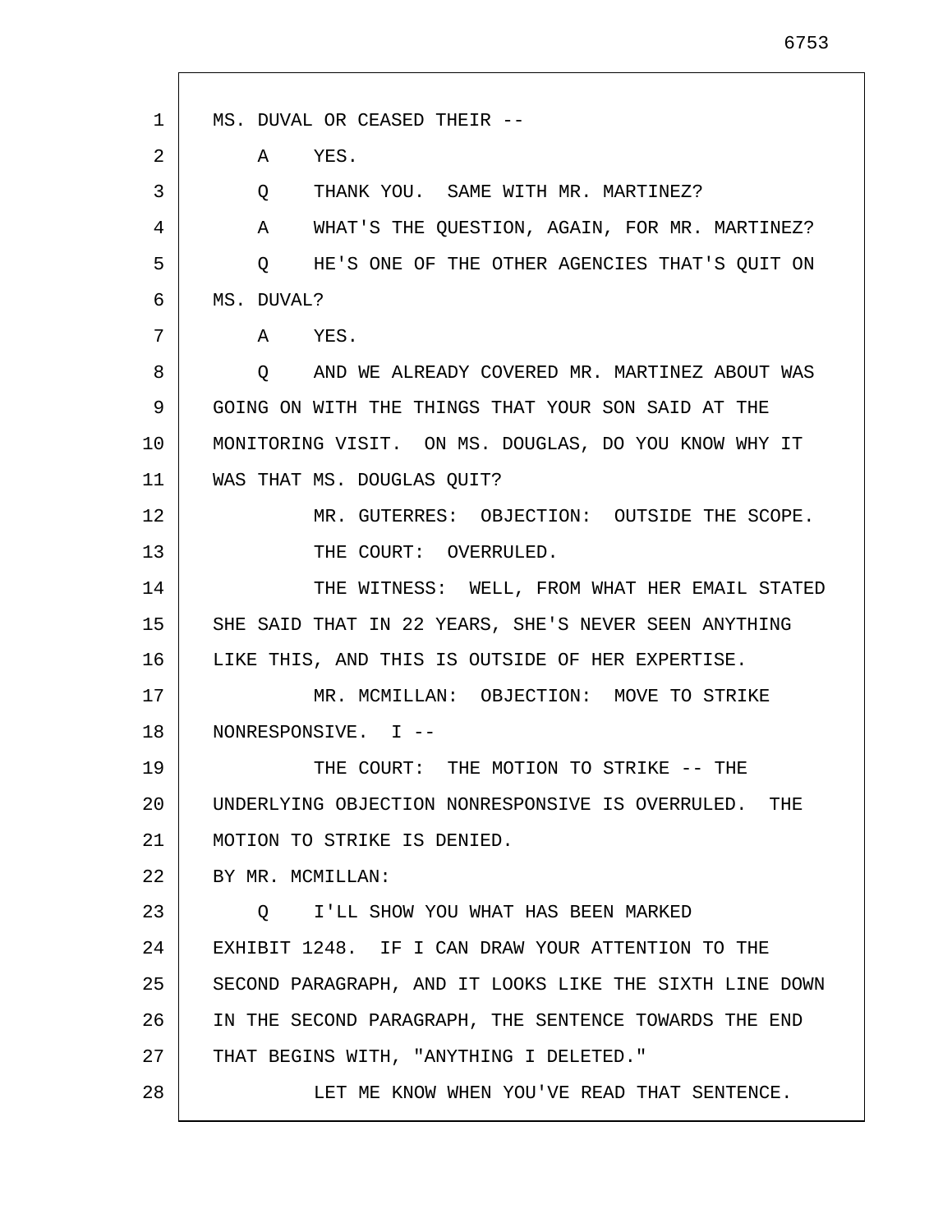MS. DUVAL OR CEASED THEIR --

A YES.

Q THANK YOU. SAME WITH MR. MARTINEZ?

A WHAT'S THE QUESTION, AGAIN, FOR MR. MARTINEZ?

Q HE'S ONE OF THE OTHER AGENCIES THAT'S QUIT ON MS. DUVAL?

A YES.

Q AND WE ALREADY COVERED MR. MARTINEZ ABOUT WAS GOING ON WITH THE THINGS THAT YOUR SON SAID AT THE MONITORING VISIT. ON MS. DOUGLAS, DO YOU KNOW WHY IT WAS THAT MS. DOUGLAS QUIT?

MR. GUTERRES: OBJECTION: OUTSIDE THE SCOPE.

THE COURT: OVERRULED.

THE WITNESS: WELL, FROM WHAT HER EMAIL STATED SHE SAID THAT IN 22 YEARS, SHE'S NEVER SEEN ANYTHING LIKE THIS, AND THIS IS OUTSIDE OF HER EXPERTISE.

MR. MCMILLAN: OBJECTION: MOVE TO STRIKE NONRESPONSIVE. I --

THE COURT: THE MOTION TO STRIKE -- THE UNDERLYING OBJECTION NONRESPONSIVE IS OVERRULED. THE MOTION TO STRIKE IS DENIED.

BY MR. MCMILLAN:

Q I'LL SHOW YOU WHAT HAS BEEN MARKED EXHIBIT 1248. IF I CAN DRAW YOUR ATTENTION TO THE SECOND PARAGRAPH, AND IT LOOKS LIKE THE SIXTH LINE DOWN IN THE SECOND PARAGRAPH, THE SENTENCE TOWARDS THE END THAT BEGINS WITH, "ANYTHING I DELETED."

LET ME KNOW WHEN YOU'VE READ THAT SENTENCE.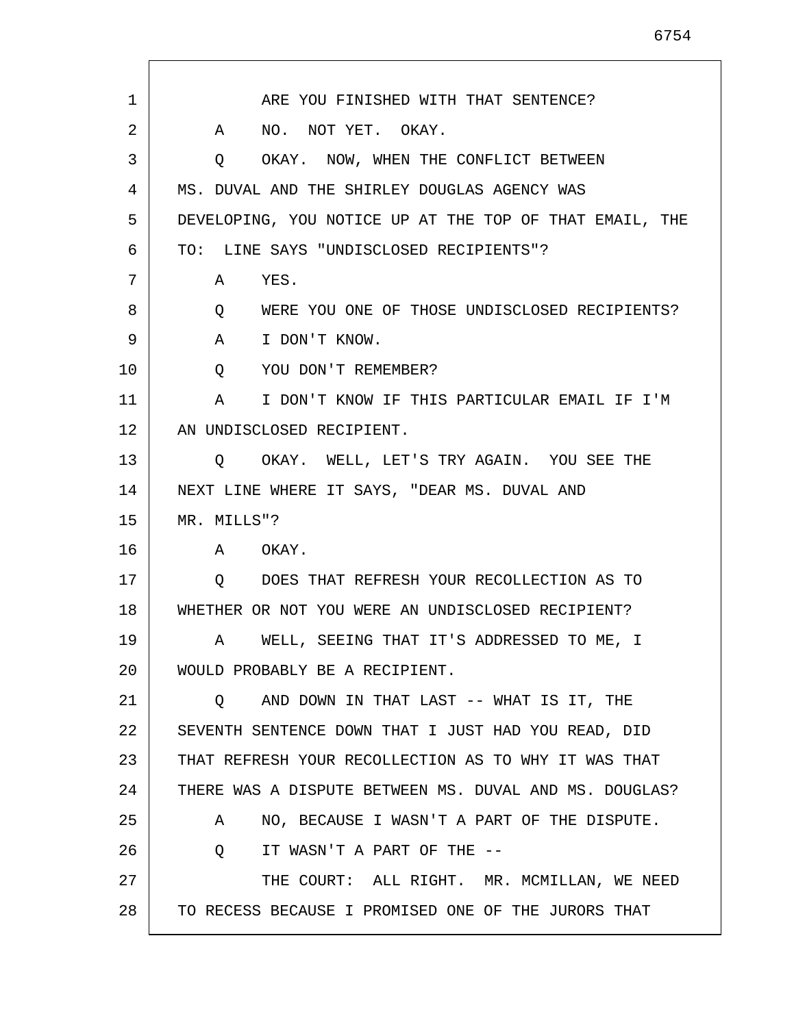ARE YOU FINISHED WITH THAT SENTENCE?

A NO. NOT YET. OKAY.

Q OKAY. NOW, WHEN THE CONFLICT BETWEEN MS. DUVAL AND THE SHIRLEY DOUGLAS AGENCY WAS DEVELOPING, YOU NOTICE UP AT THE TOP OF THAT EMAIL, THE TO: LINE SAYS "UNDISCLOSED RECIPIENTS"?

A YES.

Q WERE YOU ONE OF THOSE UNDISCLOSED RECIPIENTS?

A I DON'T KNOW.

Q YOU DON'T REMEMBER?

A I DON'T KNOW IF THIS PARTICULAR EMAIL IF I'M AN UNDISCLOSED RECIPIENT.

Q OKAY. WELL, LET'S TRY AGAIN. YOU SEE THE NEXT LINE WHERE IT SAYS, "DEAR MS. DUVAL AND MR. MILLS"?

A OKAY.

Q DOES THAT REFRESH YOUR RECOLLECTION AS TO WHETHER OR NOT YOU WERE AN UNDISCLOSED RECIPIENT?

A WELL, SEEING THAT IT'S ADDRESSED TO ME, I WOULD PROBABLY BE A RECIPIENT.

Q AND DOWN IN THAT LAST -- WHAT IS IT, THE SEVENTH SENTENCE DOWN THAT I JUST HAD YOU READ, DID THAT REFRESH YOUR RECOLLECTION AS TO WHY IT WAS THAT THERE WAS A DISPUTE BETWEEN MS. DUVAL AND MS. DOUGLAS?

A NO, BECAUSE I WASN'T A PART OF THE DISPUTE.

Q IT WASN'T A PART OF THE --

THE COURT: ALL RIGHT. MR. MCMILLAN, WE NEED TO RECESS BECAUSE I PROMISED ONE OF THE JURORS THAT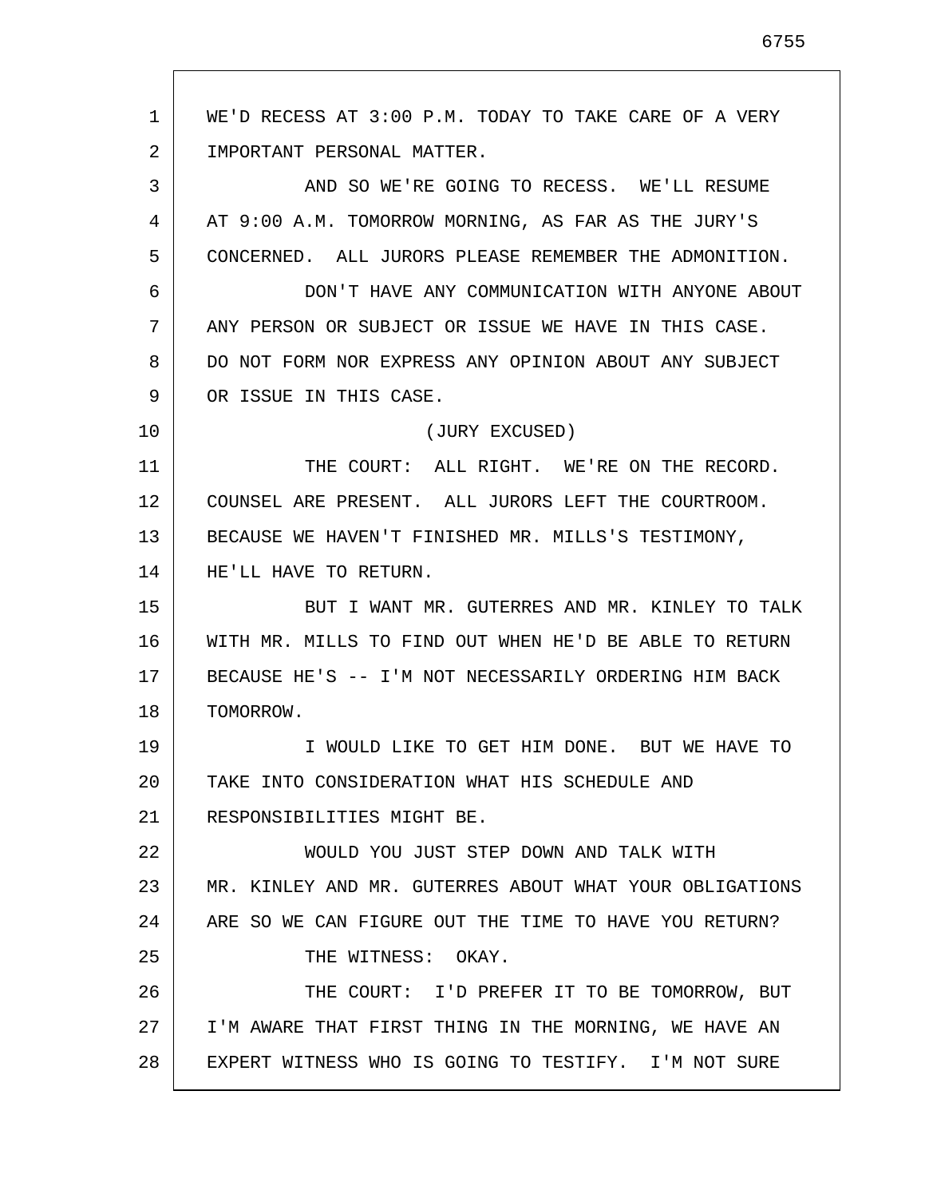WE'D RECESS AT 3:00 P.M. TODAY TO TAKE CARE OF A VERY IMPORTANT PERSONAL MATTER.

AND SO WE'RE GOING TO RECESS. WE'LL RESUME AT 9:00 A.M. TOMORROW MORNING, AS FAR AS THE JURY'S CONCERNED. ALL JURORS PLEASE REMEMBER THE ADMONITION.

DON'T HAVE ANY COMMUNICATION WITH ANYONE ABOUT ANY PERSON OR SUBJECT OR ISSUE WE HAVE IN THIS CASE. DO NOT FORM NOR EXPRESS ANY OPINION ABOUT ANY SUBJECT OR ISSUE IN THIS CASE.

(JURY EXCUSED)

THE COURT: ALL RIGHT. WE'RE ON THE RECORD. COUNSEL ARE PRESENT. ALL JURORS LEFT THE COURTROOM. BECAUSE WE HAVEN'T FINISHED MR. MILLS'S TESTIMONY, HE'LL HAVE TO RETURN.

BUT I WANT MR. GUTERRES AND MR. KINLEY TO TALK WITH MR. MILLS TO FIND OUT WHEN HE'D BE ABLE TO RETURN BECAUSE HE'S -- I'M NOT NECESSARILY ORDERING HIM BACK TOMORROW.

I WOULD LIKE TO GET HIM DONE. BUT WE HAVE TO TAKE INTO CONSIDERATION WHAT HIS SCHEDULE AND RESPONSIBILITIES MIGHT BE.

WOULD YOU JUST STEP DOWN AND TALK WITH MR. KINLEY AND MR. GUTERRES ABOUT WHAT YOUR OBLIGATIONS ARE SO WE CAN FIGURE OUT THE TIME TO HAVE YOU RETURN?

THE WITNESS: OKAY.

THE COURT: I'D PREFER IT TO BE TOMORROW, BUT I'M AWARE THAT FIRST THING IN THE MORNING, WE HAVE AN EXPERT WITNESS WHO IS GOING TO TESTIFY. I'M NOT SURE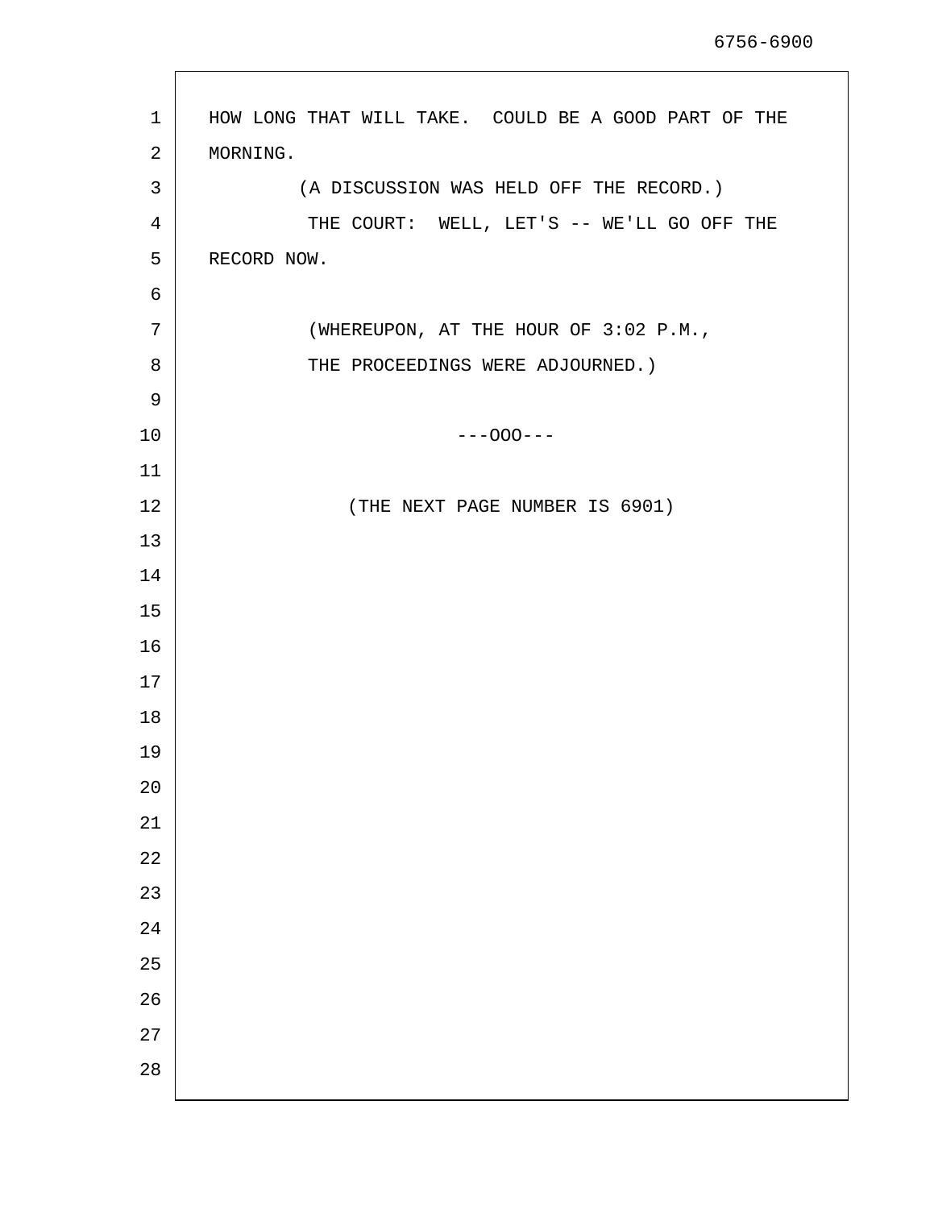HOW LONG THAT WILL TAKE. COULD BE A GOOD PART OF THE MORNING.

(A DISCUSSION WAS HELD OFF THE RECORD.)

THE COURT: WELL, LET'S -- WE'LL GO OFF THE RECORD NOW.

(WHEREUPON, AT THE HOUR OF 3:02 P.M., THE PROCEEDINGS WERE ADJOURNED.)

---OOO---

(THE NEXT PAGE NUMBER IS 6901)